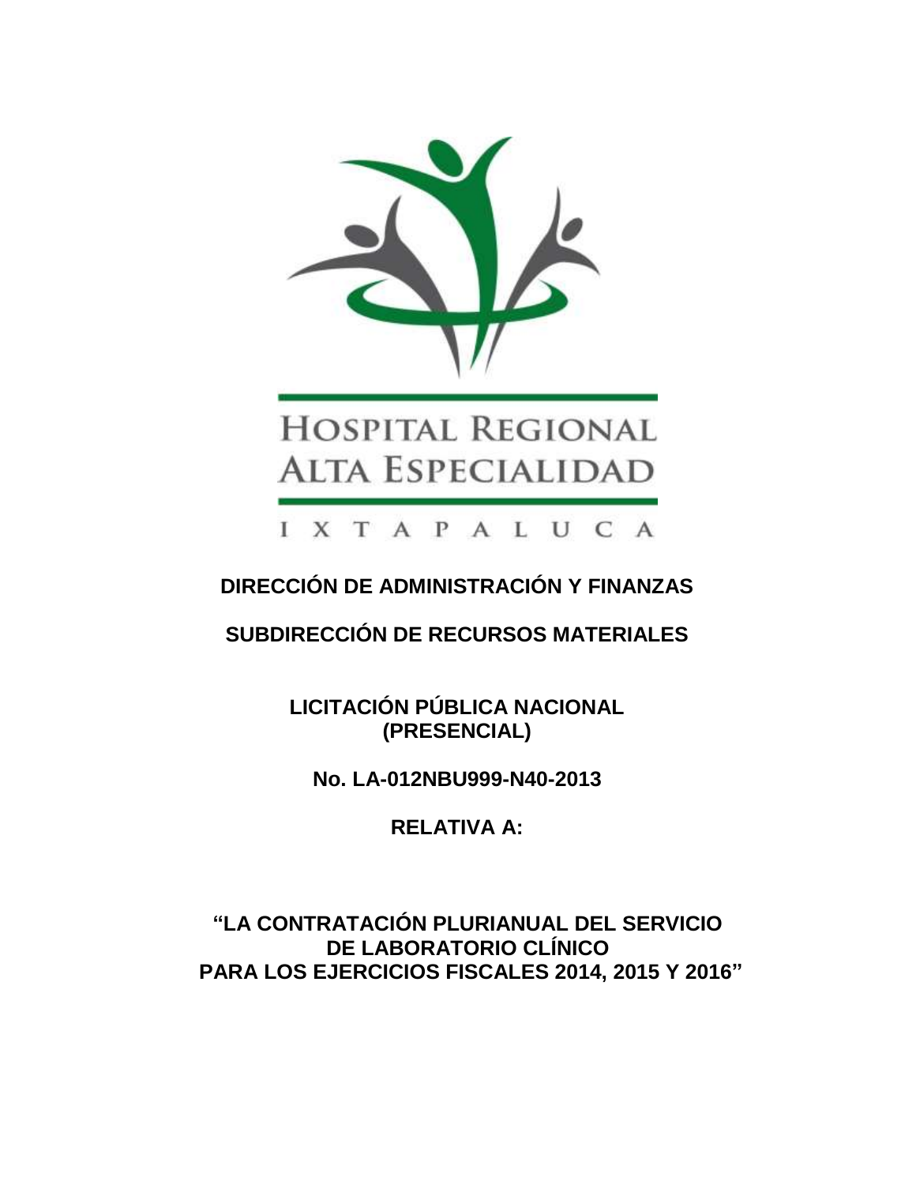HOSPITAL REGIONAL
ALTA ESPECIALIDAD

I X T A P A L U C A

# DIRECCIÓN DE ADMINISTRACIÓN Y FINANZAS

## SUBDIRECCIÓN DE RECURSOS MATERIALES

**LICITACIÓN PÚBLICA NACIONAL**
**(PRESENCIAL)**

**No. LA-012NBU999-N40-2013**

**RELATIVA A:**

**"LA CONTRATACIÓN PLURIANUAL DEL SERVICIO DE LABORATORIO CLÍNICO PARA LOS EJERCICIOS FISCALES 2014, 2015 Y 2016"**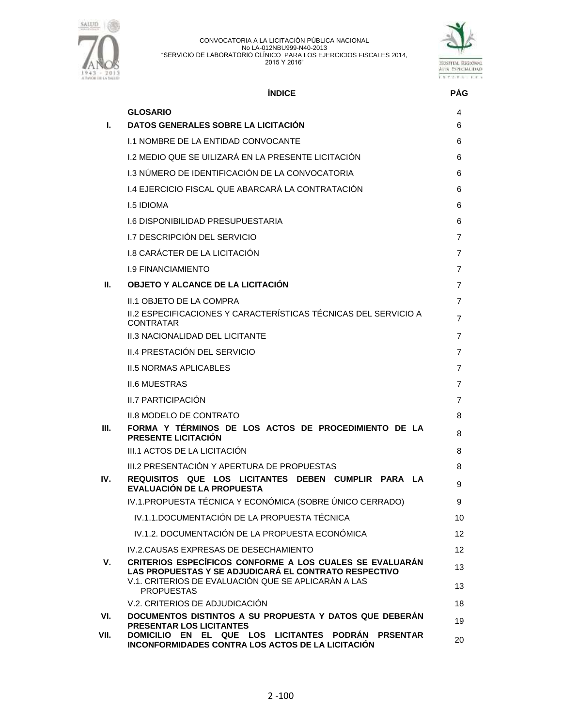## ÍNDICE

| | | PÁG |
|---|---|---|
| | **GLOSARIO** | 4 |
| **I.** | **DATOS GENERALES SOBRE LA LICITACIÓN** | 6 |
| | I.1 NOMBRE DE LA ENTIDAD CONVOCANTE | 6 |
| | I.2 MEDIO QUE SE UILIZARÁ EN LA PRESENTE LICITACIÓN | 6 |
| | I.3 NÚMERO DE IDENTIFICACIÓN DE LA CONVOCATORIA | 6 |
| | I.4 EJERCICIO FISCAL QUE ABARCARÁ LA CONTRATACIÓN | 6 |
| | I.5 IDIOMA | 6 |
| | I.6 DISPONIBILIDAD PRESUPUESTARIA | 6 |
| | I.7 DESCRIPCIÓN DEL SERVICIO | 7 |
| | I.8 CARÁCTER DE LA LICITACIÓN | 7 |
| | I.9 FINANCIAMIENTO | 7 |
| **II.** | **OBJETO Y ALCANCE DE LA LICITACIÓN** | 7 |
| | II.1 OBJETO DE LA COMPRA | 7 |
| | II.2 ESPECIFICACIONES Y CARACTERÍSTICAS TÉCNICAS DEL SERVICIO A CONTRATAR | 7 |
| | II.3 NACIONALIDAD DEL LICITANTE | 7 |
| | II.4 PRESTACIÓN DEL SERVICIO | 7 |
| | II.5 NORMAS APLICABLES | 7 |
| | II.6 MUESTRAS | 7 |
| | II.7 PARTICIPACIÓN | 7 |
| | II.8 MODELO DE CONTRATO | 8 |
| **III.** | **FORMA Y TÉRMINOS DE LOS ACTOS DE PROCEDIMIENTO DE LA PRESENTE LICITACIÓN** | 8 |
| | III.1 ACTOS DE LA LICITACIÓN | 8 |
| | III.2 PRESENTACIÓN Y APERTURA DE PROPUESTAS | 8 |
| **IV.** | **REQUISITOS QUE LOS LICITANTES DEBEN CUMPLIR PARA LA EVALUACIÓN DE LA PROPUESTA** | 9 |
| | IV.1.PROPUESTA TÉCNICA Y ECONÓMICA (SOBRE ÚNICO CERRADO) | 9 |
| | IV.1.1.DOCUMENTACIÓN DE LA PROPUESTA TÉCNICA | 10 |
| | IV.1.2. DOCUMENTACIÓN DE LA PROPUESTA ECONÓMICA | 12 |
| | IV.2.CAUSAS EXPRESAS DE DESECHAMIENTO | 12 |
| **V.** | **CRITERIOS ESPECÍFICOS CONFORME A LOS CUALES SE EVALUARÁN LAS PROPUESTAS Y SE ADJUDICARÁ EL CONTRATO RESPECTIVO** | 13 |
| | V.1. CRITERIOS DE EVALUACIÓN QUE SE APLICARÁN A LAS PROPUESTAS | 13 |
| | V.2. CRITERIOS DE ADJUDICACIÓN | 18 |
| **VI.** | **DOCUMENTOS DISTINTOS A SU PROPUESTA Y DATOS QUE DEBERÁN PRESENTAR LOS LICITANTES** | 19 |
| **VII.** | **DOMICILIO EN EL QUE LOS LICITANTES PODRÁN PRSENTAR INCONFORMIDADES CONTRA LOS ACTOS DE LA LICITACIÓN** | 20 |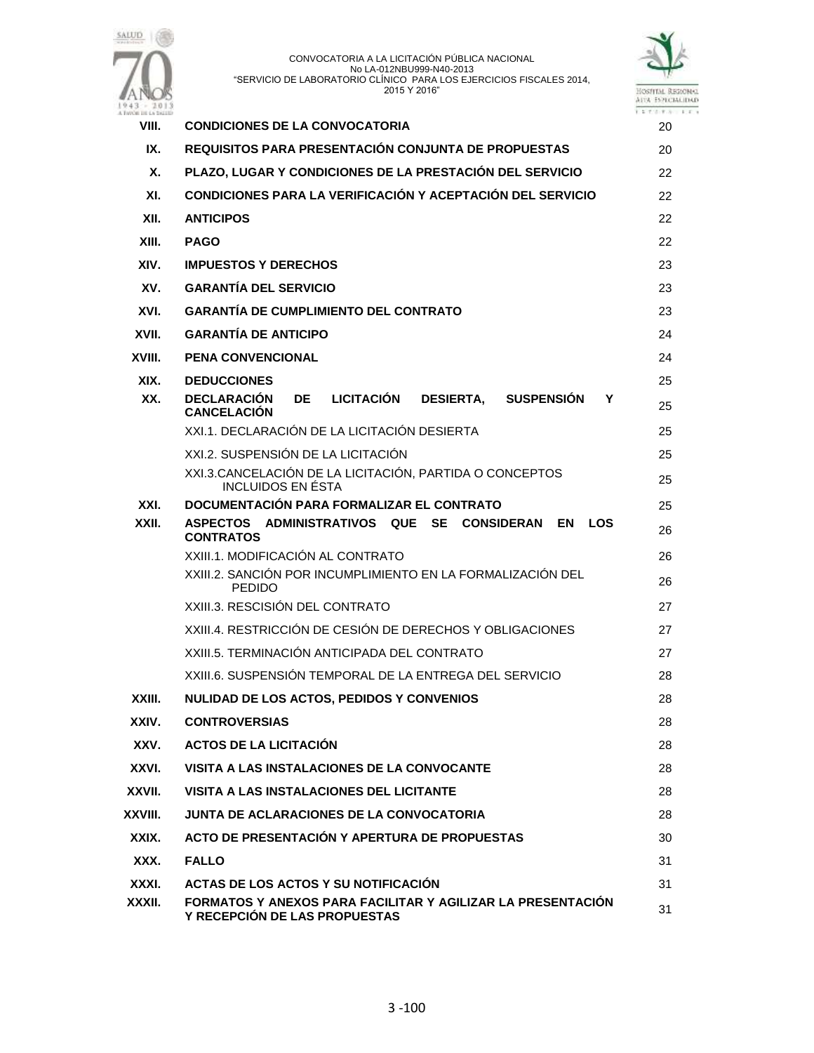| | | |
|---|---|---|
| **VIII.** | **CONDICIONES DE LA CONVOCATORIA** | 20 |
| **IX.** | **REQUISITOS PARA PRESENTACIÓN CONJUNTA DE PROPUESTAS** | 20 |
| **X.** | **PLAZO, LUGAR Y CONDICIONES DE LA PRESTACIÓN DEL SERVICIO** | 22 |
| **XI.** | **CONDICIONES PARA LA VERIFICACIÓN Y ACEPTACIÓN DEL SERVICIO** | 22 |
| **XII.** | **ANTICIPOS** | 22 |
| **XIII.** | **PAGO** | 22 |
| **XIV.** | **IMPUESTOS Y DERECHOS** | 23 |
| **XV.** | **GARANTÍA DEL SERVICIO** | 23 |
| **XVI.** | **GARANTÍA DE CUMPLIMIENTO DEL CONTRATO** | 23 |
| **XVII.** | **GARANTÍA DE ANTICIPO** | 24 |
| **XVIII.** | **PENA CONVENCIONAL** | 24 |
| **XIX.** | **DEDUCCIONES** | 25 |
| **XX.** | **DECLARACIÓN DE LICITACIÓN DESIERTA, SUSPENSIÓN Y CANCELACIÓN** | 25 |
| | XXI.1. DECLARACIÓN DE LA LICITACIÓN DESIERTA | 25 |
| | XXI.2. SUSPENSIÓN DE LA LICITACIÓN | 25 |
| | XXI.3.CANCELACIÓN DE LA LICITACIÓN, PARTIDA O CONCEPTOS INCLUIDOS EN ÉSTA | 25 |
| **XXI.** | **DOCUMENTACIÓN PARA FORMALIZAR EL CONTRATO** | 25 |
| **XXII.** | **ASPECTOS ADMINISTRATIVOS QUE SE CONSIDERAN EN LOS CONTRATOS** | 26 |
| | XXIII.1. MODIFICACIÓN AL CONTRATO | 26 |
| | XXIII.2. SANCIÓN POR INCUMPLIMIENTO EN LA FORMALIZACIÓN DEL PEDIDO | 26 |
| | XXIII.3. RESCISIÓN DEL CONTRATO | 27 |
| | XXIII.4. RESTRICCIÓN DE CESIÓN DE DERECHOS Y OBLIGACIONES | 27 |
| | XXIII.5. TERMINACIÓN ANTICIPADA DEL CONTRATO | 27 |
| | XXIII.6. SUSPENSIÓN TEMPORAL DE LA ENTREGA DEL SERVICIO | 28 |
| **XXIII.** | **NULIDAD DE LOS ACTOS, PEDIDOS Y CONVENIOS** | 28 |
| **XXIV.** | **CONTROVERSIAS** | 28 |
| **XXV.** | **ACTOS DE LA LICITACIÓN** | 28 |
| **XXVI.** | **VISITA A LAS INSTALACIONES DE LA CONVOCANTE** | 28 |
| **XXVII.** | **VISITA A LAS INSTALACIONES DEL LICITANTE** | 28 |
| **XXVIII.** | **JUNTA DE ACLARACIONES DE LA CONVOCATORIA** | 28 |
| **XXIX.** | **ACTO DE PRESENTACIÓN Y APERTURA DE PROPUESTAS** | 30 |
| **XXX.** | **FALLO** | 31 |
| **XXXI.** | **ACTAS DE LOS ACTOS Y SU NOTIFICACIÓN** | 31 |
| **XXXII.** | **FORMATOS Y ANEXOS PARA FACILITAR Y AGILIZAR LA PRESENTACIÓN Y RECEPCIÓN DE LAS PROPUESTAS** | 31 |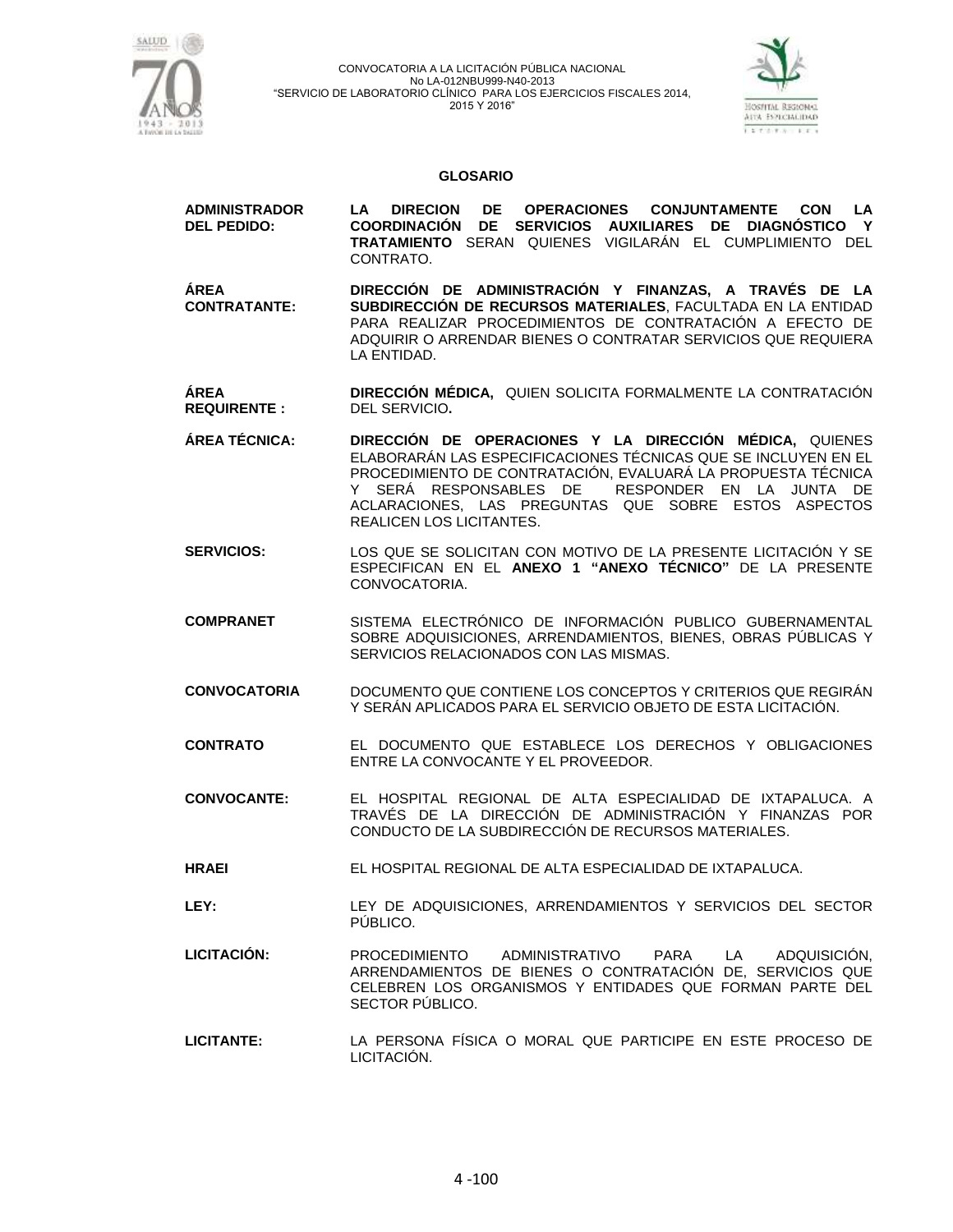## GLOSARIO

**ADMINISTRADOR DEL PEDIDO:** **LA DIRECION DE OPERACIONES CONJUNTAMENTE CON LA COORDINACIÓN DE SERVICIOS AUXILIARES DE DIAGNÓSTICO Y TRATAMIENTO** SERAN QUIENES VIGILARÁN EL CUMPLIMIENTO DEL CONTRATO.

**ÁREA CONTRATANTE:** **DIRECCIÓN DE ADMINISTRACIÓN Y FINANZAS, A TRAVÉS DE LA SUBDIRECCIÓN DE RECURSOS MATERIALES**, FACULTADA EN LA ENTIDAD PARA REALIZAR PROCEDIMIENTOS DE CONTRATACIÓN A EFECTO DE ADQUIRIR O ARRENDAR BIENES O CONTRATAR SERVICIOS QUE REQUIERA LA ENTIDAD.

**ÁREA REQUIRENTE :** **DIRECCIÓN MÉDICA,** QUIEN SOLICITA FORMALMENTE LA CONTRATACIÓN DEL SERVICIO**.**

**ÁREA TÉCNICA:** **DIRECCIÓN DE OPERACIONES Y LA DIRECCIÓN MÉDICA,** QUIENES ELABORARÁN LAS ESPECIFICACIONES TÉCNICAS QUE SE INCLUYEN EN EL PROCEDIMIENTO DE CONTRATACIÓN, EVALUARÁ LA PROPUESTA TÉCNICA Y SERÁ RESPONSABLES DE RESPONDER EN LA JUNTA DE ACLARACIONES, LAS PREGUNTAS QUE SOBRE ESTOS ASPECTOS REALICEN LOS LICITANTES.

**SERVICIOS:** LOS QUE SE SOLICITAN CON MOTIVO DE LA PRESENTE LICITACIÓN Y SE ESPECIFICAN EN EL **ANEXO 1 "ANEXO TÉCNICO"** DE LA PRESENTE CONVOCATORIA.

**COMPRANET** SISTEMA ELECTRÓNICO DE INFORMACIÓN PUBLICO GUBERNAMENTAL SOBRE ADQUISICIONES, ARRENDAMIENTOS, BIENES, OBRAS PÚBLICAS Y SERVICIOS RELACIONADOS CON LAS MISMAS.

**CONVOCATORIA** DOCUMENTO QUE CONTIENE LOS CONCEPTOS Y CRITERIOS QUE REGIRÁN Y SERÁN APLICADOS PARA EL SERVICIO OBJETO DE ESTA LICITACIÓN.

**CONTRATO** EL DOCUMENTO QUE ESTABLECE LOS DERECHOS Y OBLIGACIONES ENTRE LA CONVOCANTE Y EL PROVEEDOR.

**CONVOCANTE:** EL HOSPITAL REGIONAL DE ALTA ESPECIALIDAD DE IXTAPALUCA. A TRAVÉS DE LA DIRECCIÓN DE ADMINISTRACIÓN Y FINANZAS POR CONDUCTO DE LA SUBDIRECCIÓN DE RECURSOS MATERIALES.

**HRAEI** EL HOSPITAL REGIONAL DE ALTA ESPECIALIDAD DE IXTAPALUCA.

**LEY:** LEY DE ADQUISICIONES, ARRENDAMIENTOS Y SERVICIOS DEL SECTOR PÚBLICO.

**LICITACIÓN:** PROCEDIMIENTO ADMINISTRATIVO PARA LA ADQUISICIÓN, ARRENDAMIENTOS DE BIENES O CONTRATACIÓN DE, SERVICIOS QUE CELEBREN LOS ORGANISMOS Y ENTIDADES QUE FORMAN PARTE DEL SECTOR PÚBLICO.

**LICITANTE:** LA PERSONA FÍSICA O MORAL QUE PARTICIPE EN ESTE PROCESO DE LICITACIÓN.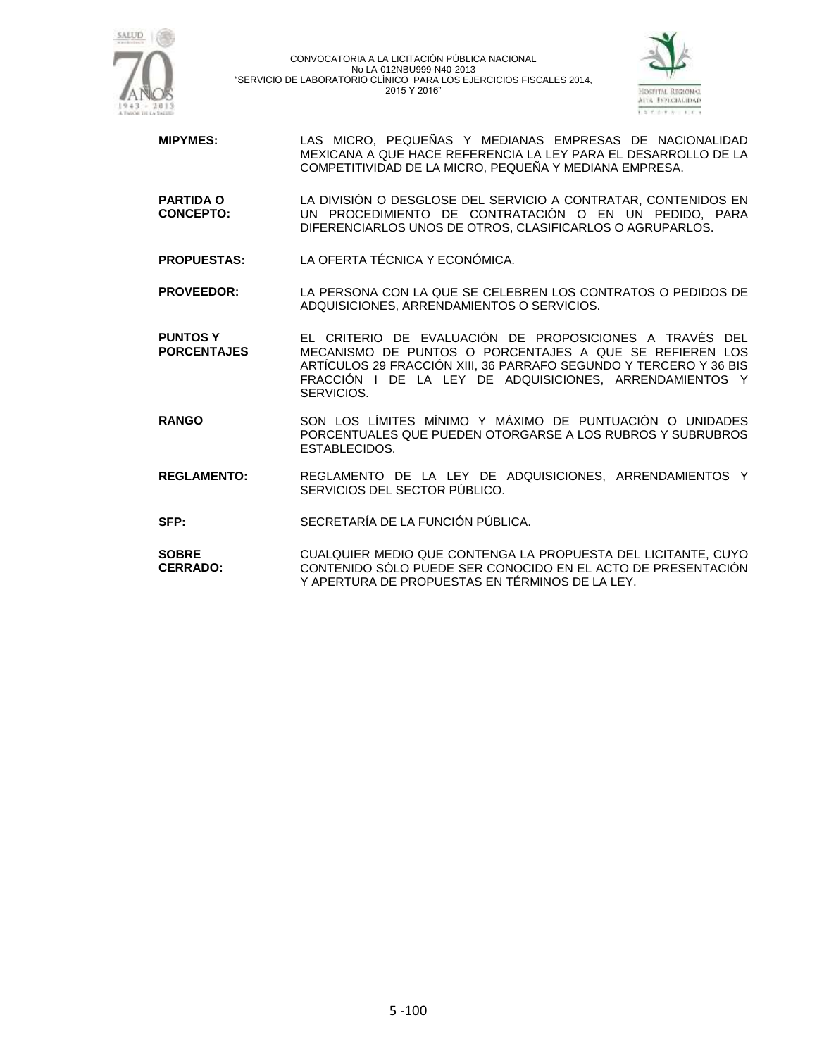**MIPYMES:** LAS MICRO, PEQUEÑAS Y MEDIANAS EMPRESAS DE NACIONALIDAD MEXICANA A QUE HACE REFERENCIA LA LEY PARA EL DESARROLLO DE LA COMPETITIVIDAD DE LA MICRO, PEQUEÑA Y MEDIANA EMPRESA.

**PARTIDA O CONCEPTO:** LA DIVISIÓN O DESGLOSE DEL SERVICIO A CONTRATAR, CONTENIDOS EN UN PROCEDIMIENTO DE CONTRATACIÓN O EN UN PEDIDO, PARA DIFERENCIARLOS UNOS DE OTROS, CLASIFICARLOS O AGRUPARLOS.

**PROPUESTAS:** LA OFERTA TÉCNICA Y ECONÓMICA.

**PROVEEDOR:** LA PERSONA CON LA QUE SE CELEBREN LOS CONTRATOS O PEDIDOS DE ADQUISICIONES, ARRENDAMIENTOS O SERVICIOS.

**PUNTOS Y PORCENTAJES** EL CRITERIO DE EVALUACIÓN DE PROPOSICIONES A TRAVÉS DEL MECANISMO DE PUNTOS O PORCENTAJES A QUE SE REFIEREN LOS ARTÍCULOS 29 FRACCIÓN XIII, 36 PARRAFO SEGUNDO Y TERCERO Y 36 BIS FRACCIÓN I DE LA LEY DE ADQUISICIONES, ARRENDAMIENTOS Y SERVICIOS.

**RANGO** SON LOS LÍMITES MÍNIMO Y MÁXIMO DE PUNTUACIÓN O UNIDADES PORCENTUALES QUE PUEDEN OTORGARSE A LOS RUBROS Y SUBRUBROS ESTABLECIDOS.

**REGLAMENTO:** REGLAMENTO DE LA LEY DE ADQUISICIONES, ARRENDAMIENTOS Y SERVICIOS DEL SECTOR PÚBLICO.

**SFP:** SECRETARÍA DE LA FUNCIÓN PÚBLICA.

**SOBRE CERRADO:** CUALQUIER MEDIO QUE CONTENGA LA PROPUESTA DEL LICITANTE, CUYO CONTENIDO SÓLO PUEDE SER CONOCIDO EN EL ACTO DE PRESENTACIÓN Y APERTURA DE PROPUESTAS EN TÉRMINOS DE LA LEY.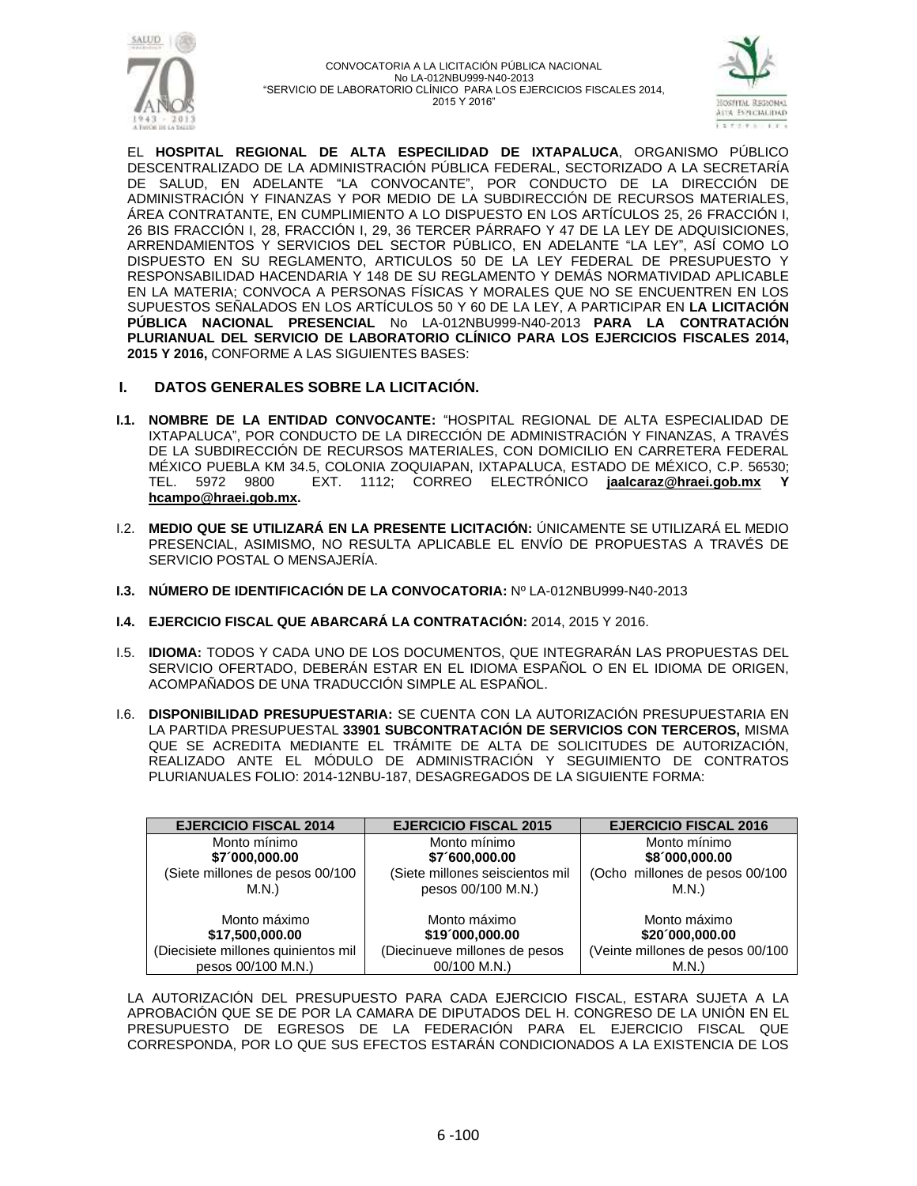EL **HOSPITAL REGIONAL DE ALTA ESPECILIDAD DE IXTAPALUCA**, ORGANISMO PÚBLICO DESCENTRALIZADO DE LA ADMINISTRACIÓN PÚBLICA FEDERAL, SECTORIZADO A LA SECRETARÍA DE SALUD, EN ADELANTE "LA CONVOCANTE", POR CONDUCTO DE LA DIRECCIÓN DE ADMINISTRACIÓN Y FINANZAS Y POR MEDIO DE LA SUBDIRECCIÓN DE RECURSOS MATERIALES, ÁREA CONTRATANTE, EN CUMPLIMIENTO A LO DISPUESTO EN LOS ARTÍCULOS 25, 26 FRACCIÓN I, 26 BIS FRACCIÓN I, 28, FRACCIÓN I, 29, 36 TERCER PÁRRAFO Y 47 DE LA LEY DE ADQUISICIONES, ARRENDAMIENTOS Y SERVICIOS DEL SECTOR PÚBLICO, EN ADELANTE "LA LEY", ASÍ COMO LO DISPUESTO EN SU REGLAMENTO, ARTICULOS 50 DE LA LEY FEDERAL DE PRESUPUESTO Y RESPONSABILIDAD HACENDARIA Y 148 DE SU REGLAMENTO Y DEMÁS NORMATIVIDAD APLICABLE EN LA MATERIA; CONVOCA A PERSONAS FÍSICAS Y MORALES QUE NO SE ENCUENTREN EN LOS SUPUESTOS SEÑALADOS EN LOS ARTÍCULOS 50 Y 60 DE LA LEY, A PARTICIPAR EN **LA LICITACIÓN PÚBLICA NACIONAL PRESENCIAL** No LA-012NBU999-N40-2013 **PARA LA CONTRATACIÓN PLURIANUAL DEL SERVICIO DE LABORATORIO CLÍNICO PARA LOS EJERCICIOS FISCALES 2014, 2015 Y 2016,** CONFORME A LAS SIGUIENTES BASES:

## I. DATOS GENERALES SOBRE LA LICITACIÓN.

**I.1. NOMBRE DE LA ENTIDAD CONVOCANTE:** "HOSPITAL REGIONAL DE ALTA ESPECIALIDAD DE IXTAPALUCA", POR CONDUCTO DE LA DIRECCIÓN DE ADMINISTRACIÓN Y FINANZAS, A TRAVÉS DE LA SUBDIRECCIÓN DE RECURSOS MATERIALES, CON DOMICILIO EN CARRETERA FEDERAL MÉXICO PUEBLA KM 34.5, COLONIA ZOQUIAPAN, IXTAPALUCA, ESTADO DE MÉXICO, C.P. 56530; TEL. 5972 9800 EXT. 1112; CORREO ELECTRÓNICO **jaalcaraz@hraei.gob.mx Y hcampo@hraei.gob.mx.**

I.2. **MEDIO QUE SE UTILIZARÁ EN LA PRESENTE LICITACIÓN:** ÚNICAMENTE SE UTILIZARÁ EL MEDIO PRESENCIAL, ASIMISMO, NO RESULTA APLICABLE EL ENVÍO DE PROPUESTAS A TRAVÉS DE SERVICIO POSTAL O MENSAJERÍA.

**I.3. NÚMERO DE IDENTIFICACIÓN DE LA CONVOCATORIA:** Nº LA-012NBU999-N40-2013

**I.4. EJERCICIO FISCAL QUE ABARCARÁ LA CONTRATACIÓN:** 2014, 2015 Y 2016.

I.5. **IDIOMA:** TODOS Y CADA UNO DE LOS DOCUMENTOS, QUE INTEGRARÁN LAS PROPUESTAS DEL SERVICIO OFERTADO, DEBERÁN ESTAR EN EL IDIOMA ESPAÑOL O EN EL IDIOMA DE ORIGEN, ACOMPAÑADOS DE UNA TRADUCCIÓN SIMPLE AL ESPAÑOL.

I.6. **DISPONIBILIDAD PRESUPUESTARIA:** SE CUENTA CON LA AUTORIZACIÓN PRESUPUESTARIA EN LA PARTIDA PRESUPUESTAL **33901 SUBCONTRATACIÓN DE SERVICIOS CON TERCEROS,** MISMA QUE SE ACREDITA MEDIANTE EL TRÁMITE DE ALTA DE SOLICITUDES DE AUTORIZACIÓN, REALIZADO ANTE EL MÓDULO DE ADMINISTRACIÓN Y SEGUIMIENTO DE CONTRATOS PLURIANUALES FOLIO: 2014-12NBU-187, DESAGREGADOS DE LA SIGUIENTE FORMA:

| EJERCICIO FISCAL 2014 | EJERCICIO FISCAL 2015 | EJERCICIO FISCAL 2016 |
|---|---|---|
| Monto mínimo **$7´000,000.00** (Siete millones de pesos 00/100 M.N.) | Monto mínimo **$7´600,000.00** (Siete millones seiscientos mil pesos 00/100 M.N.) | Monto mínimo **$8´000,000.00** (Ocho millones de pesos 00/100 M.N.) |
| Monto máximo **$17,500,000.00** (Diecisiete millones quinientos mil pesos 00/100 M.N.) | Monto máximo **$19´000,000.00** (Diecinueve millones de pesos 00/100 M.N.) | Monto máximo **$20´000,000.00** (Veinte millones de pesos 00/100 M.N) |

LA AUTORIZACIÓN DEL PRESUPUESTO PARA CADA EJERCICIO FISCAL, ESTARA SUJETA A LA APROBACIÓN QUE SE DE POR LA CAMARA DE DIPUTADOS DEL H. CONGRESO DE LA UNIÓN EN EL PRESUPUESTO DE EGRESOS DE LA FEDERACIÓN PARA EL EJERCICIO FISCAL QUE CORRESPONDA, POR LO QUE SUS EFECTOS ESTARÁN CONDICIONADOS A LA EXISTENCIA DE LOS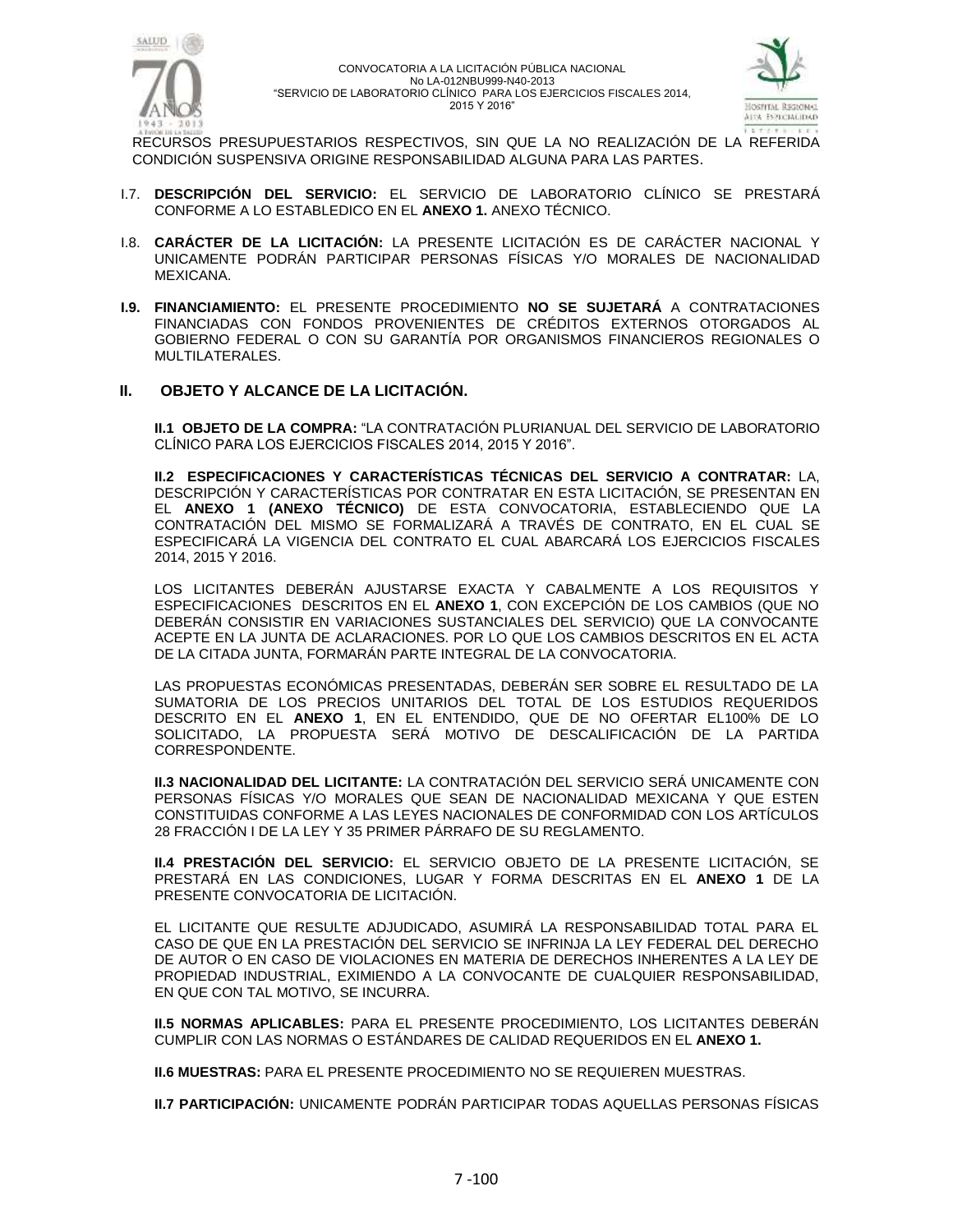RECURSOS PRESUPUESTARIOS RESPECTIVOS, SIN QUE LA NO REALIZACIÓN DE LA REFERIDA CONDICIÓN SUSPENSIVA ORIGINE RESPONSABILIDAD ALGUNA PARA LAS PARTES.

I.7. **DESCRIPCIÓN DEL SERVICIO:** EL SERVICIO DE LABORATORIO CLÍNICO SE PRESTARÁ CONFORME A LO ESTABLEDICO EN EL **ANEXO 1.** ANEXO TÉCNICO.

I.8. **CARÁCTER DE LA LICITACIÓN:** LA PRESENTE LICITACIÓN ES DE CARÁCTER NACIONAL Y UNICAMENTE PODRÁN PARTICIPAR PERSONAS FÍSICAS Y/O MORALES DE NACIONALIDAD MEXICANA.

**I.9. FINANCIAMIENTO:** EL PRESENTE PROCEDIMIENTO **NO SE SUJETARÁ** A CONTRATACIONES FINANCIADAS CON FONDOS PROVENIENTES DE CRÉDITOS EXTERNOS OTORGADOS AL GOBIERNO FEDERAL O CON SU GARANTÍA POR ORGANISMOS FINANCIEROS REGIONALES O MULTILATERALES.

## II. OBJETO Y ALCANCE DE LA LICITACIÓN.

**II.1 OBJETO DE LA COMPRA:** "LA CONTRATACIÓN PLURIANUAL DEL SERVICIO DE LABORATORIO CLÍNICO PARA LOS EJERCICIOS FISCALES 2014, 2015 Y 2016".

**II.2 ESPECIFICACIONES Y CARACTERÍSTICAS TÉCNICAS DEL SERVICIO A CONTRATAR:** LA, DESCRIPCIÓN Y CARACTERÍSTICAS POR CONTRATAR EN ESTA LICITACIÓN, SE PRESENTAN EN EL **ANEXO 1 (ANEXO TÉCNICO)** DE ESTA CONVOCATORIA, ESTABLECIENDO QUE LA CONTRATACIÓN DEL MISMO SE FORMALIZARÁ A TRAVÉS DE CONTRATO, EN EL CUAL SE ESPECIFICARÁ LA VIGENCIA DEL CONTRATO EL CUAL ABARCARÁ LOS EJERCICIOS FISCALES 2014, 2015 Y 2016.

LOS LICITANTES DEBERÁN AJUSTARSE EXACTA Y CABALMENTE A LOS REQUISITOS Y ESPECIFICACIONES DESCRITOS EN EL **ANEXO 1**, CON EXCEPCIÓN DE LOS CAMBIOS (QUE NO DEBERÁN CONSISTIR EN VARIACIONES SUSTANCIALES DEL SERVICIO) QUE LA CONVOCANTE ACEPTE EN LA JUNTA DE ACLARACIONES. POR LO QUE LOS CAMBIOS DESCRITOS EN EL ACTA DE LA CITADA JUNTA, FORMARÁN PARTE INTEGRAL DE LA CONVOCATORIA.

LAS PROPUESTAS ECONÓMICAS PRESENTADAS, DEBERÁN SER SOBRE EL RESULTADO DE LA SUMATORIA DE LOS PRECIOS UNITARIOS DEL TOTAL DE LOS ESTUDIOS REQUERIDOS DESCRITO EN EL **ANEXO 1**, EN EL ENTENDIDO, QUE DE NO OFERTAR EL100% DE LO SOLICITADO, LA PROPUESTA SERÁ MOTIVO DE DESCALIFICACIÓN DE LA PARTIDA CORRESPONDIENTE.

**II.3 NACIONALIDAD DEL LICITANTE:** LA CONTRATACIÓN DEL SERVICIO SERÁ UNICAMENTE CON PERSONAS FÍSICAS Y/O MORALES QUE SEAN DE NACIONALIDAD MEXICANA Y QUE ESTEN CONSTITUIDAS CONFORME A LAS LEYES NACIONALES DE CONFORMIDAD CON LOS ARTÍCULOS 28 FRACCIÓN I DE LA LEY Y 35 PRIMER PÁRRAFO DE SU REGLAMENTO.

**II.4 PRESTACIÓN DEL SERVICIO:** EL SERVICIO OBJETO DE LA PRESENTE LICITACIÓN, SE PRESTARÁ EN LAS CONDICIONES, LUGAR Y FORMA DESCRITAS EN EL **ANEXO 1** DE LA PRESENTE CONVOCATORIA DE LICITACIÓN.

EL LICITANTE QUE RESULTE ADJUDICADO, ASUMIRÁ LA RESPONSABILIDAD TOTAL PARA EL CASO DE QUE EN LA PRESTACIÓN DEL SERVICIO SE INFRINJA LA LEY FEDERAL DEL DERECHO DE AUTOR O EN CASO DE VIOLACIONES EN MATERIA DE DERECHOS INHERENTES A LA LEY DE PROPIEDAD INDUSTRIAL, EXIMIENDO A LA CONVOCANTE DE CUALQUIER RESPONSABILIDAD, EN QUE CON TAL MOTIVO, SE INCURRA.

**II.5 NORMAS APLICABLES:** PARA EL PRESENTE PROCEDIMIENTO, LOS LICITANTES DEBERÁN CUMPLIR CON LAS NORMAS O ESTÁNDARES DE CALIDAD REQUERIDOS EN EL **ANEXO 1.**

**II.6 MUESTRAS:** PARA EL PRESENTE PROCEDIMIENTO NO SE REQUIEREN MUESTRAS.

**II.7 PARTICIPACIÓN:** UNICAMENTE PODRÁN PARTICIPAR TODAS AQUELLAS PERSONAS FÍSICAS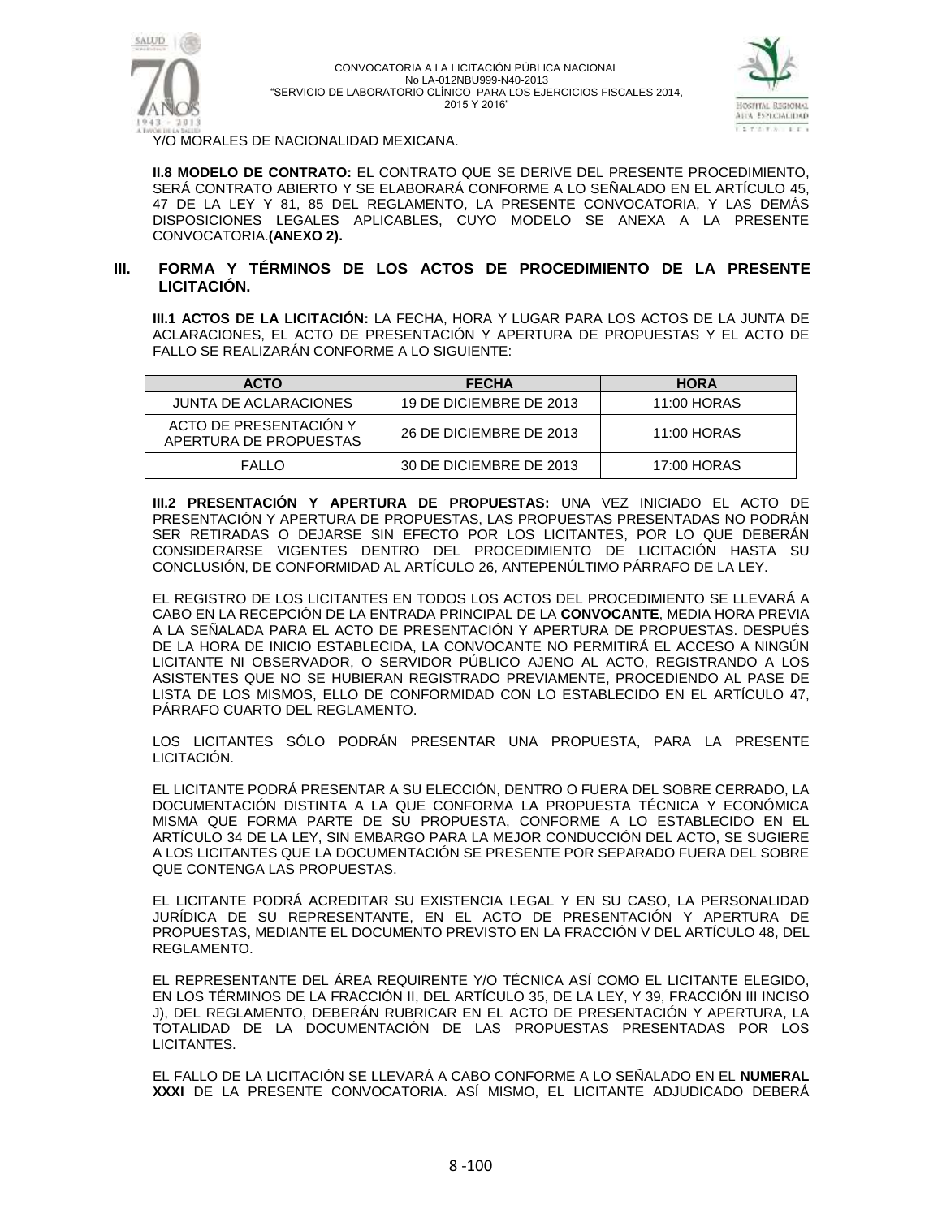Y/O MORALES DE NACIONALIDAD MEXICANA.

**II.8 MODELO DE CONTRATO:** EL CONTRATO QUE SE DERIVE DEL PRESENTE PROCEDIMIENTO, SERÁ CONTRATO ABIERTO Y SE ELABORARÁ CONFORME A LO SEÑALADO EN EL ARTÍCULO 45, 47 DE LA LEY Y 81, 85 DEL REGLAMENTO, LA PRESENTE CONVOCATORIA, Y LAS DEMÁS DISPOSICIONES LEGALES APLICABLES, CUYO MODELO SE ANEXA A LA PRESENTE CONVOCATORIA.**(ANEXO 2).**

## III. FORMA Y TÉRMINOS DE LOS ACTOS DE PROCEDIMIENTO DE LA PRESENTE LICITACIÓN.

**III.1 ACTOS DE LA LICITACIÓN:** LA FECHA, HORA Y LUGAR PARA LOS ACTOS DE LA JUNTA DE ACLARACIONES, EL ACTO DE PRESENTACIÓN Y APERTURA DE PROPUESTAS Y EL ACTO DE FALLO SE REALIZARÁN CONFORME A LO SIGUIENTE:

| ACTO | FECHA | HORA |
|---|---|---|
| JUNTA DE ACLARACIONES | 19 DE DICIEMBRE DE 2013 | 11:00 HORAS |
| ACTO DE PRESENTACIÓN Y APERTURA DE PROPUESTAS | 26 DE DICIEMBRE DE 2013 | 11:00 HORAS |
| FALLO | 30 DE DICIEMBRE DE 2013 | 17:00 HORAS |

**III.2 PRESENTACIÓN Y APERTURA DE PROPUESTAS:** UNA VEZ INICIADO EL ACTO DE PRESENTACIÓN Y APERTURA DE PROPUESTAS, LAS PROPUESTAS PRESENTADAS NO PODRÁN SER RETIRADAS O DEJARSE SIN EFECTO POR LOS LICITANTES, POR LO QUE DEBERÁN CONSIDERARSE VIGENTES DENTRO DEL PROCEDIMIENTO DE LICITACIÓN HASTA SU CONCLUSIÓN, DE CONFORMIDAD AL ARTÍCULO 26, ANTEPENÚLTIMO PÁRRAFO DE LA LEY.

EL REGISTRO DE LOS LICITANTES EN TODOS LOS ACTOS DEL PROCEDIMIENTO SE LLEVARÁ A CABO EN LA RECEPCIÓN DE LA ENTRADA PRINCIPAL DE LA **CONVOCANTE**, MEDIA HORA PREVIA A LA SEÑALADA PARA EL ACTO DE PRESENTACIÓN Y APERTURA DE PROPUESTAS. DESPUÉS DE LA HORA DE INICIO ESTABLECIDA, LA CONVOCANTE NO PERMITIRÁ EL ACCESO A NINGÚN LICITANTE NI OBSERVADOR, O SERVIDOR PÚBLICO AJENO AL ACTO, REGISTRANDO A LOS ASISTENTES QUE NO SE HUBIERAN REGISTRADO PREVIAMENTE, PROCEDIENDO AL PASE DE LISTA DE LOS MISMOS, ELLO DE CONFORMIDAD CON LO ESTABLECIDO EN EL ARTÍCULO 47, PÁRRAFO CUARTO DEL REGLAMENTO.

LOS LICITANTES SÓLO PODRÁN PRESENTAR UNA PROPUESTA, PARA LA PRESENTE LICITACIÓN.

EL LICITANTE PODRÁ PRESENTAR A SU ELECCIÓN, DENTRO O FUERA DEL SOBRE CERRADO, LA DOCUMENTACIÓN DISTINTA A LA QUE CONFORMA LA PROPUESTA TÉCNICA Y ECONÓMICA MISMA QUE FORMA PARTE DE SU PROPUESTA, CONFORME A LO ESTABLECIDO EN EL ARTÍCULO 34 DE LA LEY, SIN EMBARGO PARA LA MEJOR CONDUCCIÓN DEL ACTO, SE SUGIERE A LOS LICITANTES QUE LA DOCUMENTACIÓN SE PRESENTE POR SEPARADO FUERA DEL SOBRE QUE CONTENGA LAS PROPUESTAS.

EL LICITANTE PODRÁ ACREDITAR SU EXISTENCIA LEGAL Y EN SU CASO, LA PERSONALIDAD JURÍDICA DE SU REPRESENTANTE, EN EL ACTO DE PRESENTACIÓN Y APERTURA DE PROPUESTAS, MEDIANTE EL DOCUMENTO PREVISTO EN LA FRACCIÓN V DEL ARTÍCULO 48, DEL REGLAMENTO.

EL REPRESENTANTE DEL ÁREA REQUIRENTE Y/O TÉCNICA ASÍ COMO EL LICITANTE ELEGIDO, EN LOS TÉRMINOS DE LA FRACCIÓN II, DEL ARTÍCULO 35, DE LA LEY, Y 39, FRACCIÓN III INCISO J), DEL REGLAMENTO, DEBERÁN RUBRICAR EN EL ACTO DE PRESENTACIÓN Y APERTURA, LA TOTALIDAD DE LA DOCUMENTACIÓN DE LAS PROPUESTAS PRESENTADAS POR LOS LICITANTES.

EL FALLO DE LA LICITACIÓN SE LLEVARÁ A CABO CONFORME A LO SEÑALADO EN EL **NUMERAL XXXI** DE LA PRESENTE CONVOCATORIA. ASÍ MISMO, EL LICITANTE ADJUDICADO DEBERÁ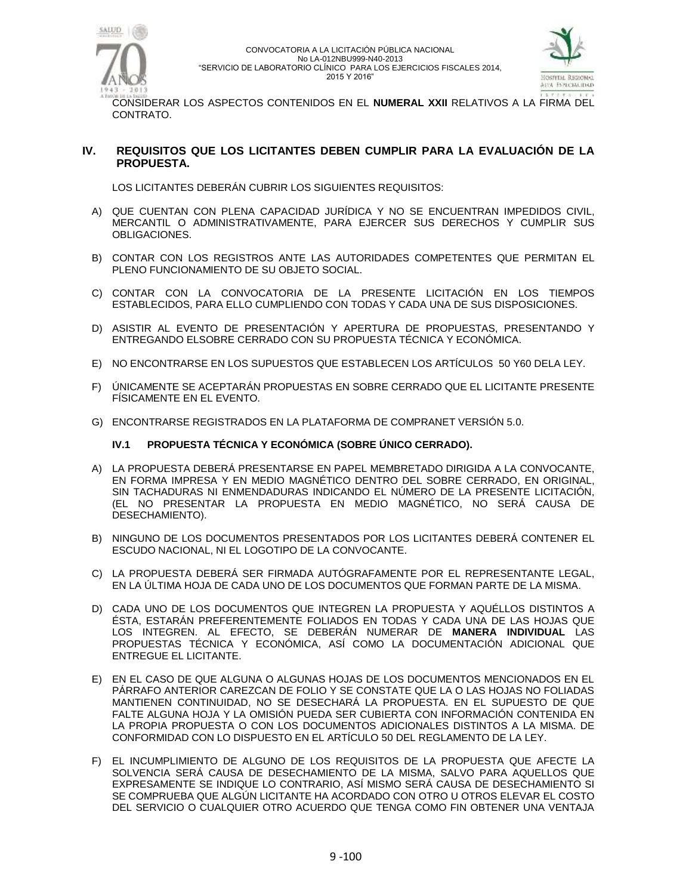CONSIDERAR LOS ASPECTOS CONTENIDOS EN EL **NUMERAL XXII** RELATIVOS A LA FIRMA DEL CONTRATO.

## IV. REQUISITOS QUE LOS LICITANTES DEBEN CUMPLIR PARA LA EVALUACIÓN DE LA PROPUESTA.

LOS LICITANTES DEBERÁN CUBRIR LOS SIGUIENTES REQUISITOS:

A) QUE CUENTAN CON PLENA CAPACIDAD JURÍDICA Y NO SE ENCUENTRAN IMPEDIDOS CIVIL, MERCANTIL O ADMINISTRATIVAMENTE, PARA EJERCER SUS DERECHOS Y CUMPLIR SUS OBLIGACIONES.

B) CONTAR CON LOS REGISTROS ANTE LAS AUTORIDADES COMPETENTES QUE PERMITAN EL PLENO FUNCIONAMIENTO DE SU OBJETO SOCIAL.

C) CONTAR CON LA CONVOCATORIA DE LA PRESENTE LICITACIÓN EN LOS TIEMPOS ESTABLECIDOS, PARA ELLO CUMPLIENDO CON TODAS Y CADA UNA DE SUS DISPOSICIONES.

D) ASISTIR AL EVENTO DE PRESENTACIÓN Y APERTURA DE PROPUESTAS, PRESENTANDO Y ENTREGANDO ELSOBRE CERRADO CON SU PROPUESTA TÉCNICA Y ECONÓMICA.

E) NO ENCONTRARSE EN LOS SUPUESTOS QUE ESTABLECEN LOS ARTÍCULOS 50 Y60 DELA LEY.

F) ÚNICAMENTE SE ACEPTARÁN PROPUESTAS EN SOBRE CERRADO QUE EL LICITANTE PRESENTE FÍSICAMENTE EN EL EVENTO.

G) ENCONTRARSE REGISTRADOS EN LA PLATAFORMA DE COMPRANET VERSIÓN 5.0.

### IV.1 PROPUESTA TÉCNICA Y ECONÓMICA (SOBRE ÚNICO CERRADO).

A) LA PROPUESTA DEBERÁ PRESENTARSE EN PAPEL MEMBRETADO DIRIGIDA A LA CONVOCANTE, EN FORMA IMPRESA Y EN MEDIO MAGNÉTICO DENTRO DEL SOBRE CERRADO, EN ORIGINAL, SIN TACHADURAS NI ENMENDADURAS INDICANDO EL NÚMERO DE LA PRESENTE LICITACIÓN, (EL NO PRESENTAR LA PROPUESTA EN MEDIO MAGNÉTICO, NO SERÁ CAUSA DE DESECHAMIENTO).

B) NINGUNO DE LOS DOCUMENTOS PRESENTADOS POR LOS LICITANTES DEBERÁ CONTENER EL ESCUDO NACIONAL, NI EL LOGOTIPO DE LA CONVOCANTE.

C) LA PROPUESTA DEBERÁ SER FIRMADA AUTÓGRAFAMENTE POR EL REPRESENTANTE LEGAL, EN LA ÚLTIMA HOJA DE CADA UNO DE LOS DOCUMENTOS QUE FORMAN PARTE DE LA MISMA.

D) CADA UNO DE LOS DOCUMENTOS QUE INTEGREN LA PROPUESTA Y AQUÉLLOS DISTINTOS A ÉSTA, ESTARÁN PREFERENTEMENTE FOLIADOS EN TODAS Y CADA UNA DE LAS HOJAS QUE LOS INTEGREN. AL EFECTO, SE DEBERÁN NUMERAR DE **MANERA INDIVIDUAL** LAS PROPUESTAS TÉCNICA Y ECONÓMICA, ASÍ COMO LA DOCUMENTACIÓN ADICIONAL QUE ENTREGUE EL LICITANTE.

E) EN EL CASO DE QUE ALGUNA O ALGUNAS HOJAS DE LOS DOCUMENTOS MENCIONADOS EN EL PÁRRAFO ANTERIOR CAREZCAN DE FOLIO Y SE CONSTATE QUE LA O LAS HOJAS NO FOLIADAS MANTIENEN CONTINUIDAD, NO SE DESECHARÁ LA PROPUESTA. EN EL SUPUESTO DE QUE FALTE ALGUNA HOJA Y LA OMISIÓN PUEDA SER CUBIERTA CON INFORMACIÓN CONTENIDA EN LA PROPIA PROPUESTA O CON LOS DOCUMENTOS ADICIONALES DISTINTOS A LA MISMA. DE CONFORMIDAD CON LO DISPUESTO EN EL ARTÍCULO 50 DEL REGLAMENTO DE LA LEY.

F) EL INCUMPLIMIENTO DE ALGUNO DE LOS REQUISITOS DE LA PROPUESTA QUE AFECTE LA SOLVENCIA SERÁ CAUSA DE DESECHAMIENTO DE LA MISMA, SALVO PARA AQUELLOS QUE EXPRESAMENTE SE INDIQUE LO CONTRARIO, ASÍ MISMO SERÁ CAUSA DE DESECHAMIENTO SI SE COMPRUEBA QUE ALGÚN LICITANTE HA ACORDADO CON OTRO U OTROS ELEVAR EL COSTO DEL SERVICIO O CUALQUIER OTRO ACUERDO QUE TENGA COMO FIN OBTENER UNA VENTAJA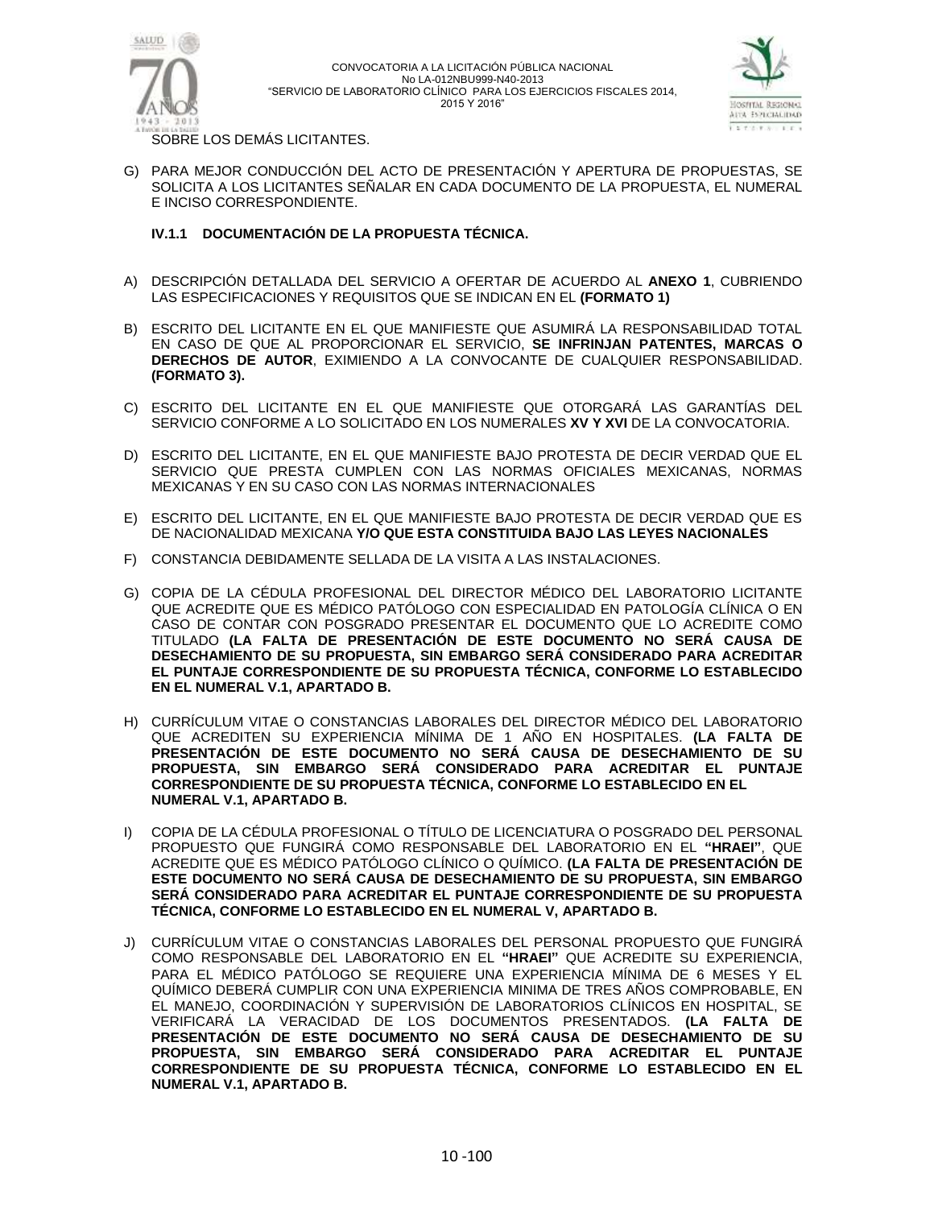SOBRE LOS DEMÁS LICITANTES.

G) PARA MEJOR CONDUCCIÓN DEL ACTO DE PRESENTACIÓN Y APERTURA DE PROPUESTAS, SE SOLICITA A LOS LICITANTES SEÑALAR EN CADA DOCUMENTO DE LA PROPUESTA, EL NUMERAL E INCISO CORRESPONDIENTE.

### IV.1.1 DOCUMENTACIÓN DE LA PROPUESTA TÉCNICA.

A) DESCRIPCIÓN DETALLADA DEL SERVICIO A OFERTAR DE ACUERDO AL **ANEXO 1**, CUBRIENDO LAS ESPECIFICACIONES Y REQUISITOS QUE SE INDICAN EN EL **(FORMATO 1)**

B) ESCRITO DEL LICITANTE EN EL QUE MANIFIESTE QUE ASUMIRÁ LA RESPONSABILIDAD TOTAL EN CASO DE QUE AL PROPORCIONAR EL SERVICIO, **SE INFRINJAN PATENTES, MARCAS O DERECHOS DE AUTOR**, EXIMIENDO A LA CONVOCANTE DE CUALQUIER RESPONSABILIDAD. **(FORMATO 3).**

C) ESCRITO DEL LICITANTE EN EL QUE MANIFIESTE QUE OTORGARÁ LAS GARANTÍAS DEL SERVICIO CONFORME A LO SOLICITADO EN LOS NUMERALES **XV Y XVI** DE LA CONVOCATORIA.

D) ESCRITO DEL LICITANTE, EN EL QUE MANIFIESTE BAJO PROTESTA DE DECIR VERDAD QUE EL SERVICIO QUE PRESTA CUMPLEN CON LAS NORMAS OFICIALES MEXICANAS, NORMAS MEXICANAS Y EN SU CASO CON LAS NORMAS INTERNACIONALES

E) ESCRITO DEL LICITANTE, EN EL QUE MANIFIESTE BAJO PROTESTA DE DECIR VERDAD QUE ES DE NACIONALIDAD MEXICANA **Y/O QUE ESTA CONSTITUIDA BAJO LAS LEYES NACIONALES**

F) CONSTANCIA DEBIDAMENTE SELLADA DE LA VISITA A LAS INSTALACIONES.

G) COPIA DE LA CÉDULA PROFESIONAL DEL DIRECTOR MÉDICO DEL LABORATORIO LICITANTE QUE ACREDITE QUE ES MÉDICO PATÓLOGO CON ESPECIALIDAD EN PATOLOGÍA CLÍNICA O EN CASO DE CONTAR CON POSGRADO PRESENTAR EL DOCUMENTO QUE LO ACREDITE COMO TITULADO **(LA FALTA DE PRESENTACIÓN DE ESTE DOCUMENTO NO SERÁ CAUSA DE DESECHAMIENTO DE SU PROPUESTA, SIN EMBARGO SERÁ CONSIDERADO PARA ACREDITAR EL PUNTAJE CORRESPONDIENTE DE SU PROPUESTA TÉCNICA, CONFORME LO ESTABLECIDO EN EL NUMERAL V.1, APARTADO B.**

H) CURRÍCULUM VITAE O CONSTANCIAS LABORALES DEL DIRECTOR MÉDICO DEL LABORATORIO QUE ACREDITEN SU EXPERIENCIA MÍNIMA DE 1 AÑO EN HOSPITALES. **(LA FALTA DE PRESENTACIÓN DE ESTE DOCUMENTO NO SERÁ CAUSA DE DESECHAMIENTO DE SU PROPUESTA, SIN EMBARGO SERÁ CONSIDERADO PARA ACREDITAR EL PUNTAJE CORRESPONDIENTE DE SU PROPUESTA TÉCNICA, CONFORME LO ESTABLECIDO EN EL NUMERAL V.1, APARTADO B.**

I) COPIA DE LA CÉDULA PROFESIONAL O TÍTULO DE LICENCIATURA O POSGRADO DEL PERSONAL PROPUESTO QUE FUNGIRÁ COMO RESPONSABLE DEL LABORATORIO EN EL **"HRAEI"**, QUE ACREDITE QUE ES MÉDICO PATÓLOGO CLÍNICO O QUÍMICO. **(LA FALTA DE PRESENTACIÓN DE ESTE DOCUMENTO NO SERÁ CAUSA DE DESECHAMIENTO DE SU PROPUESTA, SIN EMBARGO SERÁ CONSIDERADO PARA ACREDITAR EL PUNTAJE CORRESPONDIENTE DE SU PROPUESTA TÉCNICA, CONFORME LO ESTABLECIDO EN EL NUMERAL V, APARTADO B.**

J) CURRÍCULUM VITAE O CONSTANCIAS LABORALES DEL PERSONAL PROPUESTO QUE FUNGIRÁ COMO RESPONSABLE DEL LABORATORIO EN EL **"HRAEI"** QUE ACREDITE SU EXPERIENCIA, PARA EL MÉDICO PATÓLOGO SE REQUIERE UNA EXPERIENCIA MÍNIMA DE 6 MESES Y EL QUÍMICO DEBERÁ CUMPLIR CON UNA EXPERIENCIA MINIMA DE TRES AÑOS COMPROBABLE, EN EL MANEJO, COORDINACIÓN Y SUPERVISIÓN DE LABORATORIOS CLÍNICOS EN HOSPITAL, SE VERIFICARÁ LA VERACIDAD DE LOS DOCUMENTOS PRESENTADOS. **(LA FALTA DE PRESENTACIÓN DE ESTE DOCUMENTO NO SERÁ CAUSA DE DESECHAMIENTO DE SU PROPUESTA, SIN EMBARGO SERÁ CONSIDERADO PARA ACREDITAR EL PUNTAJE CORRESPONDIENTE DE SU PROPUESTA TÉCNICA, CONFORME LO ESTABLECIDO EN EL NUMERAL V.1, APARTADO B.**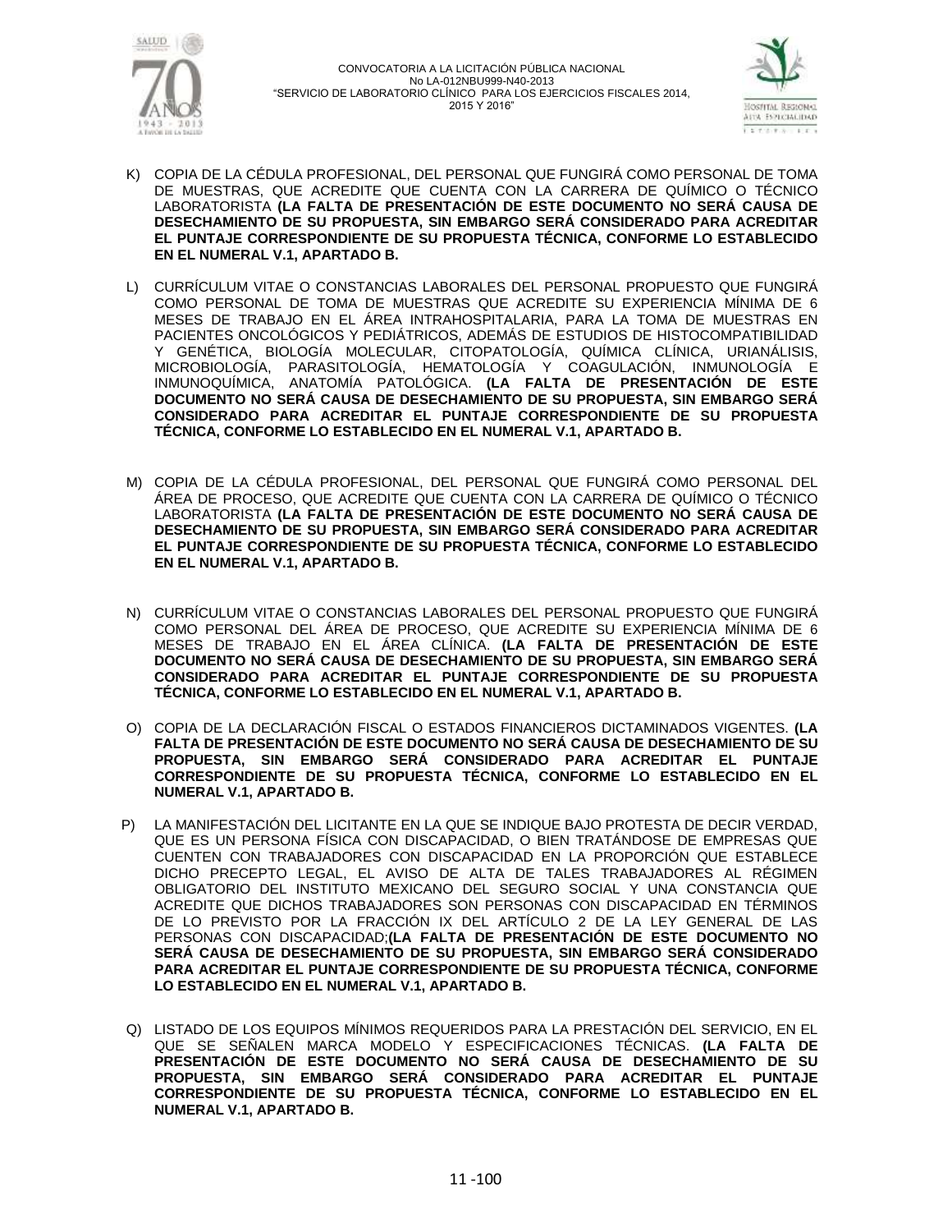K) COPIA DE LA CÉDULA PROFESIONAL, DEL PERSONAL QUE FUNGIRÁ COMO PERSONAL DE TOMA DE MUESTRAS, QUE ACREDITE QUE CUENTA CON LA CARRERA DE QUÍMICO O TÉCNICO LABORATORISTA **(LA FALTA DE PRESENTACIÓN DE ESTE DOCUMENTO NO SERÁ CAUSA DE DESECHAMIENTO DE SU PROPUESTA, SIN EMBARGO SERÁ CONSIDERADO PARA ACREDITAR EL PUNTAJE CORRESPONDIENTE DE SU PROPUESTA TÉCNICA, CONFORME LO ESTABLECIDO EN EL NUMERAL V.1, APARTADO B.**

L) CURRÍCULUM VITAE O CONSTANCIAS LABORALES DEL PERSONAL PROPUESTO QUE FUNGIRÁ COMO PERSONAL DE TOMA DE MUESTRAS QUE ACREDITE SU EXPERIENCIA MÍNIMA DE 6 MESES DE TRABAJO EN EL ÁREA INTRAHOSPITALARIA, PARA LA TOMA DE MUESTRAS EN PACIENTES ONCOLÓGICOS Y PEDIÁTRICOS, ADEMÁS DE ESTUDIOS DE HISTOCOMPATIBILIDAD Y GENÉTICA, BIOLOGÍA MOLECULAR, CITOPATOLOGÍA, QUÍMICA CLÍNICA, URIANÁLISIS, MICROBIOLOGÍA, PARASITOLOGÍA, HEMATOLOGÍA Y COAGULACIÓN, INMUNOLOGÍA E INMUNOQUÍMICA, ANATOMÍA PATOLÓGICA. **(LA FALTA DE PRESENTACIÓN DE ESTE DOCUMENTO NO SERÁ CAUSA DE DESECHAMIENTO DE SU PROPUESTA, SIN EMBARGO SERÁ CONSIDERADO PARA ACREDITAR EL PUNTAJE CORRESPONDIENTE DE SU PROPUESTA TÉCNICA, CONFORME LO ESTABLECIDO EN EL NUMERAL V.1, APARTADO B.**

M) COPIA DE LA CÉDULA PROFESIONAL, DEL PERSONAL QUE FUNGIRÁ COMO PERSONAL DEL ÁREA DE PROCESO, QUE ACREDITE QUE CUENTA CON LA CARRERA DE QUÍMICO O TÉCNICO LABORATORISTA **(LA FALTA DE PRESENTACIÓN DE ESTE DOCUMENTO NO SERÁ CAUSA DE DESECHAMIENTO DE SU PROPUESTA, SIN EMBARGO SERÁ CONSIDERADO PARA ACREDITAR EL PUNTAJE CORRESPONDIENTE DE SU PROPUESTA TÉCNICA, CONFORME LO ESTABLECIDO EN EL NUMERAL V.1, APARTADO B.**

N) CURRÍCULUM VITAE O CONSTANCIAS LABORALES DEL PERSONAL PROPUESTO QUE FUNGIRÁ COMO PERSONAL DEL ÁREA DE PROCESO, QUE ACREDITE SU EXPERIENCIA MÍNIMA DE 6 MESES DE TRABAJO EN EL ÁREA CLÍNICA. **(LA FALTA DE PRESENTACIÓN DE ESTE DOCUMENTO NO SERÁ CAUSA DE DESECHAMIENTO DE SU PROPUESTA, SIN EMBARGO SERÁ CONSIDERADO PARA ACREDITAR EL PUNTAJE CORRESPONDIENTE DE SU PROPUESTA TÉCNICA, CONFORME LO ESTABLECIDO EN EL NUMERAL V.1, APARTADO B.**

O) COPIA DE LA DECLARACIÓN FISCAL O ESTADOS FINANCIEROS DICTAMINADOS VIGENTES. **(LA FALTA DE PRESENTACIÓN DE ESTE DOCUMENTO NO SERÁ CAUSA DE DESECHAMIENTO DE SU PROPUESTA, SIN EMBARGO SERÁ CONSIDERADO PARA ACREDITAR EL PUNTAJE CORRESPONDIENTE DE SU PROPUESTA TÉCNICA, CONFORME LO ESTABLECIDO EN EL NUMERAL V.1, APARTADO B.**

P) LA MANIFESTACIÓN DEL LICITANTE EN LA QUE SE INDIQUE BAJO PROTESTA DE DECIR VERDAD, QUE ES UN PERSONA FÍSICA CON DISCAPACIDAD, O BIEN TRATÁNDOSE DE EMPRESAS QUE CUENTEN CON TRABAJADORES CON DISCAPACIDAD EN LA PROPORCIÓN QUE ESTABLECE DICHO PRECEPTO LEGAL, EL AVISO DE ALTA DE TALES TRABAJADORES AL RÉGIMEN OBLIGATORIO DEL INSTITUTO MEXICANO DEL SEGURO SOCIAL Y UNA CONSTANCIA QUE ACREDITE QUE DICHOS TRABAJADORES SON PERSONAS CON DISCAPACIDAD EN TÉRMINOS DE LO PREVISTO POR LA FRACCIÓN IX DEL ARTÍCULO 2 DE LA LEY GENERAL DE LAS PERSONAS CON DISCAPACIDAD;**(LA FALTA DE PRESENTACIÓN DE ESTE DOCUMENTO NO SERÁ CAUSA DE DESECHAMIENTO DE SU PROPUESTA, SIN EMBARGO SERÁ CONSIDERADO PARA ACREDITAR EL PUNTAJE CORRESPONDIENTE DE SU PROPUESTA TÉCNICA, CONFORME LO ESTABLECIDO EN EL NUMERAL V.1, APARTADO B.**

Q) LISTADO DE LOS EQUIPOS MÍNIMOS REQUERIDOS PARA LA PRESTACIÓN DEL SERVICIO, EN EL QUE SE SEÑALEN MARCA MODELO Y ESPECIFICACIONES TÉCNICAS. **(LA FALTA DE PRESENTACIÓN DE ESTE DOCUMENTO NO SERÁ CAUSA DE DESECHAMIENTO DE SU PROPUESTA, SIN EMBARGO SERÁ CONSIDERADO PARA ACREDITAR EL PUNTAJE CORRESPONDIENTE DE SU PROPUESTA TÉCNICA, CONFORME LO ESTABLECIDO EN EL NUMERAL V.1, APARTADO B.**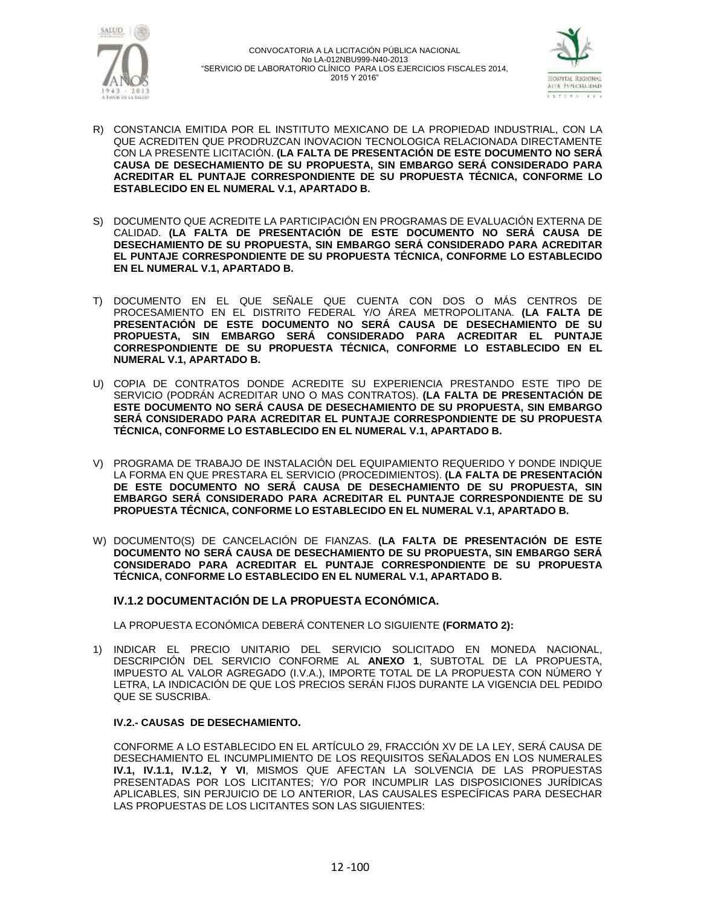R) CONSTANCIA EMITIDA POR EL INSTITUTO MEXICANO DE LA PROPIEDAD INDUSTRIAL, CON LA QUE ACREDITEN QUE PRODRUZCAN INOVACION TECNOLOGICA RELACIONADA DIRECTAMENTE CON LA PRESENTE LICITACIÓN. **(LA FALTA DE PRESENTACIÓN DE ESTE DOCUMENTO NO SERÁ CAUSA DE DESECHAMIENTO DE SU PROPUESTA, SIN EMBARGO SERÁ CONSIDERADO PARA ACREDITAR EL PUNTAJE CORRESPONDIENTE DE SU PROPUESTA TÉCNICA, CONFORME LO ESTABLECIDO EN EL NUMERAL V.1, APARTADO B.**

S) DOCUMENTO QUE ACREDITE LA PARTICIPACIÓN EN PROGRAMAS DE EVALUACIÓN EXTERNA DE CALIDAD. **(LA FALTA DE PRESENTACIÓN DE ESTE DOCUMENTO NO SERÁ CAUSA DE DESECHAMIENTO DE SU PROPUESTA, SIN EMBARGO SERÁ CONSIDERADO PARA ACREDITAR EL PUNTAJE CORRESPONDIENTE DE SU PROPUESTA TÉCNICA, CONFORME LO ESTABLECIDO EN EL NUMERAL V.1, APARTADO B.**

T) DOCUMENTO EN EL QUE SEÑALE QUE CUENTA CON DOS O MÁS CENTROS DE PROCESAMIENTO EN EL DISTRITO FEDERAL Y/O ÁREA METROPOLITANA. **(LA FALTA DE PRESENTACIÓN DE ESTE DOCUMENTO NO SERÁ CAUSA DE DESECHAMIENTO DE SU PROPUESTA, SIN EMBARGO SERÁ CONSIDERADO PARA ACREDITAR EL PUNTAJE CORRESPONDIENTE DE SU PROPUESTA TÉCNICA, CONFORME LO ESTABLECIDO EN EL NUMERAL V.1, APARTADO B.**

U) COPIA DE CONTRATOS DONDE ACREDITE SU EXPERIENCIA PRESTANDO ESTE TIPO DE SERVICIO (PODRÁN ACREDITAR UNO O MAS CONTRATOS). **(LA FALTA DE PRESENTACIÓN DE ESTE DOCUMENTO NO SERÁ CAUSA DE DESECHAMIENTO DE SU PROPUESTA, SIN EMBARGO SERÁ CONSIDERADO PARA ACREDITAR EL PUNTAJE CORRESPONDIENTE DE SU PROPUESTA TÉCNICA, CONFORME LO ESTABLECIDO EN EL NUMERAL V.1, APARTADO B.**

V) PROGRAMA DE TRABAJO DE INSTALACIÓN DEL EQUIPAMIENTO REQUERIDO Y DONDE INDIQUE LA FORMA EN QUE PRESTARA EL SERVICIO (PROCEDIMIENTOS). **(LA FALTA DE PRESENTACIÓN DE ESTE DOCUMENTO NO SERÁ CAUSA DE DESECHAMIENTO DE SU PROPUESTA, SIN EMBARGO SERÁ CONSIDERADO PARA ACREDITAR EL PUNTAJE CORRESPONDIENTE DE SU PROPUESTA TÉCNICA, CONFORME LO ESTABLECIDO EN EL NUMERAL V.1, APARTADO B.**

W) DOCUMENTO(S) DE CANCELACIÓN DE FIANZAS. **(LA FALTA DE PRESENTACIÓN DE ESTE DOCUMENTO NO SERÁ CAUSA DE DESECHAMIENTO DE SU PROPUESTA, SIN EMBARGO SERÁ CONSIDERADO PARA ACREDITAR EL PUNTAJE CORRESPONDIENTE DE SU PROPUESTA TÉCNICA, CONFORME LO ESTABLECIDO EN EL NUMERAL V.1, APARTADO B.**

### IV.1.2 DOCUMENTACIÓN DE LA PROPUESTA ECONÓMICA.

LA PROPUESTA ECONÓMICA DEBERÁ CONTENER LO SIGUIENTE **(FORMATO 2):**

1) INDICAR EL PRECIO UNITARIO DEL SERVICIO SOLICITADO EN MONEDA NACIONAL, DESCRIPCIÓN DEL SERVICIO CONFORME AL **ANEXO 1**, SUBTOTAL DE LA PROPUESTA, IMPUESTO AL VALOR AGREGADO (I.V.A.), IMPORTE TOTAL DE LA PROPUESTA CON NÚMERO Y LETRA, LA INDICACIÓN DE QUE LOS PRECIOS SERÁN FIJOS DURANTE LA VIGENCIA DEL PEDIDO QUE SE SUSCRIBA.

#### IV.2.- CAUSAS DE DESECHAMIENTO.

CONFORME A LO ESTABLECIDO EN EL ARTÍCULO 29, FRACCIÓN XV DE LA LEY, SERÁ CAUSA DE DESECHAMIENTO EL INCUMPLIMIENTO DE LOS REQUISITOS SEÑALADOS EN LOS NUMERALES **IV.1, IV.1.1, IV.1.2, Y VI**, MISMOS QUE AFECTAN LA SOLVENCIA DE LAS PROPUESTAS PRESENTADAS POR LOS LICITANTES; Y/O POR INCUMPLIR LAS DISPOSICIONES JURÍDICAS APLICABLES, SIN PERJUICIO DE LO ANTERIOR, LAS CAUSALES ESPECÍFICAS PARA DESECHAR LAS PROPUESTAS DE LOS LICITANTES SON LAS SIGUIENTES: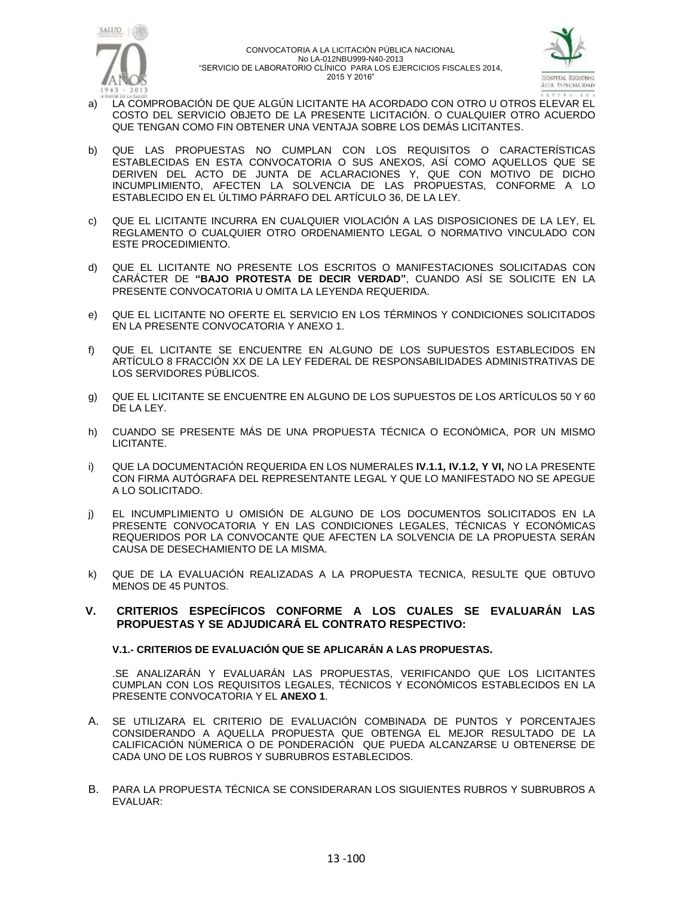a) LA COMPROBACIÓN DE QUE ALGÚN LICITANTE HA ACORDADO CON OTRO U OTROS ELEVAR EL COSTO DEL SERVICIO OBJETO DE LA PRESENTE LICITACIÓN. O CUALQUIER OTRO ACUERDO QUE TENGAN COMO FIN OBTENER UNA VENTAJA SOBRE LOS DEMÁS LICITANTES.

b) QUE LAS PROPUESTAS NO CUMPLAN CON LOS REQUISITOS O CARACTERÍSTICAS ESTABLECIDAS EN ESTA CONVOCATORIA O SUS ANEXOS, ASÍ COMO AQUELLOS QUE SE DERIVEN DEL ACTO DE JUNTA DE ACLARACIONES Y, QUE CON MOTIVO DE DICHO INCUMPLIMIENTO, AFECTEN LA SOLVENCIA DE LAS PROPUESTAS, CONFORME A LO ESTABLECIDO EN EL ÚLTIMO PÁRRAFO DEL ARTÍCULO 36, DE LA LEY.

c) QUE EL LICITANTE INCURRA EN CUALQUIER VIOLACIÓN A LAS DISPOSICIONES DE LA LEY, EL REGLAMENTO O CUALQUIER OTRO ORDENAMIENTO LEGAL O NORMATIVO VINCULADO CON ESTE PROCEDIMIENTO.

d) QUE EL LICITANTE NO PRESENTE LOS ESCRITOS O MANIFESTACIONES SOLICITADAS CON CARÁCTER DE **"BAJO PROTESTA DE DECIR VERDAD"**, CUANDO ASÍ SE SOLICITE EN LA PRESENTE CONVOCATORIA U OMITA LA LEYENDA REQUERIDA.

e) QUE EL LICITANTE NO OFERTE EL SERVICIO EN LOS TÉRMINOS Y CONDICIONES SOLICITADOS EN LA PRESENTE CONVOCATORIA Y ANEXO 1.

f) QUE EL LICITANTE SE ENCUENTRE EN ALGUNO DE LOS SUPUESTOS ESTABLECIDOS EN ARTÍCULO 8 FRACCIÓN XX DE LA LEY FEDERAL DE RESPONSABILIDADES ADMINISTRATIVAS DE LOS SERVIDORES PÚBLICOS.

g) QUE EL LICITANTE SE ENCUENTRE EN ALGUNO DE LOS SUPUESTOS DE LOS ARTÍCULOS 50 Y 60 DE LA LEY.

h) CUANDO SE PRESENTE MÁS DE UNA PROPUESTA TÉCNICA O ECONÓMICA, POR UN MISMO LICITANTE.

i) QUE LA DOCUMENTACIÓN REQUERIDA EN LOS NUMERALES **IV.1.1, IV.1.2, Y VI,** NO LA PRESENTE CON FIRMA AUTÓGRAFA DEL REPRESENTANTE LEGAL Y QUE LO MANIFESTADO NO SE APEGUE A LO SOLICITADO.

j) EL INCUMPLIMIENTO U OMISIÓN DE ALGUNO DE LOS DOCUMENTOS SOLICITADOS EN LA PRESENTE CONVOCATORIA Y EN LAS CONDICIONES LEGALES, TÉCNICAS Y ECONÓMICAS REQUERIDOS POR LA CONVOCANTE QUE AFECTEN LA SOLVENCIA DE LA PROPUESTA SERÁN CAUSA DE DESECHAMIENTO DE LA MISMA.

k) QUE DE LA EVALUACIÓN REALIZADAS A LA PROPUESTA TECNICA, RESULTE QUE OBTUVO MENOS DE 45 PUNTOS.

## V. CRITERIOS ESPECÍFICOS CONFORME A LOS CUALES SE EVALUARÁN LAS PROPUESTAS Y SE ADJUDICARÁ EL CONTRATO RESPECTIVO:

### V.1.- CRITERIOS DE EVALUACIÓN QUE SE APLICARÁN A LAS PROPUESTAS.

.SE ANALIZARÁN Y EVALUARÁN LAS PROPUESTAS, VERIFICANDO QUE LOS LICITANTES CUMPLAN CON LOS REQUISITOS LEGALES, TÉCNICOS Y ECONÓMICOS ESTABLECIDOS EN LA PRESENTE CONVOCATORIA Y EL **ANEXO 1**.

A. SE UTILIZARA EL CRITERIO DE EVALUACIÓN COMBINADA DE PUNTOS Y PORCENTAJES CONSIDERANDO A AQUELLA PROPUESTA QUE OBTENGA EL MEJOR RESULTADO DE LA CALIFICACIÓN NÚMERICA O DE PONDERACIÓN QUE PUEDA ALCANZARSE U OBTENERSE DE CADA UNO DE LOS RUBROS Y SUBRUBROS ESTABLECIDOS.

B. PARA LA PROPUESTA TÉCNICA SE CONSIDERARAN LOS SIGUIENTES RUBROS Y SUBRUBROS A EVALUAR: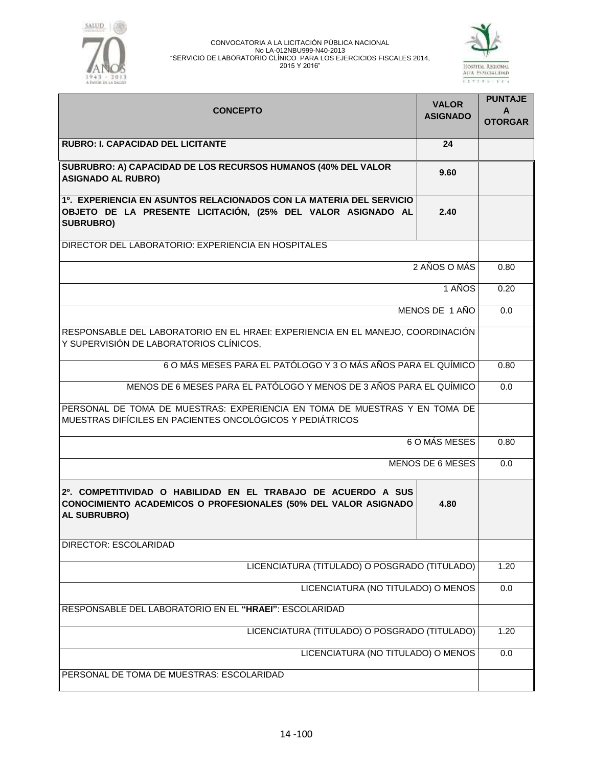| CONCEPTO | VALOR ASIGNADO | PUNTAJE A OTORGAR |
|---|---|---|
| **RUBRO: I. CAPACIDAD DEL LICITANTE** | **24** | |
| **SUBRUBRO: A) CAPACIDAD DE LOS RECURSOS HUMANOS (40% DEL VALOR ASIGNADO AL RUBRO)** | **9.60** | |
| **1º. EXPERIENCIA EN ASUNTOS RELACIONADOS CON LA MATERIA DEL SERVICIO OBJETO DE LA PRESENTE LICITACIÓN, (25% DEL VALOR ASIGNADO AL SUBRUBRO)** | **2.40** | |
| DIRECTOR DEL LABORATORIO: EXPERIENCIA EN HOSPITALES | | |
| | 2 AÑOS O MÁS | 0.80 |
| | 1 AÑOS | 0.20 |
| | MENOS DE 1 AÑO | 0.0 |
| RESPONSABLE DEL LABORATORIO EN EL HRAEI: EXPERIENCIA EN EL MANEJO, COORDINACIÓN Y SUPERVISIÓN DE LABORATORIOS CLÍNICOS, | | |
| | 6 O MÁS MESES PARA EL PATÓLOGO Y 3 O MÁS AÑOS PARA EL QUÍMICO | 0.80 |
| | MENOS DE 6 MESES PARA EL PATÓLOGO Y MENOS DE 3 AÑOS PARA EL QUÍMICO | 0.0 |
| PERSONAL DE TOMA DE MUESTRAS: EXPERIENCIA EN TOMA DE MUESTRAS Y EN TOMA DE MUESTRAS DIFÍCILES EN PACIENTES ONCOLÓGICOS Y PEDIÁTRICOS | | |
| | 6 O MÁS MESES | 0.80 |
| | MENOS DE 6 MESES | 0.0 |
| **2º. COMPETITIVIDAD O HABILIDAD EN EL TRABAJO DE ACUERDO A SUS CONOCIMIENTO ACADEMICOS O PROFESIONALES (50% DEL VALOR ASIGNADO AL SUBRUBRO)** | **4.80** | |
| DIRECTOR: ESCOLARIDAD | | |
| | LICENCIATURA (TITULADO) O POSGRADO (TITULADO) | 1.20 |
| | LICENCIATURA (NO TITULADO) O MENOS | 0.0 |
| RESPONSABLE DEL LABORATORIO EN EL **"HRAEI"**: ESCOLARIDAD | | |
| | LICENCIATURA (TITULADO) O POSGRADO (TITULADO) | 1.20 |
| | LICENCIATURA (NO TITULADO) O MENOS | 0.0 |
| PERSONAL DE TOMA DE MUESTRAS: ESCOLARIDAD | | |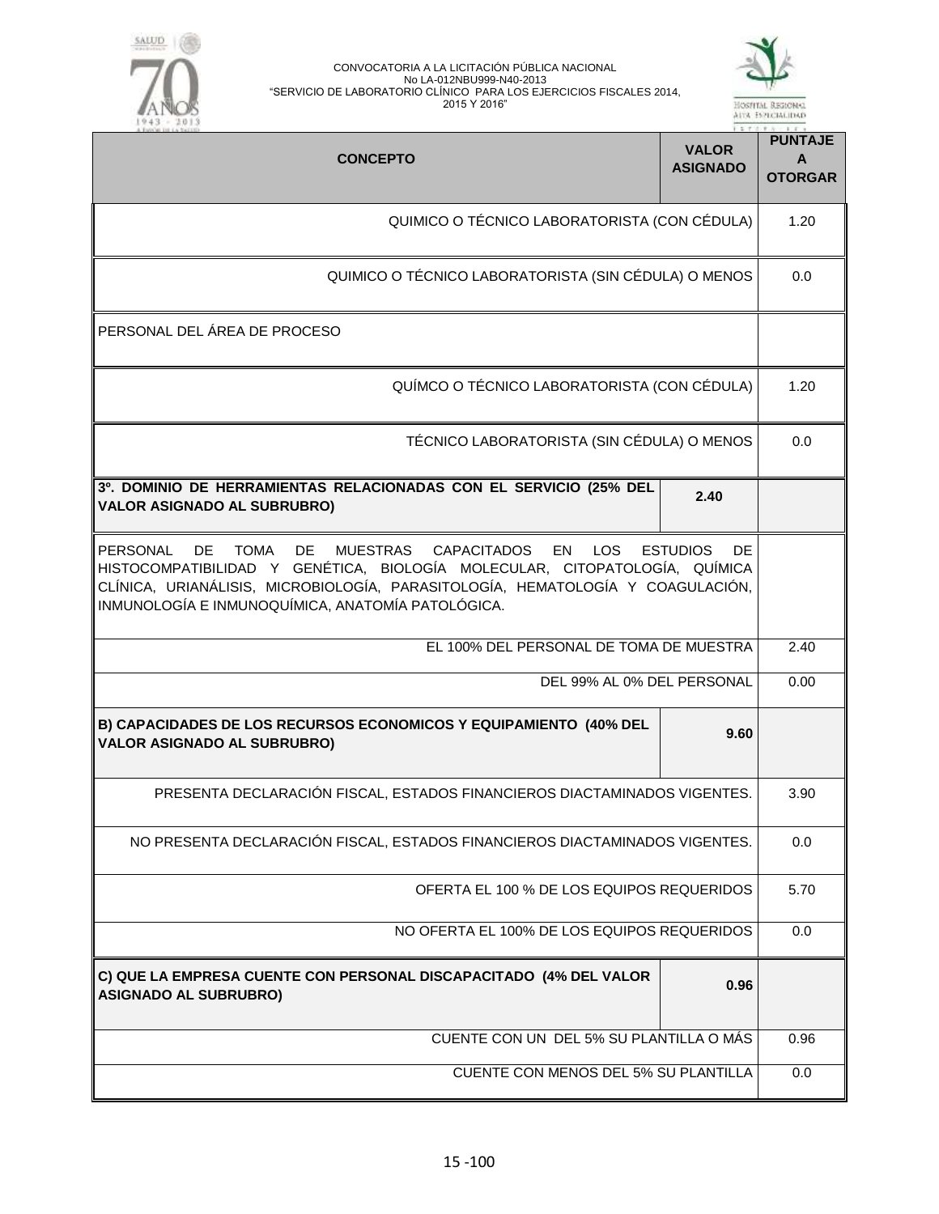| CONCEPTO | VALOR ASIGNADO | PUNTAJE A OTORGAR |
|---|---|---|
| QUIMICO O TÉCNICO LABORATORISTA (CON CÉDULA) | | 1.20 |
| QUIMICO O TÉCNICO LABORATORISTA (SIN CÉDULA) O MENOS | | 0.0 |
| PERSONAL DEL ÁREA DE PROCESO | | |
| QUÍMCO O TÉCNICO LABORATORISTA (CON CÉDULA) | | 1.20 |
| TÉCNICO LABORATORISTA (SIN CÉDULA) O MENOS | | 0.0 |
| **3º. DOMINIO DE HERRAMIENTAS RELACIONADAS CON EL SERVICIO (25% DEL VALOR ASIGNADO AL SUBRUBRO)** | **2.40** | |
| PERSONAL DE TOMA DE MUESTRAS CAPACITADOS EN LOS ESTUDIOS DE HISTOCOMPATIBILIDAD Y GENÉTICA, BIOLOGÍA MOLECULAR, CITOPATOLOGÍA, QUÍMICA CLÍNICA, URIANÁLISIS, MICROBIOLOGÍA, PARASITOLOGÍA, HEMATOLOGÍA Y COAGULACIÓN, INMUNOLOGÍA E INMUNOQUÍMICA, ANATOMÍA PATOLÓGICA. | | |
| EL 100% DEL PERSONAL DE TOMA DE MUESTRA | | 2.40 |
| DEL 99% AL 0% DEL PERSONAL | | 0.00 |
| **B) CAPACIDADES DE LOS RECURSOS ECONOMICOS Y EQUIPAMIENTO (40% DEL VALOR ASIGNADO AL SUBRUBRO)** | **9.60** | |
| PRESENTA DECLARACIÓN FISCAL, ESTADOS FINANCIEROS DIACTAMINADOS VIGENTES. | | 3.90 |
| NO PRESENTA DECLARACIÓN FISCAL, ESTADOS FINANCIEROS DIACTAMINADOS VIGENTES. | | 0.0 |
| OFERTA EL 100 % DE LOS EQUIPOS REQUERIDOS | | 5.70 |
| NO OFERTA EL 100% DE LOS EQUIPOS REQUERIDOS | | 0.0 |
| **C) QUE LA EMPRESA CUENTE CON PERSONAL DISCAPACITADO (4% DEL VALOR ASIGNADO AL SUBRUBRO)** | **0.96** | |
| CUENTE CON UN DEL 5% SU PLANTILLA O MÁS | | 0.96 |
| CUENTE CON MENOS DEL 5% SU PLANTILLA | | 0.0 |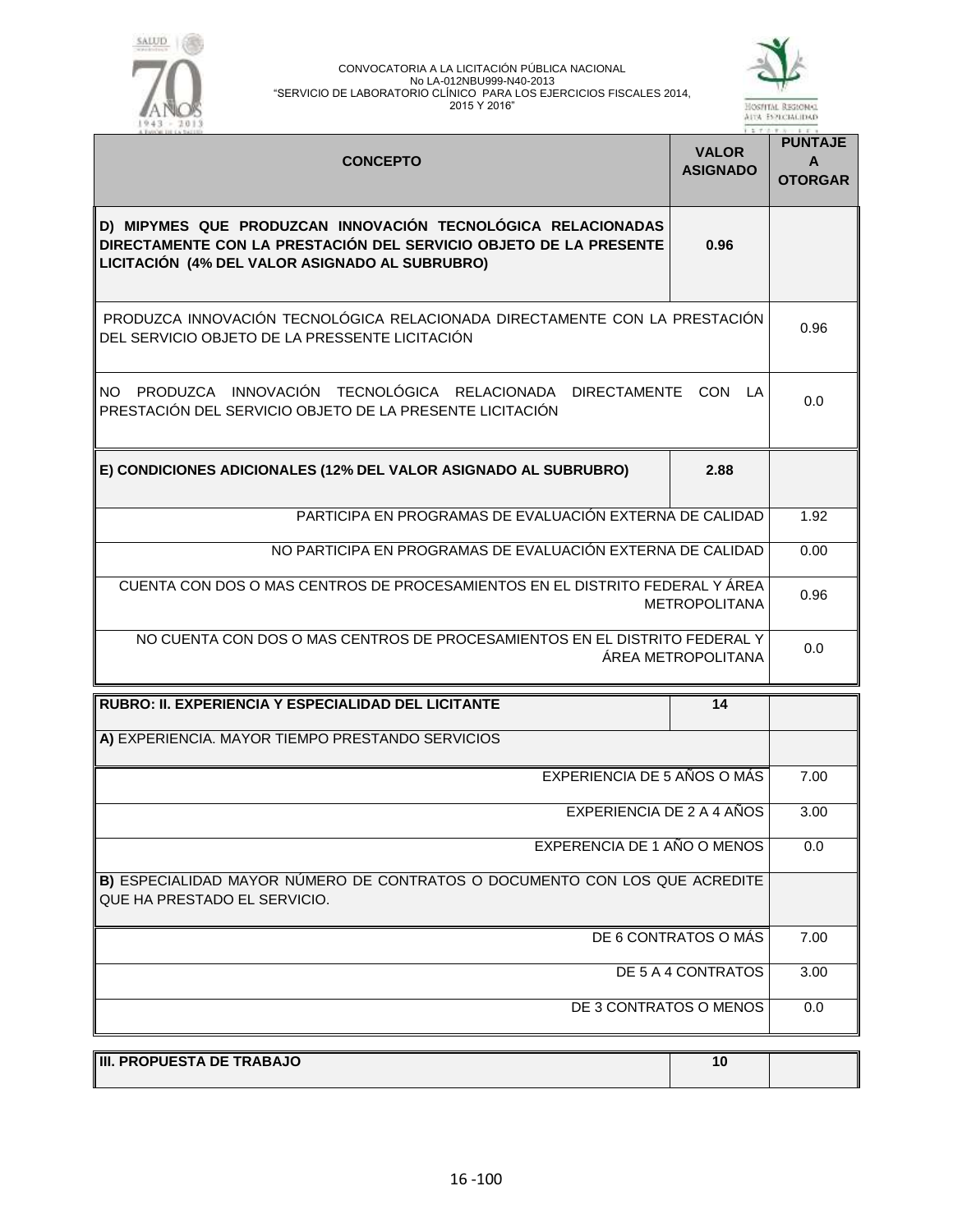| CONCEPTO | VALOR ASIGNADO | PUNTAJE A OTORGAR |
|---|---|---|
| **D) MIPYMES QUE PRODUZCAN INNOVACIÓN TECNOLÓGICA RELACIONADAS DIRECTAMENTE CON LA PRESTACIÓN DEL SERVICIO OBJETO DE LA PRESENTE LICITACIÓN (4% DEL VALOR ASIGNADO AL SUBRUBRO)** | **0.96** | |
| PRODUZCA INNOVACIÓN TECNOLÓGICA RELACIONADA DIRECTAMENTE CON LA PRESTACIÓN DEL SERVICIO OBJETO DE LA PRESSENTE LICITACIÓN | | 0.96 |
| NO PRODUZCA INNOVACIÓN TECNOLÓGICA RELACIONADA DIRECTAMENTE CON LA PRESTACIÓN DEL SERVICIO OBJETO DE LA PRESENTE LICITACIÓN | | 0.0 |
| **E) CONDICIONES ADICIONALES (12% DEL VALOR ASIGNADO AL SUBRUBRO)** | **2.88** | |
| PARTICIPA EN PROGRAMAS DE EVALUACIÓN EXTERNA DE CALIDAD | | 1.92 |
| NO PARTICIPA EN PROGRAMAS DE EVALUACIÓN EXTERNA DE CALIDAD | | 0.00 |
| CUENTA CON DOS O MAS CENTROS DE PROCESAMIENTOS EN EL DISTRITO FEDERAL Y ÁREA METROPOLITANA | | 0.96 |
| NO CUENTA CON DOS O MAS CENTROS DE PROCESAMIENTOS EN EL DISTRITO FEDERAL Y ÁREA METROPOLITANA | | 0.0 |
| **RUBRO: II. EXPERIENCIA Y ESPECIALIDAD DEL LICITANTE** | **14** | |
| **A)** EXPERIENCIA. MAYOR TIEMPO PRESTANDO SERVICIOS | | |
| EXPERIENCIA DE 5 AÑOS O MÁS | | 7.00 |
| EXPERIENCIA DE 2 A 4 AÑOS | | 3.00 |
| EXPERIENCIA DE 1 AÑO O MENOS | | 0.0 |
| **B)** ESPECIALIDAD MAYOR NÚMERO DE CONTRATOS O DOCUMENTO CON LOS QUE ACREDITE QUE HA PRESTADO EL SERVICIO. | | |
| DE 6 CONTRATOS O MÁS | | 7.00 |
| DE 5 A 4 CONTRATOS | | 3.00 |
| DE 3 CONTRATOS O MENOS | | 0.0 |
| **III. PROPUESTA DE TRABAJO** | **10** | |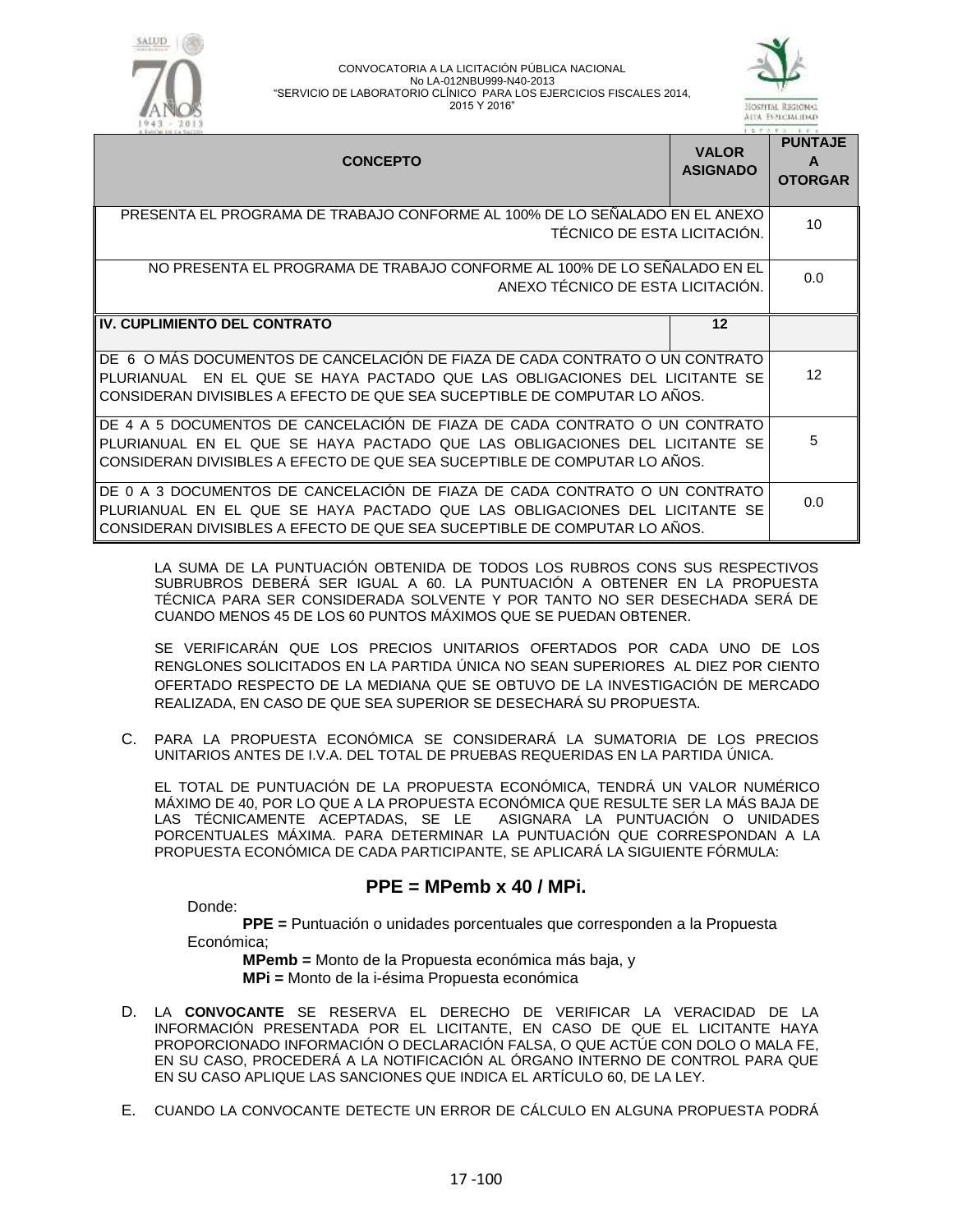| CONCEPTO | VALOR ASIGNADO | PUNTAJE A OTORGAR |
|---|---|---|
| PRESENTA EL PROGRAMA DE TRABAJO CONFORME AL 100% DE LO SEÑALADO EN EL ANEXO TÉCNICO DE ESTA LICITACIÓN. | | 10 |
| NO PRESENTA EL PROGRAMA DE TRABAJO CONFORME AL 100% DE LO SEÑALADO EN EL ANEXO TÉCNICO DE ESTA LICITACIÓN. | | 0.0 |
| **IV. CUPLIMIENTO DEL CONTRATO** | **12** | |
| DE 6 O MÁS DOCUMENTOS DE CANCELACIÓN DE FIAZA DE CADA CONTRATO O UN CONTRATO PLURIANUAL EN EL QUE SE HAYA PACTADO QUE LAS OBLIGACIONES DEL LICITANTE SE CONSIDERAN DIVISIBLES A EFECTO DE QUE SEA SUCEPTIBLE DE COMPUTAR LO AÑOS. | | 12 |
| DE 4 A 5 DOCUMENTOS DE CANCELACIÓN DE FIAZA DE CADA CONTRATO O UN CONTRATO PLURIANUAL EN EL QUE SE HAYA PACTADO QUE LAS OBLIGACIONES DEL LICITANTE SE CONSIDERAN DIVISIBLES A EFECTO DE QUE SEA SUCEPTIBLE DE COMPUTAR LO AÑOS. | | 5 |
| DE 0 A 3 DOCUMENTOS DE CANCELACIÓN DE FIAZA DE CADA CONTRATO O UN CONTRATO PLURIANUAL EN EL QUE SE HAYA PACTADO QUE LAS OBLIGACIONES DEL LICITANTE SE CONSIDERAN DIVISIBLES A EFECTO DE QUE SEA SUCEPTIBLE DE COMPUTAR LO AÑOS. | | 0.0 |

LA SUMA DE LA PUNTUACIÓN OBTENIDA DE TODOS LOS RUBROS CONS SUS RESPECTIVOS SUBRUBROS DEBERÁ SER IGUAL A 60. LA PUNTUACIÓN A OBTENER EN LA PROPUESTA TÉCNICA PARA SER CONSIDERADA SOLVENTE Y POR TANTO NO SER DESECHADA SERÁ DE CUANDO MENOS 45 DE LOS 60 PUNTOS MÁXIMOS QUE SE PUEDAN OBTENER.

SE VERIFICARÁN QUE LOS PRECIOS UNITARIOS OFERTADOS POR CADA UNO DE LOS RENGLONES SOLICITADOS EN LA PARTIDA ÚNICA NO SEAN SUPERIORES AL DIEZ POR CIENTO OFERTADO RESPECTO DE LA MEDIANA QUE SE OBTUVO DE LA INVESTIGACIÓN DE MERCADO REALIZADA, EN CASO DE QUE SEA SUPERIOR SE DESECHARÁ SU PROPUESTA.

C. PARA LA PROPUESTA ECONÓMICA SE CONSIDERARÁ LA SUMATORIA DE LOS PRECIOS UNITARIOS ANTES DE I.V.A. DEL TOTAL DE PRUEBAS REQUERIDAS EN LA PARTIDA ÚNICA.

EL TOTAL DE PUNTUACIÓN DE LA PROPUESTA ECONÓMICA, TENDRÁ UN VALOR NUMÉRICO MÁXIMO DE 40, POR LO QUE A LA PROPUESTA ECONÓMICA QUE RESULTE SER LA MÁS BAJA DE LAS TÉCNICAMENTE ACEPTADAS, SE LE ASIGNARA LA PUNTUACIÓN O UNIDADES PORCENTUALES MÁXIMA. PARA DETERMINAR LA PUNTUACIÓN QUE CORRESPONDAN A LA PROPUESTA ECONÓMICA DE CADA PARTICIPANTE, SE APLICARÁ LA SIGUIENTE FÓRMULA:

$$PPE = MPemb \times 40 / MPi.$$

Donde:

**PPE =** Puntuación o unidades porcentuales que corresponden a la Propuesta Económica;

**MPemb =** Monto de la Propuesta económica más baja, y

**MPi =** Monto de la i-ésima Propuesta económica

D. LA **CONVOCANTE** SE RESERVA EL DERECHO DE VERIFICAR LA VERACIDAD DE LA INFORMACIÓN PRESENTADA POR EL LICITANTE, EN CASO DE QUE EL LICITANTE HAYA PROPORCIONADO INFORMACIÓN O DECLARACIÓN FALSA, O QUE ACTÚE CON DOLO O MALA FE, EN SU CASO, PROCEDERÁ A LA NOTIFICACIÓN AL ÓRGANO INTERNO DE CONTROL PARA QUE EN SU CASO APLIQUE LAS SANCIONES QUE INDICA EL ARTÍCULO 60, DE LA LEY.

E. CUANDO LA CONVOCANTE DETECTE UN ERROR DE CÁLCULO EN ALGUNA PROPUESTA PODRÁ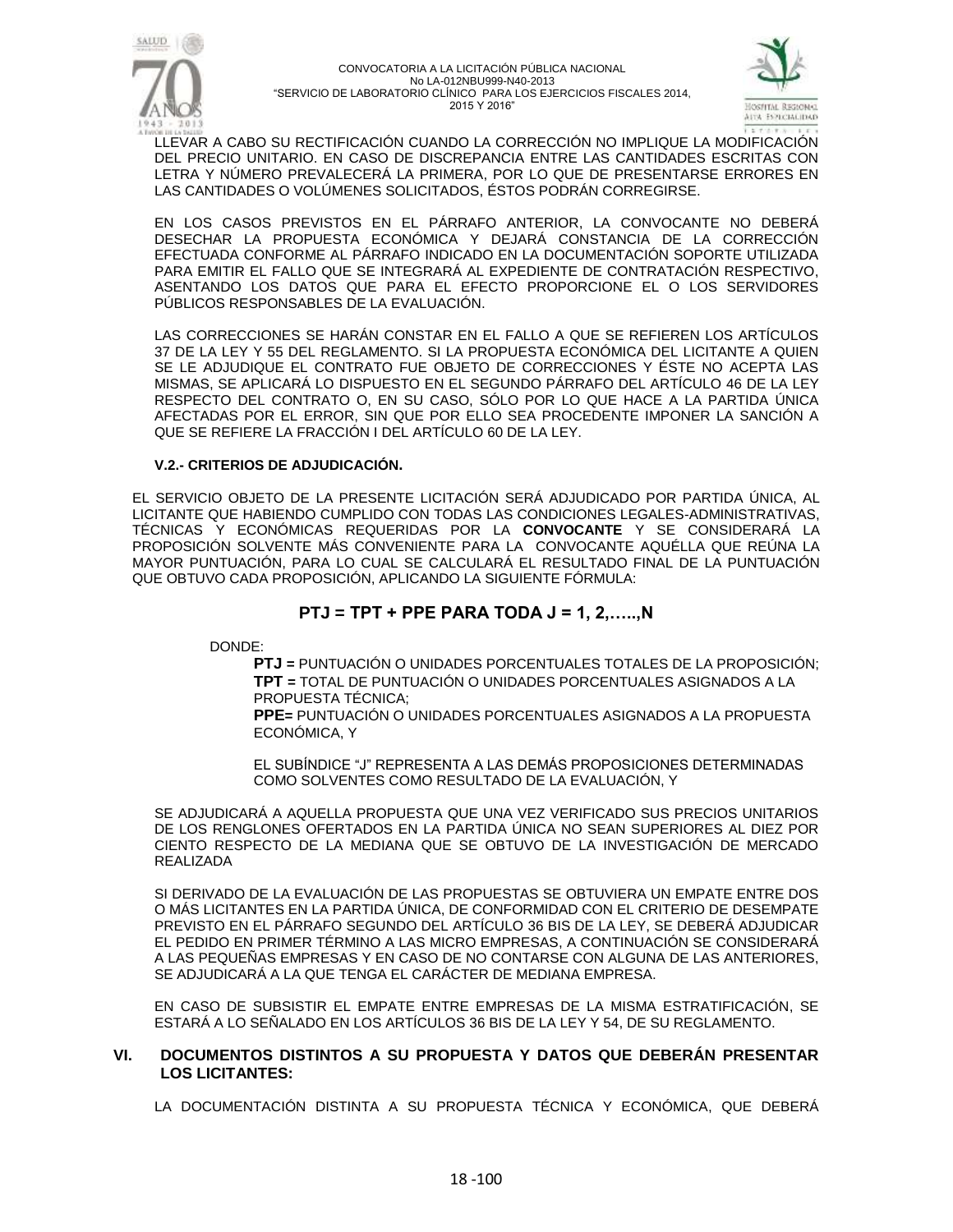LLEVAR A CABO SU RECTIFICACIÓN CUANDO LA CORRECCIÓN NO IMPLIQUE LA MODIFICACIÓN DEL PRECIO UNITARIO. EN CASO DE DISCREPANCIA ENTRE LAS CANTIDADES ESCRITAS CON LETRA Y NÚMERO PREVALECERÁ LA PRIMERA, POR LO QUE DE PRESENTARSE ERRORES EN LAS CANTIDADES O VOLÚMENES SOLICITADOS, ÉSTOS PODRÁN CORREGIRSE.

EN LOS CASOS PREVISTOS EN EL PÁRRAFO ANTERIOR, LA CONVOCANTE NO DEBERÁ DESECHAR LA PROPUESTA ECONÓMICA Y DEJARÁ CONSTANCIA DE LA CORRECCIÓN EFECTUADA CONFORME AL PÁRRAFO INDICADO EN LA DOCUMENTACIÓN SOPORTE UTILIZADA PARA EMITIR EL FALLO QUE SE INTEGRARÁ AL EXPEDIENTE DE CONTRATACIÓN RESPECTIVO, ASENTANDO LOS DATOS QUE PARA EL EFECTO PROPORCIONE EL O LOS SERVIDORES PÚBLICOS RESPONSABLES DE LA EVALUACIÓN.

LAS CORRECCIONES SE HARÁN CONSTAR EN EL FALLO A QUE SE REFIEREN LOS ARTÍCULOS 37 DE LA LEY Y 55 DEL REGLAMENTO. SI LA PROPUESTA ECONÓMICA DEL LICITANTE A QUIEN SE LE ADJUDIQUE EL CONTRATO FUE OBJETO DE CORRECCIONES Y ÉSTE NO ACEPTA LAS MISMAS, SE APLICARÁ LO DISPUESTO EN EL SEGUNDO PÁRRAFO DEL ARTÍCULO 46 DE LA LEY RESPECTO DEL CONTRATO O, EN SU CASO, SÓLO POR LO QUE HACE A LA PARTIDA ÚNICA AFECTADAS POR EL ERROR, SIN QUE POR ELLO SEA PROCEDENTE IMPONER LA SANCIÓN A QUE SE REFIERE LA FRACCIÓN I DEL ARTÍCULO 60 DE LA LEY.

### V.2.- CRITERIOS DE ADJUDICACIÓN.

EL SERVICIO OBJETO DE LA PRESENTE LICITACIÓN SERÁ ADJUDICADO POR PARTIDA ÚNICA, AL LICITANTE QUE HABIENDO CUMPLIDO CON TODAS LAS CONDICIONES LEGALES-ADMINISTRATIVAS, TÉCNICAS Y ECONÓMICAS REQUERIDAS POR LA **CONVOCANTE** Y SE CONSIDERARÁ LA PROPOSICIÓN SOLVENTE MÁS CONVENIENTE PARA LA CONVOCANTE AQUÉLLA QUE REÚNA LA MAYOR PUNTUACIÓN, PARA LO CUAL SE CALCULARÁ EL RESULTADO FINAL DE LA PUNTUACIÓN QUE OBTUVO CADA PROPOSICIÓN, APLICANDO LA SIGUIENTE FÓRMULA:

$$PTJ = TPT + PPE \text{ PARA TODA } J = 1, 2, \ldots, N$$

DONDE:

**PTJ =** PUNTUACIÓN O UNIDADES PORCENTUALES TOTALES DE LA PROPOSICIÓN;
**TPT =** TOTAL DE PUNTUACIÓN O UNIDADES PORCENTUALES ASIGNADOS A LA PROPUESTA TÉCNICA;
**PPE=** PUNTUACIÓN O UNIDADES PORCENTUALES ASIGNADOS A LA PROPUESTA ECONÓMICA, Y

EL SUBÍNDICE "J" REPRESENTA A LAS DEMÁS PROPOSICIONES DETERMINADAS COMO SOLVENTES COMO RESULTADO DE LA EVALUACIÓN, Y

SE ADJUDICARÁ A AQUELLA PROPUESTA QUE UNA VEZ VERIFICADO SUS PRECIOS UNITARIOS DE LOS RENGLONES OFERTADOS EN LA PARTIDA ÚNICA NO SEAN SUPERIORES AL DIEZ POR CIENTO RESPECTO DE LA MEDIANA QUE SE OBTUVO DE LA INVESTIGACIÓN DE MERCADO REALIZADA

SI DERIVADO DE LA EVALUACIÓN DE LAS PROPUESTAS SE OBTUVIERA UN EMPATE ENTRE DOS O MÁS LICITANTES EN LA PARTIDA ÚNICA, DE CONFORMIDAD CON EL CRITERIO DE DESEMPATE PREVISTO EN EL PÁRRAFO SEGUNDO DEL ARTÍCULO 36 BIS DE LA LEY, SE DEBERÁ ADJUDICAR EL PEDIDO EN PRIMER TÉRMINO A LAS MICRO EMPRESAS, A CONTINUACIÓN SE CONSIDERARÁ A LAS PEQUEÑAS EMPRESAS Y EN CASO DE NO CONTARSE CON ALGUNA DE LAS ANTERIORES, SE ADJUDICARÁ A LA QUE TENGA EL CARÁCTER DE MEDIANA EMPRESA.

EN CASO DE SUBSISTIR EL EMPATE ENTRE EMPRESAS DE LA MISMA ESTRATIFICACIÓN, SE ESTARÁ A LO SEÑALADO EN LOS ARTÍCULOS 36 BIS DE LA LEY Y 54, DE SU REGLAMENTO.

## VI. DOCUMENTOS DISTINTOS A SU PROPUESTA Y DATOS QUE DEBERÁN PRESENTAR LOS LICITANTES:

LA DOCUMENTACIÓN DISTINTA A SU PROPUESTA TÉCNICA Y ECONÓMICA, QUE DEBERÁ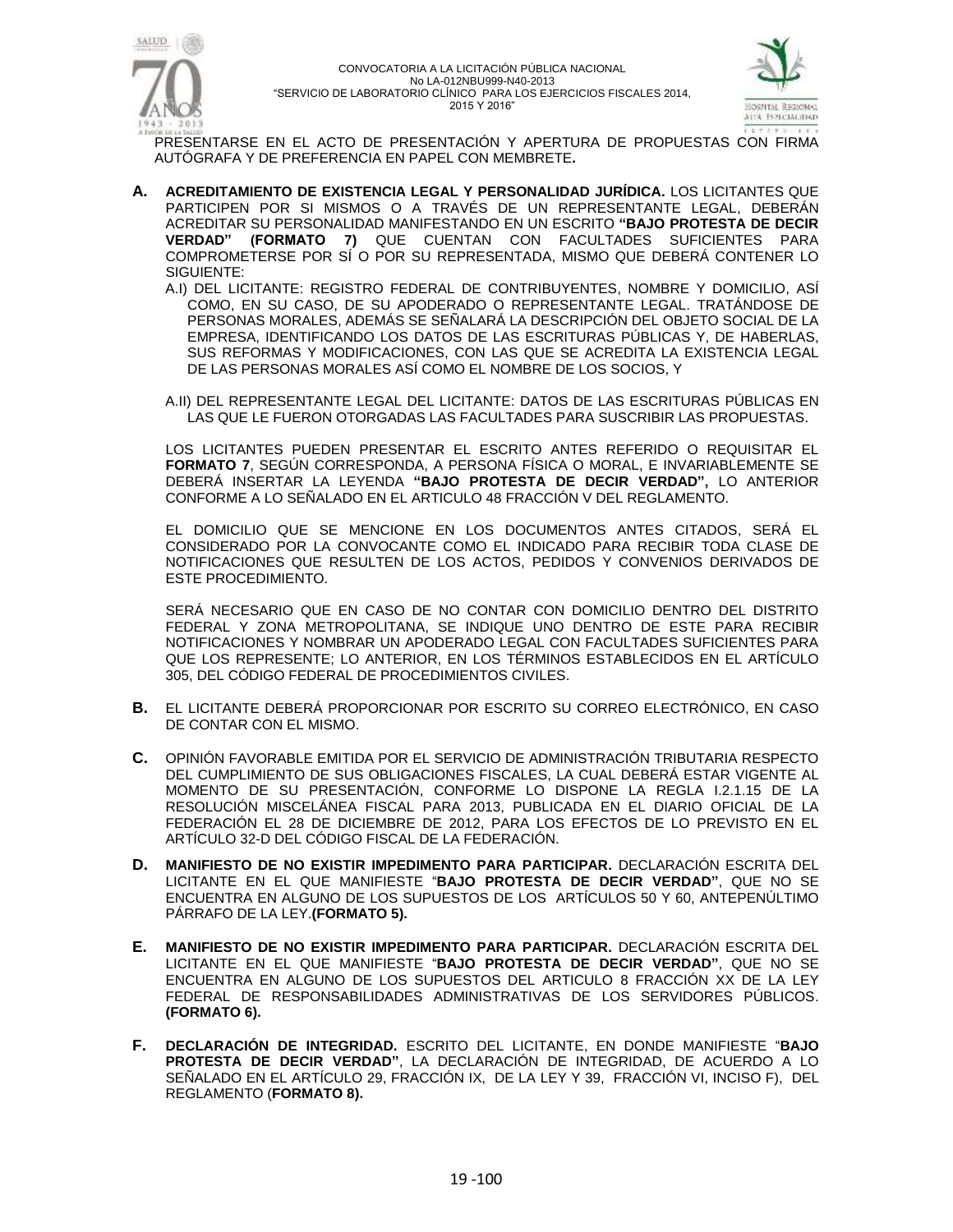PRESENTARSE EN EL ACTO DE PRESENTACIÓN Y APERTURA DE PROPUESTAS CON FIRMA AUTÓGRAFA Y DE PREFERENCIA EN PAPEL CON MEMBRETE**.**

**A.** **ACREDITAMIENTO DE EXISTENCIA LEGAL Y PERSONALIDAD JURÍDICA.** LOS LICITANTES QUE PARTICIPEN POR SI MISMOS O A TRAVÉS DE UN REPRESENTANTE LEGAL, DEBERÁN ACREDITAR SU PERSONALIDAD MANIFESTANDO EN UN ESCRITO **"BAJO PROTESTA DE DECIR VERDAD" (FORMATO 7)** QUE CUENTAN CON FACULTADES SUFICIENTES PARA COMPROMETERSE POR SÍ O POR SU REPRESENTADA, MISMO QUE DEBERÁ CONTENER LO SIGUIENTE:

A.I) DEL LICITANTE: REGISTRO FEDERAL DE CONTRIBUYENTES, NOMBRE Y DOMICILIO, ASÍ COMO, EN SU CASO, DE SU APODERADO O REPRESENTANTE LEGAL. TRATÁNDOSE DE PERSONAS MORALES, ADEMÁS SE SEÑALARÁ LA DESCRIPCIÓN DEL OBJETO SOCIAL DE LA EMPRESA, IDENTIFICANDO LOS DATOS DE LAS ESCRITURAS PÚBLICAS Y, DE HABERLAS, SUS REFORMAS Y MODIFICACIONES, CON LAS QUE SE ACREDITA LA EXISTENCIA LEGAL DE LAS PERSONAS MORALES ASÍ COMO EL NOMBRE DE LOS SOCIOS, Y

A.II) DEL REPRESENTANTE LEGAL DEL LICITANTE: DATOS DE LAS ESCRITURAS PÚBLICAS EN LAS QUE LE FUERON OTORGADAS LAS FACULTADES PARA SUSCRIBIR LAS PROPUESTAS.

LOS LICITANTES PUEDEN PRESENTAR EL ESCRITO ANTES REFERIDO O REQUISITAR EL **FORMATO 7**, SEGÚN CORRESPONDA, A PERSONA FÍSICA O MORAL, E INVARIABLEMENTE SE DEBERÁ INSERTAR LA LEYENDA **"BAJO PROTESTA DE DECIR VERDAD",** LO ANTERIOR CONFORME A LO SEÑALADO EN EL ARTICULO 48 FRACCIÓN V DEL REGLAMENTO.

EL DOMICILIO QUE SE MENCIONE EN LOS DOCUMENTOS ANTES CITADOS, SERÁ EL CONSIDERADO POR LA CONVOCANTE COMO EL INDICADO PARA RECIBIR TODA CLASE DE NOTIFICACIONES QUE RESULTEN DE LOS ACTOS, PEDIDOS Y CONVENIOS DERIVADOS DE ESTE PROCEDIMIENTO.

SERÁ NECESARIO QUE EN CASO DE NO CONTAR CON DOMICILIO DENTRO DEL DISTRITO FEDERAL Y ZONA METROPOLITANA, SE INDIQUE UNO DENTRO DE ESTE PARA RECIBIR NOTIFICACIONES Y NOMBRAR UN APODERADO LEGAL CON FACULTADES SUFICIENTES PARA QUE LOS REPRESENTE; LO ANTERIOR, EN LOS TÉRMINOS ESTABLECIDOS EN EL ARTÍCULO 305, DEL CÓDIGO FEDERAL DE PROCEDIMIENTOS CIVILES.

**B.** EL LICITANTE DEBERÁ PROPORCIONAR POR ESCRITO SU CORREO ELECTRÓNICO, EN CASO DE CONTAR CON EL MISMO.

**C.** OPINIÓN FAVORABLE EMITIDA POR EL SERVICIO DE ADMINISTRACIÓN TRIBUTARIA RESPECTO DEL CUMPLIMIENTO DE SUS OBLIGACIONES FISCALES, LA CUAL DEBERÁ ESTAR VIGENTE AL MOMENTO DE SU PRESENTACIÓN, CONFORME LO DISPONE LA REGLA I.2.1.15 DE LA RESOLUCIÓN MISCELÁNEA FISCAL PARA 2013, PUBLICADA EN EL DIARIO OFICIAL DE LA FEDERACIÓN EL 28 DE DICIEMBRE DE 2012, PARA LOS EFECTOS DE LO PREVISTO EN EL ARTÍCULO 32-D DEL CÓDIGO FISCAL DE LA FEDERACIÓN.

**D.** **MANIFIESTO DE NO EXISTIR IMPEDIMENTO PARA PARTICIPAR.** DECLARACIÓN ESCRITA DEL LICITANTE EN EL QUE MANIFIESTE "**BAJO PROTESTA DE DECIR VERDAD"**, QUE NO SE ENCUENTRA EN ALGUNO DE LOS SUPUESTOS DE LOS ARTÍCULOS 50 Y 60, ANTEPENÚLTIMO PÁRRAFO DE LA LEY.**(FORMATO 5).**

**E.** **MANIFIESTO DE NO EXISTIR IMPEDIMENTO PARA PARTICIPAR.** DECLARACIÓN ESCRITA DEL LICITANTE EN EL QUE MANIFIESTE "**BAJO PROTESTA DE DECIR VERDAD"**, QUE NO SE ENCUENTRA EN ALGUNO DE LOS SUPUESTOS DEL ARTICULO 8 FRACCIÓN XX DE LA LEY FEDERAL DE RESPONSABILIDADES ADMINISTRATIVAS DE LOS SERVIDORES PÚBLICOS. **(FORMATO 6).**

**F.** **DECLARACIÓN DE INTEGRIDAD.** ESCRITO DEL LICITANTE, EN DONDE MANIFIESTE "**BAJO PROTESTA DE DECIR VERDAD"**, LA DECLARACIÓN DE INTEGRIDAD, DE ACUERDO A LO SEÑALADO EN EL ARTÍCULO 29, FRACCIÓN IX, DE LA LEY Y 39, FRACCIÓN VI, INCISO F), DEL REGLAMENTO (**FORMATO 8).**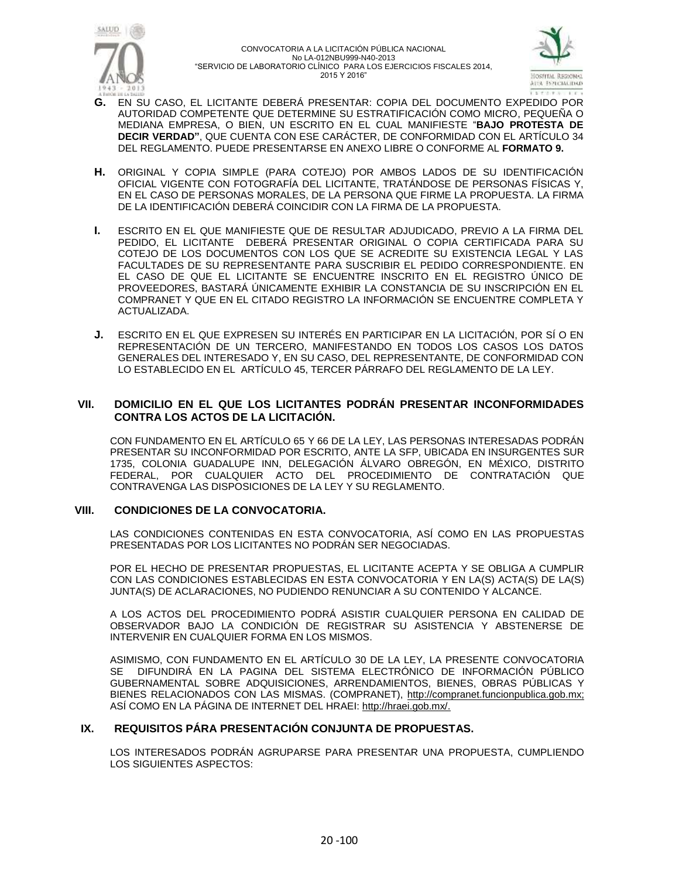**G.** EN SU CASO, EL LICITANTE DEBERÁ PRESENTAR: COPIA DEL DOCUMENTO EXPEDIDO POR AUTORIDAD COMPETENTE QUE DETERMINE SU ESTRATIFICACIÓN COMO MICRO, PEQUEÑA O MEDIANA EMPRESA, O BIEN, UN ESCRITO EN EL CUAL MANIFIESTE "**BAJO PROTESTA DE DECIR VERDAD"**, QUE CUENTA CON ESE CARÁCTER, DE CONFORMIDAD CON EL ARTÍCULO 34 DEL REGLAMENTO. PUEDE PRESENTARSE EN ANEXO LIBRE O CONFORME AL **FORMATO 9.**

**H.** ORIGINAL Y COPIA SIMPLE (PARA COTEJO) POR AMBOS LADOS DE SU IDENTIFICACIÓN OFICIAL VIGENTE CON FOTOGRAFÍA DEL LICITANTE, TRATÁNDOSE DE PERSONAS FÍSICAS Y, EN EL CASO DE PERSONAS MORALES, DE LA PERSONA QUE FIRME LA PROPUESTA. LA FIRMA DE LA IDENTIFICACIÓN DEBERÁ COINCIDIR CON LA FIRMA DE LA PROPUESTA.

**I.** ESCRITO EN EL QUE MANIFIESTE QUE DE RESULTAR ADJUDICADO, PREVIO A LA FIRMA DEL PEDIDO, EL LICITANTE DEBERÁ PRESENTAR ORIGINAL O COPIA CERTIFICADA PARA SU COTEJO DE LOS DOCUMENTOS CON LOS QUE SE ACREDITE SU EXISTENCIA LEGAL Y LAS FACULTADES DE SU REPRESENTANTE PARA SUSCRIBIR EL PEDIDO CORRESPONDIENTE. EN EL CASO DE QUE EL LICITANTE SE ENCUENTRE INSCRITO EN EL REGISTRO ÚNICO DE PROVEEDORES, BASTARÁ ÚNICAMENTE EXHIBIR LA CONSTANCIA DE SU INSCRIPCIÓN EN EL COMPRANET Y QUE EN EL CITADO REGISTRO LA INFORMACIÓN SE ENCUENTRE COMPLETA Y ACTUALIZADA.

**J.** ESCRITO EN EL QUE EXPRESEN SU INTERÉS EN PARTICIPAR EN LA LICITACIÓN, POR SÍ O EN REPRESENTACIÓN DE UN TERCERO, MANIFESTANDO EN TODOS LOS CASOS LOS DATOS GENERALES DEL INTERESADO Y, EN SU CASO, DEL REPRESENTANTE, DE CONFORMIDAD CON LO ESTABLECIDO EN EL ARTÍCULO 45, TERCER PÁRRAFO DEL REGLAMENTO DE LA LEY.

## VII. DOMICILIO EN EL QUE LOS LICITANTES PODRÁN PRESENTAR INCONFORMIDADES CONTRA LOS ACTOS DE LA LICITACIÓN.

CON FUNDAMENTO EN EL ARTÍCULO 65 Y 66 DE LA LEY, LAS PERSONAS INTERESADAS PODRÁN PRESENTAR SU INCONFORMIDAD POR ESCRITO, ANTE LA SFP, UBICADA EN INSURGENTES SUR 1735, COLONIA GUADALUPE INN, DELEGACIÓN ÁLVARO OBREGÓN, EN MÉXICO, DISTRITO FEDERAL, POR CUALQUIER ACTO DEL PROCEDIMIENTO DE CONTRATACIÓN QUE CONTRAVENGA LAS DISPOSICIONES DE LA LEY Y SU REGLAMENTO.

## VIII. CONDICIONES DE LA CONVOCATORIA.

LAS CONDICIONES CONTENIDAS EN ESTA CONVOCATORIA, ASÍ COMO EN LAS PROPUESTAS PRESENTADAS POR LOS LICITANTES NO PODRÁN SER NEGOCIADAS.

POR EL HECHO DE PRESENTAR PROPUESTAS, EL LICITANTE ACEPTA Y SE OBLIGA A CUMPLIR CON LAS CONDICIONES ESTABLECIDAS EN ESTA CONVOCATORIA Y EN LA(S) ACTA(S) DE LA(S) JUNTA(S) DE ACLARACIONES, NO PUDIENDO RENUNCIAR A SU CONTENIDO Y ALCANCE.

A LOS ACTOS DEL PROCEDIMIENTO PODRÁ ASISTIR CUALQUIER PERSONA EN CALIDAD DE OBSERVADOR BAJO LA CONDICIÓN DE REGISTRAR SU ASISTENCIA Y ABSTENERSE DE INTERVENIR EN CUALQUIER FORMA EN LOS MISMOS.

ASIMISMO, CON FUNDAMENTO EN EL ARTÍCULO 30 DE LA LEY, LA PRESENTE CONVOCATORIA SE DIFUNDIRÁ EN LA PAGINA DEL SISTEMA ELECTRÓNICO DE INFORMACIÓN PÚBLICO GUBERNAMENTAL SOBRE ADQUISICIONES, ARRENDAMIENTOS, BIENES, OBRAS PÚBLICAS Y BIENES RELACIONADOS CON LAS MISMAS. (COMPRANET), http://compranet.funcionpublica.gob.mx; ASÍ COMO EN LA PÁGINA DE INTERNET DEL HRAEI: http://hraei.gob.mx/.

## IX. REQUISITOS PÁRA PRESENTACIÓN CONJUNTA DE PROPUESTAS.

LOS INTERESADOS PODRÁN AGRUPARSE PARA PRESENTAR UNA PROPUESTA, CUMPLIENDO LOS SIGUIENTES ASPECTOS: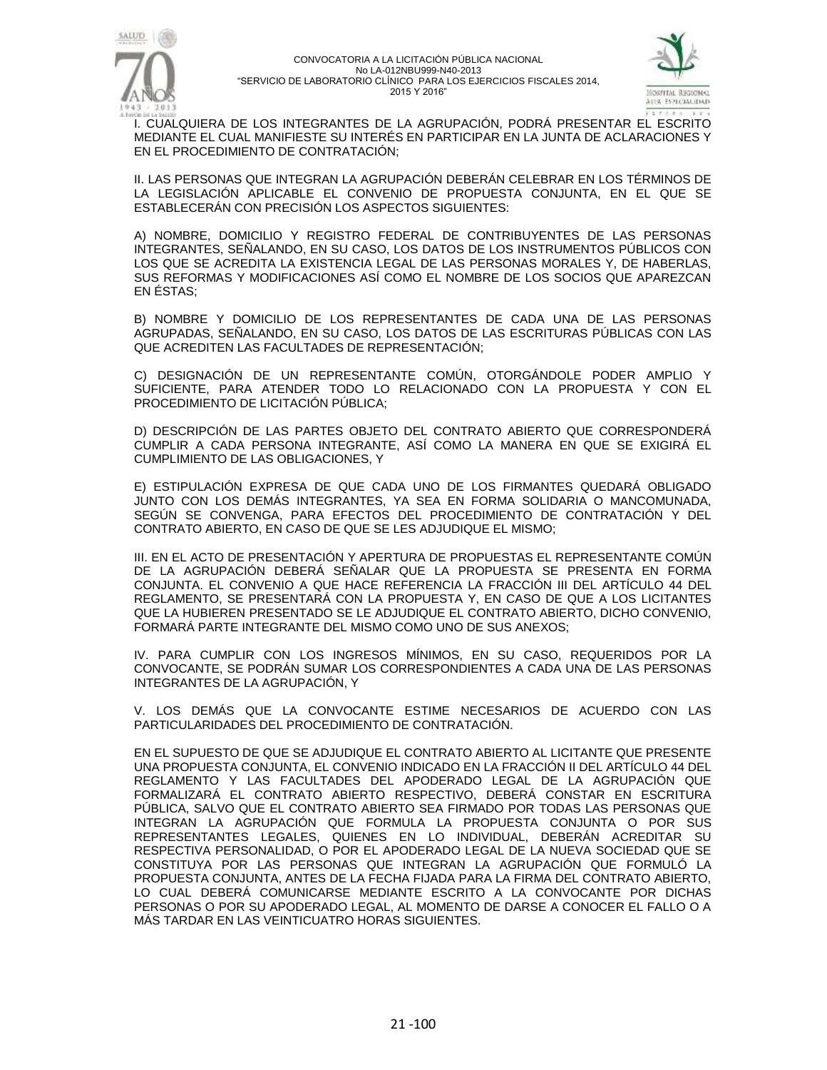I. CUALQUIERA DE LOS INTEGRANTES DE LA AGRUPACIÓN, PODRÁ PRESENTAR EL ESCRITO MEDIANTE EL CUAL MANIFIESTE SU INTERÉS EN PARTICIPAR EN LA JUNTA DE ACLARACIONES Y EN EL PROCEDIMIENTO DE CONTRATACIÓN;

II. LAS PERSONAS QUE INTEGRAN LA AGRUPACIÓN DEBERÁN CELEBRAR EN LOS TÉRMINOS DE LA LEGISLACIÓN APLICABLE EL CONVENIO DE PROPUESTA CONJUNTA, EN EL QUE SE ESTABLECERÁN CON PRECISIÓN LOS ASPECTOS SIGUIENTES:

A) NOMBRE, DOMICILIO Y REGISTRO FEDERAL DE CONTRIBUYENTES DE LAS PERSONAS INTEGRANTES, SEÑALANDO, EN SU CASO, LOS DATOS DE LOS INSTRUMENTOS PÚBLICOS CON LOS QUE SE ACREDITA LA EXISTENCIA LEGAL DE LAS PERSONAS MORALES Y, DE HABERLAS, SUS REFORMAS Y MODIFICACIONES ASÍ COMO EL NOMBRE DE LOS SOCIOS QUE APAREZCAN EN ÉSTAS;

B) NOMBRE Y DOMICILIO DE LOS REPRESENTANTES DE CADA UNA DE LAS PERSONAS AGRUPADAS, SEÑALANDO, EN SU CASO, LOS DATOS DE LAS ESCRITURAS PÚBLICAS CON LAS QUE ACREDITEN LAS FACULTADES DE REPRESENTACIÓN;

C) DESIGNACIÓN DE UN REPRESENTANTE COMÚN, OTORGÁNDOLE PODER AMPLIO Y SUFICIENTE, PARA ATENDER TODO LO RELACIONADO CON LA PROPUESTA Y CON EL PROCEDIMIENTO DE LICITACIÓN PÚBLICA;

D) DESCRIPCIÓN DE LAS PARTES OBJETO DEL CONTRATO ABIERTO QUE CORRESPONDERÁ CUMPLIR A CADA PERSONA INTEGRANTE, ASÍ COMO LA MANERA EN QUE SE EXIGIRÁ EL CUMPLIMIENTO DE LAS OBLIGACIONES, Y

E) ESTIPULACIÓN EXPRESA DE QUE CADA UNO DE LOS FIRMANTES QUEDARÁ OBLIGADO JUNTO CON LOS DEMÁS INTEGRANTES, YA SEA EN FORMA SOLIDARIA O MANCOMUNADA, SEGÚN SE CONVENGA, PARA EFECTOS DEL PROCEDIMIENTO DE CONTRATACIÓN Y DEL CONTRATO ABIERTO, EN CASO DE QUE SE LES ADJUDIQUE EL MISMO;

III. EN EL ACTO DE PRESENTACIÓN Y APERTURA DE PROPUESTAS EL REPRESENTANTE COMÚN DE LA AGRUPACIÓN DEBERÁ SEÑALAR QUE LA PROPUESTA SE PRESENTA EN FORMA CONJUNTA. EL CONVENIO A QUE HACE REFERENCIA LA FRACCIÓN III DEL ARTÍCULO 44 DEL REGLAMENTO, SE PRESENTARÁ CON LA PROPUESTA Y, EN CASO DE QUE A LOS LICITANTES QUE LA HUBIEREN PRESENTADO SE LE ADJUDIQUE EL CONTRATO ABIERTO, DICHO CONVENIO, FORMARÁ PARTE INTEGRANTE DEL MISMO COMO UNO DE SUS ANEXOS;

IV. PARA CUMPLIR CON LOS INGRESOS MÍNIMOS, EN SU CASO, REQUERIDOS POR LA CONVOCANTE, SE PODRÁN SUMAR LOS CORRESPONDIENTES A CADA UNA DE LAS PERSONAS INTEGRANTES DE LA AGRUPACIÓN, Y

V. LOS DEMÁS QUE LA CONVOCANTE ESTIME NECESARIOS DE ACUERDO CON LAS PARTICULARIDADES DEL PROCEDIMIENTO DE CONTRATACIÓN.

EN EL SUPUESTO DE QUE SE ADJUDIQUE EL CONTRATO ABIERTO AL LICITANTE QUE PRESENTE UNA PROPUESTA CONJUNTA, EL CONVENIO INDICADO EN LA FRACCIÓN II DEL ARTÍCULO 44 DEL REGLAMENTO Y LAS FACULTADES DEL APODERADO LEGAL DE LA AGRUPACIÓN QUE FORMALIZARÁ EL CONTRATO ABIERTO RESPECTIVO, DEBERÁ CONSTAR EN ESCRITURA PÚBLICA, SALVO QUE EL CONTRATO ABIERTO SEA FIRMADO POR TODAS LAS PERSONAS QUE INTEGRAN LA AGRUPACIÓN QUE FORMULA LA PROPUESTA CONJUNTA O POR SUS REPRESENTANTES LEGALES, QUIENES EN LO INDIVIDUAL, DEBERÁN ACREDITAR SU RESPECTIVA PERSONALIDAD, O POR EL APODERADO LEGAL DE LA NUEVA SOCIEDAD QUE SE CONSTITUYA POR LAS PERSONAS QUE INTEGRAN LA AGRUPACIÓN QUE FORMULÓ LA PROPUESTA CONJUNTA, ANTES DE LA FECHA FIJADA PARA LA FIRMA DEL CONTRATO ABIERTO, LO CUAL DEBERÁ COMUNICARSE MEDIANTE ESCRITO A LA CONVOCANTE POR DICHAS PERSONAS O POR SU APODERADO LEGAL, AL MOMENTO DE DARSE A CONOCER EL FALLO O A MÁS TARDAR EN LAS VEINTICUATRO HORAS SIGUIENTES.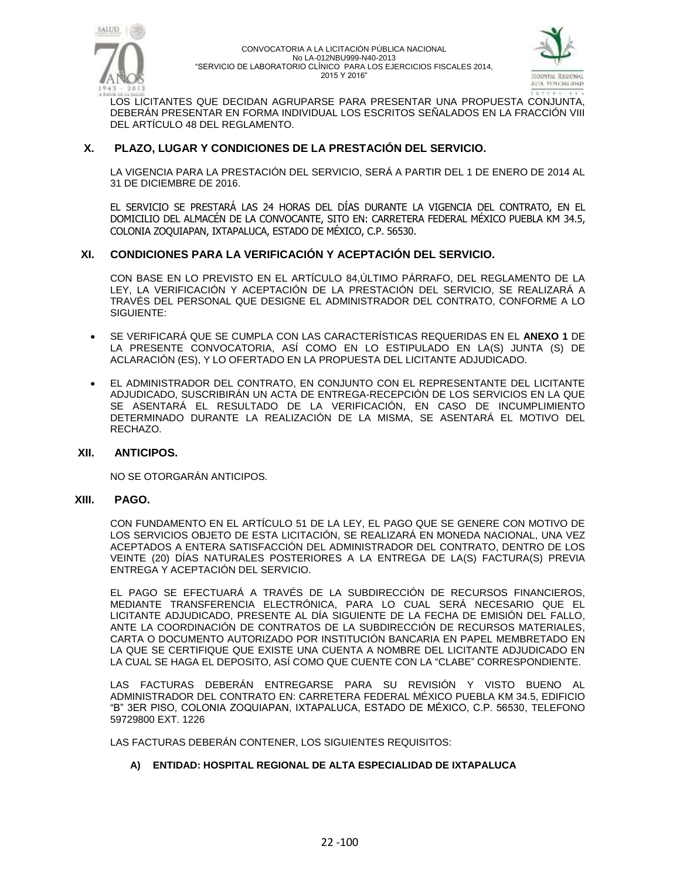LOS LICITANTES QUE DECIDAN AGRUPARSE PARA PRESENTAR UNA PROPUESTA CONJUNTA, DEBERÁN PRESENTAR EN FORMA INDIVIDUAL LOS ESCRITOS SEÑALADOS EN LA FRACCIÓN VIII DEL ARTÍCULO 48 DEL REGLAMENTO.

## X. PLAZO, LUGAR Y CONDICIONES DE LA PRESTACIÓN DEL SERVICIO.

LA VIGENCIA PARA LA PRESTACIÓN DEL SERVICIO, SERÁ A PARTIR DEL 1 DE ENERO DE 2014 AL 31 DE DICIEMBRE DE 2016.

EL SERVICIO SE PRESTARÁ LAS 24 HORAS DEL DÍAS DURANTE LA VIGENCIA DEL CONTRATO, EN EL DOMICILIO DEL ALMACÉN DE LA CONVOCANTE, SITO EN: CARRETERA FEDERAL MÉXICO PUEBLA KM 34.5, COLONIA ZOQUIAPAN, IXTAPALUCA, ESTADO DE MÉXICO, C.P. 56530.

## XI. CONDICIONES PARA LA VERIFICACIÓN Y ACEPTACIÓN DEL SERVICIO.

CON BASE EN LO PREVISTO EN EL ARTÍCULO 84,ÚLTIMO PÁRRAFO, DEL REGLAMENTO DE LA LEY, LA VERIFICACIÓN Y ACEPTACIÓN DE LA PRESTACIÓN DEL SERVICIO, SE REALIZARÁ A TRAVÉS DEL PERSONAL QUE DESIGNE EL ADMINISTRADOR DEL CONTRATO, CONFORME A LO SIGUIENTE:

- SE VERIFICARÁ QUE SE CUMPLA CON LAS CARACTERÍSTICAS REQUERIDAS EN EL **ANEXO 1** DE LA PRESENTE CONVOCATORIA, ASÍ COMO EN LO ESTIPULADO EN LA(S) JUNTA (S) DE ACLARACIÓN (ES), Y LO OFERTADO EN LA PROPUESTA DEL LICITANTE ADJUDICADO.
- EL ADMINISTRADOR DEL CONTRATO, EN CONJUNTO CON EL REPRESENTANTE DEL LICITANTE ADJUDICADO, SUSCRIBIRÁN UN ACTA DE ENTREGA-RECEPCIÓN DE LOS SERVICIOS EN LA QUE SE ASENTARÁ EL RESULTADO DE LA VERIFICACIÓN, EN CASO DE INCUMPLIMIENTO DETERMINADO DURANTE LA REALIZACIÓN DE LA MISMA, SE ASENTARÁ EL MOTIVO DEL RECHAZO.

## XII. ANTICIPOS.

NO SE OTORGARÁN ANTICIPOS.

## XIII. PAGO.

CON FUNDAMENTO EN EL ARTÍCULO 51 DE LA LEY, EL PAGO QUE SE GENERE CON MOTIVO DE LOS SERVICIOS OBJETO DE ESTA LICITACIÓN, SE REALIZARÁ EN MONEDA NACIONAL, UNA VEZ ACEPTADOS A ENTERA SATISFACCIÓN DEL ADMINISTRADOR DEL CONTRATO, DENTRO DE LOS VEINTE (20) DÍAS NATURALES POSTERIORES A LA ENTREGA DE LA(S) FACTURA(S) PREVIA ENTREGA Y ACEPTACIÓN DEL SERVICIO.

EL PAGO SE EFECTUARÁ A TRAVÉS DE LA SUBDIRECCIÓN DE RECURSOS FINANCIEROS, MEDIANTE TRANSFERENCIA ELECTRÓNICA, PARA LO CUAL SERÁ NECESARIO QUE EL LICITANTE ADJUDICADO, PRESENTE AL DÍA SIGUIENTE DE LA FECHA DE EMISIÓN DEL FALLO, ANTE LA COORDINACIÓN DE CONTRATOS DE LA SUBDIRECCIÓN DE RECURSOS MATERIALES, CARTA O DOCUMENTO AUTORIZADO POR INSTITUCIÓN BANCARIA EN PAPEL MEMBRETADO EN LA QUE SE CERTIFIQUE QUE EXISTE UNA CUENTA A NOMBRE DEL LICITANTE ADJUDICADO EN LA CUAL SE HAGA EL DEPOSITO, ASÍ COMO QUE CUENTE CON LA "CLABE" CORRESPONDIENTE.

LAS FACTURAS DEBERÁN ENTREGARSE PARA SU REVISIÓN Y VISTO BUENO AL ADMINISTRADOR DEL CONTRATO EN: CARRETERA FEDERAL MÉXICO PUEBLA KM 34.5, EDIFICIO "B" 3ER PISO, COLONIA ZOQUIAPAN, IXTAPALUCA, ESTADO DE MÉXICO, C.P. 56530, TELEFONO 59729800 EXT. 1226

LAS FACTURAS DEBERÁN CONTENER, LOS SIGUIENTES REQUISITOS:

**A) ENTIDAD: HOSPITAL REGIONAL DE ALTA ESPECIALIDAD DE IXTAPALUCA**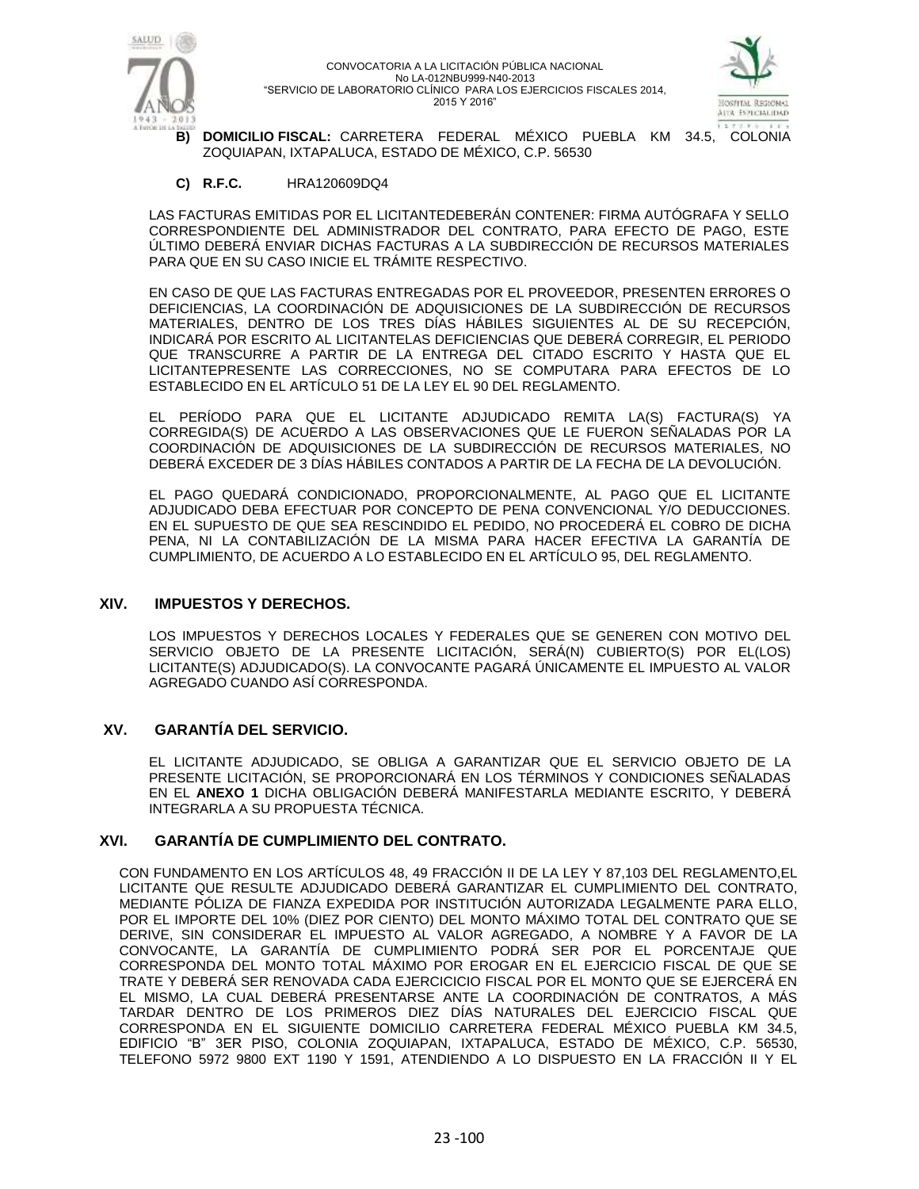**B) DOMICILIO FISCAL:** CARRETERA FEDERAL MÉXICO PUEBLA KM 34.5, COLONIA ZOQUIAPAN, IXTAPALUCA, ESTADO DE MÉXICO, C.P. 56530

**C) R.F.C.** HRA120609DQ4

LAS FACTURAS EMITIDAS POR EL LICITANTEDEBERÁN CONTENER: FIRMA AUTÓGRAFA Y SELLO CORRESPONDIENTE DEL ADMINISTRADOR DEL CONTRATO, PARA EFECTO DE PAGO, ESTE ÚLTIMO DEBERÁ ENVIAR DICHAS FACTURAS A LA SUBDIRECCIÓN DE RECURSOS MATERIALES PARA QUE EN SU CASO INICIE EL TRÁMITE RESPECTIVO.

EN CASO DE QUE LAS FACTURAS ENTREGADAS POR EL PROVEEDOR, PRESENTEN ERRORES O DEFICIENCIAS, LA COORDINACIÓN DE ADQUISICIONES DE LA SUBDIRECCIÓN DE RECURSOS MATERIALES, DENTRO DE LOS TRES DÍAS HÁBILES SIGUIENTES AL DE SU RECEPCIÓN, INDICARÁ POR ESCRITO AL LICITANTELAS DEFICIENCIAS QUE DEBERÁ CORREGIR, EL PERIODO QUE TRANSCURRE A PARTIR DE LA ENTREGA DEL CITADO ESCRITO Y HASTA QUE EL LICITANTEPRESENTE LAS CORRECCIONES, NO SE COMPUTARA PARA EFECTOS DE LO ESTABLECIDO EN EL ARTÍCULO 51 DE LA LEY EL 90 DEL REGLAMENTO.

EL PERÍODO PARA QUE EL LICITANTE ADJUDICADO REMITA LA(S) FACTURA(S) YA CORREGIDA(S) DE ACUERDO A LAS OBSERVACIONES QUE LE FUERON SEÑALADAS POR LA COORDINACIÓN DE ADQUISICIONES DE LA SUBDIRECCIÓN DE RECURSOS MATERIALES, NO DEBERÁ EXCEDER DE 3 DÍAS HÁBILES CONTADOS A PARTIR DE LA FECHA DE LA DEVOLUCIÓN.

EL PAGO QUEDARÁ CONDICIONADO, PROPORCIONALMENTE, AL PAGO QUE EL LICITANTE ADJUDICADO DEBA EFECTUAR POR CONCEPTO DE PENA CONVENCIONAL Y/O DEDUCCIONES. EN EL SUPUESTO DE QUE SEA RESCINDIDO EL PEDIDO, NO PROCEDERÁ EL COBRO DE DICHA PENA, NI LA CONTABILIZACIÓN DE LA MISMA PARA HACER EFECTIVA LA GARANTÍA DE CUMPLIMIENTO, DE ACUERDO A LO ESTABLECIDO EN EL ARTÍCULO 95, DEL REGLAMENTO.

## XIV. IMPUESTOS Y DERECHOS.

LOS IMPUESTOS Y DERECHOS LOCALES Y FEDERALES QUE SE GENEREN CON MOTIVO DEL SERVICIO OBJETO DE LA PRESENTE LICITACIÓN, SERÁ(N) CUBIERTO(S) POR EL(LOS) LICITANTE(S) ADJUDICADO(S). LA CONVOCANTE PAGARÁ ÚNICAMENTE EL IMPUESTO AL VALOR AGREGADO CUANDO ASÍ CORRESPONDA.

## XV. GARANTÍA DEL SERVICIO.

EL LICITANTE ADJUDICADO, SE OBLIGA A GARANTIZAR QUE EL SERVICIO OBJETO DE LA PRESENTE LICITACIÓN, SE PROPORCIONARÁ EN LOS TÉRMINOS Y CONDICIONES SEÑALADAS EN EL **ANEXO 1** DICHA OBLIGACIÓN DEBERÁ MANIFESTARLA MEDIANTE ESCRITO, Y DEBERÁ INTEGRARLA A SU PROPUESTA TÉCNICA.

## XVI. GARANTÍA DE CUMPLIMIENTO DEL CONTRATO.

CON FUNDAMENTO EN LOS ARTÍCULOS 48, 49 FRACCIÓN II DE LA LEY Y 87,103 DEL REGLAMENTO,EL LICITANTE QUE RESULTE ADJUDICADO DEBERÁ GARANTIZAR EL CUMPLIMIENTO DEL CONTRATO, MEDIANTE PÓLIZA DE FIANZA EXPEDIDA POR INSTITUCIÓN AUTORIZADA LEGALMENTE PARA ELLO, POR EL IMPORTE DEL 10% (DIEZ POR CIENTO) DEL MONTO MÁXIMO TOTAL DEL CONTRATO QUE SE DERIVE, SIN CONSIDERAR EL IMPUESTO AL VALOR AGREGADO, A NOMBRE Y A FAVOR DE LA CONVOCANTE, LA GARANTÍA DE CUMPLIMIENTO PODRÁ SER POR EL PORCENTAJE QUE CORRESPONDA DEL MONTO TOTAL MÁXIMO POR EROGAR EN EL EJERCICIO FISCAL DE QUE SE TRATE Y DEBERÁ SER RENOVADA CADA EJERCICICIO FISCAL POR EL MONTO QUE SE EJERCERÁ EN EL MISMO, LA CUAL DEBERÁ PRESENTARSE ANTE LA COORDINACIÓN DE CONTRATOS, A MÁS TARDAR DENTRO DE LOS PRIMEROS DIEZ DÍAS NATURALES DEL EJERCICIO FISCAL QUE CORRESPONDA EN EL SIGUIENTE DOMICILIO CARRETERA FEDERAL MÉXICO PUEBLA KM 34.5, EDIFICIO "B" 3ER PISO, COLONIA ZOQUIAPAN, IXTAPALUCA, ESTADO DE MÉXICO, C.P. 56530, TELEFONO 5972 9800 EXT 1190 Y 1591, ATENDIENDO A LO DISPUESTO EN LA FRACCIÓN II Y EL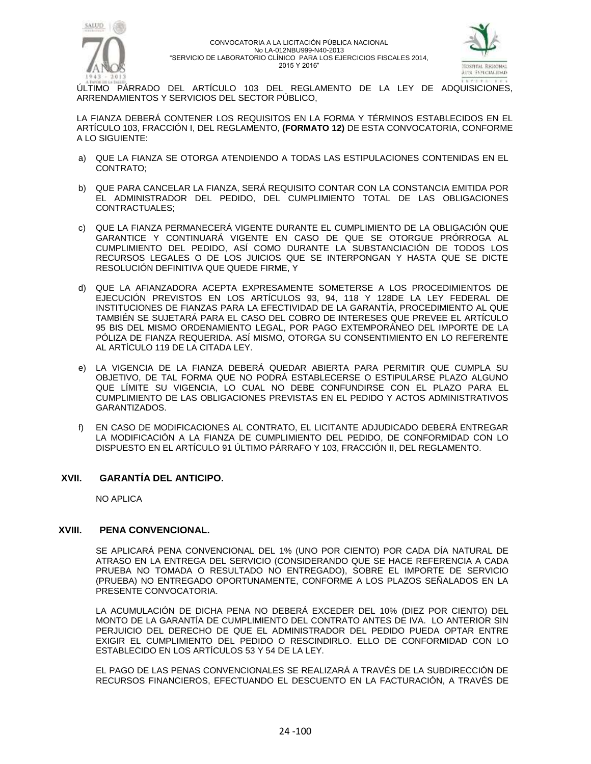ÚLTIMO PÁRRADO DEL ARTÍCULO 103 DEL REGLAMENTO DE LA LEY DE ADQUISICIONES, ARRENDAMIENTOS Y SERVICIOS DEL SECTOR PÚBLICO,

LA FIANZA DEBERÁ CONTENER LOS REQUISITOS EN LA FORMA Y TÉRMINOS ESTABLECIDOS EN EL ARTÍCULO 103, FRACCIÓN I, DEL REGLAMENTO, **(FORMATO 12)** DE ESTA CONVOCATORIA, CONFORME A LO SIGUIENTE:

a) QUE LA FIANZA SE OTORGA ATENDIENDO A TODAS LAS ESTIPULACIONES CONTENIDAS EN EL CONTRATO;

b) QUE PARA CANCELAR LA FIANZA, SERÁ REQUISITO CONTAR CON LA CONSTANCIA EMITIDA POR EL ADMINISTRADOR DEL PEDIDO, DEL CUMPLIMIENTO TOTAL DE LAS OBLIGACIONES CONTRACTUALES;

c) QUE LA FIANZA PERMANECERÁ VIGENTE DURANTE EL CUMPLIMIENTO DE LA OBLIGACIÓN QUE GARANTICE Y CONTINUARÁ VIGENTE EN CASO DE QUE SE OTORGUE PRÓRROGA AL CUMPLIMIENTO DEL PEDIDO, ASÍ COMO DURANTE LA SUBSTANCIACIÓN DE TODOS LOS RECURSOS LEGALES O DE LOS JUICIOS QUE SE INTERPONGAN Y HASTA QUE SE DICTE RESOLUCIÓN DEFINITIVA QUE QUEDE FIRME, Y

d) QUE LA AFIANZADORA ACEPTA EXPRESAMENTE SOMETERSE A LOS PROCEDIMIENTOS DE EJECUCIÓN PREVISTOS EN LOS ARTÍCULOS 93, 94, 118 Y 128DE LA LEY FEDERAL DE INSTITUCIONES DE FIANZAS PARA LA EFECTIVIDAD DE LA GARANTÍA, PROCEDIMIENTO AL QUE TAMBIÉN SE SUJETARÁ PARA EL CASO DEL COBRO DE INTERESES QUE PREVEE EL ARTÍCULO 95 BIS DEL MISMO ORDENAMIENTO LEGAL, POR PAGO EXTEMPORÁNEO DEL IMPORTE DE LA PÓLIZA DE FIANZA REQUERIDA. ASÍ MISMO, OTORGA SU CONSENTIMIENTO EN LO REFERENTE AL ARTÍCULO 119 DE LA CITADA LEY.

e) LA VIGENCIA DE LA FIANZA DEBERÁ QUEDAR ABIERTA PARA PERMITIR QUE CUMPLA SU OBJETIVO, DE TAL FORMA QUE NO PODRÁ ESTABLECERSE O ESTIPULARSE PLAZO ALGUNO QUE LÍMITE SU VIGENCIA, LO CUAL NO DEBE CONFUNDIRSE CON EL PLAZO PARA EL CUMPLIMIENTO DE LAS OBLIGACIONES PREVISTAS EN EL PEDIDO Y ACTOS ADMINISTRATIVOS GARANTIZADOS.

f) EN CASO DE MODIFICACIONES AL CONTRATO, EL LICITANTE ADJUDICADO DEBERÁ ENTREGAR LA MODIFICACIÓN A LA FIANZA DE CUMPLIMIENTO DEL PEDIDO, DE CONFORMIDAD CON LO DISPUESTO EN EL ARTÍCULO 91 ÚLTIMO PÁRRAFO Y 103, FRACCIÓN II, DEL REGLAMENTO.

## XVII. GARANTÍA DEL ANTICIPO.

NO APLICA

## XVIII. PENA CONVENCIONAL.

SE APLICARÁ PENA CONVENCIONAL DEL 1% (UNO POR CIENTO) POR CADA DÍA NATURAL DE ATRASO EN LA ENTREGA DEL SERVICIO (CONSIDERANDO QUE SE HACE REFERENCIA A CADA PRUEBA NO TOMADA O RESULTADO NO ENTREGADO), SOBRE EL IMPORTE DE SERVICIO (PRUEBA) NO ENTREGADO OPORTUNAMENTE, CONFORME A LOS PLAZOS SEÑALADOS EN LA PRESENTE CONVOCATORIA.

LA ACUMULACIÓN DE DICHA PENA NO DEBERÁ EXCEDER DEL 10% (DIEZ POR CIENTO) DEL MONTO DE LA GARANTÍA DE CUMPLIMIENTO DEL CONTRATO ANTES DE IVA. LO ANTERIOR SIN PERJUICIO DEL DERECHO DE QUE EL ADMINISTRADOR DEL PEDIDO PUEDA OPTAR ENTRE EXIGIR EL CUMPLIMIENTO DEL PEDIDO O RESCINDIRLO. ELLO DE CONFORMIDAD CON LO ESTABLECIDO EN LOS ARTÍCULOS 53 Y 54 DE LA LEY.

EL PAGO DE LAS PENAS CONVENCIONALES SE REALIZARÁ A TRAVÉS DE LA SUBDIRECCIÓN DE RECURSOS FINANCIEROS, EFECTUANDO EL DESCUENTO EN LA FACTURACIÓN, A TRAVÉS DE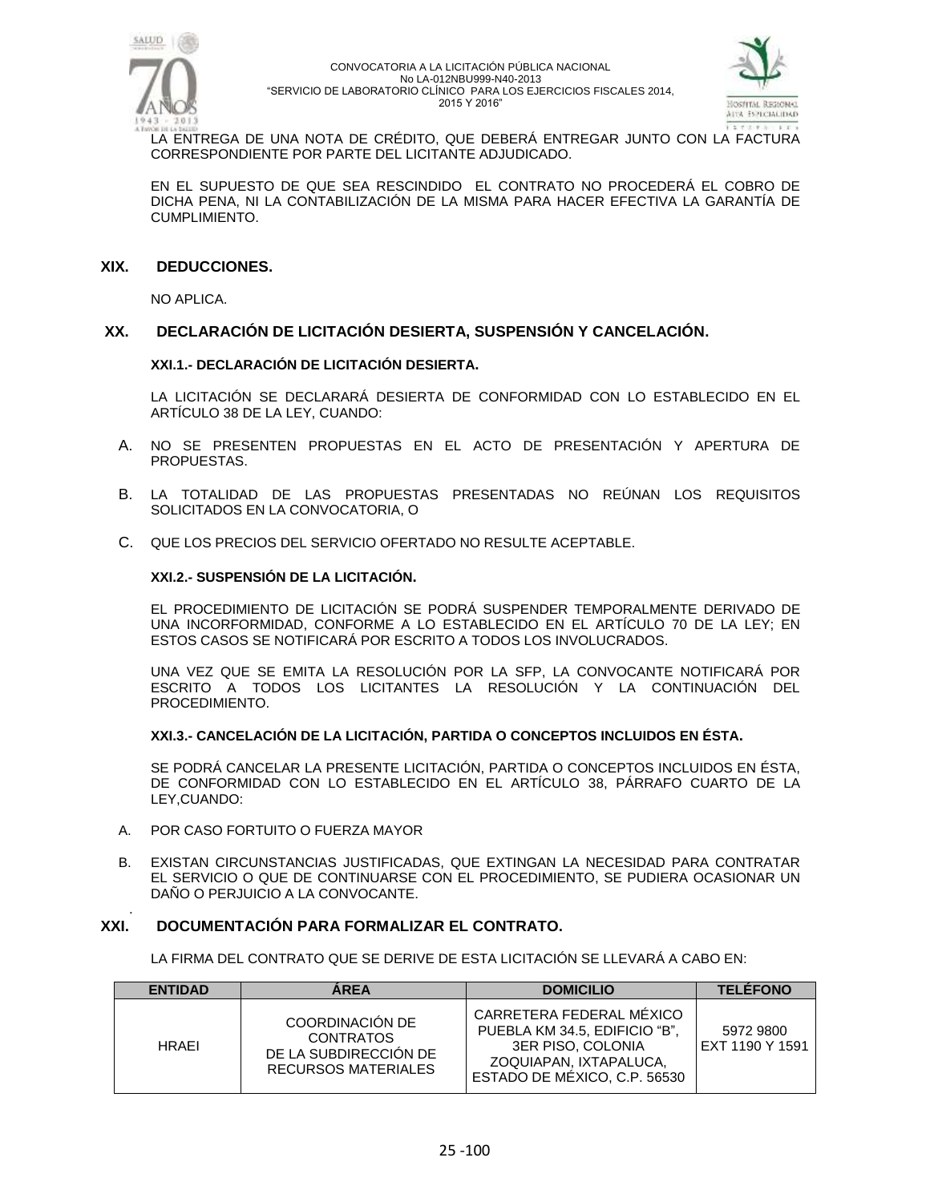LA ENTREGA DE UNA NOTA DE CRÉDITO, QUE DEBERÁ ENTREGAR JUNTO CON LA FACTURA CORRESPONDIENTE POR PARTE DEL LICITANTE ADJUDICADO.

EN EL SUPUESTO DE QUE SEA RESCINDIDO EL CONTRATO NO PROCEDERÁ EL COBRO DE DICHA PENA, NI LA CONTABILIZACIÓN DE LA MISMA PARA HACER EFECTIVA LA GARANTÍA DE CUMPLIMIENTO.

## XIX. DEDUCCIONES.

NO APLICA.

## XX. DECLARACIÓN DE LICITACIÓN DESIERTA, SUSPENSIÓN Y CANCELACIÓN.

### XXI.1.- DECLARACIÓN DE LICITACIÓN DESIERTA.

LA LICITACIÓN SE DECLARARÁ DESIERTA DE CONFORMIDAD CON LO ESTABLECIDO EN EL ARTÍCULO 38 DE LA LEY, CUANDO:

A. NO SE PRESENTEN PROPUESTAS EN EL ACTO DE PRESENTACIÓN Y APERTURA DE PROPUESTAS.

B. LA TOTALIDAD DE LAS PROPUESTAS PRESENTADAS NO REÚNAN LOS REQUISITOS SOLICITADOS EN LA CONVOCATORIA, O

C. QUE LOS PRECIOS DEL SERVICIO OFERTADO NO RESULTE ACEPTABLE.

### XXI.2.- SUSPENSIÓN DE LA LICITACIÓN.

EL PROCEDIMIENTO DE LICITACIÓN SE PODRÁ SUSPENDER TEMPORALMENTE DERIVADO DE UNA INCORFORMIDAD, CONFORME A LO ESTABLECIDO EN EL ARTÍCULO 70 DE LA LEY; EN ESTOS CASOS SE NOTIFICARÁ POR ESCRITO A TODOS LOS INVOLUCRADOS.

UNA VEZ QUE SE EMITA LA RESOLUCIÓN POR LA SFP, LA CONVOCANTE NOTIFICARÁ POR ESCRITO A TODOS LOS LICITANTES LA RESOLUCIÓN Y LA CONTINUACIÓN DEL PROCEDIMIENTO.

### XXI.3.- CANCELACIÓN DE LA LICITACIÓN, PARTIDA O CONCEPTOS INCLUIDOS EN ÉSTA.

SE PODRÁ CANCELAR LA PRESENTE LICITACIÓN, PARTIDA O CONCEPTOS INCLUIDOS EN ÉSTA, DE CONFORMIDAD CON LO ESTABLECIDO EN EL ARTÍCULO 38, PÁRRAFO CUARTO DE LA LEY,CUANDO:

A. POR CASO FORTUITO O FUERZA MAYOR

B. EXISTAN CIRCUNSTANCIAS JUSTIFICADAS, QUE EXTINGAN LA NECESIDAD PARA CONTRATAR EL SERVICIO O QUE DE CONTINUARSE CON EL PROCEDIMIENTO, SE PUDIERA OCASIONAR UN DAÑO O PERJUICIO A LA CONVOCANTE.

## XXI. DOCUMENTACIÓN PARA FORMALIZAR EL CONTRATO.

LA FIRMA DEL CONTRATO QUE SE DERIVE DE ESTA LICITACIÓN SE LLEVARÁ A CABO EN:

| ENTIDAD | ÁREA | DOMICILIO | TELÉFONO |
|---|---|---|---|
| HRAEI | COORDINACIÓN DE CONTRATOS DE LA SUBDIRECCIÓN DE RECURSOS MATERIALES | CARRETERA FEDERAL MÉXICO PUEBLA KM 34.5, EDIFICIO "B", 3ER PISO, COLONIA ZOQUIAPAN, IXTAPALUCA, ESTADO DE MÉXICO, C.P. 56530 | 5972 9800 EXT 1190 Y 1591 |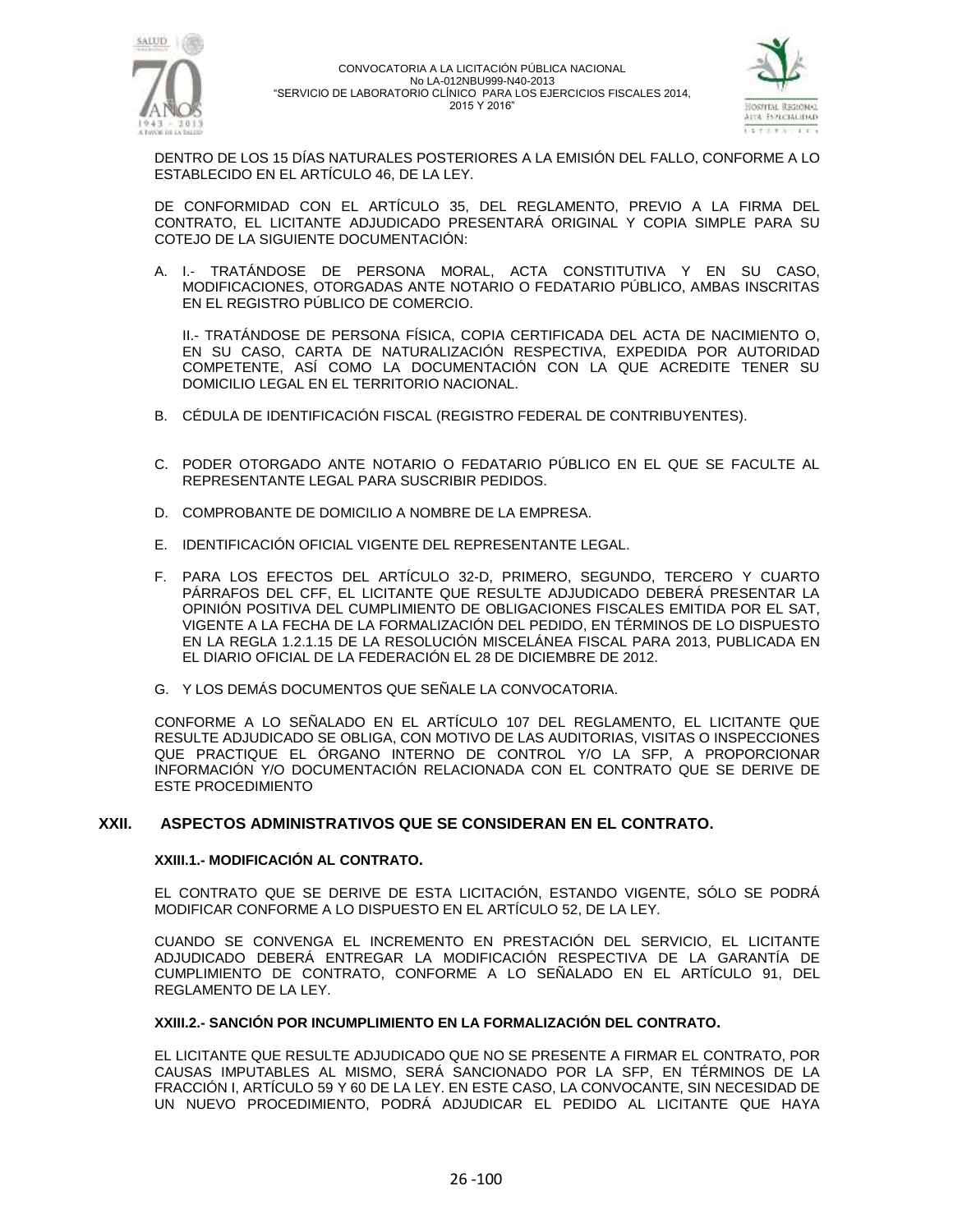DENTRO DE LOS 15 DÍAS NATURALES POSTERIORES A LA EMISIÓN DEL FALLO, CONFORME A LO ESTABLECIDO EN EL ARTÍCULO 46, DE LA LEY.

DE CONFORMIDAD CON EL ARTÍCULO 35, DEL REGLAMENTO, PREVIO A LA FIRMA DEL CONTRATO, EL LICITANTE ADJUDICADO PRESENTARÁ ORIGINAL Y COPIA SIMPLE PARA SU COTEJO DE LA SIGUIENTE DOCUMENTACIÓN:

A. I.- TRATÁNDOSE DE PERSONA MORAL, ACTA CONSTITUTIVA Y EN SU CASO, MODIFICACIONES, OTORGADAS ANTE NOTARIO O FEDATARIO PÚBLICO, AMBAS INSCRITAS EN EL REGISTRO PÚBLICO DE COMERCIO.

   II.- TRATÁNDOSE DE PERSONA FÍSICA, COPIA CERTIFICADA DEL ACTA DE NACIMIENTO O, EN SU CASO, CARTA DE NATURALIZACIÓN RESPECTIVA, EXPEDIDA POR AUTORIDAD COMPETENTE, ASÍ COMO LA DOCUMENTACIÓN CON LA QUE ACREDITE TENER SU DOMICILIO LEGAL EN EL TERRITORIO NACIONAL.

B. CÉDULA DE IDENTIFICACIÓN FISCAL (REGISTRO FEDERAL DE CONTRIBUYENTES).

C. PODER OTORGADO ANTE NOTARIO O FEDATARIO PÚBLICO EN EL QUE SE FACULTE AL REPRESENTANTE LEGAL PARA SUSCRIBIR PEDIDOS.

D. COMPROBANTE DE DOMICILIO A NOMBRE DE LA EMPRESA.

E. IDENTIFICACIÓN OFICIAL VIGENTE DEL REPRESENTANTE LEGAL.

F. PARA LOS EFECTOS DEL ARTÍCULO 32-D, PRIMERO, SEGUNDO, TERCERO Y CUARTO PÁRRAFOS DEL CFF, EL LICITANTE QUE RESULTE ADJUDICADO DEBERÁ PRESENTAR LA OPINIÓN POSITIVA DEL CUMPLIMIENTO DE OBLIGACIONES FISCALES EMITIDA POR EL SAT, VIGENTE A LA FECHA DE LA FORMALIZACIÓN DEL PEDIDO, EN TÉRMINOS DE LO DISPUESTO EN LA REGLA 1.2.1.15 DE LA RESOLUCIÓN MISCELÁNEA FISCAL PARA 2013, PUBLICADA EN EL DIARIO OFICIAL DE LA FEDERACIÓN EL 28 DE DICIEMBRE DE 2012.

G. Y LOS DEMÁS DOCUMENTOS QUE SEÑALE LA CONVOCATORIA.

CONFORME A LO SEÑALADO EN EL ARTÍCULO 107 DEL REGLAMENTO, EL LICITANTE QUE RESULTE ADJUDICADO SE OBLIGA, CON MOTIVO DE LAS AUDITORIAS, VISITAS O INSPECCIONES QUE PRACTIQUE EL ÓRGANO INTERNO DE CONTROL Y/O LA SFP, A PROPORCIONAR INFORMACIÓN Y/O DOCUMENTACIÓN RELACIONADA CON EL CONTRATO QUE SE DERIVE DE ESTE PROCEDIMIENTO

## XXII. ASPECTOS ADMINISTRATIVOS QUE SE CONSIDERAN EN EL CONTRATO.

### XXIII.1.- MODIFICACIÓN AL CONTRATO.

EL CONTRATO QUE SE DERIVE DE ESTA LICITACIÓN, ESTANDO VIGENTE, SÓLO SE PODRÁ MODIFICAR CONFORME A LO DISPUESTO EN EL ARTÍCULO 52, DE LA LEY.

CUANDO SE CONVENGA EL INCREMENTO EN PRESTACIÓN DEL SERVICIO, EL LICITANTE ADJUDICADO DEBERÁ ENTREGAR LA MODIFICACIÓN RESPECTIVA DE LA GARANTÍA DE CUMPLIMIENTO DE CONTRATO, CONFORME A LO SEÑALADO EN EL ARTÍCULO 91, DEL REGLAMENTO DE LA LEY.

### XXIII.2.- SANCIÓN POR INCUMPLIMIENTO EN LA FORMALIZACIÓN DEL CONTRATO.

EL LICITANTE QUE RESULTE ADJUDICADO QUE NO SE PRESENTE A FIRMAR EL CONTRATO, POR CAUSAS IMPUTABLES AL MISMO, SERÁ SANCIONADO POR LA SFP, EN TÉRMINOS DE LA FRACCIÓN I, ARTÍCULO 59 Y 60 DE LA LEY. EN ESTE CASO, LA CONVOCANTE, SIN NECESIDAD DE UN NUEVO PROCEDIMIENTO, PODRÁ ADJUDICAR EL PEDIDO AL LICITANTE QUE HAYA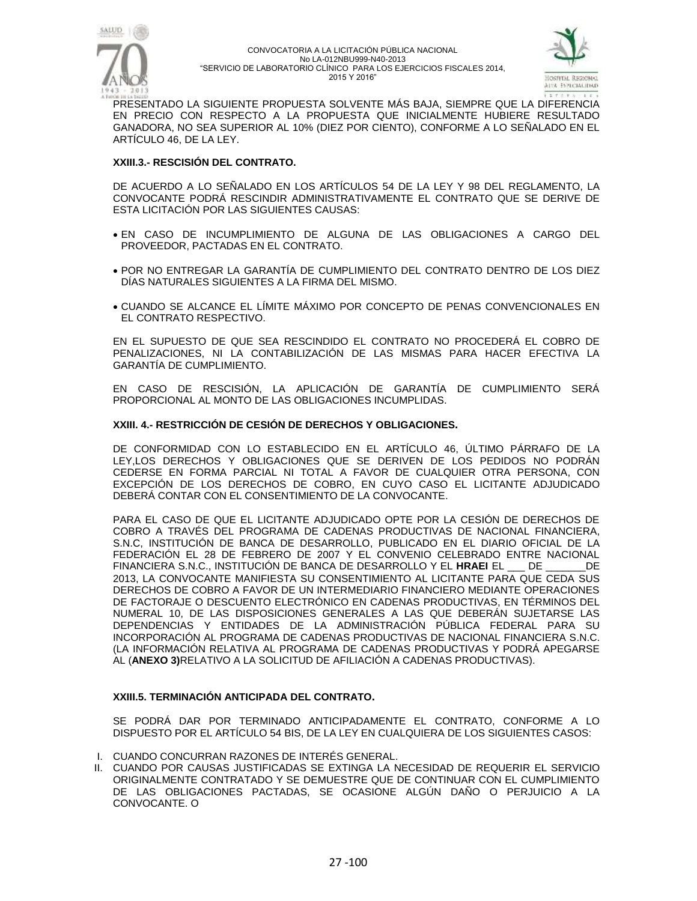PRESENTADO LA SIGUIENTE PROPUESTA SOLVENTE MÁS BAJA, SIEMPRE QUE LA DIFERENCIA EN PRECIO CON RESPECTO A LA PROPUESTA QUE INICIALMENTE HUBIERE RESULTADO GANADORA, NO SEA SUPERIOR AL 10% (DIEZ POR CIENTO), CONFORME A LO SEÑALADO EN EL ARTÍCULO 46, DE LA LEY.

**XXIII.3.- RESCISIÓN DEL CONTRATO.**

DE ACUERDO A LO SEÑALADO EN LOS ARTÍCULOS 54 DE LA LEY Y 98 DEL REGLAMENTO, LA CONVOCANTE PODRÁ RESCINDIR ADMINISTRATIVAMENTE EL CONTRATO QUE SE DERIVE DE ESTA LICITACIÓN POR LAS SIGUIENTES CAUSAS:

- EN CASO DE INCUMPLIMIENTO DE ALGUNA DE LAS OBLIGACIONES A CARGO DEL PROVEEDOR, PACTADAS EN EL CONTRATO.
- POR NO ENTREGAR LA GARANTÍA DE CUMPLIMIENTO DEL CONTRATO DENTRO DE LOS DIEZ DÍAS NATURALES SIGUIENTES A LA FIRMA DEL MISMO.
- CUANDO SE ALCANCE EL LÍMITE MÁXIMO POR CONCEPTO DE PENAS CONVENCIONALES EN EL CONTRATO RESPECTIVO.

EN EL SUPUESTO DE QUE SEA RESCINDIDO EL CONTRATO NO PROCEDERÁ EL COBRO DE PENALIZACIONES, NI LA CONTABILIZACIÓN DE LAS MISMAS PARA HACER EFECTIVA LA GARANTÍA DE CUMPLIMIENTO.

EN CASO DE RESCISIÓN, LA APLICACIÓN DE GARANTÍA DE CUMPLIMIENTO SERÁ PROPORCIONAL AL MONTO DE LAS OBLIGACIONES INCUMPLIDAS.

**XXIII. 4.- RESTRICCIÓN DE CESIÓN DE DERECHOS Y OBLIGACIONES.**

DE CONFORMIDAD CON LO ESTABLECIDO EN EL ARTÍCULO 46, ÚLTIMO PÁRRAFO DE LA LEY,LOS DERECHOS Y OBLIGACIONES QUE SE DERIVEN DE LOS PEDIDOS NO PODRÁN CEDERSE EN FORMA PARCIAL NI TOTAL A FAVOR DE CUALQUIER OTRA PERSONA, CON EXCEPCIÓN DE LOS DERECHOS DE COBRO, EN CUYO CASO EL LICITANTE ADJUDICADO DEBERÁ CONTAR CON EL CONSENTIMIENTO DE LA CONVOCANTE.

PARA EL CASO DE QUE EL LICITANTE ADJUDICADO OPTE POR LA CESIÓN DE DERECHOS DE COBRO A TRAVÉS DEL PROGRAMA DE CADENAS PRODUCTIVAS DE NACIONAL FINANCIERA, S.N.C, INSTITUCIÓN DE BANCA DE DESARROLLO, PUBLICADO EN EL DIARIO OFICIAL DE LA FEDERACIÓN EL 28 DE FEBRERO DE 2007 Y EL CONVENIO CELEBRADO ENTRE NACIONAL FINANCIERA S.N.C., INSTITUCIÓN DE BANCA DE DESARROLLO Y EL **HRAEI** EL ___ DE _______DE 2013, LA CONVOCANTE MANIFIESTA SU CONSENTIMIENTO AL LICITANTE PARA QUE CEDA SUS DERECHOS DE COBRO A FAVOR DE UN INTERMEDIARIO FINANCIERO MEDIANTE OPERACIONES DE FACTORAJE O DESCUENTO ELECTRÓNICO EN CADENAS PRODUCTIVAS, EN TÉRMINOS DEL NUMERAL 10, DE LAS DISPOSICIONES GENERALES A LAS QUE DEBERÁN SUJETARSE LAS DEPENDENCIAS Y ENTIDADES DE LA ADMINISTRACIÓN PÚBLICA FEDERAL PARA SU INCORPORACIÓN AL PROGRAMA DE CADENAS PRODUCTIVAS DE NACIONAL FINANCIERA S.N.C. (LA INFORMACIÓN RELATIVA AL PROGRAMA DE CADENAS PRODUCTIVAS Y PODRÁ APEGARSE AL (**ANEXO 3)**RELATIVO A LA SOLICITUD DE AFILIACIÓN A CADENAS PRODUCTIVAS).

**XXIII.5. TERMINACIÓN ANTICIPADA DEL CONTRATO.**

SE PODRÁ DAR POR TERMINADO ANTICIPADAMENTE EL CONTRATO, CONFORME A LO DISPUESTO POR EL ARTÍCULO 54 BIS, DE LA LEY EN CUALQUIERA DE LOS SIGUIENTES CASOS:

I. CUANDO CONCURRAN RAZONES DE INTERÉS GENERAL.
II. CUANDO POR CAUSAS JUSTIFICADAS SE EXTINGA LA NECESIDAD DE REQUERIR EL SERVICIO ORIGINALMENTE CONTRATADO Y SE DEMUESTRE QUE DE CONTINUAR CON EL CUMPLIMIENTO DE LAS OBLIGACIONES PACTADAS, SE OCASIONE ALGÚN DAÑO O PERJUICIO A LA CONVOCANTE. O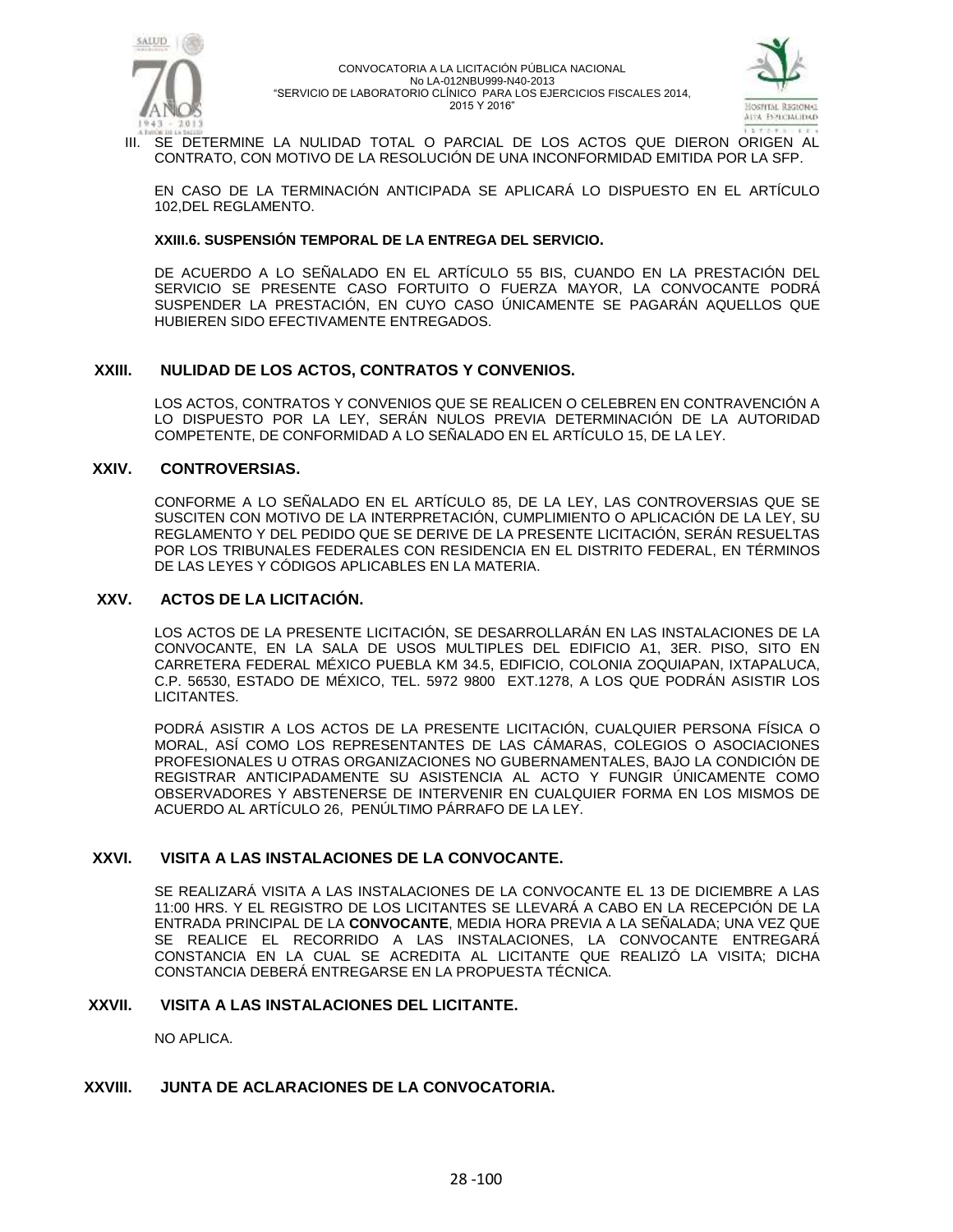III. SE DETERMINE LA NULIDAD TOTAL O PARCIAL DE LOS ACTOS QUE DIERON ORIGEN AL CONTRATO, CON MOTIVO DE LA RESOLUCIÓN DE UNA INCONFORMIDAD EMITIDA POR LA SFP.

EN CASO DE LA TERMINACIÓN ANTICIPADA SE APLICARÁ LO DISPUESTO EN EL ARTÍCULO 102,DEL REGLAMENTO.

#### XXIII.6. SUSPENSIÓN TEMPORAL DE LA ENTREGA DEL SERVICIO.

DE ACUERDO A LO SEÑALADO EN EL ARTÍCULO 55 BIS, CUANDO EN LA PRESTACIÓN DEL SERVICIO SE PRESENTE CASO FORTUITO O FUERZA MAYOR, LA CONVOCANTE PODRÁ SUSPENDER LA PRESTACIÓN, EN CUYO CASO ÚNICAMENTE SE PAGARÁN AQUELLOS QUE HUBIEREN SIDO EFECTIVAMENTE ENTREGADOS.

## XXIII. NULIDAD DE LOS ACTOS, CONTRATOS Y CONVENIOS.

LOS ACTOS, CONTRATOS Y CONVENIOS QUE SE REALICEN O CELEBREN EN CONTRAVENCIÓN A LO DISPUESTO POR LA LEY, SERÁN NULOS PREVIA DETERMINACIÓN DE LA AUTORIDAD COMPETENTE, DE CONFORMIDAD A LO SEÑALADO EN EL ARTÍCULO 15, DE LA LEY.

## XXIV. CONTROVERSIAS.

CONFORME A LO SEÑALADO EN EL ARTÍCULO 85, DE LA LEY, LAS CONTROVERSIAS QUE SE SUSCITEN CON MOTIVO DE LA INTERPRETACIÓN, CUMPLIMIENTO O APLICACIÓN DE LA LEY, SU REGLAMENTO Y DEL PEDIDO QUE SE DERIVE DE LA PRESENTE LICITACIÓN, SERÁN RESUELTAS POR LOS TRIBUNALES FEDERALES CON RESIDENCIA EN EL DISTRITO FEDERAL, EN TÉRMINOS DE LAS LEYES Y CÓDIGOS APLICABLES EN LA MATERIA.

## XXV. ACTOS DE LA LICITACIÓN.

LOS ACTOS DE LA PRESENTE LICITACIÓN, SE DESARROLLARÁN EN LAS INSTALACIONES DE LA CONVOCANTE, EN LA SALA DE USOS MULTIPLES DEL EDIFICIO A1, 3ER. PISO, SITO EN CARRETERA FEDERAL MÉXICO PUEBLA KM 34.5, EDIFICIO, COLONIA ZOQUIAPAN, IXTAPALUCA, C.P. 56530, ESTADO DE MÉXICO, TEL. 5972 9800 EXT.1278, A LOS QUE PODRÁN ASISTIR LOS LICITANTES.

PODRÁ ASISTIR A LOS ACTOS DE LA PRESENTE LICITACIÓN, CUALQUIER PERSONA FÍSICA O MORAL, ASÍ COMO LOS REPRESENTANTES DE LAS CÁMARAS, COLEGIOS O ASOCIACIONES PROFESIONALES U OTRAS ORGANIZACIONES NO GUBERNAMENTALES, BAJO LA CONDICIÓN DE REGISTRAR ANTICIPADAMENTE SU ASISTENCIA AL ACTO Y FUNGIR ÚNICAMENTE COMO OBSERVADORES Y ABSTENERSE DE INTERVENIR EN CUALQUIER FORMA EN LOS MISMOS DE ACUERDO AL ARTÍCULO 26, PENÚLTIMO PÁRRAFO DE LA LEY.

## XXVI. VISITA A LAS INSTALACIONES DE LA CONVOCANTE.

SE REALIZARÁ VISITA A LAS INSTALACIONES DE LA CONVOCANTE EL 13 DE DICIEMBRE A LAS 11:00 HRS. Y EL REGISTRO DE LOS LICITANTES SE LLEVARÁ A CABO EN LA RECEPCIÓN DE LA ENTRADA PRINCIPAL DE LA **CONVOCANTE**, MEDIA HORA PREVIA A LA SEÑALADA; UNA VEZ QUE SE REALICE EL RECORRIDO A LAS INSTALACIONES, LA CONVOCANTE ENTREGARÁ CONSTANCIA EN LA CUAL SE ACREDITA AL LICITANTE QUE REALIZÓ LA VISITA; DICHA CONSTANCIA DEBERÁ ENTREGARSE EN LA PROPUESTA TÉCNICA.

## XXVII. VISITA A LAS INSTALACIONES DEL LICITANTE.

NO APLICA.

## XXVIII. JUNTA DE ACLARACIONES DE LA CONVOCATORIA.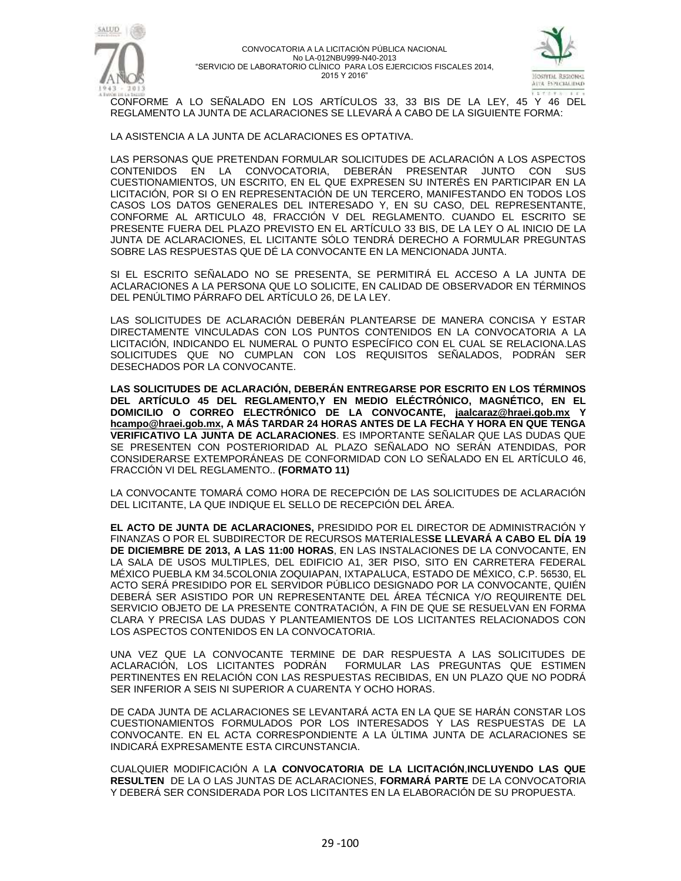CONFORME A LO SEÑALADO EN LOS ARTÍCULOS 33, 33 BIS DE LA LEY, 45 Y 46 DEL REGLAMENTO LA JUNTA DE ACLARACIONES SE LLEVARÁ A CABO DE LA SIGUIENTE FORMA:

LA ASISTENCIA A LA JUNTA DE ACLARACIONES ES OPTATIVA.

LAS PERSONAS QUE PRETENDAN FORMULAR SOLICITUDES DE ACLARACIÓN A LOS ASPECTOS CONTENIDOS EN LA CONVOCATORIA, DEBERÁN PRESENTAR JUNTO CON SUS CUESTIONAMIENTOS, UN ESCRITO, EN EL QUE EXPRESEN SU INTERÉS EN PARTICIPAR EN LA LICITACIÓN, POR SI O EN REPRESENTACIÓN DE UN TERCERO, MANIFESTANDO EN TODOS LOS CASOS LOS DATOS GENERALES DEL INTERESADO Y, EN SU CASO, DEL REPRESENTANTE, CONFORME AL ARTICULO 48, FRACCIÓN V DEL REGLAMENTO. CUANDO EL ESCRITO SE PRESENTE FUERA DEL PLAZO PREVISTO EN EL ARTÍCULO 33 BIS, DE LA LEY O AL INICIO DE LA JUNTA DE ACLARACIONES, EL LICITANTE SÓLO TENDRÁ DERECHO A FORMULAR PREGUNTAS SOBRE LAS RESPUESTAS QUE DÉ LA CONVOCANTE EN LA MENCIONADA JUNTA.

SI EL ESCRITO SEÑALADO NO SE PRESENTA, SE PERMITIRÁ EL ACCESO A LA JUNTA DE ACLARACIONES A LA PERSONA QUE LO SOLICITE, EN CALIDAD DE OBSERVADOR EN TÉRMINOS DEL PENÚLTIMO PÁRRAFO DEL ARTÍCULO 26, DE LA LEY.

LAS SOLICITUDES DE ACLARACIÓN DEBERÁN PLANTEARSE DE MANERA CONCISA Y ESTAR DIRECTAMENTE VINCULADAS CON LOS PUNTOS CONTENIDOS EN LA CONVOCATORIA A LA LICITACIÓN, INDICANDO EL NUMERAL O PUNTO ESPECÍFICO CON EL CUAL SE RELACIONA.LAS SOLICITUDES QUE NO CUMPLAN CON LOS REQUISITOS SEÑALADOS, PODRÁN SER DESECHADOS POR LA CONVOCANTE.

**LAS SOLICITUDES DE ACLARACIÓN, DEBERÁN ENTREGARSE POR ESCRITO EN LOS TÉRMINOS DEL ARTÍCULO 45 DEL REGLAMENTO,Y EN MEDIO ELÉCTRÓNICO, MAGNÉTICO, EN EL DOMICILIO O CORREO ELECTRÓNICO DE LA CONVOCANTE, jaalcaraz@hraei.gob.mx Y hcampo@hraei.gob.mx, A MÁS TARDAR 24 HORAS ANTES DE LA FECHA Y HORA EN QUE TENGA VERIFICATIVO LA JUNTA DE ACLARACIONES**. ES IMPORTANTE SEÑALAR QUE LAS DUDAS QUE SE PRESENTEN CON POSTERIORIDAD AL PLAZO SEÑALADO NO SERÁN ATENDIDAS, POR CONSIDERARSE EXTEMPORÁNEAS DE CONFORMIDAD CON LO SEÑALADO EN EL ARTÍCULO 46, FRACCIÓN VI DEL REGLAMENTO.. **(FORMATO 11)**

LA CONVOCANTE TOMARÁ COMO HORA DE RECEPCIÓN DE LAS SOLICITUDES DE ACLARACIÓN DEL LICITANTE, LA QUE INDIQUE EL SELLO DE RECEPCIÓN DEL ÁREA.

**EL ACTO DE JUNTA DE ACLARACIONES,** PRESIDIDO POR EL DIRECTOR DE ADMINISTRACIÓN Y FINANZAS O POR EL SUBDIRECTOR DE RECURSOS MATERIALES**SE LLEVARÁ A CABO EL DÍA 19 DE DICIEMBRE DE 2013, A LAS 11:00 HORAS**, EN LAS INSTALACIONES DE LA CONVOCANTE, EN LA SALA DE USOS MULTIPLES, DEL EDIFICIO A1, 3ER PISO, SITO EN CARRETERA FEDERAL MÉXICO PUEBLA KM 34.5COLONIA ZOQUIAPAN, IXTAPALUCA, ESTADO DE MÉXICO, C.P. 56530, EL ACTO SERÁ PRESIDIDO POR EL SERVIDOR PÚBLICO DESIGNADO POR LA CONVOCANTE, QUIÉN DEBERÁ SER ASISTIDO POR UN REPRESENTANTE DEL ÁREA TÉCNICA Y/O REQUIRENTE DEL SERVICIO OBJETO DE LA PRESENTE CONTRATACIÓN, A FIN DE QUE SE RESUELVAN EN FORMA CLARA Y PRECISA LAS DUDAS Y PLANTEAMIENTOS DE LOS LICITANTES RELACIONADOS CON LOS ASPECTOS CONTENIDOS EN LA CONVOCATORIA.

UNA VEZ QUE LA CONVOCANTE TERMINE DE DAR RESPUESTA A LAS SOLICITUDES DE ACLARACIÓN, LOS LICITANTES PODRÁN FORMULAR LAS PREGUNTAS QUE ESTIMEN PERTINENTES EN RELACIÓN CON LAS RESPUESTAS RECIBIDAS, EN UN PLAZO QUE NO PODRÁ SER INFERIOR A SEIS NI SUPERIOR A CUARENTA Y OCHO HORAS.

DE CADA JUNTA DE ACLARACIONES SE LEVANTARÁ ACTA EN LA QUE SE HARÁN CONSTAR LOS CUESTIONAMIENTOS FORMULADOS POR LOS INTERESADOS Y LAS RESPUESTAS DE LA CONVOCANTE. EN EL ACTA CORRESPONDIENTE A LA ÚLTIMA JUNTA DE ACLARACIONES SE INDICARÁ EXPRESAMENTE ESTA CIRCUNSTANCIA.

CUALQUIER MODIFICACIÓN A L**A CONVOCATORIA DE LA LICITACIÓN**,**INCLUYENDO LAS QUE RESULTEN** DE LA O LAS JUNTAS DE ACLARACIONES, **FORMARÁ PARTE** DE LA CONVOCATORIA Y DEBERÁ SER CONSIDERADA POR LOS LICITANTES EN LA ELABORACIÓN DE SU PROPUESTA.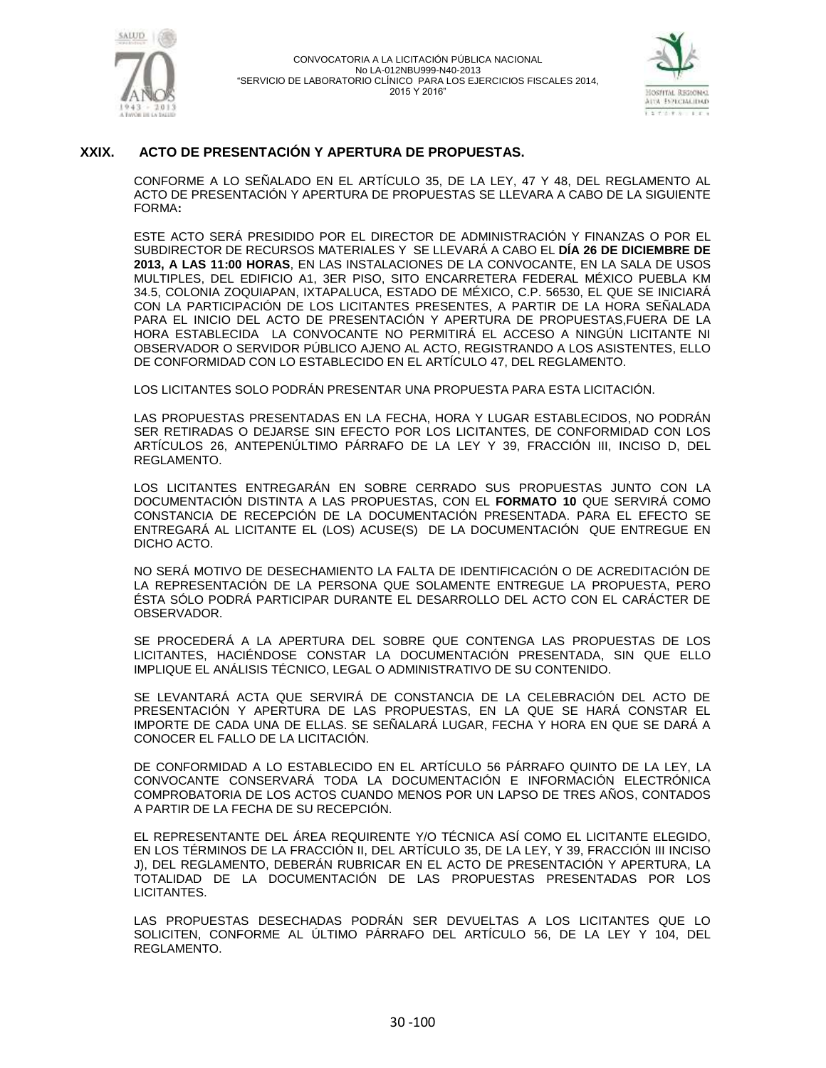## XXIX. ACTO DE PRESENTACIÓN Y APERTURA DE PROPUESTAS.

CONFORME A LO SEÑALADO EN EL ARTÍCULO 35, DE LA LEY, 47 Y 48, DEL REGLAMENTO AL ACTO DE PRESENTACIÓN Y APERTURA DE PROPUESTAS SE LLEVARA A CABO DE LA SIGUIENTE FORMA**:**

ESTE ACTO SERÁ PRESIDIDO POR EL DIRECTOR DE ADMINISTRACIÓN Y FINANZAS O POR EL SUBDIRECTOR DE RECURSOS MATERIALES Y SE LLEVARÁ A CABO EL **DÍA 26 DE DICIEMBRE DE 2013, A LAS 11:00 HORAS**, EN LAS INSTALACIONES DE LA CONVOCANTE, EN LA SALA DE USOS MULTIPLES, DEL EDIFICIO A1, 3ER PISO, SITO ENCARRETERA FEDERAL MÉXICO PUEBLA KM 34.5, COLONIA ZOQUIAPAN, IXTAPALUCA, ESTADO DE MÉXICO, C.P. 56530, EL QUE SE INICIARÁ CON LA PARTICIPACIÓN DE LOS LICITANTES PRESENTES, A PARTIR DE LA HORA SEÑALADA PARA EL INICIO DEL ACTO DE PRESENTACIÓN Y APERTURA DE PROPUESTAS,FUERA DE LA HORA ESTABLECIDA LA CONVOCANTE NO PERMITIRÁ EL ACCESO A NINGÚN LICITANTE NI OBSERVADOR O SERVIDOR PÚBLICO AJENO AL ACTO, REGISTRANDO A LOS ASISTENTES, ELLO DE CONFORMIDAD CON LO ESTABLECIDO EN EL ARTÍCULO 47, DEL REGLAMENTO.

LOS LICITANTES SOLO PODRÁN PRESENTAR UNA PROPUESTA PARA ESTA LICITACIÓN.

LAS PROPUESTAS PRESENTADAS EN LA FECHA, HORA Y LUGAR ESTABLECIDOS, NO PODRÁN SER RETIRADAS O DEJARSE SIN EFECTO POR LOS LICITANTES, DE CONFORMIDAD CON LOS ARTÍCULOS 26, ANTEPENÚLTIMO PÁRRAFO DE LA LEY Y 39, FRACCIÓN III, INCISO D, DEL REGLAMENTO.

LOS LICITANTES ENTREGARÁN EN SOBRE CERRADO SUS PROPUESTAS JUNTO CON LA DOCUMENTACIÓN DISTINTA A LAS PROPUESTAS, CON EL **FORMATO 10** QUE SERVIRÁ COMO CONSTANCIA DE RECEPCIÓN DE LA DOCUMENTACIÓN PRESENTADA. PARA EL EFECTO SE ENTREGARÁ AL LICITANTE EL (LOS) ACUSE(S) DE LA DOCUMENTACIÓN QUE ENTREGUE EN DICHO ACTO.

NO SERÁ MOTIVO DE DESECHAMIENTO LA FALTA DE IDENTIFICACIÓN O DE ACREDITACIÓN DE LA REPRESENTACIÓN DE LA PERSONA QUE SOLAMENTE ENTREGUE LA PROPUESTA, PERO ÉSTA SÓLO PODRÁ PARTICIPAR DURANTE EL DESARROLLO DEL ACTO CON EL CARÁCTER DE OBSERVADOR.

SE PROCEDERÁ A LA APERTURA DEL SOBRE QUE CONTENGA LAS PROPUESTAS DE LOS LICITANTES, HACIÉNDOSE CONSTAR LA DOCUMENTACIÓN PRESENTADA, SIN QUE ELLO IMPLIQUE EL ANÁLISIS TÉCNICO, LEGAL O ADMINISTRATIVO DE SU CONTENIDO.

SE LEVANTARÁ ACTA QUE SERVIRÁ DE CONSTANCIA DE LA CELEBRACIÓN DEL ACTO DE PRESENTACIÓN Y APERTURA DE LAS PROPUESTAS, EN LA QUE SE HARÁ CONSTAR EL IMPORTE DE CADA UNA DE ELLAS. SE SEÑALARÁ LUGAR, FECHA Y HORA EN QUE SE DARÁ A CONOCER EL FALLO DE LA LICITACIÓN.

DE CONFORMIDAD A LO ESTABLECIDO EN EL ARTÍCULO 56 PÁRRAFO QUINTO DE LA LEY, LA CONVOCANTE CONSERVARÁ TODA LA DOCUMENTACIÓN E INFORMACIÓN ELECTRÓNICA COMPROBATORIA DE LOS ACTOS CUANDO MENOS POR UN LAPSO DE TRES AÑOS, CONTADOS A PARTIR DE LA FECHA DE SU RECEPCIÓN.

EL REPRESENTANTE DEL ÁREA REQUIRENTE Y/O TÉCNICA ASÍ COMO EL LICITANTE ELEGIDO, EN LOS TÉRMINOS DE LA FRACCIÓN II, DEL ARTÍCULO 35, DE LA LEY, Y 39, FRACCIÓN III INCISO J), DEL REGLAMENTO, DEBERÁN RUBRICAR EN EL ACTO DE PRESENTACIÓN Y APERTURA, LA TOTALIDAD DE LA DOCUMENTACIÓN DE LAS PROPUESTAS PRESENTADAS POR LOS LICITANTES.

LAS PROPUESTAS DESECHADAS PODRÁN SER DEVUELTAS A LOS LICITANTES QUE LO SOLICITEN, CONFORME AL ÚLTIMO PÁRRAFO DEL ARTÍCULO 56, DE LA LEY Y 104, DEL REGLAMENTO.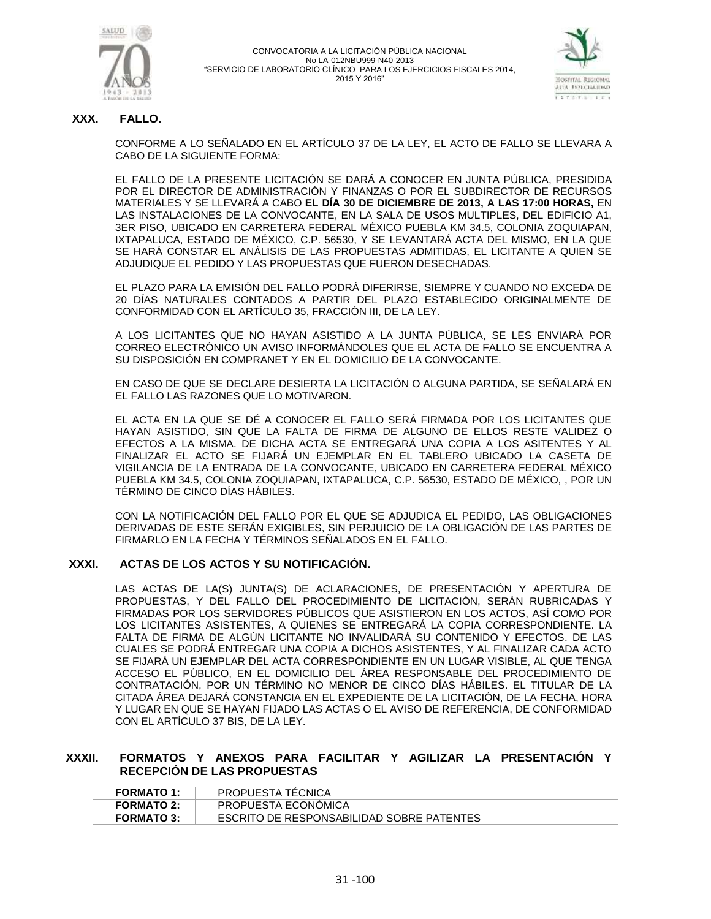## XXX. FALLO.

CONFORME A LO SEÑALADO EN EL ARTÍCULO 37 DE LA LEY, EL ACTO DE FALLO SE LLEVARA A CABO DE LA SIGUIENTE FORMA:

EL FALLO DE LA PRESENTE LICITACIÓN SE DARÁ A CONOCER EN JUNTA PÚBLICA, PRESIDIDA POR EL DIRECTOR DE ADMINISTRACIÓN Y FINANZAS O POR EL SUBDIRECTOR DE RECURSOS MATERIALES Y SE LLEVARÁ A CABO **EL DÍA 30 DE DICIEMBRE DE 2013, A LAS 17:00 HORAS,** EN LAS INSTALACIONES DE LA CONVOCANTE, EN LA SALA DE USOS MULTIPLES, DEL EDIFICIO A1, 3ER PISO, UBICADO EN CARRETERA FEDERAL MÉXICO PUEBLA KM 34.5, COLONIA ZOQUIAPAN, IXTAPALUCA, ESTADO DE MÉXICO, C.P. 56530, Y SE LEVANTARÁ ACTA DEL MISMO, EN LA QUE SE HARÁ CONSTAR EL ANÁLISIS DE LAS PROPUESTAS ADMITIDAS, EL LICITANTE A QUIEN SE ADJUDIQUE EL PEDIDO Y LAS PROPUESTAS QUE FUERON DESECHADAS.

EL PLAZO PARA LA EMISIÓN DEL FALLO PODRÁ DIFERIRSE, SIEMPRE Y CUANDO NO EXCEDA DE 20 DÍAS NATURALES CONTADOS A PARTIR DEL PLAZO ESTABLECIDO ORIGINALMENTE DE CONFORMIDAD CON EL ARTÍCULO 35, FRACCIÓN III, DE LA LEY.

A LOS LICITANTES QUE NO HAYAN ASISTIDO A LA JUNTA PÚBLICA, SE LES ENVIARÁ POR CORREO ELECTRÓNICO UN AVISO INFORMÁNDOLES QUE EL ACTA DE FALLO SE ENCUENTRA A SU DISPOSICIÓN EN COMPRANET Y EN EL DOMICILIO DE LA CONVOCANTE.

EN CASO DE QUE SE DECLARE DESIERTA LA LICITACIÓN O ALGUNA PARTIDA, SE SEÑALARÁ EN EL FALLO LAS RAZONES QUE LO MOTIVARON.

EL ACTA EN LA QUE SE DÉ A CONOCER EL FALLO SERÁ FIRMADA POR LOS LICITANTES QUE HAYAN ASISTIDO, SIN QUE LA FALTA DE FIRMA DE ALGUNO DE ELLOS RESTE VALIDEZ O EFECTOS A LA MISMA. DE DICHA ACTA SE ENTREGARÁ UNA COPIA A LOS ASITENTES Y AL FINALIZAR EL ACTO SE FIJARÁ UN EJEMPLAR EN EL TABLERO UBICADO LA CASETA DE VIGILANCIA DE LA ENTRADA DE LA CONVOCANTE, UBICADO EN CARRETERA FEDERAL MÉXICO PUEBLA KM 34.5, COLONIA ZOQUIAPAN, IXTAPALUCA, C.P. 56530, ESTADO DE MÉXICO, , POR UN TÉRMINO DE CINCO DÍAS HÁBILES.

CON LA NOTIFICACIÓN DEL FALLO POR EL QUE SE ADJUDICA EL PEDIDO, LAS OBLIGACIONES DERIVADAS DE ESTE SERÁN EXIGIBLES, SIN PERJUICIO DE LA OBLIGACIÓN DE LAS PARTES DE FIRMARLO EN LA FECHA Y TÉRMINOS SEÑALADOS EN EL FALLO.

## XXXI. ACTAS DE LOS ACTOS Y SU NOTIFICACIÓN.

LAS ACTAS DE LA(S) JUNTA(S) DE ACLARACIONES, DE PRESENTACIÓN Y APERTURA DE PROPUESTAS, Y DEL FALLO DEL PROCEDIMIENTO DE LICITACIÓN, SERÁN RUBRICADAS Y FIRMADAS POR LOS SERVIDORES PÚBLICOS QUE ASISTIERON EN LOS ACTOS, ASÍ COMO POR LOS LICITANTES ASISTENTES, A QUIENES SE ENTREGARÁ LA COPIA CORRESPONDIENTE. LA FALTA DE FIRMA DE ALGÚN LICITANTE NO INVALIDARÁ SU CONTENIDO Y EFECTOS. DE LAS CUALES SE PODRÁ ENTREGAR UNA COPIA A DICHOS ASISTENTES, Y AL FINALIZAR CADA ACTO SE FIJARÁ UN EJEMPLAR DEL ACTA CORRESPONDIENTE EN UN LUGAR VISIBLE, AL QUE TENGA ACCESO EL PÚBLICO, EN EL DOMICILIO DEL ÁREA RESPONSABLE DEL PROCEDIMIENTO DE CONTRATACIÓN, POR UN TÉRMINO NO MENOR DE CINCO DÍAS HÁBILES. EL TITULAR DE LA CITADA ÁREA DEJARÁ CONSTANCIA EN EL EXPEDIENTE DE LA LICITACIÓN, DE LA FECHA, HORA Y LUGAR EN QUE SE HAYAN FIJADO LAS ACTAS O EL AVISO DE REFERENCIA, DE CONFORMIDAD CON EL ARTÍCULO 37 BIS, DE LA LEY.

## XXXII. FORMATOS Y ANEXOS PARA FACILITAR Y AGILIZAR LA PRESENTACIÓN Y RECEPCIÓN DE LAS PROPUESTAS

| | |
|---|---|
| **FORMATO 1:** | PROPUESTA TÉCNICA |
| **FORMATO 2:** | PROPUESTA ECONÓMICA |
| **FORMATO 3:** | ESCRITO DE RESPONSABILIDAD SOBRE PATENTES |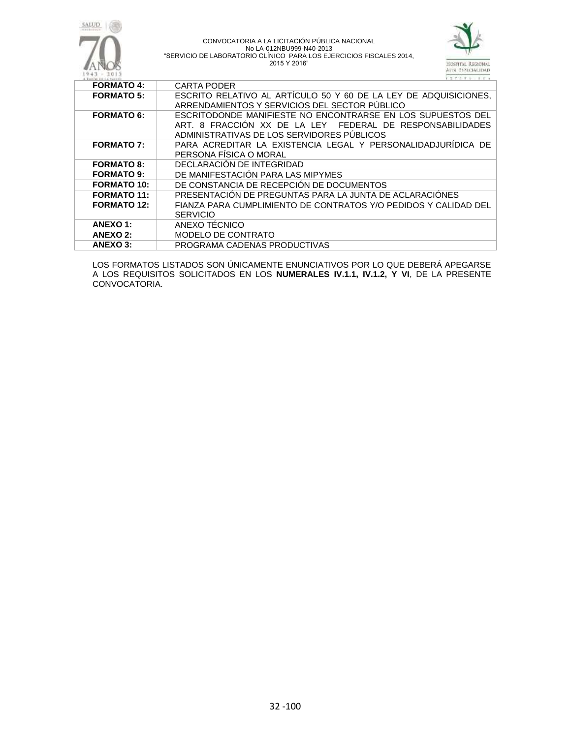| | |
|---|---|
| **FORMATO 4:** | CARTA PODER |
| **FORMATO 5:** | ESCRITO RELATIVO AL ARTÍCULO 50 Y 60 DE LA LEY DE ADQUISICIONES, ARRENDAMIENTOS Y SERVICIOS DEL SECTOR PÚBLICO |
| **FORMATO 6:** | ESCRITODONDE MANIFIESTE NO ENCONTRARSE EN LOS SUPUESTOS DEL ART. 8 FRACCIÓN XX DE LA LEY FEDERAL DE RESPONSABILIDADES ADMINISTRATIVAS DE LOS SERVIDORES PÚBLICOS |
| **FORMATO 7:** | PARA ACREDITAR LA EXISTENCIA LEGAL Y PERSONALIDADJURÍDICA DE PERSONA FÍSICA O MORAL |
| **FORMATO 8:** | DECLARACIÓN DE INTEGRIDAD |
| **FORMATO 9:** | DE MANIFESTACIÓN PARA LAS MIPYMES |
| **FORMATO 10:** | DE CONSTANCIA DE RECEPCIÓN DE DOCUMENTOS |
| **FORMATO 11:** | PRESENTACIÓN DE PREGUNTAS PARA LA JUNTA DE ACLARACIÓNES |
| **FORMATO 12:** | FIANZA PARA CUMPLIMIENTO DE CONTRATOS Y/O PEDIDOS Y CALIDAD DEL SERVICIO |
| **ANEXO 1:** | ANEXO TÉCNICO |
| **ANEXO 2:** | MODELO DE CONTRATO |
| **ANEXO 3:** | PROGRAMA CADENAS PRODUCTIVAS |

LOS FORMATOS LISTADOS SON ÚNICAMENTE ENUNCIATIVOS POR LO QUE DEBERÁ APEGARSE A LOS REQUISITOS SOLICITADOS EN LOS **NUMERALES IV.1.1, IV.1.2, Y VI**, DE LA PRESENTE CONVOCATORIA.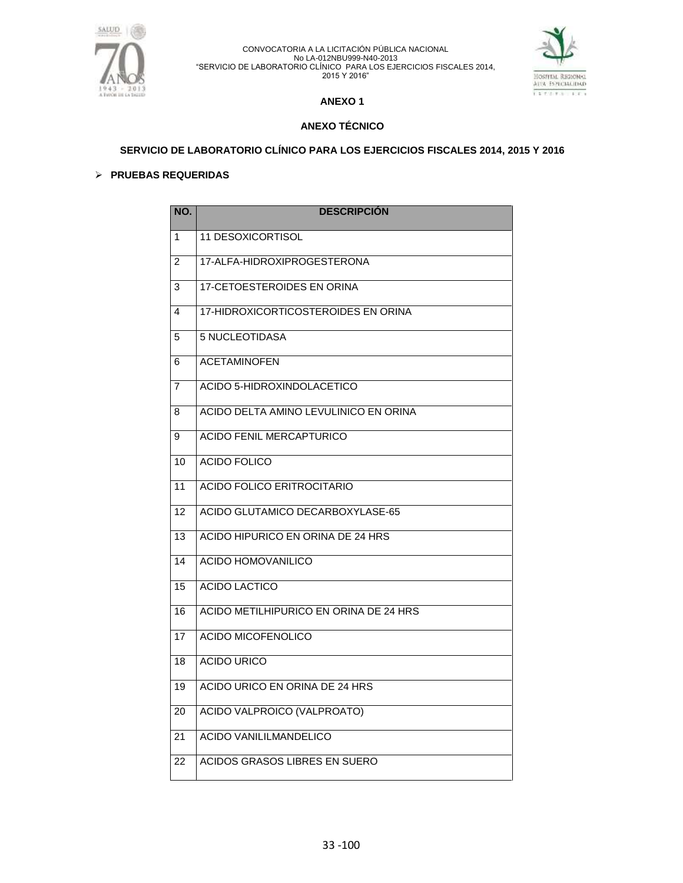## ANEXO 1

## ANEXO TÉCNICO

## SERVICIO DE LABORATORIO CLÍNICO PARA LOS EJERCICIOS FISCALES 2014, 2015 Y 2016

- **PRUEBAS REQUERIDAS**

| NO. | DESCRIPCIÓN |
| --- | --- |
| 1 | 11 DESOXICORTISOL |
| 2 | 17-ALFA-HIDROXIPROGESTERONA |
| 3 | 17-CETOESTEROIDES EN ORINA |
| 4 | 17-HIDROXICORTICOSTEROIDES EN ORINA |
| 5 | 5 NUCLEOTIDASA |
| 6 | ACETAMINOFEN |
| 7 | ACIDO 5-HIDROXINDOLACETICO |
| 8 | ACIDO DELTA AMINO LEVULINICO EN ORINA |
| 9 | ACIDO FENIL MERCAPTURICO |
| 10 | ACIDO FOLICO |
| 11 | ACIDO FOLICO ERITROCITARIO |
| 12 | ACIDO GLUTAMICO DECARBOXYLASE-65 |
| 13 | ACIDO HIPURICO EN ORINA DE 24 HRS |
| 14 | ACIDO HOMOVANILICO |
| 15 | ACIDO LACTICO |
| 16 | ACIDO METILHIPURICO EN ORINA DE 24 HRS |
| 17 | ACIDO MICOFENOLICO |
| 18 | ACIDO URICO |
| 19 | ACIDO URICO EN ORINA DE 24 HRS |
| 20 | ACIDO VALPROICO (VALPROATO) |
| 21 | ACIDO VANILILMANDELICO |
| 22 | ACIDOS GRASOS LIBRES EN SUERO |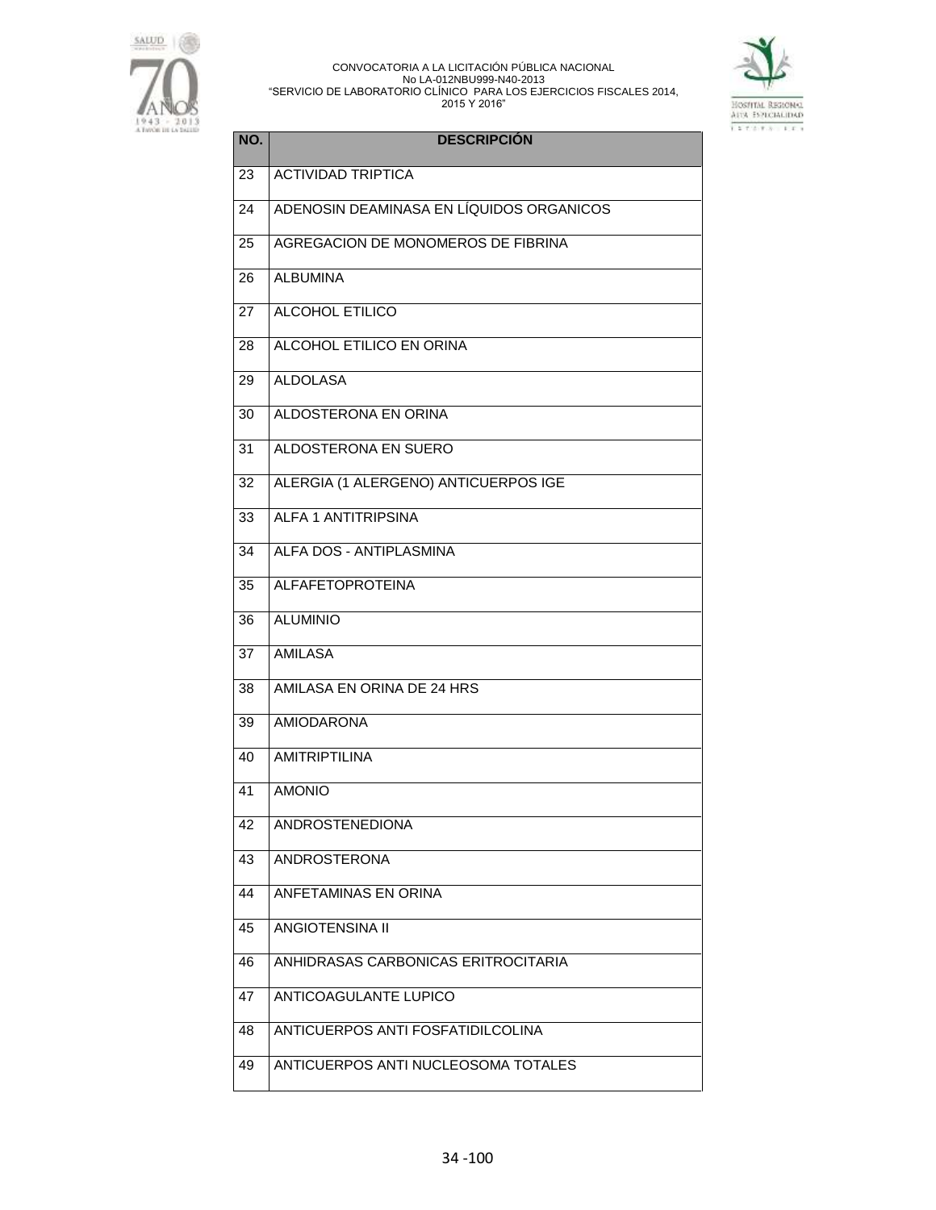| NO. | DESCRIPCIÓN |
| --- | --- |
| 23 | ACTIVIDAD TRIPTICA |
| 24 | ADENOSIN DEAMINASA EN LÍQUIDOS ORGANICOS |
| 25 | AGREGACION DE MONOMEROS DE FIBRINA |
| 26 | ALBUMINA |
| 27 | ALCOHOL ETILICO |
| 28 | ALCOHOL ETILICO EN ORINA |
| 29 | ALDOLASA |
| 30 | ALDOSTERONA EN ORINA |
| 31 | ALDOSTERONA EN SUERO |
| 32 | ALERGIA (1 ALERGENO) ANTICUERPOS IGE |
| 33 | ALFA 1 ANTITRIPSINA |
| 34 | ALFA DOS - ANTIPLASMINA |
| 35 | ALFAFETOPROTEINA |
| 36 | ALUMINIO |
| 37 | AMILASA |
| 38 | AMILASA EN ORINA DE 24 HRS |
| 39 | AMIODARONA |
| 40 | AMITRIPTILINA |
| 41 | AMONIO |
| 42 | ANDROSTENEDIONA |
| 43 | ANDROSTERONA |
| 44 | ANFETAMINAS EN ORINA |
| 45 | ANGIOTENSINA II |
| 46 | ANHIDRASAS CARBONICAS ERITROCITARIA |
| 47 | ANTICOAGULANTE LUPICO |
| 48 | ANTICUERPOS ANTI FOSFATIDILCOLINA |
| 49 | ANTICUERPOS ANTI NUCLEOSOMA TOTALES |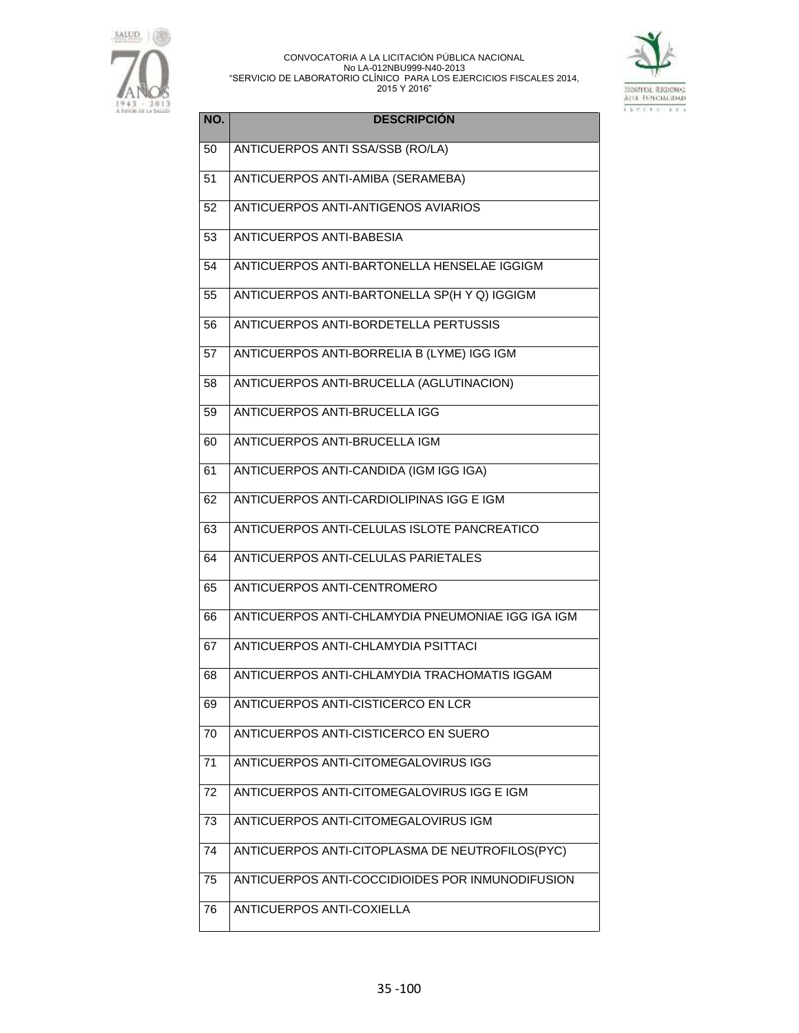| NO. | DESCRIPCIÓN |
|---|---|
| 50 | ANTICUERPOS ANTI SSA/SSB (RO/LA) |
| 51 | ANTICUERPOS ANTI-AMIBA (SERAMEBA) |
| 52 | ANTICUERPOS ANTI-ANTIGENOS AVIARIOS |
| 53 | ANTICUERPOS ANTI-BABESIA |
| 54 | ANTICUERPOS ANTI-BARTONELLA HENSELAE IGGIGM |
| 55 | ANTICUERPOS ANTI-BARTONELLA SP(H Y Q) IGGIGM |
| 56 | ANTICUERPOS ANTI-BORDETELLA PERTUSSIS |
| 57 | ANTICUERPOS ANTI-BORRELIA B (LYME) IGG IGM |
| 58 | ANTICUERPOS ANTI-BRUCELLA (AGLUTINACION) |
| 59 | ANTICUERPOS ANTI-BRUCELLA IGG |
| 60 | ANTICUERPOS ANTI-BRUCELLA IGM |
| 61 | ANTICUERPOS ANTI-CANDIDA (IGM IGG IGA) |
| 62 | ANTICUERPOS ANTI-CARDIOLIPINAS IGG E IGM |
| 63 | ANTICUERPOS ANTI-CELULAS ISLOTE PANCREATICO |
| 64 | ANTICUERPOS ANTI-CELULAS PARIETALES |
| 65 | ANTICUERPOS ANTI-CENTROMERO |
| 66 | ANTICUERPOS ANTI-CHLAMYDIA PNEUMONIAE IGG IGA IGM |
| 67 | ANTICUERPOS ANTI-CHLAMYDIA PSITTACI |
| 68 | ANTICUERPOS ANTI-CHLAMYDIA TRACHOMATIS IGGAM |
| 69 | ANTICUERPOS ANTI-CISTICERCO EN LCR |
| 70 | ANTICUERPOS ANTI-CISTICERCO EN SUERO |
| 71 | ANTICUERPOS ANTI-CITOMEGALOVIRUS IGG |
| 72 | ANTICUERPOS ANTI-CITOMEGALOVIRUS IGG E IGM |
| 73 | ANTICUERPOS ANTI-CITOMEGALOVIRUS IGM |
| 74 | ANTICUERPOS ANTI-CITOPLASMA DE NEUTROFILOS(PYC) |
| 75 | ANTICUERPOS ANTI-COCCIDIOIDES POR INMUNODIFUSION |
| 76 | ANTICUERPOS ANTI-COXIELLA |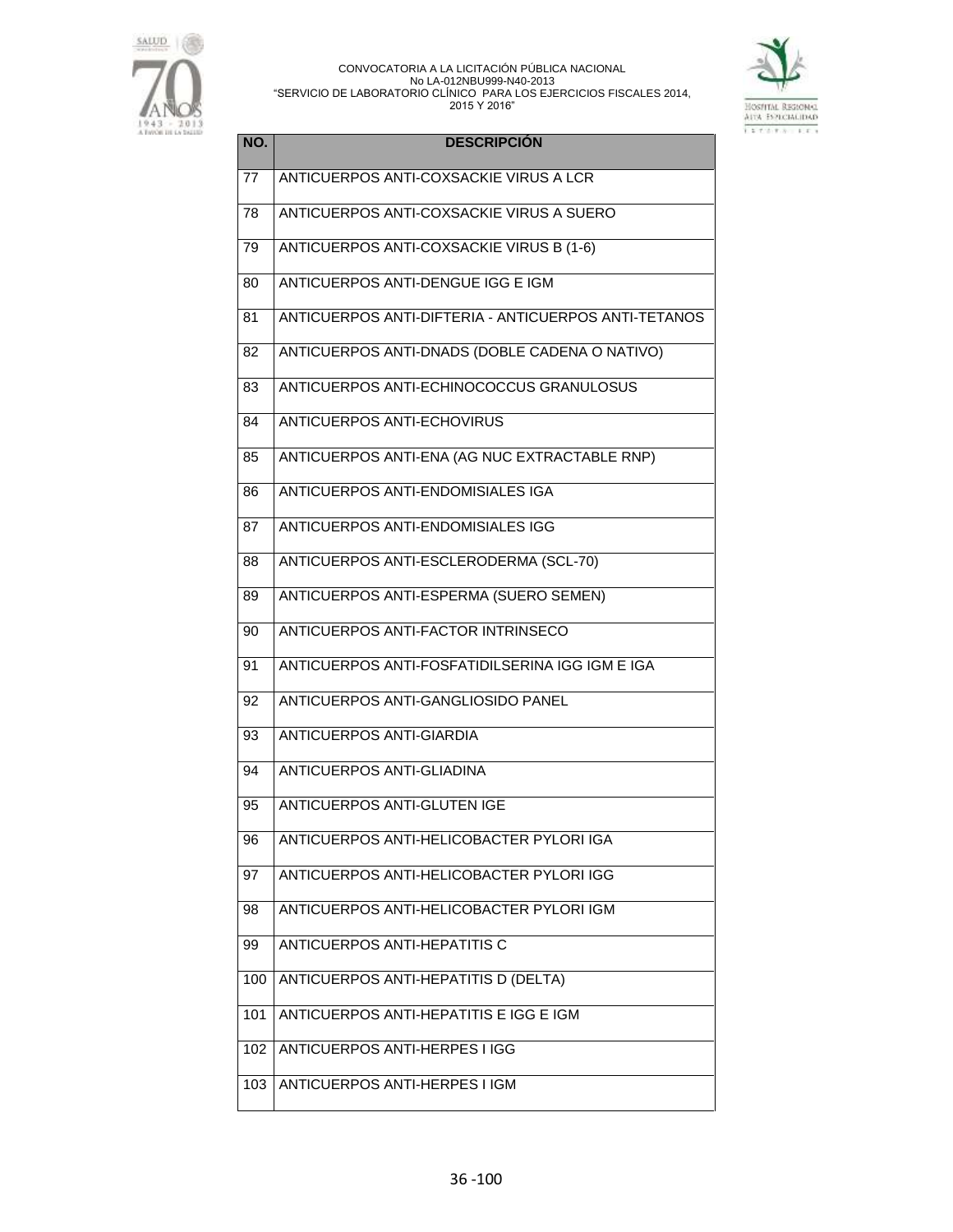| NO. | DESCRIPCIÓN |
|---|---|
| 77 | ANTICUERPOS ANTI-COXSACKIE VIRUS A LCR |
| 78 | ANTICUERPOS ANTI-COXSACKIE VIRUS A SUERO |
| 79 | ANTICUERPOS ANTI-COXSACKIE VIRUS B (1-6) |
| 80 | ANTICUERPOS ANTI-DENGUE IGG E IGM |
| 81 | ANTICUERPOS ANTI-DIFTERIA - ANTICUERPOS ANTI-TETANOS |
| 82 | ANTICUERPOS ANTI-DNADS (DOBLE CADENA O NATIVO) |
| 83 | ANTICUERPOS ANTI-ECHINOCOCCUS GRANULOSUS |
| 84 | ANTICUERPOS ANTI-ECHOVIRUS |
| 85 | ANTICUERPOS ANTI-ENA (AG NUC EXTRACTABLE RNP) |
| 86 | ANTICUERPOS ANTI-ENDOMISIALES IGA |
| 87 | ANTICUERPOS ANTI-ENDOMISIALES IGG |
| 88 | ANTICUERPOS ANTI-ESCLERODERMA (SCL-70) |
| 89 | ANTICUERPOS ANTI-ESPERMA (SUERO SEMEN) |
| 90 | ANTICUERPOS ANTI-FACTOR INTRINSECO |
| 91 | ANTICUERPOS ANTI-FOSFATIDILSERINA IGG IGM E IGA |
| 92 | ANTICUERPOS ANTI-GANGLIOSIDO PANEL |
| 93 | ANTICUERPOS ANTI-GIARDIA |
| 94 | ANTICUERPOS ANTI-GLIADINA |
| 95 | ANTICUERPOS ANTI-GLUTEN IGE |
| 96 | ANTICUERPOS ANTI-HELICOBACTER PYLORI IGA |
| 97 | ANTICUERPOS ANTI-HELICOBACTER PYLORI IGG |
| 98 | ANTICUERPOS ANTI-HELICOBACTER PYLORI IGM |
| 99 | ANTICUERPOS ANTI-HEPATITIS C |
| 100 | ANTICUERPOS ANTI-HEPATITIS D (DELTA) |
| 101 | ANTICUERPOS ANTI-HEPATITIS E IGG E IGM |
| 102 | ANTICUERPOS ANTI-HERPES I IGG |
| 103 | ANTICUERPOS ANTI-HERPES I IGM |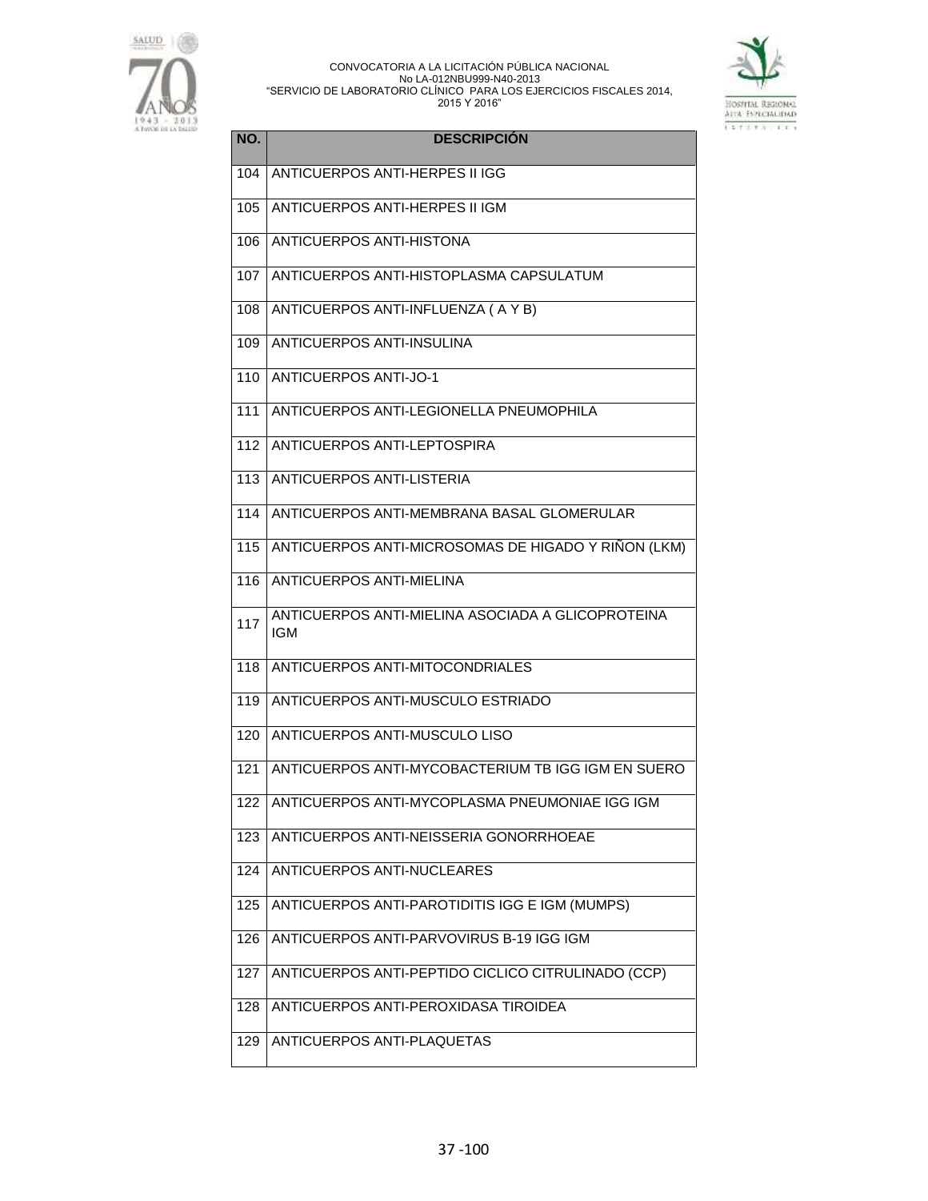| NO. | DESCRIPCIÓN |
|---|---|
| 104 | ANTICUERPOS ANTI-HERPES II IGG |
| 105 | ANTICUERPOS ANTI-HERPES II IGM |
| 106 | ANTICUERPOS ANTI-HISTONA |
| 107 | ANTICUERPOS ANTI-HISTOPLASMA CAPSULATUM |
| 108 | ANTICUERPOS ANTI-INFLUENZA ( A Y B) |
| 109 | ANTICUERPOS ANTI-INSULINA |
| 110 | ANTICUERPOS ANTI-JO-1 |
| 111 | ANTICUERPOS ANTI-LEGIONELLA PNEUMOPHILA |
| 112 | ANTICUERPOS ANTI-LEPTOSPIRA |
| 113 | ANTICUERPOS ANTI-LISTERIA |
| 114 | ANTICUERPOS ANTI-MEMBRANA BASAL GLOMERULAR |
| 115 | ANTICUERPOS ANTI-MICROSOMAS DE HIGADO Y RIÑON (LKM) |
| 116 | ANTICUERPOS ANTI-MIELINA |
| 117 | ANTICUERPOS ANTI-MIELINA ASOCIADA A GLICOPROTEINA IGM |
| 118 | ANTICUERPOS ANTI-MITOCONDRIALES |
| 119 | ANTICUERPOS ANTI-MUSCULO ESTRIADO |
| 120 | ANTICUERPOS ANTI-MUSCULO LISO |
| 121 | ANTICUERPOS ANTI-MYCOBACTERIUM TB IGG IGM EN SUERO |
| 122 | ANTICUERPOS ANTI-MYCOPLASMA PNEUMONIAE IGG IGM |
| 123 | ANTICUERPOS ANTI-NEISSERIA GONORRHOEAE |
| 124 | ANTICUERPOS ANTI-NUCLEARES |
| 125 | ANTICUERPOS ANTI-PAROTIDITIS IGG E IGM (MUMPS) |
| 126 | ANTICUERPOS ANTI-PARVOVIRUS B-19 IGG IGM |
| 127 | ANTICUERPOS ANTI-PEPTIDO CICLICO CITRULINADO (CCP) |
| 128 | ANTICUERPOS ANTI-PEROXIDASA TIROIDEA |
| 129 | ANTICUERPOS ANTI-PLAQUETAS |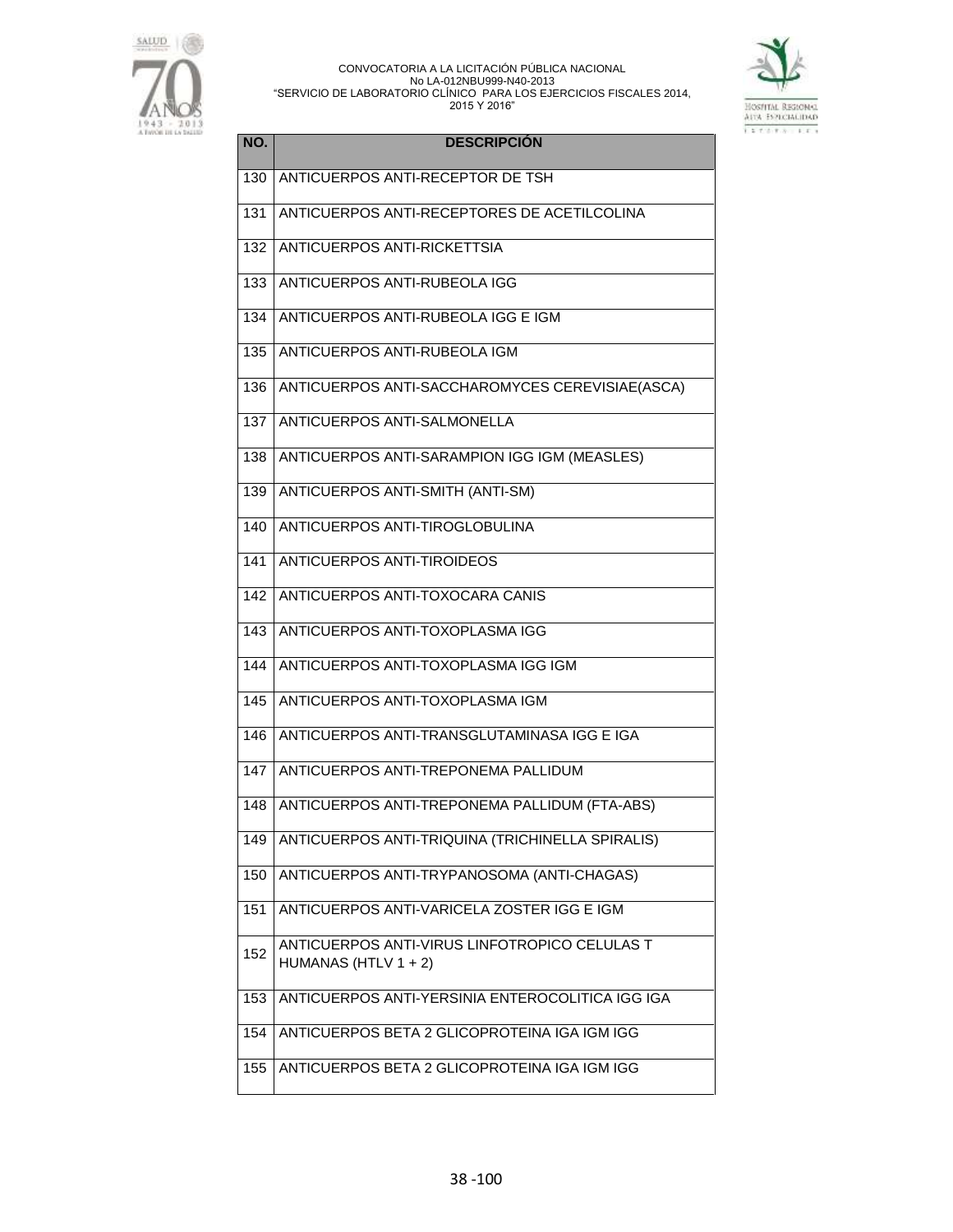| NO. | DESCRIPCIÓN |
| --- | --- |
| 130 | ANTICUERPOS ANTI-RECEPTOR DE TSH |
| 131 | ANTICUERPOS ANTI-RECEPTORES DE ACETILCOLINA |
| 132 | ANTICUERPOS ANTI-RICKETTSIA |
| 133 | ANTICUERPOS ANTI-RUBEOLA IGG |
| 134 | ANTICUERPOS ANTI-RUBEOLA IGG E IGM |
| 135 | ANTICUERPOS ANTI-RUBEOLA IGM |
| 136 | ANTICUERPOS ANTI-SACCHAROMYCES CEREVISIAE(ASCA) |
| 137 | ANTICUERPOS ANTI-SALMONELLA |
| 138 | ANTICUERPOS ANTI-SARAMPION IGG IGM (MEASLES) |
| 139 | ANTICUERPOS ANTI-SMITH (ANTI-SM) |
| 140 | ANTICUERPOS ANTI-TIROGLOBULINA |
| 141 | ANTICUERPOS ANTI-TIROIDEOS |
| 142 | ANTICUERPOS ANTI-TOXOCARA CANIS |
| 143 | ANTICUERPOS ANTI-TOXOPLASMA IGG |
| 144 | ANTICUERPOS ANTI-TOXOPLASMA IGG IGM |
| 145 | ANTICUERPOS ANTI-TOXOPLASMA IGM |
| 146 | ANTICUERPOS ANTI-TRANSGLUTAMINASA IGG E IGA |
| 147 | ANTICUERPOS ANTI-TREPONEMA PALLIDUM |
| 148 | ANTICUERPOS ANTI-TREPONEMA PALLIDUM (FTA-ABS) |
| 149 | ANTICUERPOS ANTI-TRIQUINA (TRICHINELLA SPIRALIS) |
| 150 | ANTICUERPOS ANTI-TRYPANOSOMA (ANTI-CHAGAS) |
| 151 | ANTICUERPOS ANTI-VARICELA ZOSTER IGG E IGM |
| 152 | ANTICUERPOS ANTI-VIRUS LINFOTROPICO CELULAS T HUMANAS (HTLV 1 + 2) |
| 153 | ANTICUERPOS ANTI-YERSINIA ENTEROCOLITICA IGG IGA |
| 154 | ANTICUERPOS BETA 2 GLICOPROTEINA IGA IGM IGG |
| 155 | ANTICUERPOS BETA 2 GLICOPROTEINA IGA IGM IGG |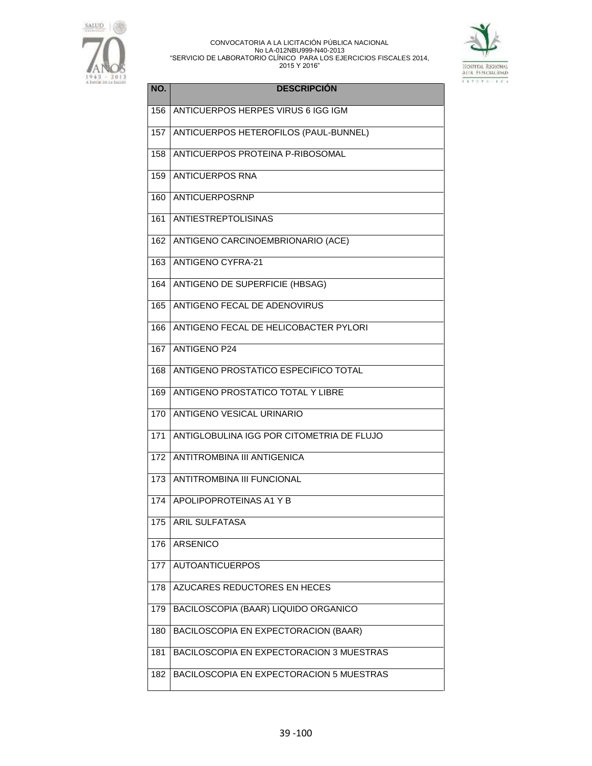| NO. | DESCRIPCIÓN |
|---|---|
| 156 | ANTICUERPOS HERPES VIRUS 6 IGG IGM |
| 157 | ANTICUERPOS HETEROFILOS (PAUL-BUNNEL) |
| 158 | ANTICUERPOS PROTEINA P-RIBOSOMAL |
| 159 | ANTICUERPOS RNA |
| 160 | ANTICUERPOSRNP |
| 161 | ANTIESTREPTOLISINAS |
| 162 | ANTIGENO CARCINOEMBRIONARIO (ACE) |
| 163 | ANTIGENO CYFRA-21 |
| 164 | ANTIGENO DE SUPERFICIE (HBSAG) |
| 165 | ANTIGENO FECAL DE ADENOVIRUS |
| 166 | ANTIGENO FECAL DE HELICOBACTER PYLORI |
| 167 | ANTIGENO P24 |
| 168 | ANTIGENO PROSTATICO ESPECIFICO TOTAL |
| 169 | ANTIGENO PROSTATICO TOTAL Y LIBRE |
| 170 | ANTIGENO VESICAL URINARIO |
| 171 | ANTIGLOBULINA IGG POR CITOMETRIA DE FLUJO |
| 172 | ANTITROMBINA III ANTIGENICA |
| 173 | ANTITROMBINA III FUNCIONAL |
| 174 | APOLIPOPROTEINAS A1 Y B |
| 175 | ARIL SULFATASA |
| 176 | ARSENICO |
| 177 | AUTOANTICUERPOS |
| 178 | AZUCARES REDUCTORES EN HECES |
| 179 | BACILOSCOPIA (BAAR) LIQUIDO ORGANICO |
| 180 | BACILOSCOPIA EN EXPECTORACION (BAAR) |
| 181 | BACILOSCOPIA EN EXPECTORACION 3 MUESTRAS |
| 182 | BACILOSCOPIA EN EXPECTORACION 5 MUESTRAS |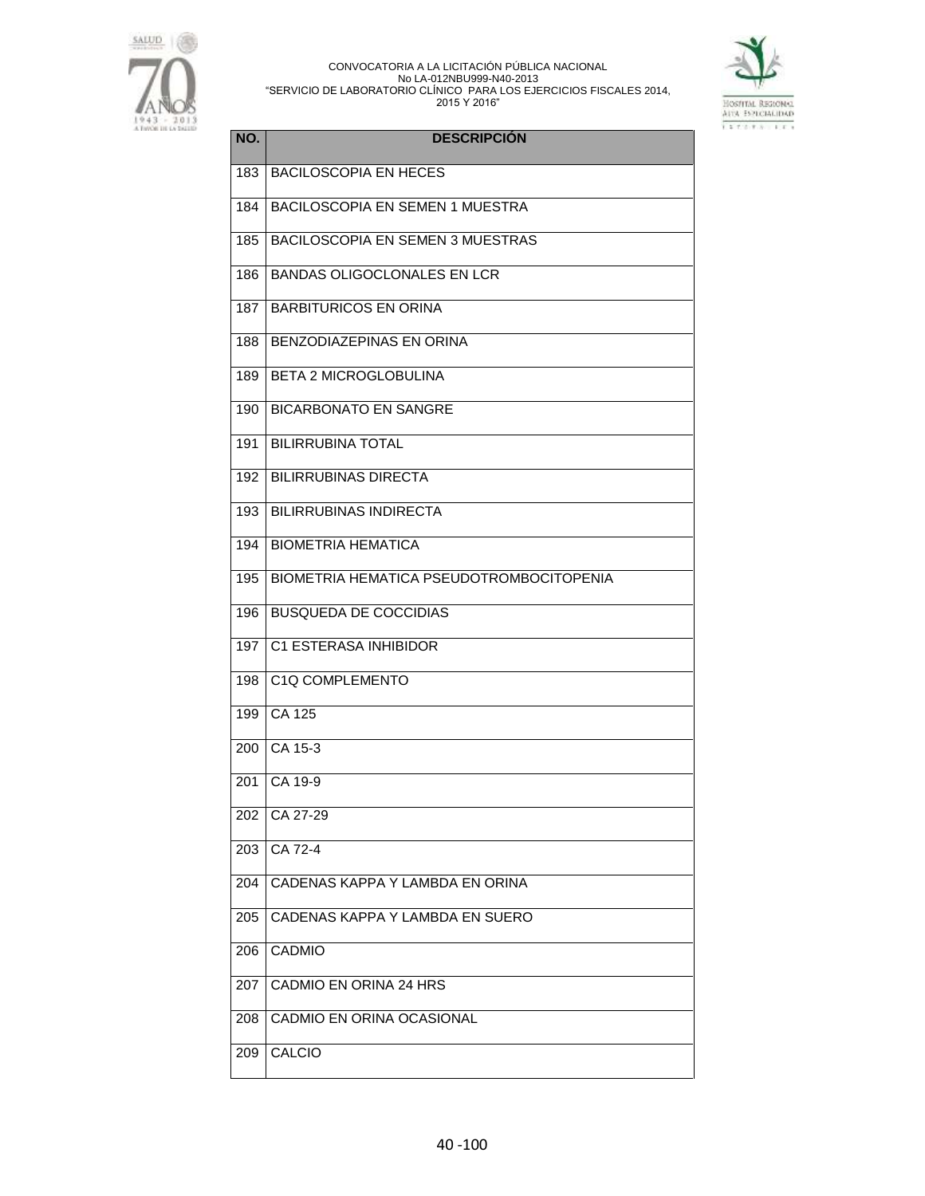| NO. | DESCRIPCIÓN |
|---|---|
| 183 | BACILOSCOPIA EN HECES |
| 184 | BACILOSCOPIA EN SEMEN 1 MUESTRA |
| 185 | BACILOSCOPIA EN SEMEN 3 MUESTRAS |
| 186 | BANDAS OLIGOCLONALES EN LCR |
| 187 | BARBITURICOS EN ORINA |
| 188 | BENZODIAZEPINAS EN ORINA |
| 189 | BETA 2 MICROGLOBULINA |
| 190 | BICARBONATO EN SANGRE |
| 191 | BILIRRUBINA TOTAL |
| 192 | BILIRRUBINAS DIRECTA |
| 193 | BILIRRUBINAS INDIRECTA |
| 194 | BIOMETRIA HEMATICA |
| 195 | BIOMETRIA HEMATICA PSEUDOTROMBOCITOPENIA |
| 196 | BUSQUEDA DE COCCIDIAS |
| 197 | C1 ESTERASA INHIBIDOR |
| 198 | C1Q COMPLEMENTO |
| 199 | CA 125 |
| 200 | CA 15-3 |
| 201 | CA 19-9 |
| 202 | CA 27-29 |
| 203 | CA 72-4 |
| 204 | CADENAS KAPPA Y LAMBDA EN ORINA |
| 205 | CADENAS KAPPA Y LAMBDA EN SUERO |
| 206 | CADMIO |
| 207 | CADMIO EN ORINA 24 HRS |
| 208 | CADMIO EN ORINA OCASIONAL |
| 209 | CALCIO |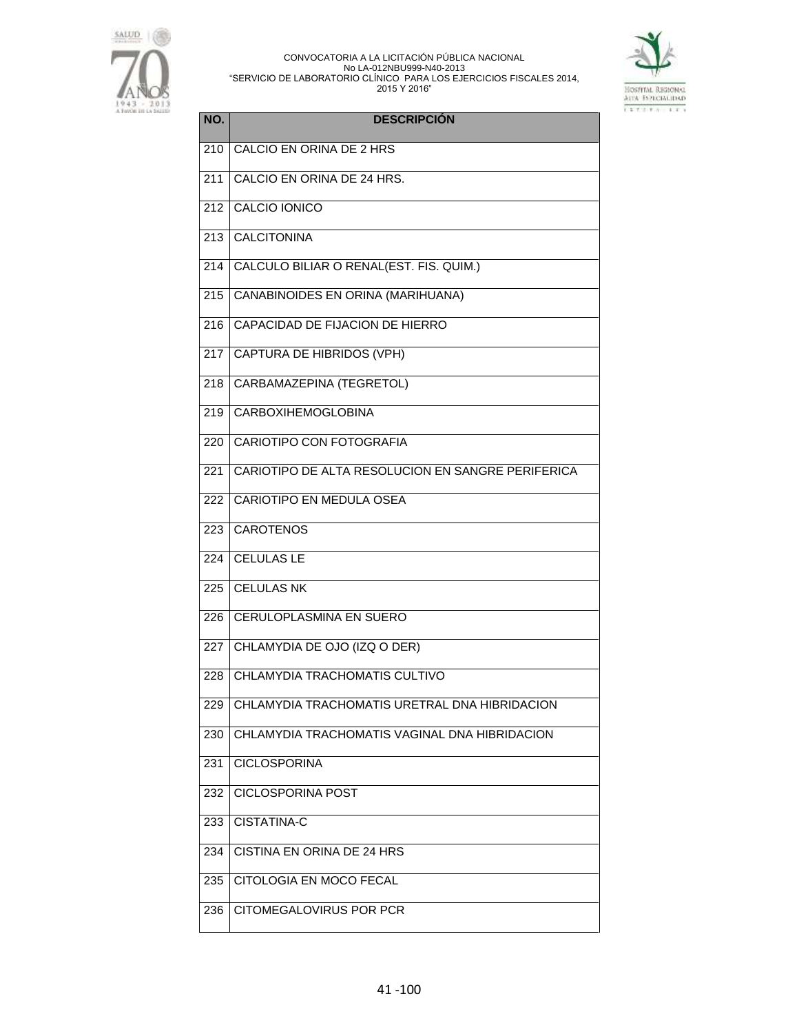| NO. | DESCRIPCIÓN |
|---|---|
| 210 | CALCIO EN ORINA DE 2 HRS |
| 211 | CALCIO EN ORINA DE 24 HRS. |
| 212 | CALCIO IONICO |
| 213 | CALCITONINA |
| 214 | CALCULO BILIAR O RENAL(EST. FIS. QUIM.) |
| 215 | CANABINOIDES EN ORINA (MARIHUANA) |
| 216 | CAPACIDAD DE FIJACION DE HIERRO |
| 217 | CAPTURA DE HIBRIDOS (VPH) |
| 218 | CARBAMAZEPINA (TEGRETOL) |
| 219 | CARBOXIHEMOGLOBINA |
| 220 | CARIOTIPO CON FOTOGRAFIA |
| 221 | CARIOTIPO DE ALTA RESOLUCION EN SANGRE PERIFERICA |
| 222 | CARIOTIPO EN MEDULA OSEA |
| 223 | CAROTENOS |
| 224 | CELULAS LE |
| 225 | CELULAS NK |
| 226 | CERULOPLASMINA EN SUERO |
| 227 | CHLAMYDIA DE OJO (IZQ O DER) |
| 228 | CHLAMYDIA TRACHOMATIS CULTIVO |
| 229 | CHLAMYDIA TRACHOMATIS URETRAL DNA HIBRIDACION |
| 230 | CHLAMYDIA TRACHOMATIS VAGINAL DNA HIBRIDACION |
| 231 | CICLOSPORINA |
| 232 | CICLOSPORINA POST |
| 233 | CISTATINA-C |
| 234 | CISTINA EN ORINA DE 24 HRS |
| 235 | CITOLOGIA EN MOCO FECAL |
| 236 | CITOMEGALOVIRUS POR PCR |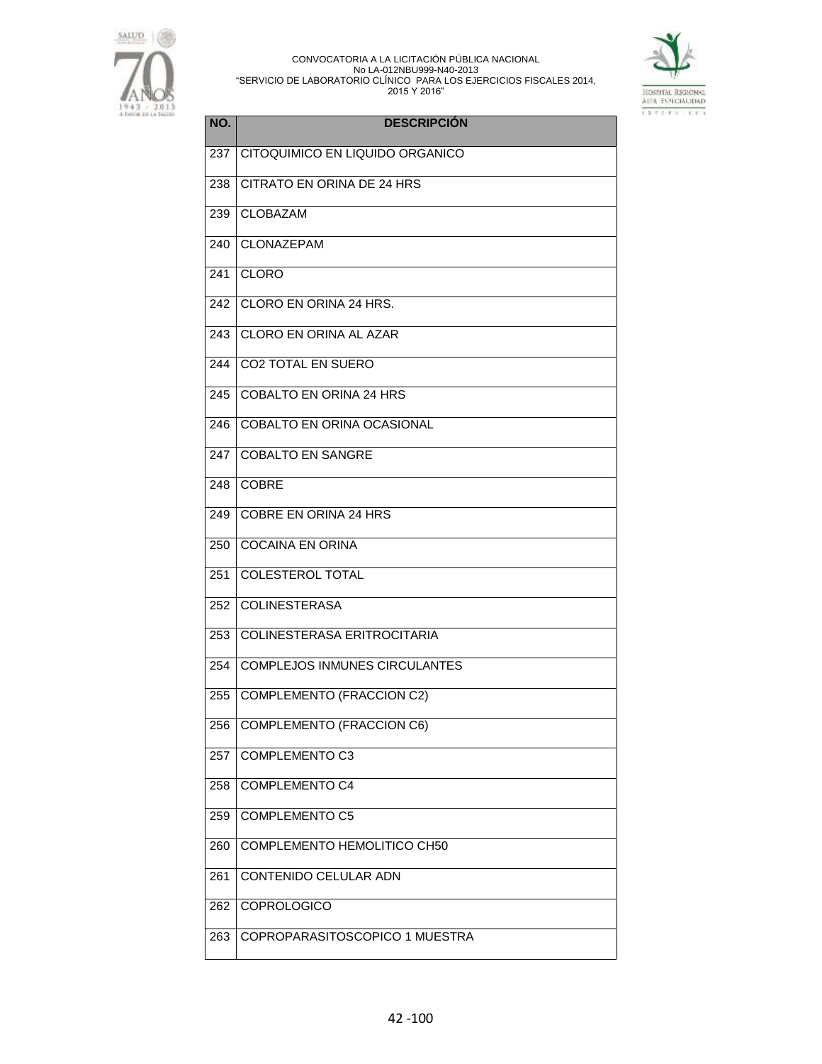| NO. | DESCRIPCIÓN |
|---|---|
| 237 | CITOQUIMICO EN LIQUIDO ORGANICO |
| 238 | CITRATO EN ORINA DE 24 HRS |
| 239 | CLOBAZAM |
| 240 | CLONAZEPAM |
| 241 | CLORO |
| 242 | CLORO EN ORINA 24 HRS. |
| 243 | CLORO EN ORINA AL AZAR |
| 244 | CO2 TOTAL EN SUERO |
| 245 | COBALTO EN ORINA 24 HRS |
| 246 | COBALTO EN ORINA OCASIONAL |
| 247 | COBALTO EN SANGRE |
| 248 | COBRE |
| 249 | COBRE EN ORINA 24 HRS |
| 250 | COCAINA EN ORINA |
| 251 | COLESTEROL TOTAL |
| 252 | COLINESTERASA |
| 253 | COLINESTERASA ERITROCITARIA |
| 254 | COMPLEJOS INMUNES CIRCULANTES |
| 255 | COMPLEMENTO (FRACCION C2) |
| 256 | COMPLEMENTO (FRACCION C6) |
| 257 | COMPLEMENTO C3 |
| 258 | COMPLEMENTO C4 |
| 259 | COMPLEMENTO C5 |
| 260 | COMPLEMENTO HEMOLITICO CH50 |
| 261 | CONTENIDO CELULAR ADN |
| 262 | COPROLOGICO |
| 263 | COPROPARASITOSCOPICO 1 MUESTRA |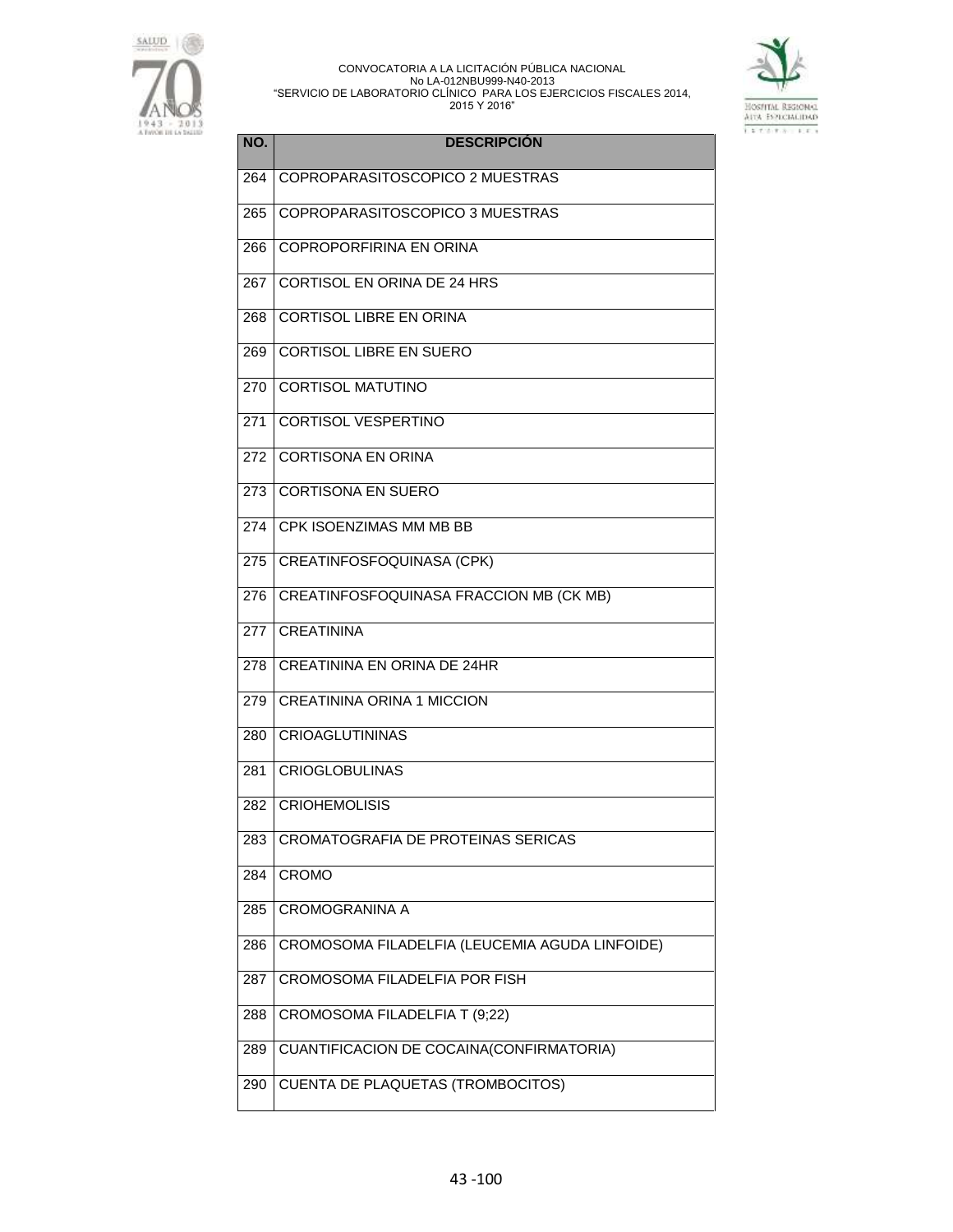| NO. | DESCRIPCIÓN |
|---|---|
| 264 | COPROPARASITOSCOPICO 2 MUESTRAS |
| 265 | COPROPARASITOSCOPICO 3 MUESTRAS |
| 266 | COPROPORFIRINA EN ORINA |
| 267 | CORTISOL EN ORINA DE 24 HRS |
| 268 | CORTISOL LIBRE EN ORINA |
| 269 | CORTISOL LIBRE EN SUERO |
| 270 | CORTISOL MATUTINO |
| 271 | CORTISOL VESPERTINO |
| 272 | CORTISONA EN ORINA |
| 273 | CORTISONA EN SUERO |
| 274 | CPK ISOENZIMAS MM MB BB |
| 275 | CREATINFOSFOQUINASA (CPK) |
| 276 | CREATINFOSFOQUINASA FRACCION MB (CK MB) |
| 277 | CREATININA |
| 278 | CREATININA EN ORINA DE 24HR |
| 279 | CREATININA ORINA 1 MICCION |
| 280 | CRIOAGLUTININAS |
| 281 | CRIOGLOBULINAS |
| 282 | CRIOHEMOLISIS |
| 283 | CROMATOGRAFIA DE PROTEINAS SERICAS |
| 284 | CROMO |
| 285 | CROMOGRANINA A |
| 286 | CROMOSOMA FILADELFIA (LEUCEMIA AGUDA LINFOIDE) |
| 287 | CROMOSOMA FILADELFIA POR FISH |
| 288 | CROMOSOMA FILADELFIA T (9;22) |
| 289 | CUANTIFICACION DE COCAINA(CONFIRMATORIA) |
| 290 | CUENTA DE PLAQUETAS (TROMBOCITOS) |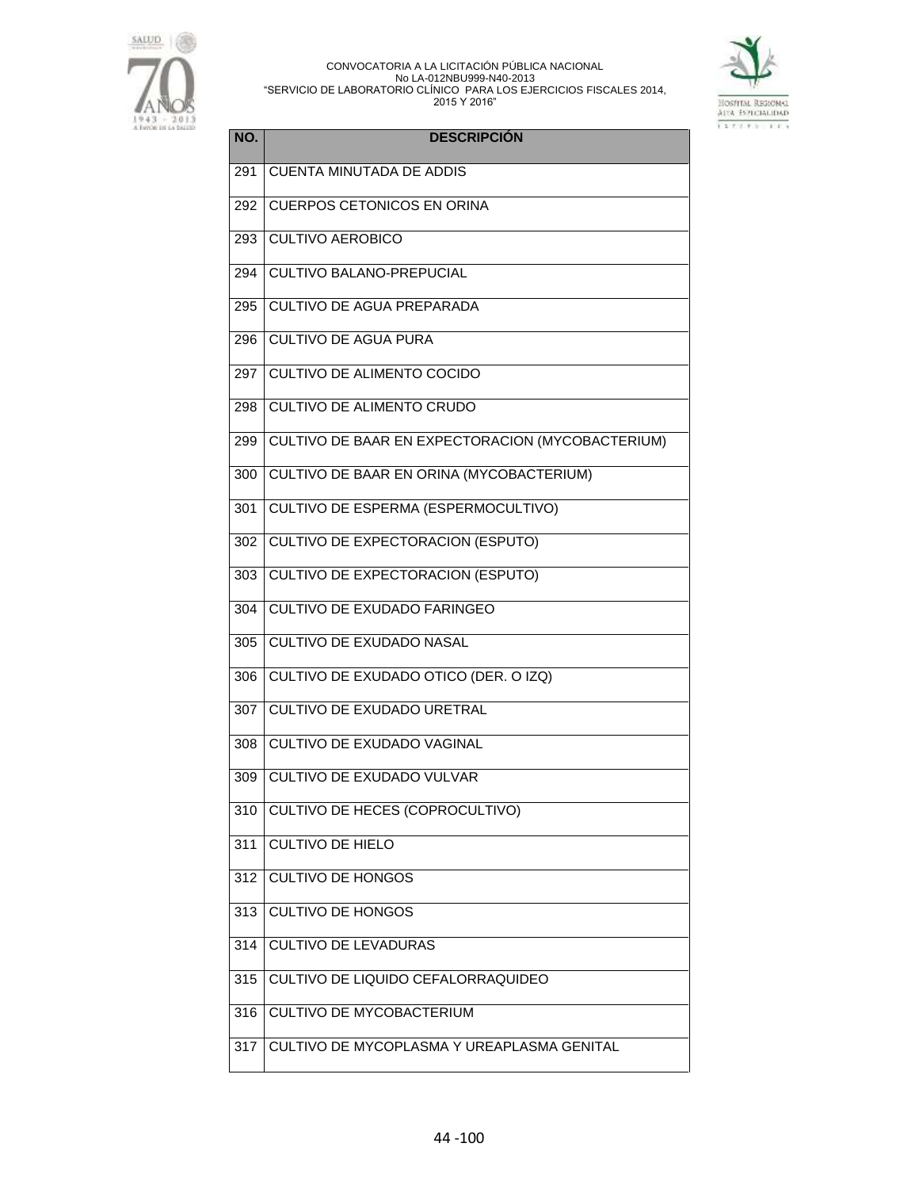| NO. | DESCRIPCIÓN |
|---|---|
| 291 | CUENTA MINUTADA DE ADDIS |
| 292 | CUERPOS CETONICOS EN ORINA |
| 293 | CULTIVO AEROBICO |
| 294 | CULTIVO BALANO-PREPUCIAL |
| 295 | CULTIVO DE AGUA PREPARADA |
| 296 | CULTIVO DE AGUA PURA |
| 297 | CULTIVO DE ALIMENTO COCIDO |
| 298 | CULTIVO DE ALIMENTO CRUDO |
| 299 | CULTIVO DE BAAR EN EXPECTORACION (MYCOBACTERIUM) |
| 300 | CULTIVO DE BAAR EN ORINA (MYCOBACTERIUM) |
| 301 | CULTIVO DE ESPERMA (ESPERMOCULTIVO) |
| 302 | CULTIVO DE EXPECTORACION (ESPUTO) |
| 303 | CULTIVO DE EXPECTORACION (ESPUTO) |
| 304 | CULTIVO DE EXUDADO FARINGEO |
| 305 | CULTIVO DE EXUDADO NASAL |
| 306 | CULTIVO DE EXUDADO OTICO (DER. O IZQ) |
| 307 | CULTIVO DE EXUDADO URETRAL |
| 308 | CULTIVO DE EXUDADO VAGINAL |
| 309 | CULTIVO DE EXUDADO VULVAR |
| 310 | CULTIVO DE HECES (COPROCULTIVO) |
| 311 | CULTIVO DE HIELO |
| 312 | CULTIVO DE HONGOS |
| 313 | CULTIVO DE HONGOS |
| 314 | CULTIVO DE LEVADURAS |
| 315 | CULTIVO DE LIQUIDO CEFALORRAQUIDEO |
| 316 | CULTIVO DE MYCOBACTERIUM |
| 317 | CULTIVO DE MYCOPLASMA Y UREAPLASMA GENITAL |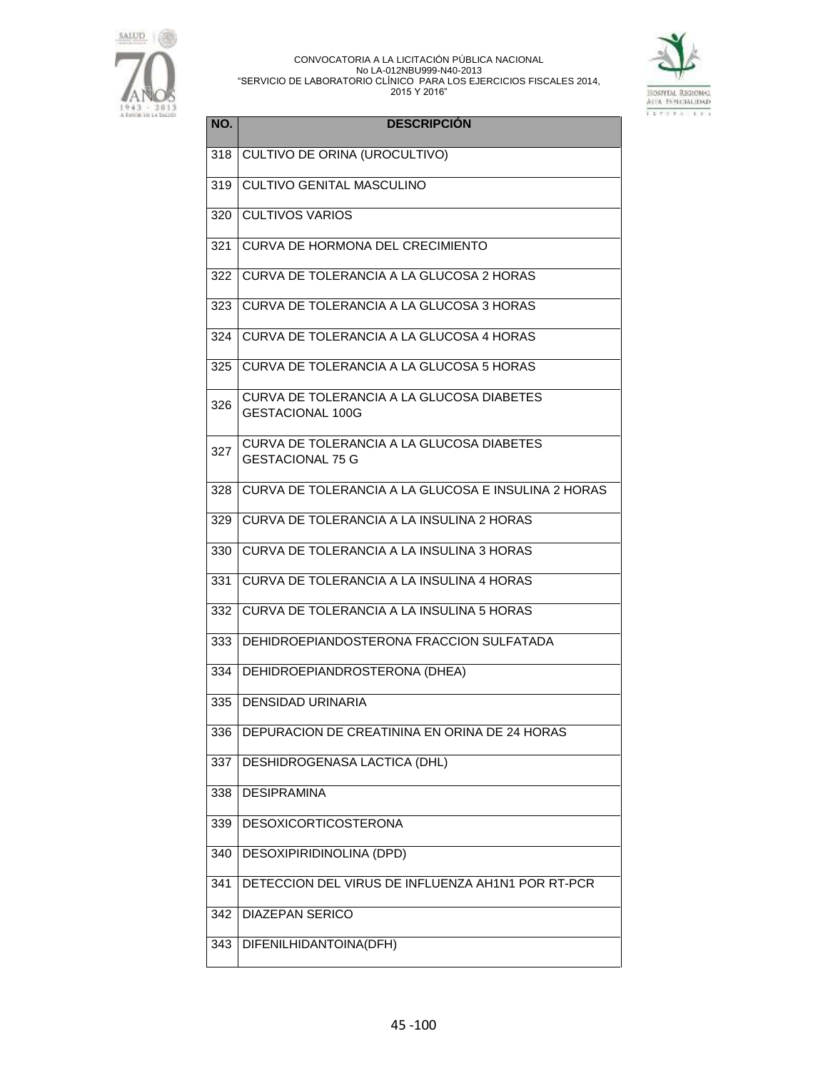| NO. | DESCRIPCIÓN |
|---|---|
| 318 | CULTIVO DE ORINA (UROCULTIVO) |
| 319 | CULTIVO GENITAL MASCULINO |
| 320 | CULTIVOS VARIOS |
| 321 | CURVA DE HORMONA DEL CRECIMIENTO |
| 322 | CURVA DE TOLERANCIA A LA GLUCOSA 2 HORAS |
| 323 | CURVA DE TOLERANCIA A LA GLUCOSA 3 HORAS |
| 324 | CURVA DE TOLERANCIA A LA GLUCOSA 4 HORAS |
| 325 | CURVA DE TOLERANCIA A LA GLUCOSA 5 HORAS |
| 326 | CURVA DE TOLERANCIA A LA GLUCOSA DIABETES GESTACIONAL 100G |
| 327 | CURVA DE TOLERANCIA A LA GLUCOSA DIABETES GESTACIONAL 75 G |
| 328 | CURVA DE TOLERANCIA A LA GLUCOSA E INSULINA 2 HORAS |
| 329 | CURVA DE TOLERANCIA A LA INSULINA 2 HORAS |
| 330 | CURVA DE TOLERANCIA A LA INSULINA 3 HORAS |
| 331 | CURVA DE TOLERANCIA A LA INSULINA 4 HORAS |
| 332 | CURVA DE TOLERANCIA A LA INSULINA 5 HORAS |
| 333 | DEHIDROEPIANDOSTERONA FRACCION SULFATADA |
| 334 | DEHIDROEPIANDROSTERONA (DHEA) |
| 335 | DENSIDAD URINARIA |
| 336 | DEPURACION DE CREATININA EN ORINA DE 24 HORAS |
| 337 | DESHIDROGENASA LACTICA (DHL) |
| 338 | DESIPRAMINA |
| 339 | DESOXICORTICOSTERONA |
| 340 | DESOXIPIRIDINOLINA (DPD) |
| 341 | DETECCION DEL VIRUS DE INFLUENZA AH1N1 POR RT-PCR |
| 342 | DIAZEPAN SERICO |
| 343 | DIFENILHIDANTOINA(DFH) |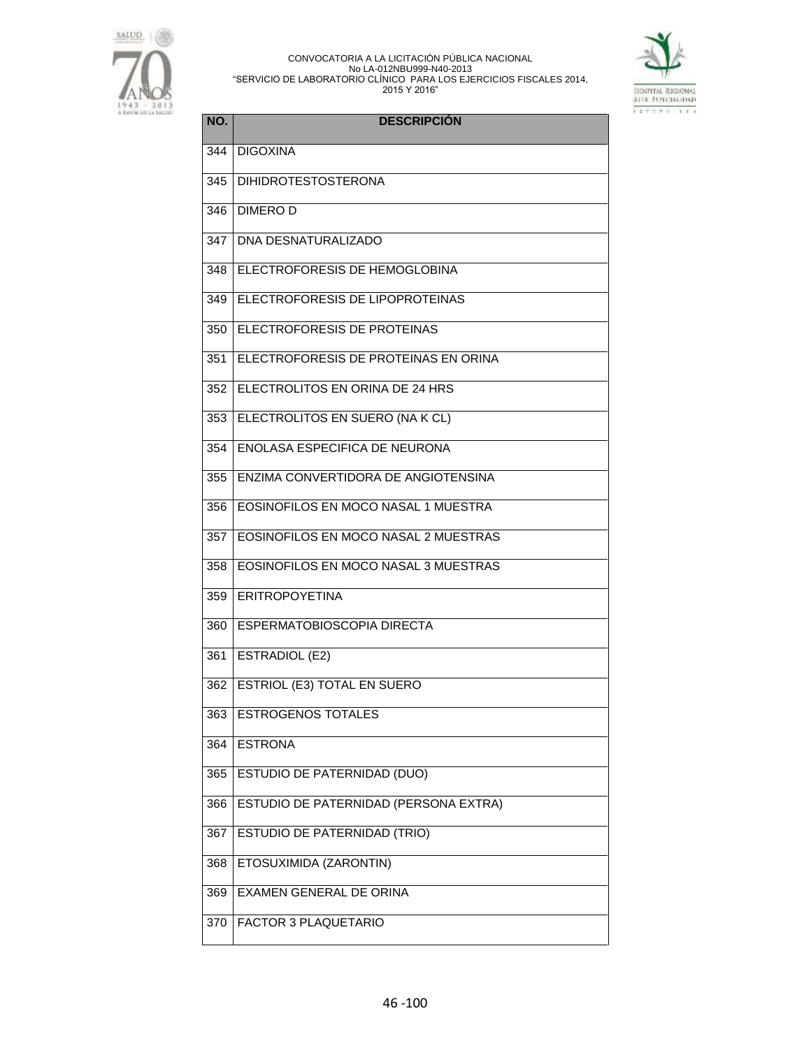| NO. | DESCRIPCIÓN |
| --- | --- |
| 344 | DIGOXINA |
| 345 | DIHIDROTESTOSTERONA |
| 346 | DIMERO D |
| 347 | DNA DESNATURALIZADO |
| 348 | ELECTROFORESIS DE HEMOGLOBINA |
| 349 | ELECTROFORESIS DE LIPOPROTEINAS |
| 350 | ELECTROFORESIS DE PROTEINAS |
| 351 | ELECTROFORESIS DE PROTEINAS EN ORINA |
| 352 | ELECTROLITOS EN ORINA DE 24 HRS |
| 353 | ELECTROLITOS EN SUERO (NA K CL) |
| 354 | ENOLASA ESPECIFICA DE NEURONA |
| 355 | ENZIMA CONVERTIDORA DE ANGIOTENSINA |
| 356 | EOSINOFILOS EN MOCO NASAL 1 MUESTRA |
| 357 | EOSINOFILOS EN MOCO NASAL 2 MUESTRAS |
| 358 | EOSINOFILOS EN MOCO NASAL 3 MUESTRAS |
| 359 | ERITROPOYETINA |
| 360 | ESPERMATOBIOSCOPIA DIRECTA |
| 361 | ESTRADIOL (E2) |
| 362 | ESTRIOL (E3) TOTAL EN SUERO |
| 363 | ESTROGENOS TOTALES |
| 364 | ESTRONA |
| 365 | ESTUDIO DE PATERNIDAD (DUO) |
| 366 | ESTUDIO DE PATERNIDAD (PERSONA EXTRA) |
| 367 | ESTUDIO DE PATERNIDAD (TRIO) |
| 368 | ETOSUXIMIDA (ZARONTIN) |
| 369 | EXAMEN GENERAL DE ORINA |
| 370 | FACTOR 3 PLAQUETARIO |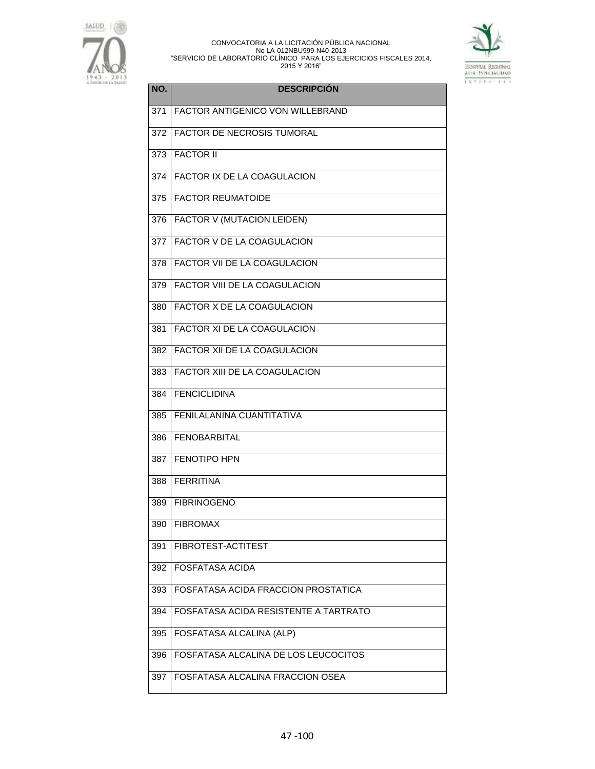| NO. | DESCRIPCIÓN |
|---|---|
| 371 | FACTOR ANTIGENICO VON WILLEBRAND |
| 372 | FACTOR DE NECROSIS TUMORAL |
| 373 | FACTOR II |
| 374 | FACTOR IX DE LA COAGULACION |
| 375 | FACTOR REUMATOIDE |
| 376 | FACTOR V (MUTACION LEIDEN) |
| 377 | FACTOR V DE LA COAGULACION |
| 378 | FACTOR VII DE LA COAGULACION |
| 379 | FACTOR VIII DE LA COAGULACION |
| 380 | FACTOR X DE LA COAGULACION |
| 381 | FACTOR XI DE LA COAGULACION |
| 382 | FACTOR XII DE LA COAGULACION |
| 383 | FACTOR XIII DE LA COAGULACION |
| 384 | FENCICLIDINA |
| 385 | FENILALANINA CUANTITATIVA |
| 386 | FENOBARBITAL |
| 387 | FENOTIPO HPN |
| 388 | FERRITINA |
| 389 | FIBRINOGENO |
| 390 | FIBROMAX |
| 391 | FIBROTEST-ACTITEST |
| 392 | FOSFATASA ACIDA |
| 393 | FOSFATASA ACIDA FRACCION PROSTATICA |
| 394 | FOSFATASA ACIDA RESISTENTE A TARTRATO |
| 395 | FOSFATASA ALCALINA (ALP) |
| 396 | FOSFATASA ALCALINA DE LOS LEUCOCITOS |
| 397 | FOSFATASA ALCALINA FRACCION OSEA |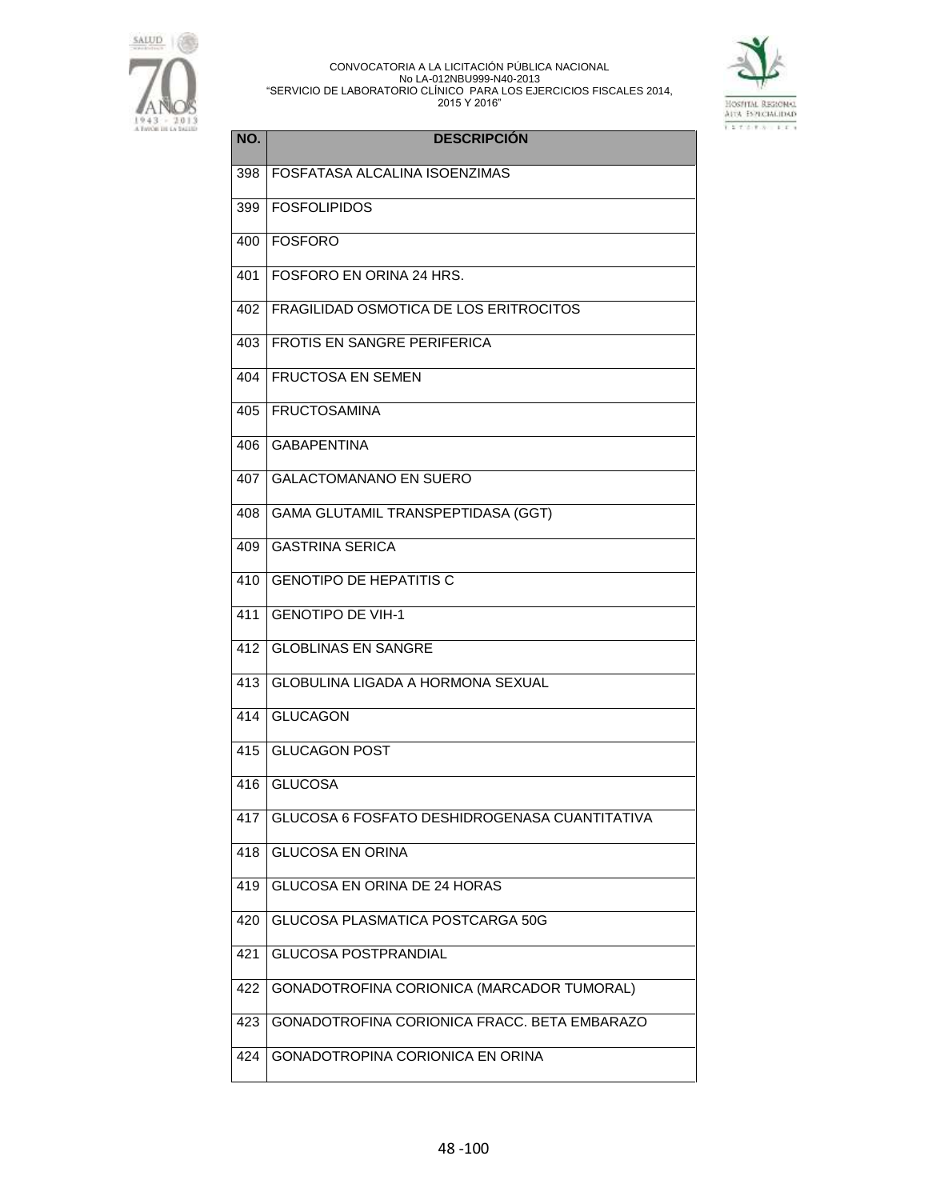| NO. | DESCRIPCIÓN |
|---|---|
| 398 | FOSFATASA ALCALINA ISOENZIMAS |
| 399 | FOSFOLIPIDOS |
| 400 | FOSFORO |
| 401 | FOSFORO EN ORINA 24 HRS. |
| 402 | FRAGILIDAD OSMOTICA DE LOS ERITROCITOS |
| 403 | FROTIS EN SANGRE PERIFERICA |
| 404 | FRUCTOSA EN SEMEN |
| 405 | FRUCTOSAMINA |
| 406 | GABAPENTINA |
| 407 | GALACTOMANANO EN SUERO |
| 408 | GAMA GLUTAMIL TRANSPEPTIDASA (GGT) |
| 409 | GASTRINA SERICA |
| 410 | GENOTIPO DE HEPATITIS C |
| 411 | GENOTIPO DE VIH-1 |
| 412 | GLOBLINAS EN SANGRE |
| 413 | GLOBULINA LIGADA A HORMONA SEXUAL |
| 414 | GLUCAGON |
| 415 | GLUCAGON POST |
| 416 | GLUCOSA |
| 417 | GLUCOSA 6 FOSFATO DESHIDROGENASA CUANTITATIVA |
| 418 | GLUCOSA EN ORINA |
| 419 | GLUCOSA EN ORINA DE 24 HORAS |
| 420 | GLUCOSA PLASMATICA POSTCARGA 50G |
| 421 | GLUCOSA POSTPRANDIAL |
| 422 | GONADOTROFINA CORIONICA (MARCADOR TUMORAL) |
| 423 | GONADOTROFINA CORIONICA FRACC. BETA EMBARAZO |
| 424 | GONADOTROPINA CORIONICA EN ORINA |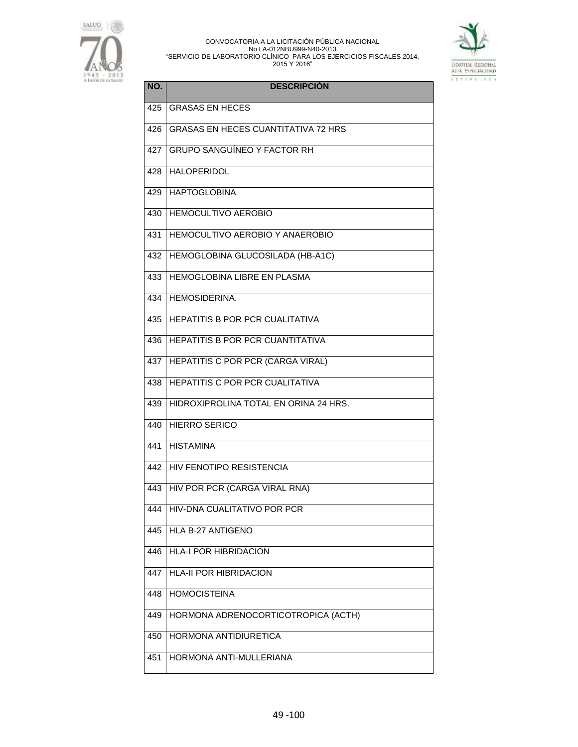| NO. | DESCRIPCIÓN |
|---|---|
| 425 | GRASAS EN HECES |
| 426 | GRASAS EN HECES CUANTITATIVA 72 HRS |
| 427 | GRUPO SANGUÍNEO Y FACTOR RH |
| 428 | HALOPERIDOL |
| 429 | HAPTOGLOBINA |
| 430 | HEMOCULTIVO AEROBIO |
| 431 | HEMOCULTIVO AEROBIO Y ANAEROBIO |
| 432 | HEMOGLOBINA GLUCOSILADA (HB-A1C) |
| 433 | HEMOGLOBINA LIBRE EN PLASMA |
| 434 | HEMOSIDERINA. |
| 435 | HEPATITIS B POR PCR CUALITATIVA |
| 436 | HEPATITIS B POR PCR CUANTITATIVA |
| 437 | HEPATITIS C POR PCR (CARGA VIRAL) |
| 438 | HEPATITIS C POR PCR CUALITATIVA |
| 439 | HIDROXIPROLINA TOTAL EN ORINA 24 HRS. |
| 440 | HIERRO SERICO |
| 441 | HISTAMINA |
| 442 | HIV FENOTIPO RESISTENCIA |
| 443 | HIV POR PCR (CARGA VIRAL RNA) |
| 444 | HIV-DNA CUALITATIVO POR PCR |
| 445 | HLA B-27 ANTIGENO |
| 446 | HLA-I POR HIBRIDACION |
| 447 | HLA-II POR HIBRIDACION |
| 448 | HOMOCISTEINA |
| 449 | HORMONA ADRENOCORTICOTROPICA (ACTH) |
| 450 | HORMONA ANTIDIURETICA |
| 451 | HORMONA ANTI-MULLERIANA |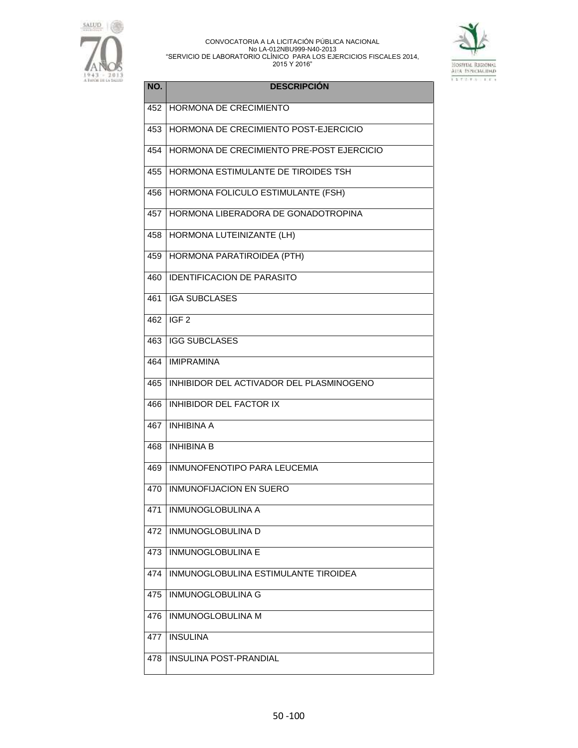| NO. | DESCRIPCIÓN |
|---|---|
| 452 | HORMONA DE CRECIMIENTO |
| 453 | HORMONA DE CRECIMIENTO POST-EJERCICIO |
| 454 | HORMONA DE CRECIMIENTO PRE-POST EJERCICIO |
| 455 | HORMONA ESTIMULANTE DE TIROIDES TSH |
| 456 | HORMONA FOLICULO ESTIMULANTE (FSH) |
| 457 | HORMONA LIBERADORA DE GONADOTROPINA |
| 458 | HORMONA LUTEINIZANTE (LH) |
| 459 | HORMONA PARATIROIDEA (PTH) |
| 460 | IDENTIFICACION DE PARASITO |
| 461 | IGA SUBCLASES |
| 462 | IGF 2 |
| 463 | IGG SUBCLASES |
| 464 | IMIPRAMINA |
| 465 | INHIBIDOR DEL ACTIVADOR DEL PLASMINOGENO |
| 466 | INHIBIDOR DEL FACTOR IX |
| 467 | INHIBINA A |
| 468 | INHIBINA B |
| 469 | INMUNOFENOTIPO PARA LEUCEMIA |
| 470 | INMUNOFIJACION EN SUERO |
| 471 | INMUNOGLOBULINA A |
| 472 | INMUNOGLOBULINA D |
| 473 | INMUNOGLOBULINA E |
| 474 | INMUNOGLOBULINA ESTIMULANTE TIROIDEA |
| 475 | INMUNOGLOBULINA G |
| 476 | INMUNOGLOBULINA M |
| 477 | INSULINA |
| 478 | INSULINA POST-PRANDIAL |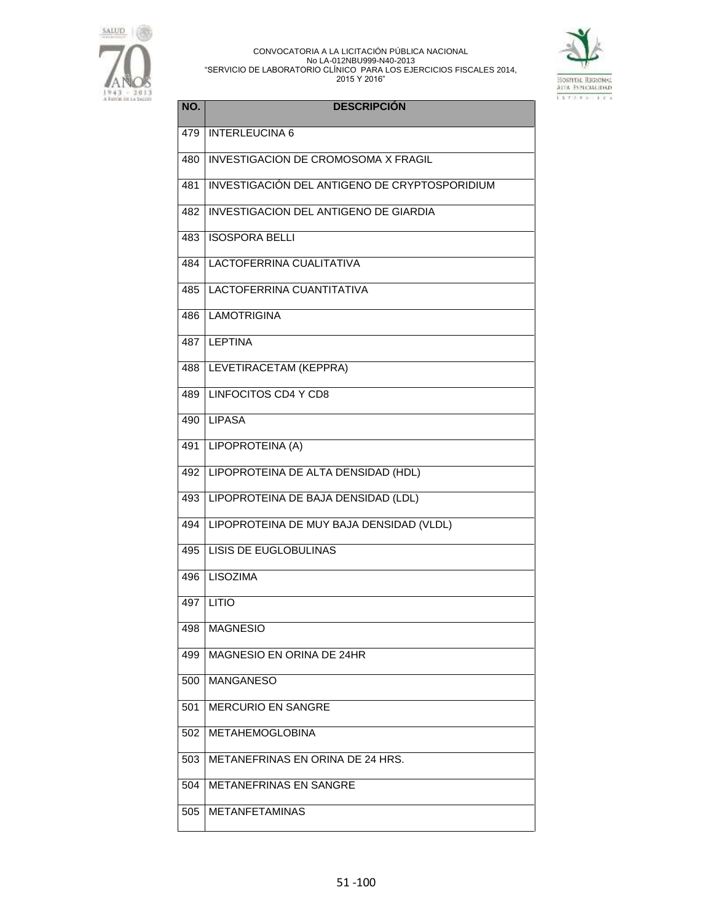| NO. | DESCRIPCIÓN |
|---|---|
| 479 | INTERLEUCINA 6 |
| 480 | INVESTIGACION DE CROMOSOMA X FRAGIL |
| 481 | INVESTIGACIÓN DEL ANTIGENO DE CRYPTOSPORIDIUM |
| 482 | INVESTIGACION DEL ANTIGENO DE GIARDIA |
| 483 | ISOSPORA BELLI |
| 484 | LACTOFERRINA CUALITATIVA |
| 485 | LACTOFERRINA CUANTITATIVA |
| 486 | LAMOTRIGINA |
| 487 | LEPTINA |
| 488 | LEVETIRACETAM (KEPPRA) |
| 489 | LINFOCITOS CD4 Y CD8 |
| 490 | LIPASA |
| 491 | LIPOPROTEINA (A) |
| 492 | LIPOPROTEINA DE ALTA DENSIDAD (HDL) |
| 493 | LIPOPROTEINA DE BAJA DENSIDAD (LDL) |
| 494 | LIPOPROTEINA DE MUY BAJA DENSIDAD (VLDL) |
| 495 | LISIS DE EUGLOBULINAS |
| 496 | LISOZIMA |
| 497 | LITIO |
| 498 | MAGNESIO |
| 499 | MAGNESIO EN ORINA DE 24HR |
| 500 | MANGANESO |
| 501 | MERCURIO EN SANGRE |
| 502 | METAHEMOGLOBINA |
| 503 | METANEFRINAS EN ORINA DE 24 HRS. |
| 504 | METANEFRINAS EN SANGRE |
| 505 | METANFETAMINAS |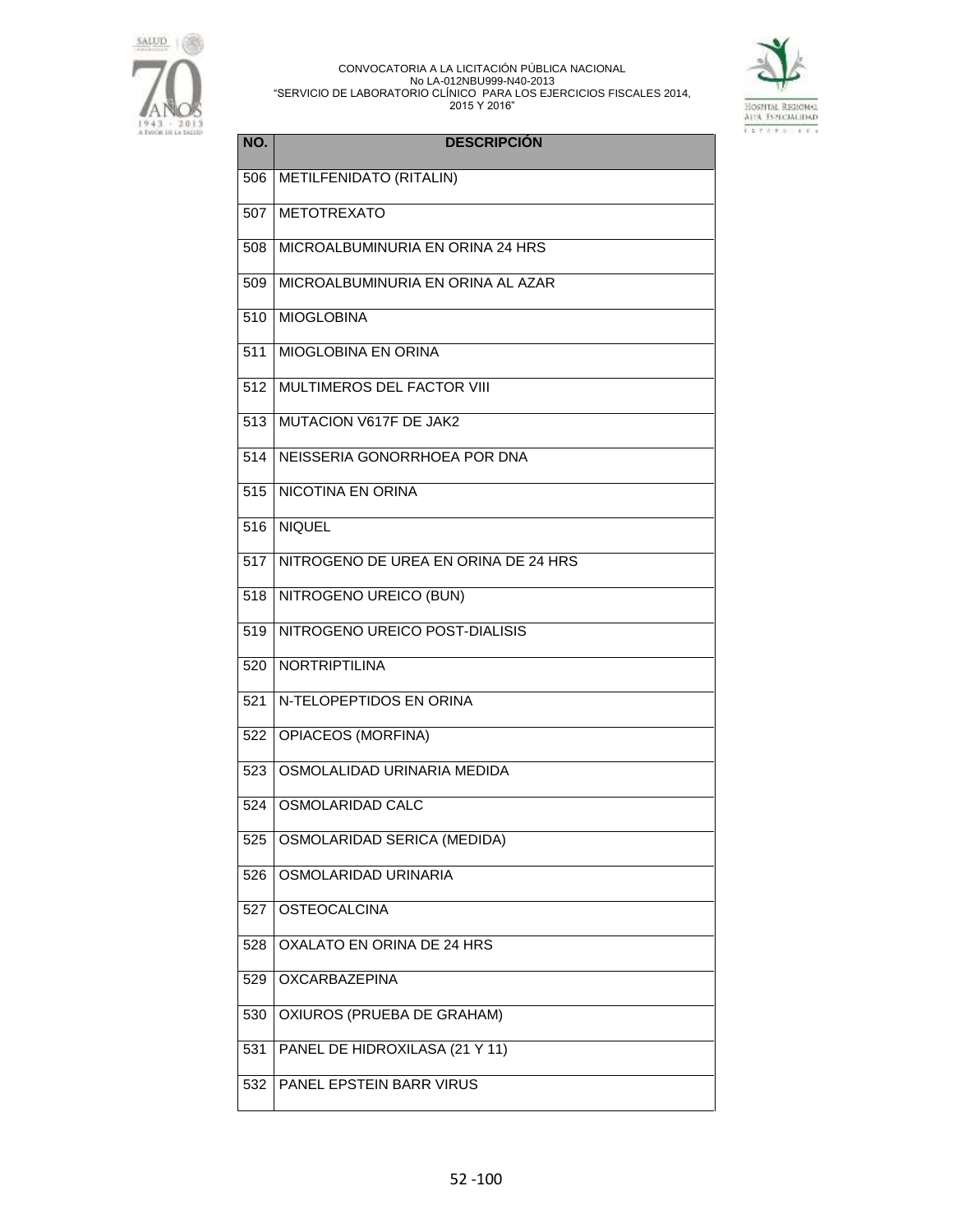| NO. | DESCRIPCIÓN |
|---|---|
| 506 | METILFENIDATO (RITALIN) |
| 507 | METOTREXATO |
| 508 | MICROALBUMINURIA EN ORINA 24 HRS |
| 509 | MICROALBUMINURIA EN ORINA AL AZAR |
| 510 | MIOGLOBINA |
| 511 | MIOGLOBINA EN ORINA |
| 512 | MULTIMEROS DEL FACTOR VIII |
| 513 | MUTACION V617F DE JAK2 |
| 514 | NEISSERIA GONORRHOEA POR DNA |
| 515 | NICOTINA EN ORINA |
| 516 | NIQUEL |
| 517 | NITROGENO DE UREA EN ORINA DE 24 HRS |
| 518 | NITROGENO UREICO (BUN) |
| 519 | NITROGENO UREICO POST-DIALISIS |
| 520 | NORTRIPTILINA |
| 521 | N-TELOPEPTIDOS EN ORINA |
| 522 | OPIACEOS (MORFINA) |
| 523 | OSMOLALIDAD URINARIA MEDIDA |
| 524 | OSMOLARIDAD CALC |
| 525 | OSMOLARIDAD SERICA (MEDIDA) |
| 526 | OSMOLARIDAD URINARIA |
| 527 | OSTEOCALCINA |
| 528 | OXALATO EN ORINA DE 24 HRS |
| 529 | OXCARBAZEPINA |
| 530 | OXIUROS (PRUEBA DE GRAHAM) |
| 531 | PANEL DE HIDROXILASA (21 Y 11) |
| 532 | PANEL EPSTEIN BARR VIRUS |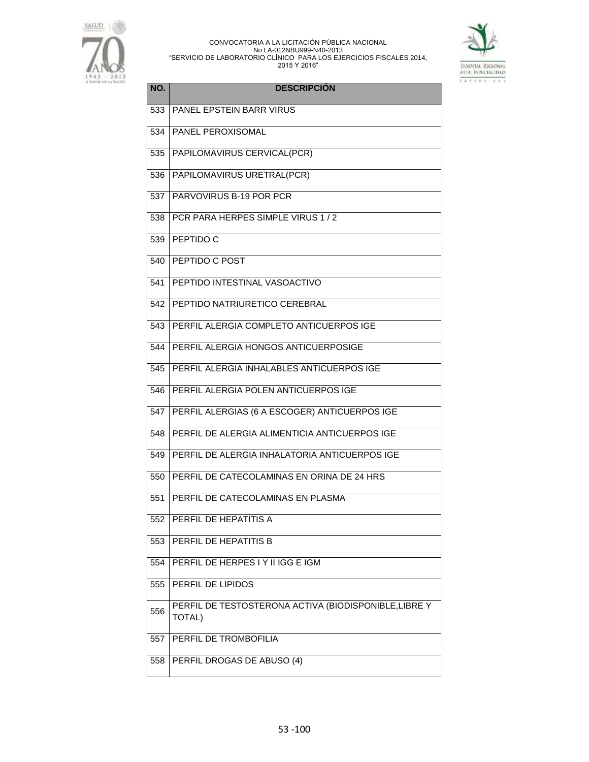| NO. | DESCRIPCIÓN |
|---|---|
| 533 | PANEL EPSTEIN BARR VIRUS |
| 534 | PANEL PEROXISOMAL |
| 535 | PAPILOMAVIRUS CERVICAL(PCR) |
| 536 | PAPILOMAVIRUS URETRAL(PCR) |
| 537 | PARVOVIRUS B-19 POR PCR |
| 538 | PCR PARA HERPES SIMPLE VIRUS 1 / 2 |
| 539 | PEPTIDO C |
| 540 | PEPTIDO C POST |
| 541 | PEPTIDO INTESTINAL VASOACTIVO |
| 542 | PEPTIDO NATRIURETICO CEREBRAL |
| 543 | PERFIL ALERGIA COMPLETO ANTICUERPOS IGE |
| 544 | PERFIL ALERGIA HONGOS ANTICUERPOSIGE |
| 545 | PERFIL ALERGIA INHALABLES ANTICUERPOS IGE |
| 546 | PERFIL ALERGIA POLEN ANTICUERPOS IGE |
| 547 | PERFIL ALERGIAS (6 A ESCOGER) ANTICUERPOS IGE |
| 548 | PERFIL DE ALERGIA ALIMENTICIA ANTICUERPOS IGE |
| 549 | PERFIL DE ALERGIA INHALATORIA ANTICUERPOS IGE |
| 550 | PERFIL DE CATECOLAMINAS EN ORINA DE 24 HRS |
| 551 | PERFIL DE CATECOLAMINAS EN PLASMA |
| 552 | PERFIL DE HEPATITIS A |
| 553 | PERFIL DE HEPATITIS B |
| 554 | PERFIL DE HERPES I Y II IGG E IGM |
| 555 | PERFIL DE LIPIDOS |
| 556 | PERFIL DE TESTOSTERONA ACTIVA (BIODISPONIBLE,LIBRE Y TOTAL) |
| 557 | PERFIL DE TROMBOFILIA |
| 558 | PERFIL DROGAS DE ABUSO (4) |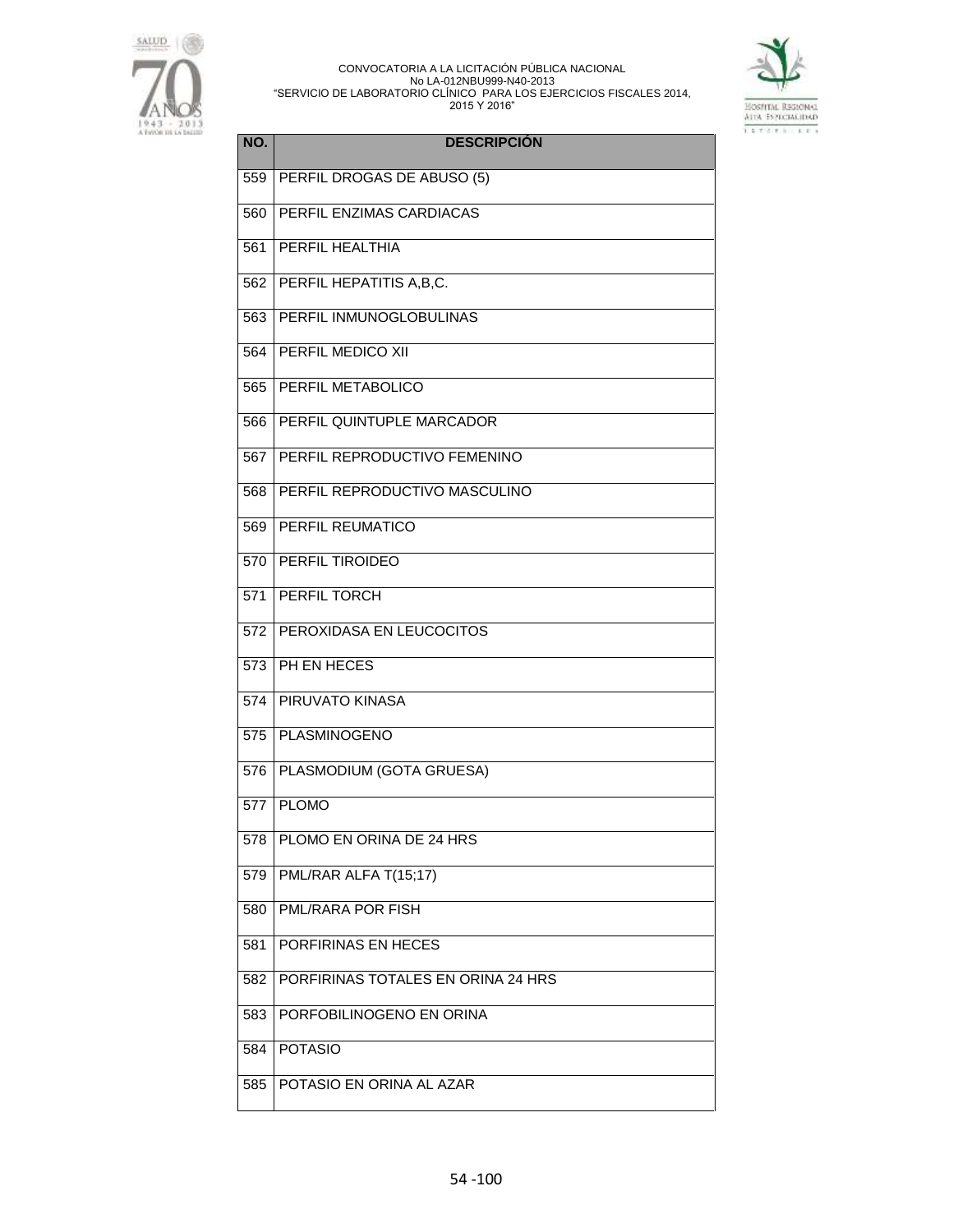| NO. | DESCRIPCIÓN |
|---|---|
| 559 | PERFIL DROGAS DE ABUSO (5) |
| 560 | PERFIL ENZIMAS CARDIACAS |
| 561 | PERFIL HEALTHIA |
| 562 | PERFIL HEPATITIS A,B,C. |
| 563 | PERFIL INMUNOGLOBULINAS |
| 564 | PERFIL MEDICO XII |
| 565 | PERFIL METABOLICO |
| 566 | PERFIL QUINTUPLE MARCADOR |
| 567 | PERFIL REPRODUCTIVO FEMENINO |
| 568 | PERFIL REPRODUCTIVO MASCULINO |
| 569 | PERFIL REUMATICO |
| 570 | PERFIL TIROIDEO |
| 571 | PERFIL TORCH |
| 572 | PEROXIDASA EN LEUCOCITOS |
| 573 | PH EN HECES |
| 574 | PIRUVATO KINASA |
| 575 | PLASMINOGENO |
| 576 | PLASMODIUM (GOTA GRUESA) |
| 577 | PLOMO |
| 578 | PLOMO EN ORINA DE 24 HRS |
| 579 | PML/RAR ALFA T(15;17) |
| 580 | PML/RARA POR FISH |
| 581 | PORFIRINAS EN HECES |
| 582 | PORFIRINAS TOTALES EN ORINA 24 HRS |
| 583 | PORFOBILINOGENO EN ORINA |
| 584 | POTASIO |
| 585 | POTASIO EN ORINA AL AZAR |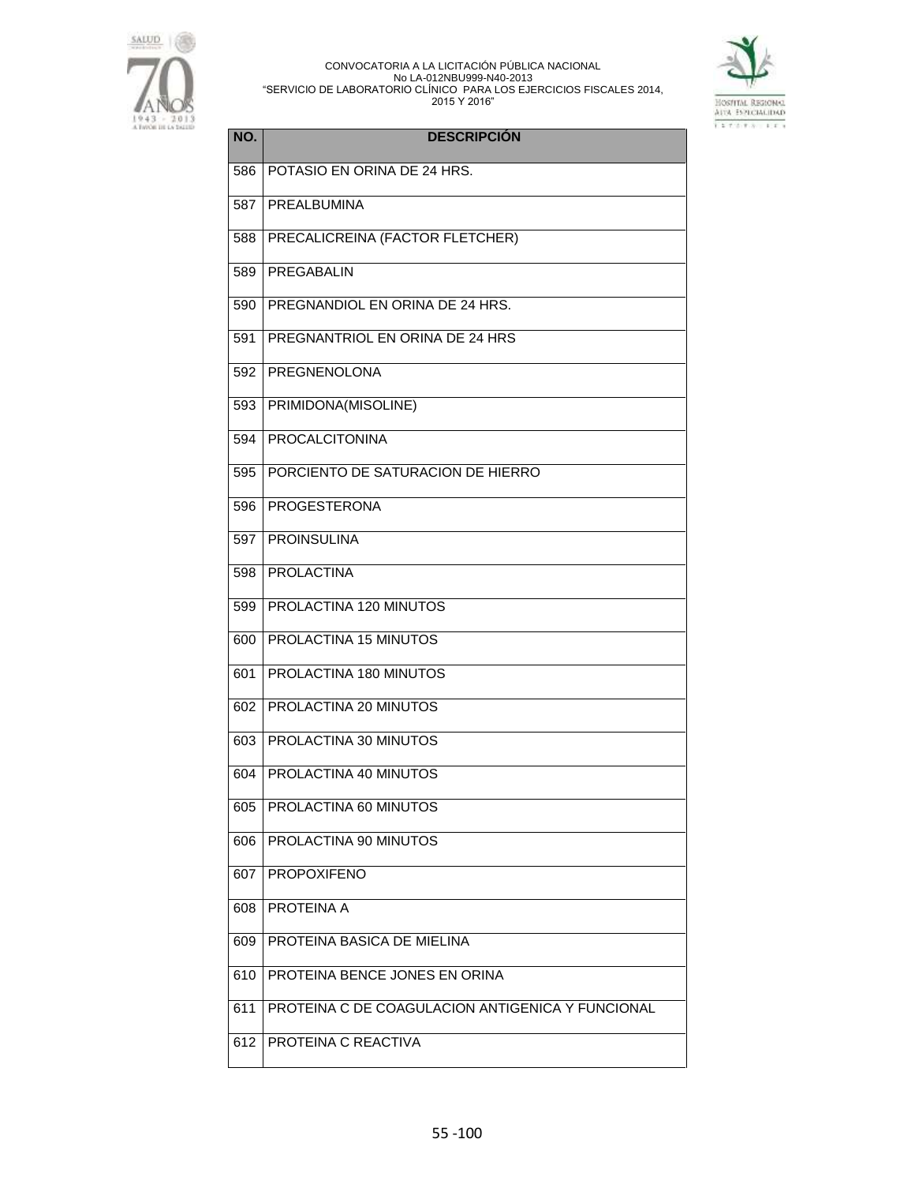| NO. | DESCRIPCIÓN |
|---|---|
| 586 | POTASIO EN ORINA DE 24 HRS. |
| 587 | PREALBUMINA |
| 588 | PRECALICREINA (FACTOR FLETCHER) |
| 589 | PREGABALIN |
| 590 | PREGNANDIOL EN ORINA DE 24 HRS. |
| 591 | PREGNANTRIOL EN ORINA DE 24 HRS |
| 592 | PREGNENOLONA |
| 593 | PRIMIDONA(MISOLINE) |
| 594 | PROCALCITONINA |
| 595 | PORCIENTO DE SATURACION DE HIERRO |
| 596 | PROGESTERONA |
| 597 | PROINSULINA |
| 598 | PROLACTINA |
| 599 | PROLACTINA 120 MINUTOS |
| 600 | PROLACTINA 15 MINUTOS |
| 601 | PROLACTINA 180 MINUTOS |
| 602 | PROLACTINA 20 MINUTOS |
| 603 | PROLACTINA 30 MINUTOS |
| 604 | PROLACTINA 40 MINUTOS |
| 605 | PROLACTINA 60 MINUTOS |
| 606 | PROLACTINA 90 MINUTOS |
| 607 | PROPOXIFENO |
| 608 | PROTEINA A |
| 609 | PROTEINA BASICA DE MIELINA |
| 610 | PROTEINA BENCE JONES EN ORINA |
| 611 | PROTEINA C DE COAGULACION ANTIGENICA Y FUNCIONAL |
| 612 | PROTEINA C REACTIVA |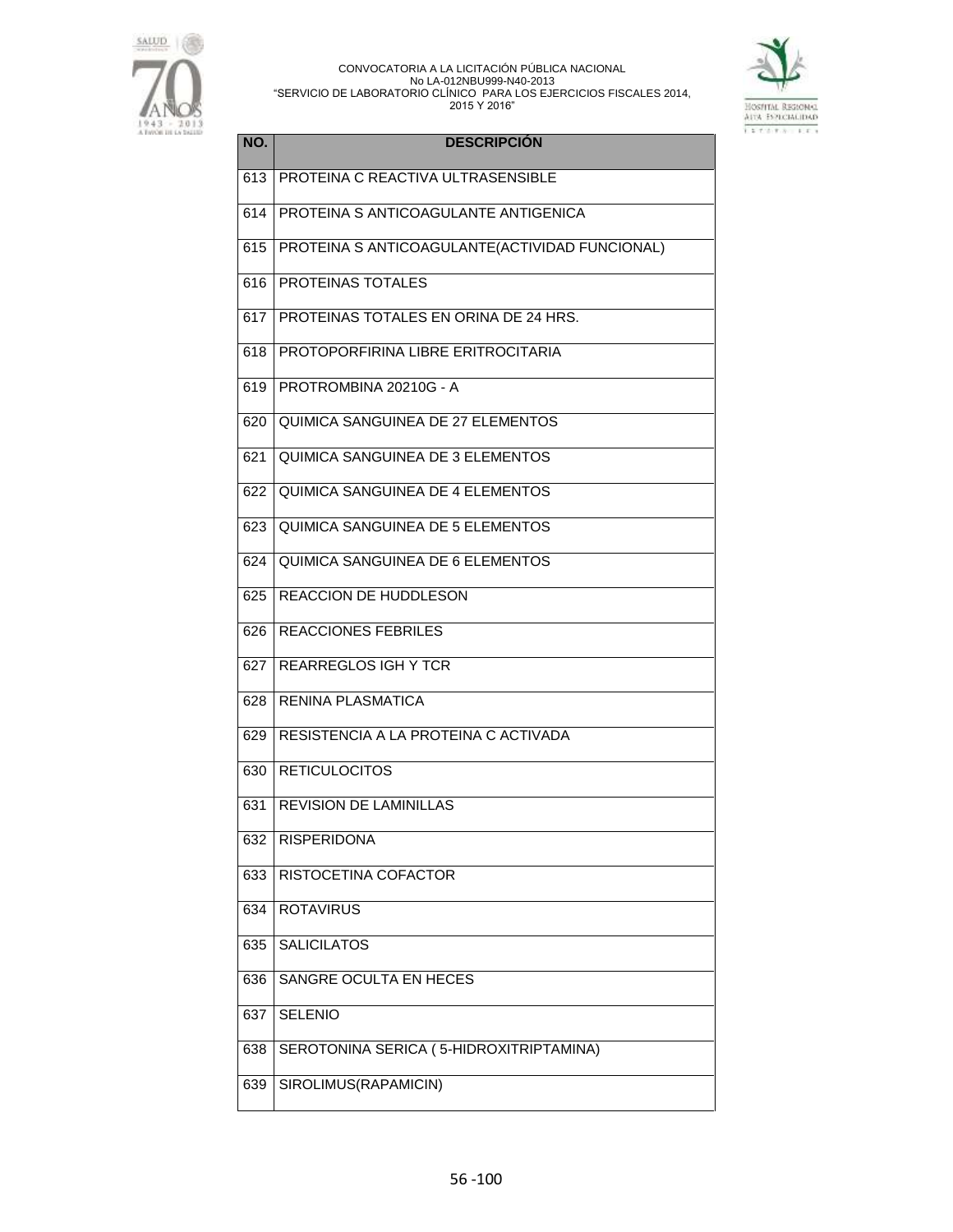| NO. | DESCRIPCIÓN |
| --- | --- |
| 613 | PROTEINA C REACTIVA ULTRASENSIBLE |
| 614 | PROTEINA S ANTICOAGULANTE ANTIGENICA |
| 615 | PROTEINA S ANTICOAGULANTE(ACTIVIDAD FUNCIONAL) |
| 616 | PROTEINAS TOTALES |
| 617 | PROTEINAS TOTALES EN ORINA DE 24 HRS. |
| 618 | PROTOPORFIRINA LIBRE ERITROCITARIA |
| 619 | PROTROMBINA 20210G - A |
| 620 | QUIMICA SANGUINEA DE 27 ELEMENTOS |
| 621 | QUIMICA SANGUINEA DE 3 ELEMENTOS |
| 622 | QUIMICA SANGUINEA DE 4 ELEMENTOS |
| 623 | QUIMICA SANGUINEA DE 5 ELEMENTOS |
| 624 | QUIMICA SANGUINEA DE 6 ELEMENTOS |
| 625 | REACCION DE HUDDLESON |
| 626 | REACCIONES FEBRILES |
| 627 | REARREGLOS IGH Y TCR |
| 628 | RENINA PLASMATICA |
| 629 | RESISTENCIA A LA PROTEINA C ACTIVADA |
| 630 | RETICULOCITOS |
| 631 | REVISION DE LAMINILLAS |
| 632 | RISPERIDONA |
| 633 | RISTOCETINA COFACTOR |
| 634 | ROTAVIRUS |
| 635 | SALICILATOS |
| 636 | SANGRE OCULTA EN HECES |
| 637 | SELENIO |
| 638 | SEROTONINA SERICA ( 5-HIDROXITRIPTAMINA) |
| 639 | SIROLIMUS(RAPAMICIN) |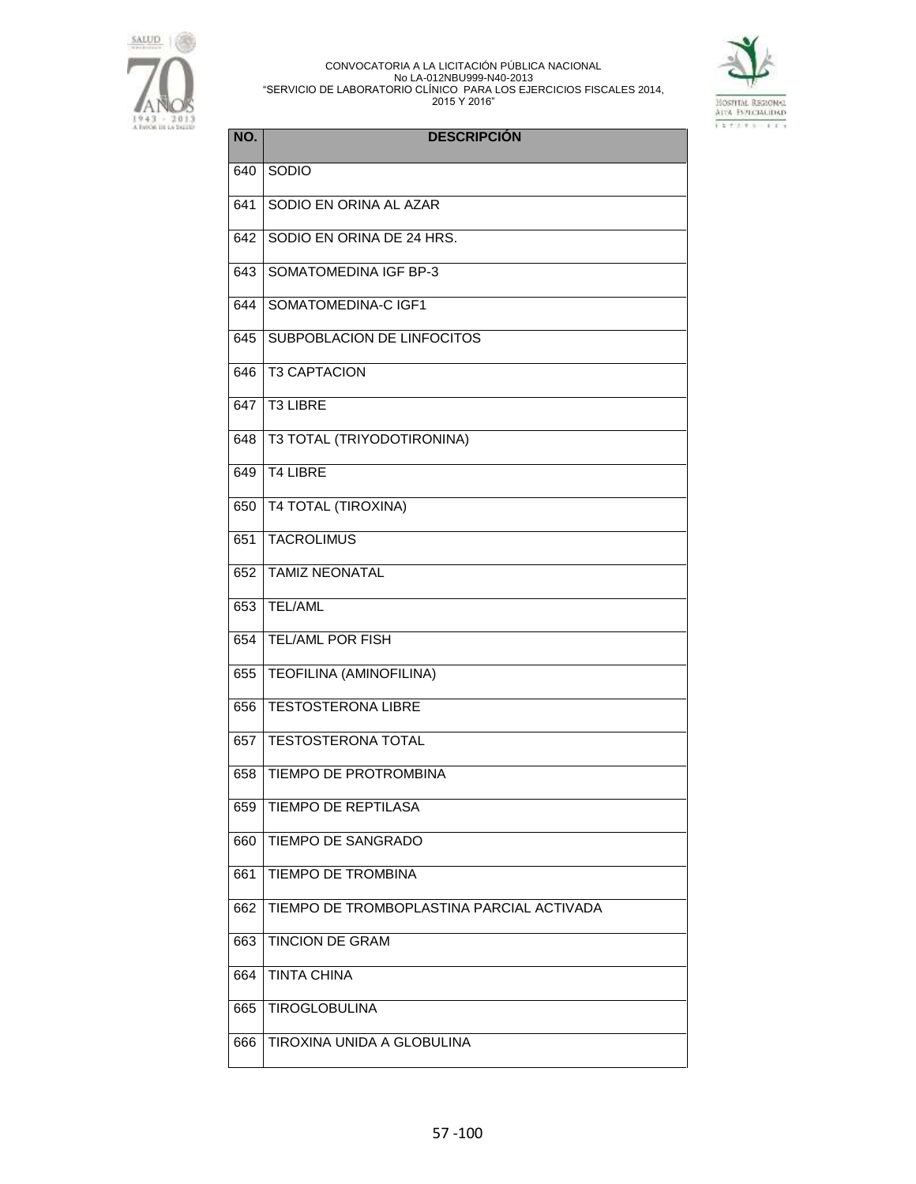| NO. | DESCRIPCIÓN |
|---|---|
| 640 | SODIO |
| 641 | SODIO EN ORINA AL AZAR |
| 642 | SODIO EN ORINA DE 24 HRS. |
| 643 | SOMATOMEDINA IGF BP-3 |
| 644 | SOMATOMEDINA-C IGF1 |
| 645 | SUBPOBLACION DE LINFOCITOS |
| 646 | T3 CAPTACION |
| 647 | T3 LIBRE |
| 648 | T3 TOTAL (TRIYODOTIRONINA) |
| 649 | T4 LIBRE |
| 650 | T4 TOTAL (TIROXINA) |
| 651 | TACROLIMUS |
| 652 | TAMIZ NEONATAL |
| 653 | TEL/AML |
| 654 | TEL/AML POR FISH |
| 655 | TEOFILINA (AMINOFILINA) |
| 656 | TESTOSTERONA LIBRE |
| 657 | TESTOSTERONA TOTAL |
| 658 | TIEMPO DE PROTROMBINA |
| 659 | TIEMPO DE REPTILASA |
| 660 | TIEMPO DE SANGRADO |
| 661 | TIEMPO DE TROMBINA |
| 662 | TIEMPO DE TROMBOPLASTINA PARCIAL ACTIVADA |
| 663 | TINCION DE GRAM |
| 664 | TINTA CHINA |
| 665 | TIROGLOBULINA |
| 666 | TIROXINA UNIDA A GLOBULINA |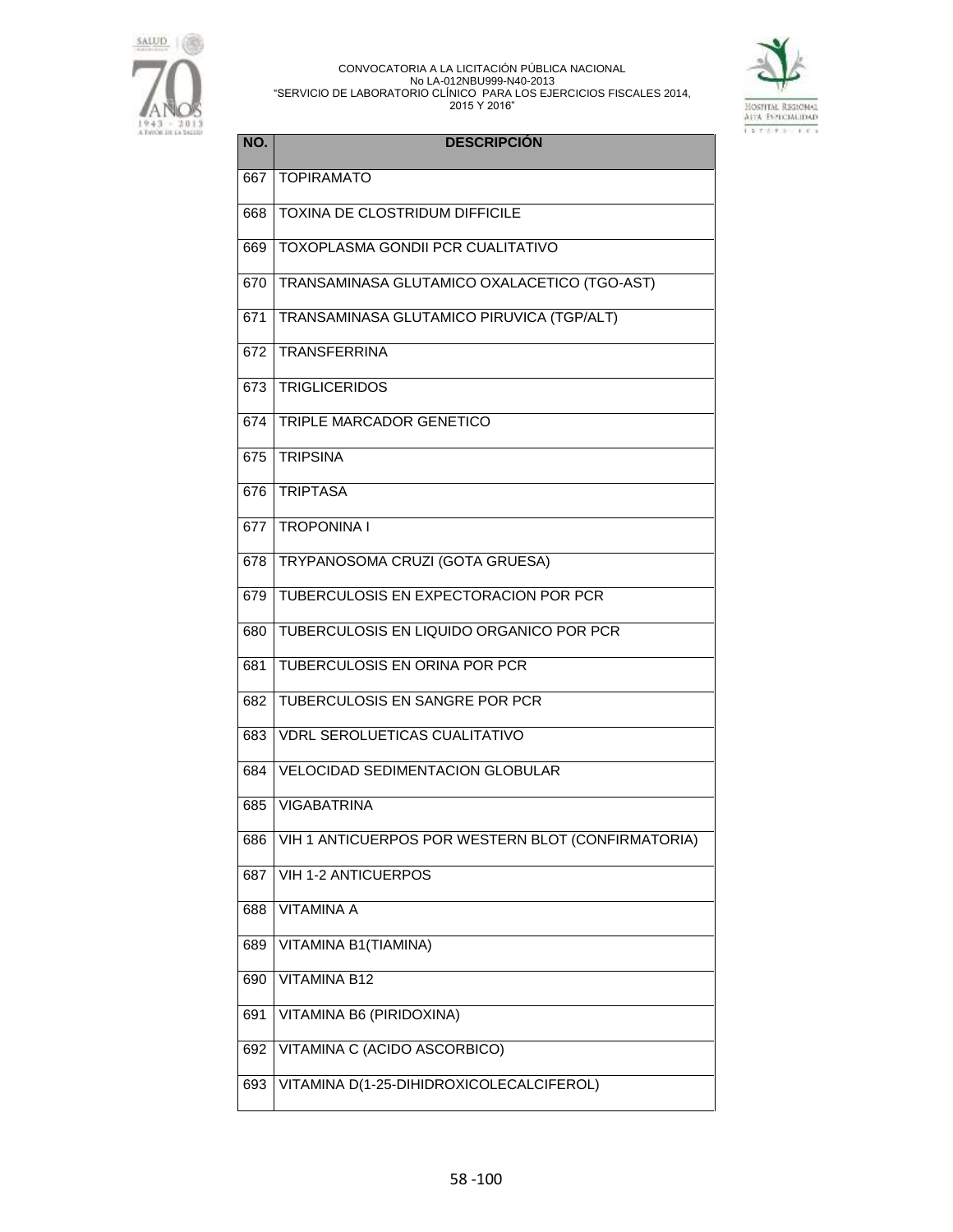| NO. | DESCRIPCIÓN |
|---|---|
| 667 | TOPIRAMATO |
| 668 | TOXINA DE CLOSTRIDUM DIFFICILE |
| 669 | TOXOPLASMA GONDII PCR CUALITATIVO |
| 670 | TRANSAMINASA GLUTAMICO OXALACETICO (TGO-AST) |
| 671 | TRANSAMINASA GLUTAMICO PIRUVICA (TGP/ALT) |
| 672 | TRANSFERRINA |
| 673 | TRIGLICERIDOS |
| 674 | TRIPLE MARCADOR GENETICO |
| 675 | TRIPSINA |
| 676 | TRIPTASA |
| 677 | TROPONINA I |
| 678 | TRYPANOSOMA CRUZI (GOTA GRUESA) |
| 679 | TUBERCULOSIS EN EXPECTORACION POR PCR |
| 680 | TUBERCULOSIS EN LIQUIDO ORGANICO POR PCR |
| 681 | TUBERCULOSIS EN ORINA POR PCR |
| 682 | TUBERCULOSIS EN SANGRE POR PCR |
| 683 | VDRL SEROLUETICAS CUALITATIVO |
| 684 | VELOCIDAD SEDIMENTACION GLOBULAR |
| 685 | VIGABATRINA |
| 686 | VIH 1 ANTICUERPOS POR WESTERN BLOT (CONFIRMATORIA) |
| 687 | VIH 1-2 ANTICUERPOS |
| 688 | VITAMINA A |
| 689 | VITAMINA B1(TIAMINA) |
| 690 | VITAMINA B12 |
| 691 | VITAMINA B6 (PIRIDOXINA) |
| 692 | VITAMINA C (ACIDO ASCORBICO) |
| 693 | VITAMINA D(1-25-DIHIDROXICOLECALCIFEROL) |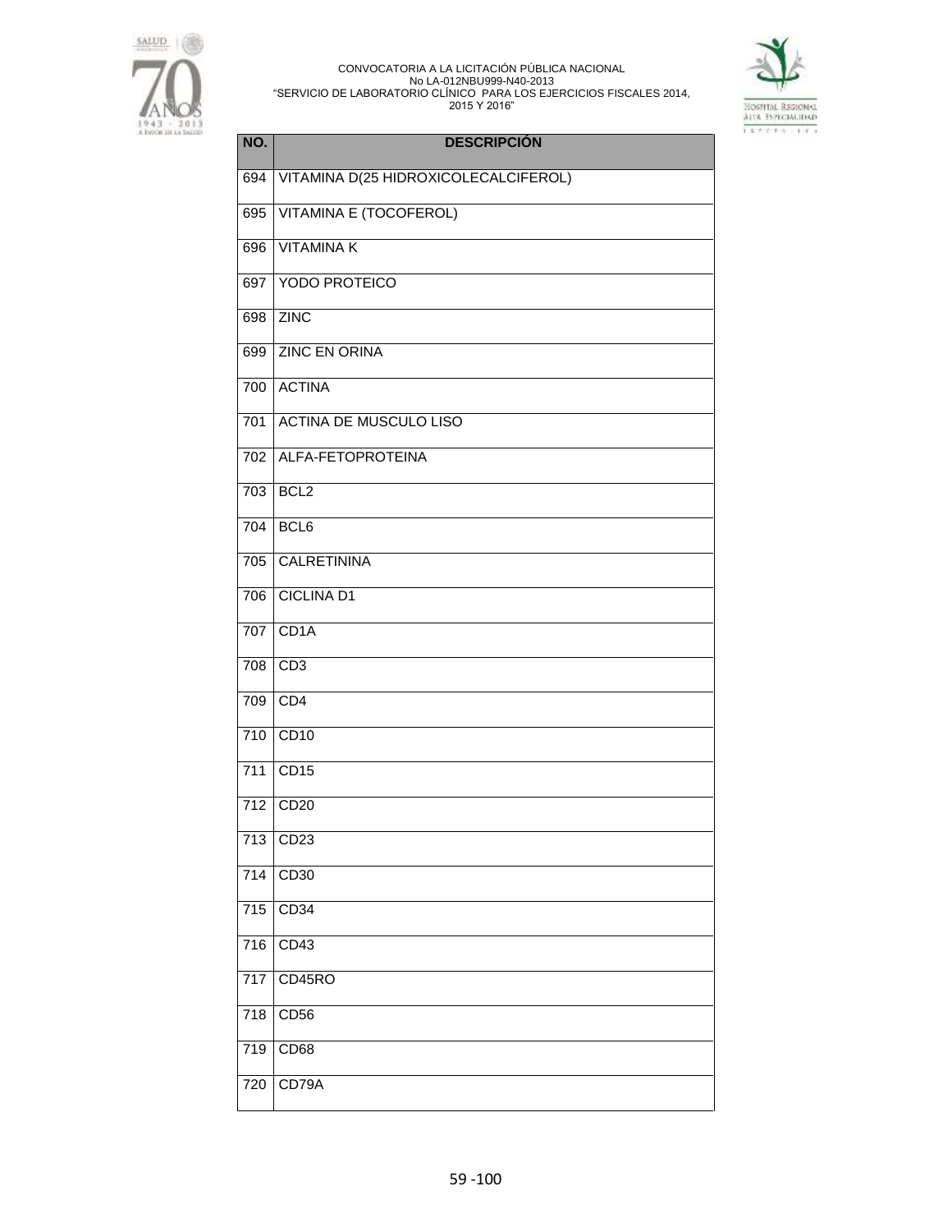| NO. | DESCRIPCIÓN |
|---|---|
| 694 | VITAMINA D(25 HIDROXICOLECALCIFEROL) |
| 695 | VITAMINA E (TOCOFEROL) |
| 696 | VITAMINA K |
| 697 | YODO PROTEICO |
| 698 | ZINC |
| 699 | ZINC EN ORINA |
| 700 | ACTINA |
| 701 | ACTINA DE MUSCULO LISO |
| 702 | ALFA-FETOPROTEINA |
| 703 | BCL2 |
| 704 | BCL6 |
| 705 | CALRETININA |
| 706 | CICLINA D1 |
| 707 | CD1A |
| 708 | CD3 |
| 709 | CD4 |
| 710 | CD10 |
| 711 | CD15 |
| 712 | CD20 |
| 713 | CD23 |
| 714 | CD30 |
| 715 | CD34 |
| 716 | CD43 |
| 717 | CD45RO |
| 718 | CD56 |
| 719 | CD68 |
| 720 | CD79A |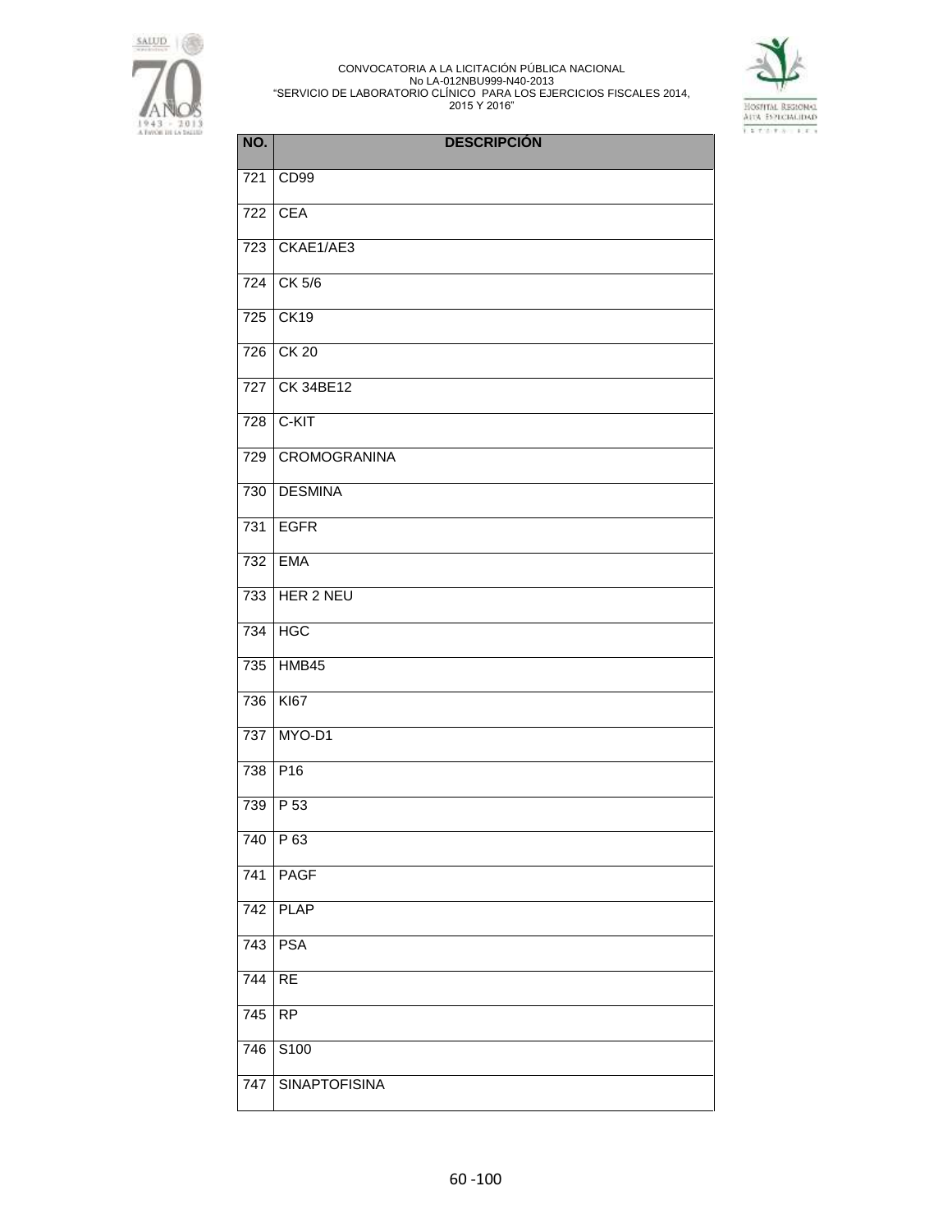| NO. | DESCRIPCIÓN |
| --- | --- |
| 721 | CD99 |
| 722 | CEA |
| 723 | CKAE1/AE3 |
| 724 | CK 5/6 |
| 725 | CK19 |
| 726 | CK 20 |
| 727 | CK 34BE12 |
| 728 | C-KIT |
| 729 | CROMOGRANINA |
| 730 | DESMINA |
| 731 | EGFR |
| 732 | EMA |
| 733 | HER 2 NEU |
| 734 | HGC |
| 735 | HMB45 |
| 736 | KI67 |
| 737 | MYO-D1 |
| 738 | P16 |
| 739 | P 53 |
| 740 | P 63 |
| 741 | PAGF |
| 742 | PLAP |
| 743 | PSA |
| 744 | RE |
| 745 | RP |
| 746 | S100 |
| 747 | SINAPTOFISINA |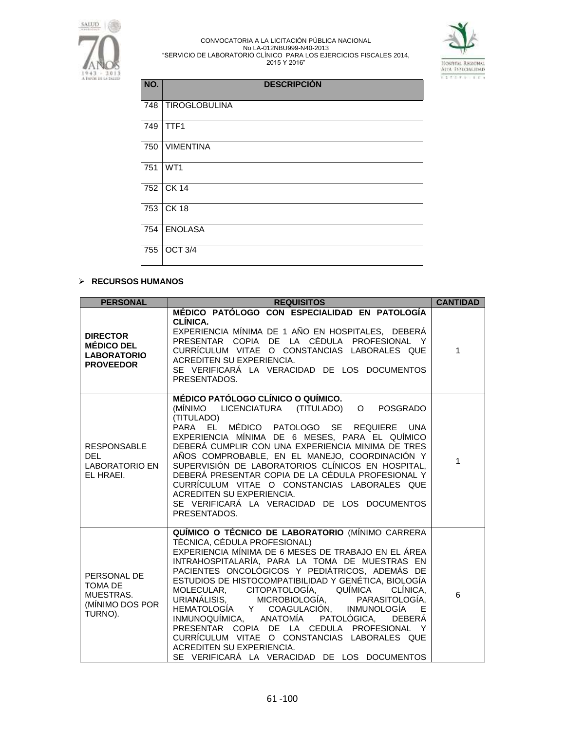| NO. | DESCRIPCIÓN |
|---|---|
| 748 | TIROGLOBULINA |
| 749 | TTF1 |
| 750 | VIMENTINA |
| 751 | WT1 |
| 752 | CK 14 |
| 753 | CK 18 |
| 754 | ENOLASA |
| 755 | OCT 3/4 |

- **RECURSOS HUMANOS**

| PERSONAL | REQUISITOS | CANTIDAD |
|---|---|---|
| **DIRECTOR MÉDICO DEL LABORATORIO PROVEEDOR** | **MÉDICO PATÓLOGO CON ESPECIALIDAD EN PATOLOGÍA CLÍNICA.** EXPERIENCIA MÍNIMA DE 1 AÑO EN HOSPITALES, DEBERÁ PRESENTAR COPIA DE LA CÉDULA PROFESIONAL Y CURRÍCULUM VITAE O CONSTANCIAS LABORALES QUE ACREDITEN SU EXPERIENCIA. SE VERIFICARÁ LA VERACIDAD DE LOS DOCUMENTOS PRESENTADOS. | 1 |
| RESPONSABLE DEL LABORATORIO EN EL HRAEI. | **MÉDICO PATÓLOGO CLÍNICO O QUÍMICO.** (MÍNIMO LICENCIATURA (TITULADO) O POSGRADO (TITULADO) PARA EL MÉDICO PATOLOGO SE REQUIERE UNA EXPERIENCIA MÍNIMA DE 6 MESES, PARA EL QUÍMICO DEBERÁ CUMPLIR CON UNA EXPERIENCIA MINIMA DE TRES AÑOS COMPROBABLE, EN EL MANEJO, COORDINACIÓN Y SUPERVISIÓN DE LABORATORIOS CLÍNICOS EN HOSPITAL, DEBERÁ PRESENTAR COPIA DE LA CÉDULA PROFESIONAL Y CURRÍCULUM VITAE O CONSTANCIAS LABORALES QUE ACREDITEN SU EXPERIENCIA. SE VERIFICARÁ LA VERACIDAD DE LOS DOCUMENTOS PRESENTADOS. | 1 |
| PERSONAL DE TOMA DE MUESTRAS. (MÍNIMO DOS POR TURNO). | **QUÍMICO O TÉCNICO DE LABORATORIO** (MÍNIMO CARRERA TÉCNICA, CÉDULA PROFESIONAL) EXPERIENCIA MÍNIMA DE 6 MESES DE TRABAJO EN EL ÁREA INTRAHOSPITALARÍA, PARA LA TOMA DE MUESTRAS EN PACIENTES ONCOLÓGICOS Y PEDIÁTRICOS, ADEMÁS DE ESTUDIOS DE HISTOCOMPATIBILIDAD Y GENÉTICA, BIOLOGÍA MOLECULAR, CITOPATOLOGÍA, QUÍMICA CLÍNICA, URIANÁLISIS, MICROBIOLOGÍA, PARASITOLOGÍA, HEMATOLOGÍA Y COAGULACIÓN, INMUNOLOGÍA E INMUNOQUÍMICA, ANATOMÍA PATOLÓGICA, DEBERÁ PRESENTAR COPIA DE LA CEDULA PROFESIONAL Y CURRÍCULUM VITAE O CONSTANCIAS LABORALES QUE ACREDITEN SU EXPERIENCIA. SE VERIFICARÁ LA VERACIDAD DE LOS DOCUMENTOS | 6 |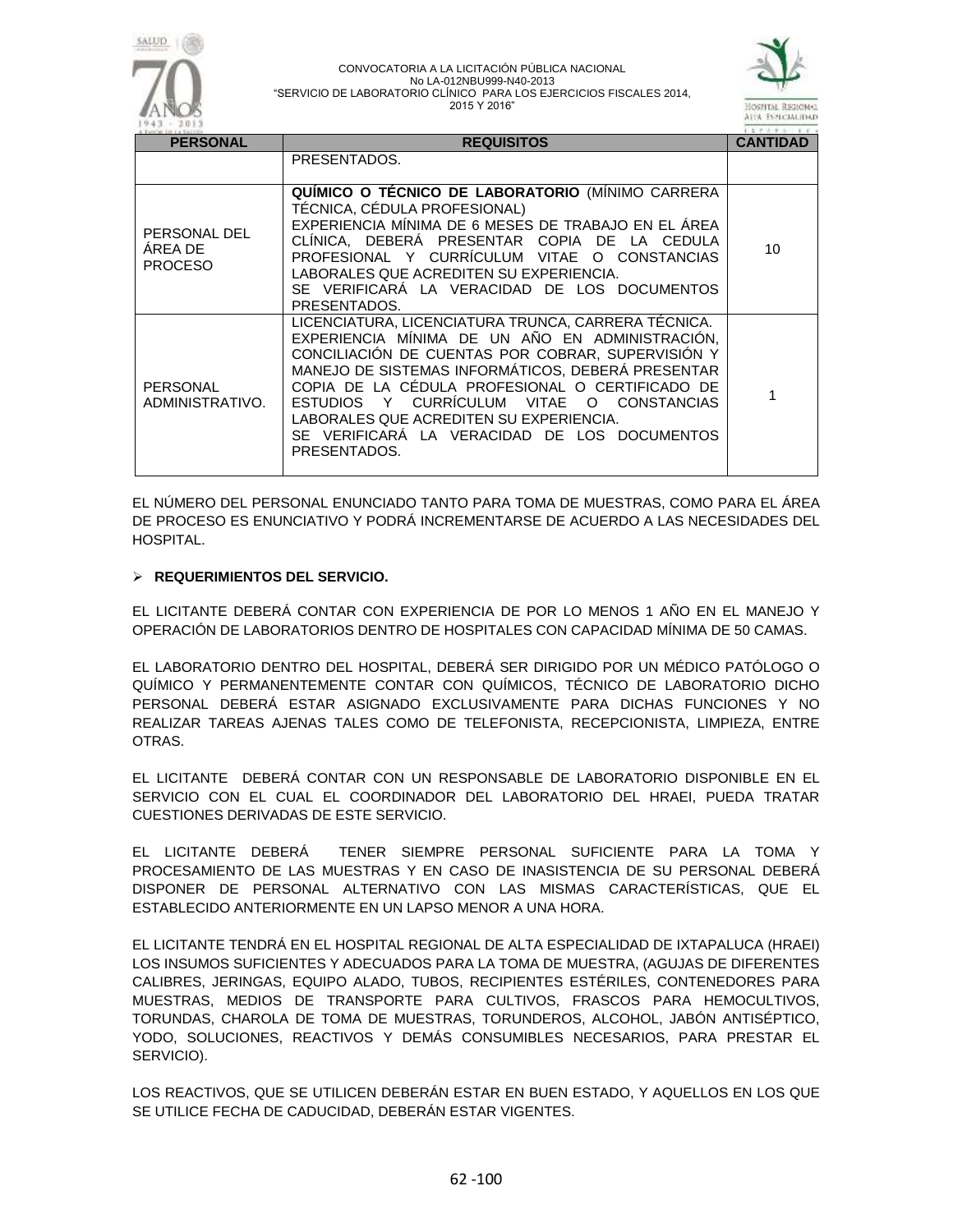| PERSONAL | REQUISITOS | CANTIDAD |
|---|---|---|
| | PRESENTADOS. | |
| PERSONAL DEL ÁREA DE PROCESO | **QUÍMICO O TÉCNICO DE LABORATORIO** (MÍNIMO CARRERA TÉCNICA, CÉDULA PROFESIONAL) EXPERIENCIA MÍNIMA DE 6 MESES DE TRABAJO EN EL ÁREA CLÍNICA, DEBERÁ PRESENTAR COPIA DE LA CEDULA PROFESIONAL Y CURRÍCULUM VITAE O CONSTANCIAS LABORALES QUE ACREDITEN SU EXPERIENCIA. SE VERIFICARÁ LA VERACIDAD DE LOS DOCUMENTOS PRESENTADOS. | 10 |
| PERSONAL ADMINISTRATIVO. | LICENCIATURA, LICENCIATURA TRUNCA, CARRERA TÉCNICA. EXPERIENCIA MÍNIMA DE UN AÑO EN ADMINISTRACIÓN, CONCILIACIÓN DE CUENTAS POR COBRAR, SUPERVISIÓN Y MANEJO DE SISTEMAS INFORMÁTICOS, DEBERÁ PRESENTAR COPIA DE LA CÉDULA PROFESIONAL O CERTIFICADO DE ESTUDIOS Y CURRÍCULUM VITAE O CONSTANCIAS LABORALES QUE ACREDITEN SU EXPERIENCIA. SE VERIFICARÁ LA VERACIDAD DE LOS DOCUMENTOS PRESENTADOS. | 1 |

EL NÚMERO DEL PERSONAL ENUNCIADO TANTO PARA TOMA DE MUESTRAS, COMO PARA EL ÁREA DE PROCESO ES ENUNCIATIVO Y PODRÁ INCREMENTARSE DE ACUERDO A LAS NECESIDADES DEL HOSPITAL.

- **REQUERIMIENTOS DEL SERVICIO.**

EL LICITANTE DEBERÁ CONTAR CON EXPERIENCIA DE POR LO MENOS 1 AÑO EN EL MANEJO Y OPERACIÓN DE LABORATORIOS DENTRO DE HOSPITALES CON CAPACIDAD MÍNIMA DE 50 CAMAS.

EL LABORATORIO DENTRO DEL HOSPITAL, DEBERÁ SER DIRIGIDO POR UN MÉDICO PATÓLOGO O QUÍMICO Y PERMANENTEMENTE CONTAR CON QUÍMICOS, TÉCNICO DE LABORATORIO DICHO PERSONAL DEBERÁ ESTAR ASIGNADO EXCLUSIVAMENTE PARA DICHAS FUNCIONES Y NO REALIZAR TAREAS AJENAS TALES COMO DE TELEFONISTA, RECEPCIONISTA, LIMPIEZA, ENTRE OTRAS.

EL LICITANTE DEBERÁ CONTAR CON UN RESPONSABLE DE LABORATORIO DISPONIBLE EN EL SERVICIO CON EL CUAL EL COORDINADOR DEL LABORATORIO DEL HRAEI, PUEDA TRATAR CUESTIONES DERIVADAS DE ESTE SERVICIO.

EL LICITANTE DEBERÁ TENER SIEMPRE PERSONAL SUFICIENTE PARA LA TOMA Y PROCESAMIENTO DE LAS MUESTRAS Y EN CASO DE INASISTENCIA DE SU PERSONAL DEBERÁ DISPONER DE PERSONAL ALTERNATIVO CON LAS MISMAS CARACTERÍSTICAS, QUE EL ESTABLECIDO ANTERIORMENTE EN UN LAPSO MENOR A UNA HORA.

EL LICITANTE TENDRÁ EN EL HOSPITAL REGIONAL DE ALTA ESPECIALIDAD DE IXTAPALUCA (HRAEI) LOS INSUMOS SUFICIENTES Y ADECUADOS PARA LA TOMA DE MUESTRA, (AGUJAS DE DIFERENTES CALIBRES, JERINGAS, EQUIPO ALADO, TUBOS, RECIPIENTES ESTÉRILES, CONTENEDORES PARA MUESTRAS, MEDIOS DE TRANSPORTE PARA CULTIVOS, FRASCOS PARA HEMOCULTIVOS, TORUNDAS, CHAROLA DE TOMA DE MUESTRAS, TORUNDEROS, ALCOHOL, JABÓN ANTISÉPTICO, YODO, SOLUCIONES, REACTIVOS Y DEMÁS CONSUMIBLES NECESARIOS, PARA PRESTAR EL SERVICIO).

LOS REACTIVOS, QUE SE UTILICEN DEBERÁN ESTAR EN BUEN ESTADO, Y AQUELLOS EN LOS QUE SE UTILICE FECHA DE CADUCIDAD, DEBERÁN ESTAR VIGENTES.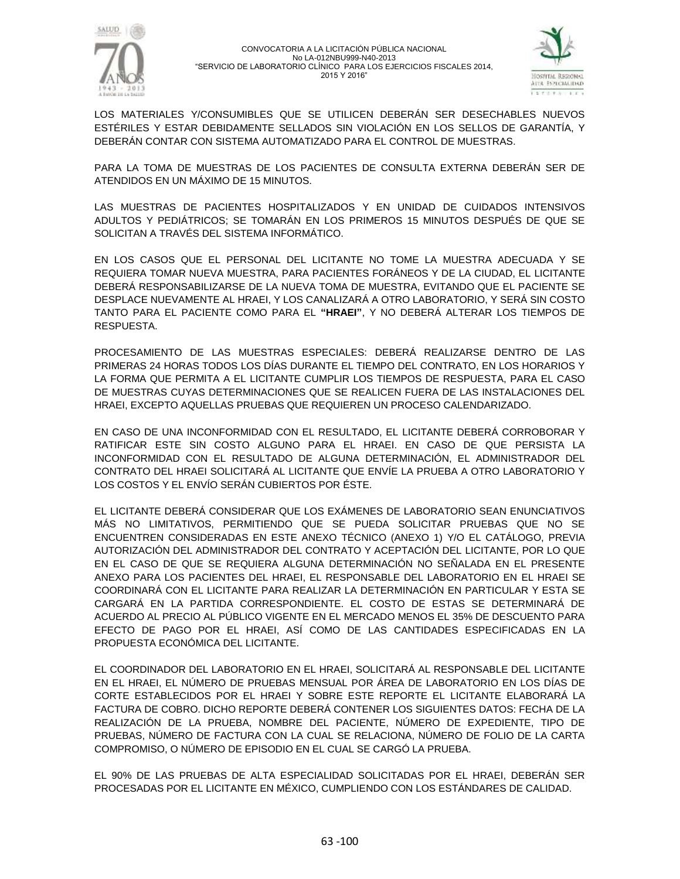LOS MATERIALES Y/CONSUMIBLES QUE SE UTILICEN DEBERÁN SER DESECHABLES NUEVOS ESTÉRILES Y ESTAR DEBIDAMENTE SELLADOS SIN VIOLACIÓN EN LOS SELLOS DE GARANTÍA, Y DEBERÁN CONTAR CON SISTEMA AUTOMATIZADO PARA EL CONTROL DE MUESTRAS.

PARA LA TOMA DE MUESTRAS DE LOS PACIENTES DE CONSULTA EXTERNA DEBERÁN SER DE ATENDIDOS EN UN MÁXIMO DE 15 MINUTOS.

LAS MUESTRAS DE PACIENTES HOSPITALIZADOS Y EN UNIDAD DE CUIDADOS INTENSIVOS ADULTOS Y PEDIÁTRICOS; SE TOMARÁN EN LOS PRIMEROS 15 MINUTOS DESPUÉS DE QUE SE SOLICITAN A TRAVÉS DEL SISTEMA INFORMÁTICO.

EN LOS CASOS QUE EL PERSONAL DEL LICITANTE NO TOME LA MUESTRA ADECUADA Y SE REQUIERA TOMAR NUEVA MUESTRA, PARA PACIENTES FORÁNEOS Y DE LA CIUDAD, EL LICITANTE DEBERÁ RESPONSABILIZARSE DE LA NUEVA TOMA DE MUESTRA, EVITANDO QUE EL PACIENTE SE DESPLACE NUEVAMENTE AL HRAEI, Y LOS CANALIZARÁ A OTRO LABORATORIO, Y SERÁ SIN COSTO TANTO PARA EL PACIENTE COMO PARA EL **"HRAEI"**, Y NO DEBERÁ ALTERAR LOS TIEMPOS DE RESPUESTA.

PROCESAMIENTO DE LAS MUESTRAS ESPECIALES: DEBERÁ REALIZARSE DENTRO DE LAS PRIMERAS 24 HORAS TODOS LOS DÍAS DURANTE EL TIEMPO DEL CONTRATO, EN LOS HORARIOS Y LA FORMA QUE PERMITA A EL LICITANTE CUMPLIR LOS TIEMPOS DE RESPUESTA, PARA EL CASO DE MUESTRAS CUYAS DETERMINACIONES QUE SE REALICEN FUERA DE LAS INSTALACIONES DEL HRAEI, EXCEPTO AQUELLAS PRUEBAS QUE REQUIEREN UN PROCESO CALENDARIZADO.

EN CASO DE UNA INCONFORMIDAD CON EL RESULTADO, EL LICITANTE DEBERÁ CORROBORAR Y RATIFICAR ESTE SIN COSTO ALGUNO PARA EL HRAEI. EN CASO DE QUE PERSISTA LA INCONFORMIDAD CON EL RESULTADO DE ALGUNA DETERMINACIÓN, EL ADMINISTRADOR DEL CONTRATO DEL HRAEI SOLICITARÁ AL LICITANTE QUE ENVÍE LA PRUEBA A OTRO LABORATORIO Y LOS COSTOS Y EL ENVÍO SERÁN CUBIERTOS POR ÉSTE.

EL LICITANTE DEBERÁ CONSIDERAR QUE LOS EXÁMENES DE LABORATORIO SEAN ENUNCIATIVOS MÁS NO LIMITATIVOS, PERMITIENDO QUE SE PUEDA SOLICITAR PRUEBAS QUE NO SE ENCUENTREN CONSIDERADAS EN ESTE ANEXO TÉCNICO (ANEXO 1) Y/O EL CATÁLOGO, PREVIA AUTORIZACIÓN DEL ADMINISTRADOR DEL CONTRATO Y ACEPTACIÓN DEL LICITANTE, POR LO QUE EN EL CASO DE QUE SE REQUIERA ALGUNA DETERMINACIÓN NO SEÑALADA EN EL PRESENTE ANEXO PARA LOS PACIENTES DEL HRAEI, EL RESPONSABLE DEL LABORATORIO EN EL HRAEI SE COORDINARÁ CON EL LICITANTE PARA REALIZAR LA DETERMINACIÓN EN PARTICULAR Y ESTA SE CARGARÁ EN LA PARTIDA CORRESPONDIENTE. EL COSTO DE ESTAS SE DETERMINARÁ DE ACUERDO AL PRECIO AL PÚBLICO VIGENTE EN EL MERCADO MENOS EL 35% DE DESCUENTO PARA EFECTO DE PAGO POR EL HRAEI, ASÍ COMO DE LAS CANTIDADES ESPECIFICADAS EN LA PROPUESTA ECONÓMICA DEL LICITANTE.

EL COORDINADOR DEL LABORATORIO EN EL HRAEI, SOLICITARÁ AL RESPONSABLE DEL LICITANTE EN EL HRAEI, EL NÚMERO DE PRUEBAS MENSUAL POR ÁREA DE LABORATORIO EN LOS DÍAS DE CORTE ESTABLECIDOS POR EL HRAEI Y SOBRE ESTE REPORTE EL LICITANTE ELABORARÁ LA FACTURA DE COBRO. DICHO REPORTE DEBERÁ CONTENER LOS SIGUIENTES DATOS: FECHA DE LA REALIZACIÓN DE LA PRUEBA, NOMBRE DEL PACIENTE, NÚMERO DE EXPEDIENTE, TIPO DE PRUEBAS, NÚMERO DE FACTURA CON LA CUAL SE RELACIONA, NÚMERO DE FOLIO DE LA CARTA COMPROMISO, O NÚMERO DE EPISODIO EN EL CUAL SE CARGÓ LA PRUEBA.

EL 90% DE LAS PRUEBAS DE ALTA ESPECIALIDAD SOLICITADAS POR EL HRAEI, DEBERÁN SER PROCESADAS POR EL LICITANTE EN MÉXICO, CUMPLIENDO CON LOS ESTÁNDARES DE CALIDAD.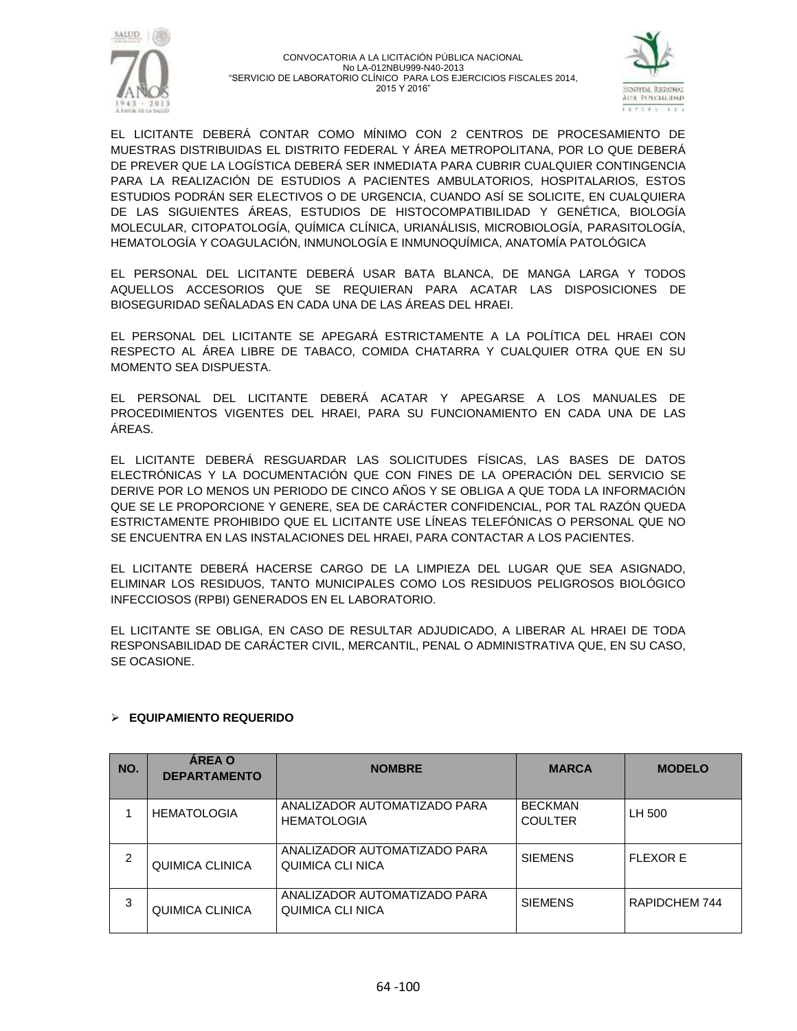EL LICITANTE DEBERÁ CONTAR COMO MÍNIMO CON 2 CENTROS DE PROCESAMIENTO DE MUESTRAS DISTRIBUIDAS EL DISTRITO FEDERAL Y ÁREA METROPOLITANA, POR LO QUE DEBERÁ DE PREVER QUE LA LOGÍSTICA DEBERÁ SER INMEDIATA PARA CUBRIR CUALQUIER CONTINGENCIA PARA LA REALIZACIÓN DE ESTUDIOS A PACIENTES AMBULATORIOS, HOSPITALARIOS, ESTOS ESTUDIOS PODRÁN SER ELECTIVOS O DE URGENCIA, CUANDO ASÍ SE SOLICITE, EN CUALQUIERA DE LAS SIGUIENTES ÁREAS, ESTUDIOS DE HISTOCOMPATIBILIDAD Y GENÉTICA, BIOLOGÍA MOLECULAR, CITOPATOLOGÍA, QUÍMICA CLÍNICA, URIANÁLISIS, MICROBIOLOGÍA, PARASITOLOGÍA, HEMATOLOGÍA Y COAGULACIÓN, INMUNOLOGÍA E INMUNOQUÍMICA, ANATOMÍA PATOLÓGICA

EL PERSONAL DEL LICITANTE DEBERÁ USAR BATA BLANCA, DE MANGA LARGA Y TODOS AQUELLOS ACCESORIOS QUE SE REQUIERAN PARA ACATAR LAS DISPOSICIONES DE BIOSEGURIDAD SEÑALADAS EN CADA UNA DE LAS ÁREAS DEL HRAEI.

EL PERSONAL DEL LICITANTE SE APEGARÁ ESTRICTAMENTE A LA POLÍTICA DEL HRAEI CON RESPECTO AL ÁREA LIBRE DE TABACO, COMIDA CHATARRA Y CUALQUIER OTRA QUE EN SU MOMENTO SEA DISPUESTA.

EL PERSONAL DEL LICITANTE DEBERÁ ACATAR Y APEGARSE A LOS MANUALES DE PROCEDIMIENTOS VIGENTES DEL HRAEI, PARA SU FUNCIONAMIENTO EN CADA UNA DE LAS ÁREAS.

EL LICITANTE DEBERÁ RESGUARDAR LAS SOLICITUDES FÍSICAS, LAS BASES DE DATOS ELECTRÓNICAS Y LA DOCUMENTACIÓN QUE CON FINES DE LA OPERACIÓN DEL SERVICIO SE DERIVE POR LO MENOS UN PERIODO DE CINCO AÑOS Y SE OBLIGA A QUE TODA LA INFORMACIÓN QUE SE LE PROPORCIONE Y GENERE, SEA DE CARÁCTER CONFIDENCIAL, POR TAL RAZÓN QUEDA ESTRICTAMENTE PROHIBIDO QUE EL LICITANTE USE LÍNEAS TELEFÓNICAS O PERSONAL QUE NO SE ENCUENTRA EN LAS INSTALACIONES DEL HRAEI, PARA CONTACTAR A LOS PACIENTES.

EL LICITANTE DEBERÁ HACERSE CARGO DE LA LIMPIEZA DEL LUGAR QUE SEA ASIGNADO, ELIMINAR LOS RESIDUOS, TANTO MUNICIPALES COMO LOS RESIDUOS PELIGROSOS BIOLÓGICO INFECCIOSOS (RPBI) GENERADOS EN EL LABORATORIO.

EL LICITANTE SE OBLIGA, EN CASO DE RESULTAR ADJUDICADO, A LIBERAR AL HRAEI DE TODA RESPONSABILIDAD DE CARÁCTER CIVIL, MERCANTIL, PENAL O ADMINISTRATIVA QUE, EN SU CASO, SE OCASIONE.

- **EQUIPAMIENTO REQUERIDO**

| NO. | ÁREA O DEPARTAMENTO | NOMBRE | MARCA | MODELO |
|---|---|---|---|---|
| 1 | HEMATOLOGIA | ANALIZADOR AUTOMATIZADO PARA HEMATOLOGIA | BECKMAN COULTER | LH 500 |
| 2 | QUIMICA CLINICA | ANALIZADOR AUTOMATIZADO PARA QUIMICA CLI NICA | SIEMENS | FLEXOR E |
| 3 | QUIMICA CLINICA | ANALIZADOR AUTOMATIZADO PARA QUIMICA CLI NICA | SIEMENS | RAPIDCHEM 744 |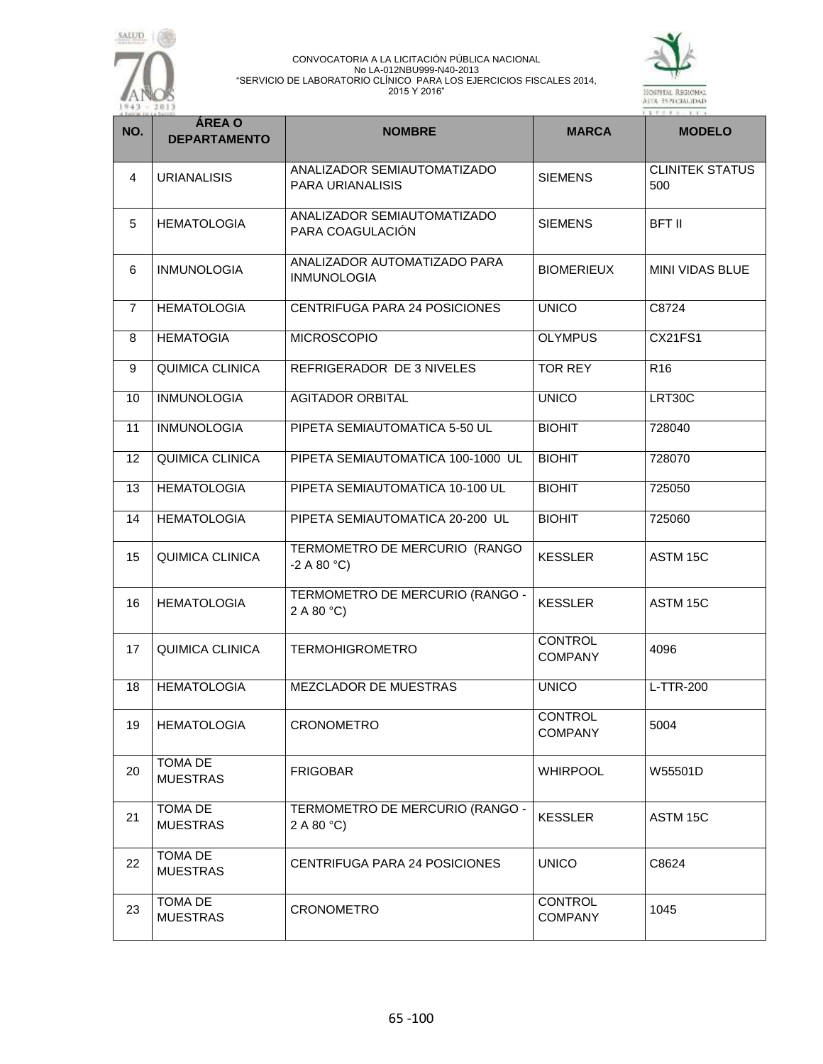| NO. | ÁREA O DEPARTAMENTO | NOMBRE | MARCA | MODELO |
|---|---|---|---|---|
| 4 | URIANALISIS | ANALIZADOR SEMIAUTOMATIZADO PARA URIANALISIS | SIEMENS | CLINITEK STATUS 500 |
| 5 | HEMATOLOGIA | ANALIZADOR SEMIAUTOMATIZADO PARA COAGULACIÓN | SIEMENS | BFT II |
| 6 | INMUNOLOGIA | ANALIZADOR AUTOMATIZADO PARA INMUNOLOGIA | BIOMERIEUX | MINI VIDAS BLUE |
| 7 | HEMATOLOGIA | CENTRIFUGA PARA 24 POSICIONES | UNICO | C8724 |
| 8 | HEMATOGIA | MICROSCOPIO | OLYMPUS | CX21FS1 |
| 9 | QUIMICA CLINICA | REFRIGERADOR DE 3 NIVELES | TOR REY | R16 |
| 10 | INMUNOLOGIA | AGITADOR ORBITAL | UNICO | LRT30C |
| 11 | INMUNOLOGIA | PIPETA SEMIAUTOMATICA 5-50 UL | BIOHIT | 728040 |
| 12 | QUIMICA CLINICA | PIPETA SEMIAUTOMATICA 100-1000 UL | BIOHIT | 728070 |
| 13 | HEMATOLOGIA | PIPETA SEMIAUTOMATICA 10-100 UL | BIOHIT | 725050 |
| 14 | HEMATOLOGIA | PIPETA SEMIAUTOMATICA 20-200 UL | BIOHIT | 725060 |
| 15 | QUIMICA CLINICA | TERMOMETRO DE MERCURIO (RANGO -2 A 80 °C) | KESSLER | ASTM 15C |
| 16 | HEMATOLOGIA | TERMOMETRO DE MERCURIO (RANGO -2 A 80 °C) | KESSLER | ASTM 15C |
| 17 | QUIMICA CLINICA | TERMOHIGROMETRO | CONTROL COMPANY | 4096 |
| 18 | HEMATOLOGIA | MEZCLADOR DE MUESTRAS | UNICO | L-TTR-200 |
| 19 | HEMATOLOGIA | CRONOMETRO | CONTROL COMPANY | 5004 |
| 20 | TOMA DE MUESTRAS | FRIGOBAR | WHIRPOOL | W55501D |
| 21 | TOMA DE MUESTRAS | TERMOMETRO DE MERCURIO (RANGO -2 A 80 °C) | KESSLER | ASTM 15C |
| 22 | TOMA DE MUESTRAS | CENTRIFUGA PARA 24 POSICIONES | UNICO | C8624 |
| 23 | TOMA DE MUESTRAS | CRONOMETRO | CONTROL COMPANY | 1045 |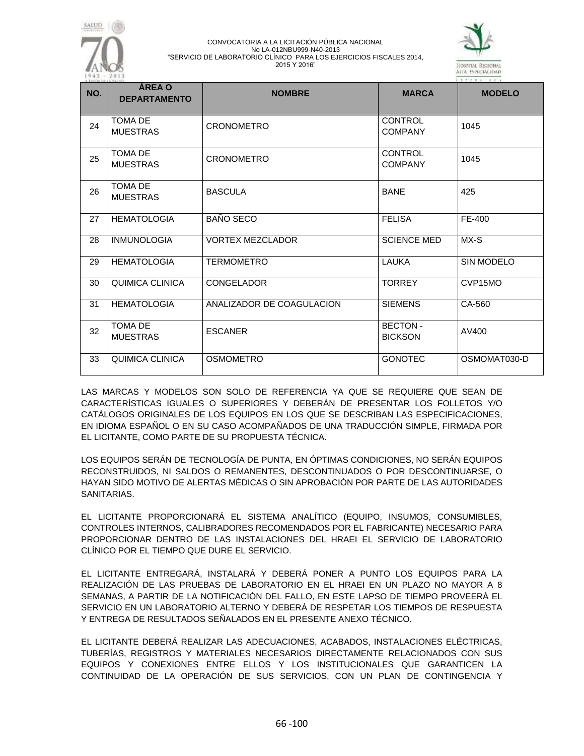| NO. | ÁREA O DEPARTAMENTO | NOMBRE | MARCA | MODELO |
|---|---|---|---|---|
| 24 | TOMA DE MUESTRAS | CRONOMETRO | CONTROL COMPANY | 1045 |
| 25 | TOMA DE MUESTRAS | CRONOMETRO | CONTROL COMPANY | 1045 |
| 26 | TOMA DE MUESTRAS | BASCULA | BANE | 425 |
| 27 | HEMATOLOGIA | BAÑO SECO | FELISA | FE-400 |
| 28 | INMUNOLOGIA | VORTEX MEZCLADOR | SCIENCE MED | MX-S |
| 29 | HEMATOLOGIA | TERMOMETRO | LAUKA | SIN MODELO |
| 30 | QUIMICA CLINICA | CONGELADOR | TORREY | CVP15MO |
| 31 | HEMATOLOGIA | ANALIZADOR DE COAGULACION | SIEMENS | CA-560 |
| 32 | TOMA DE MUESTRAS | ESCANER | BECTON - BICKSON | AV400 |
| 33 | QUIMICA CLINICA | OSMOMETRO | GONOTEC | OSMOMAT030-D |

LAS MARCAS Y MODELOS SON SOLO DE REFERENCIA YA QUE SE REQUIERE QUE SEAN DE CARACTERÍSTICAS IGUALES O SUPERIORES Y DEBERÁN DE PRESENTAR LOS FOLLETOS Y/O CATÁLOGOS ORIGINALES DE LOS EQUIPOS EN LOS QUE SE DESCRIBAN LAS ESPECIFICACIONES, EN IDIOMA ESPAÑOL O EN SU CASO ACOMPAÑADOS DE UNA TRADUCCIÓN SIMPLE, FIRMADA POR EL LICITANTE, COMO PARTE DE SU PROPUESTA TÉCNICA.

LOS EQUIPOS SERÁN DE TECNOLOGÍA DE PUNTA, EN ÓPTIMAS CONDICIONES, NO SERÁN EQUIPOS RECONSTRUIDOS, NI SALDOS O REMANENTES, DESCONTINUADOS O POR DESCONTINUARSE, O HAYAN SIDO MOTIVO DE ALERTAS MÉDICAS O SIN APROBACIÓN POR PARTE DE LAS AUTORIDADES SANITARIAS.

EL LICITANTE PROPORCIONARÁ EL SISTEMA ANALÍTICO (EQUIPO, INSUMOS, CONSUMIBLES, CONTROLES INTERNOS, CALIBRADORES RECOMENDADOS POR EL FABRICANTE) NECESARIO PARA PROPORCIONAR DENTRO DE LAS INSTALACIONES DEL HRAEI EL SERVICIO DE LABORATORIO CLÍNICO POR EL TIEMPO QUE DURE EL SERVICIO.

EL LICITANTE ENTREGARÁ, INSTALARÁ Y DEBERÁ PONER A PUNTO LOS EQUIPOS PARA LA REALIZACIÓN DE LAS PRUEBAS DE LABORATORIO EN EL HRAEI EN UN PLAZO NO MAYOR A 8 SEMANAS, A PARTIR DE LA NOTIFICACIÓN DEL FALLO, EN ESTE LAPSO DE TIEMPO PROVEERÁ EL SERVICIO EN UN LABORATORIO ALTERNO Y DEBERÁ DE RESPETAR LOS TIEMPOS DE RESPUESTA Y ENTREGA DE RESULTADOS SEÑALADOS EN EL PRESENTE ANEXO TÉCNICO.

EL LICITANTE DEBERÁ REALIZAR LAS ADECUACIONES, ACABADOS, INSTALACIONES ELÉCTRICAS, TUBERÍAS, REGISTROS Y MATERIALES NECESARIOS DIRECTAMENTE RELACIONADOS CON SUS EQUIPOS Y CONEXIONES ENTRE ELLOS Y LOS INSTITUCIONALES QUE GARANTICEN LA CONTINUIDAD DE LA OPERACIÓN DE SUS SERVICIOS, CON UN PLAN DE CONTINGENCIA Y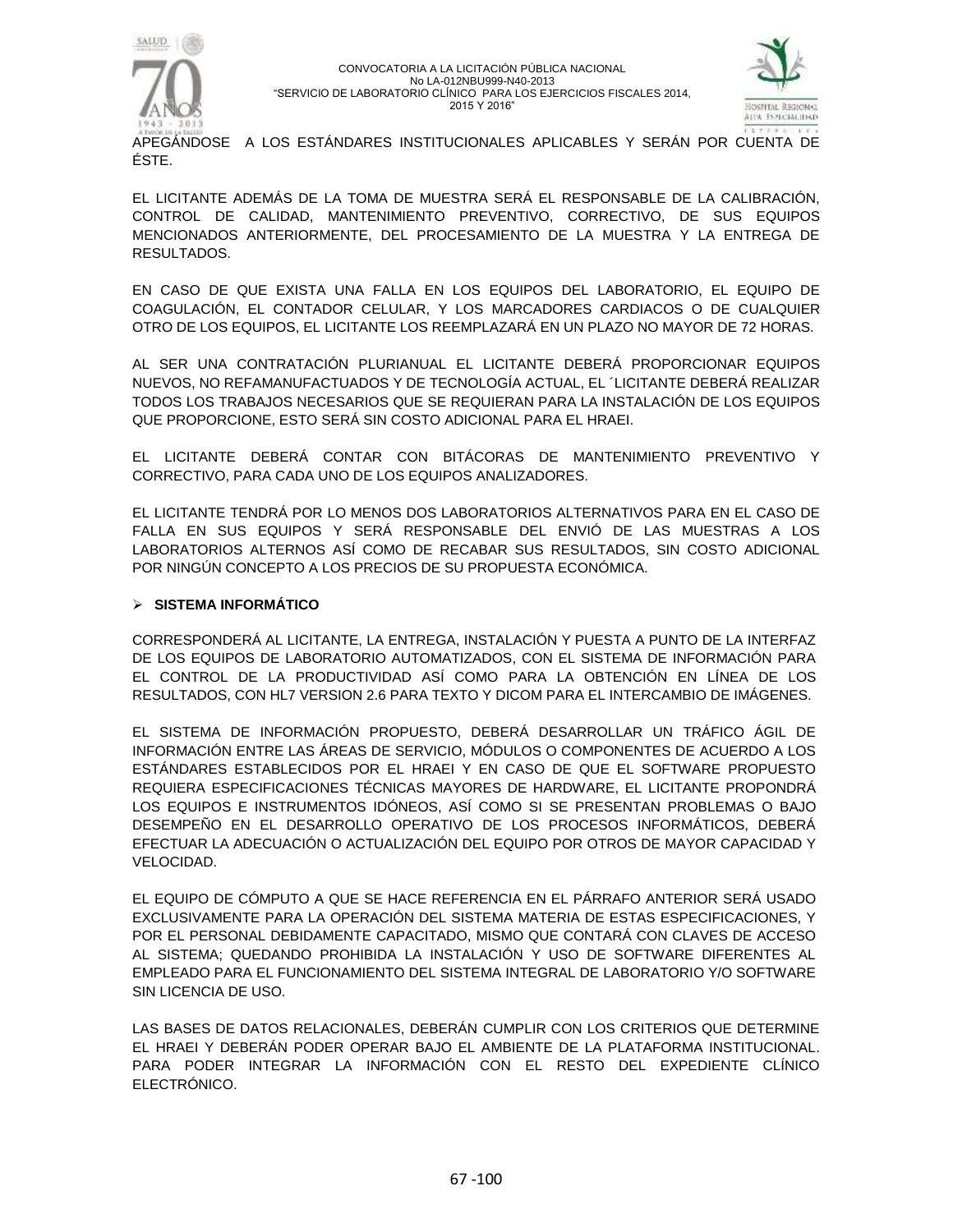APEGÁNDOSE A LOS ESTÁNDARES INSTITUCIONALES APLICABLES Y SERÁN POR CUENTA DE ÉSTE.

EL LICITANTE ADEMÁS DE LA TOMA DE MUESTRA SERÁ EL RESPONSABLE DE LA CALIBRACIÓN, CONTROL DE CALIDAD, MANTENIMIENTO PREVENTIVO, CORRECTIVO, DE SUS EQUIPOS MENCIONADOS ANTERIORMENTE, DEL PROCESAMIENTO DE LA MUESTRA Y LA ENTREGA DE RESULTADOS.

EN CASO DE QUE EXISTA UNA FALLA EN LOS EQUIPOS DEL LABORATORIO, EL EQUIPO DE COAGULACIÓN, EL CONTADOR CELULAR, Y LOS MARCADORES CARDIACOS O DE CUALQUIER OTRO DE LOS EQUIPOS, EL LICITANTE LOS REEMPLAZARÁ EN UN PLAZO NO MAYOR DE 72 HORAS.

AL SER UNA CONTRATACIÓN PLURIANUAL EL LICITANTE DEBERÁ PROPORCIONAR EQUIPOS NUEVOS, NO REFAMANUFACTUADOS Y DE TECNOLOGÍA ACTUAL, EL ´LICITANTE DEBERÁ REALIZAR TODOS LOS TRABAJOS NECESARIOS QUE SE REQUIERAN PARA LA INSTALACIÓN DE LOS EQUIPOS QUE PROPORCIONE, ESTO SERÁ SIN COSTO ADICIONAL PARA EL HRAEI.

EL LICITANTE DEBERÁ CONTAR CON BITÁCORAS DE MANTENIMIENTO PREVENTIVO Y CORRECTIVO, PARA CADA UNO DE LOS EQUIPOS ANALIZADORES.

EL LICITANTE TENDRÁ POR LO MENOS DOS LABORATORIOS ALTERNATIVOS PARA EN EL CASO DE FALLA EN SUS EQUIPOS Y SERÁ RESPONSABLE DEL ENVIÓ DE LAS MUESTRAS A LOS LABORATORIOS ALTERNOS ASÍ COMO DE RECABAR SUS RESULTADOS, SIN COSTO ADICIONAL POR NINGÚN CONCEPTO A LOS PRECIOS DE SU PROPUESTA ECONÓMICA.

- **SISTEMA INFORMÁTICO**

CORRESPONDERÁ AL LICITANTE, LA ENTREGA, INSTALACIÓN Y PUESTA A PUNTO DE LA INTERFAZ DE LOS EQUIPOS DE LABORATORIO AUTOMATIZADOS, CON EL SISTEMA DE INFORMACIÓN PARA EL CONTROL DE LA PRODUCTIVIDAD ASÍ COMO PARA LA OBTENCIÓN EN LÍNEA DE LOS RESULTADOS, CON HL7 VERSION 2.6 PARA TEXTO Y DICOM PARA EL INTERCAMBIO DE IMÁGENES.

EL SISTEMA DE INFORMACIÓN PROPUESTO, DEBERÁ DESARROLLAR UN TRÁFICO ÁGIL DE INFORMACIÓN ENTRE LAS ÁREAS DE SERVICIO, MÓDULOS O COMPONENTES DE ACUERDO A LOS ESTÁNDARES ESTABLECIDOS POR EL HRAEI Y EN CASO DE QUE EL SOFTWARE PROPUESTO REQUIERA ESPECIFICACIONES TÉCNICAS MAYORES DE HARDWARE, EL LICITANTE PROPONDRÁ LOS EQUIPOS E INSTRUMENTOS IDÓNEOS, ASÍ COMO SI SE PRESENTAN PROBLEMAS O BAJO DESEMPEÑO EN EL DESARROLLO OPERATIVO DE LOS PROCESOS INFORMÁTICOS, DEBERÁ EFECTUAR LA ADECUACIÓN O ACTUALIZACIÓN DEL EQUIPO POR OTROS DE MAYOR CAPACIDAD Y VELOCIDAD.

EL EQUIPO DE CÓMPUTO A QUE SE HACE REFERENCIA EN EL PÁRRAFO ANTERIOR SERÁ USADO EXCLUSIVAMENTE PARA LA OPERACIÓN DEL SISTEMA MATERIA DE ESTAS ESPECIFICACIONES, Y POR EL PERSONAL DEBIDAMENTE CAPACITADO, MISMO QUE CONTARÁ CON CLAVES DE ACCESO AL SISTEMA; QUEDANDO PROHIBIDA LA INSTALACIÓN Y USO DE SOFTWARE DIFERENTES AL EMPLEADO PARA EL FUNCIONAMIENTO DEL SISTEMA INTEGRAL DE LABORATORIO Y/O SOFTWARE SIN LICENCIA DE USO.

LAS BASES DE DATOS RELACIONALES, DEBERÁN CUMPLIR CON LOS CRITERIOS QUE DETERMINE EL HRAEI Y DEBERÁN PODER OPERAR BAJO EL AMBIENTE DE LA PLATAFORMA INSTITUCIONAL. PARA PODER INTEGRAR LA INFORMACIÓN CON EL RESTO DEL EXPEDIENTE CLÍNICO ELECTRÓNICO.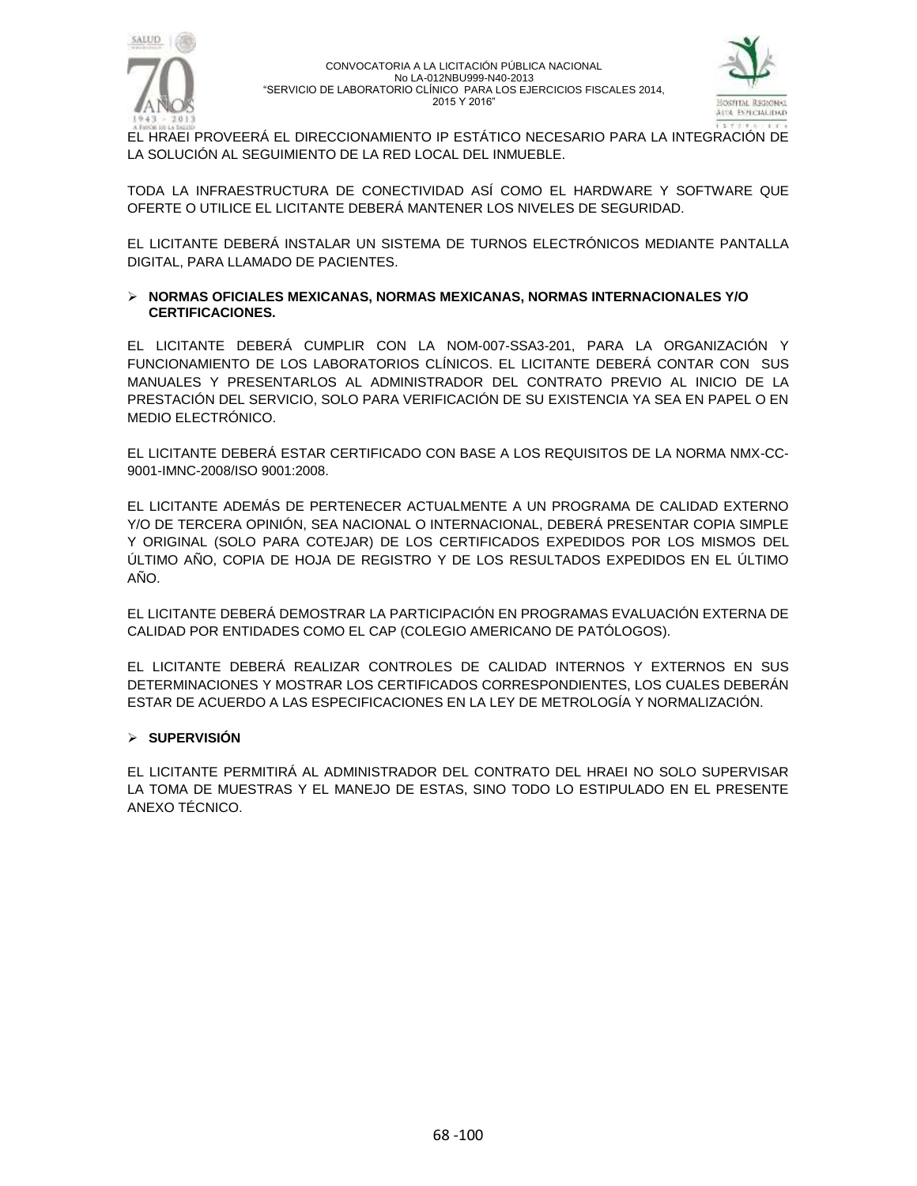EL HRAEI PROVEERÁ EL DIRECCIONAMIENTO IP ESTÁTICO NECESARIO PARA LA INTEGRACIÓN DE LA SOLUCIÓN AL SEGUIMIENTO DE LA RED LOCAL DEL INMUEBLE.

TODA LA INFRAESTRUCTURA DE CONECTIVIDAD ASÍ COMO EL HARDWARE Y SOFTWARE QUE OFERTE O UTILICE EL LICITANTE DEBERÁ MANTENER LOS NIVELES DE SEGURIDAD.

EL LICITANTE DEBERÁ INSTALAR UN SISTEMA DE TURNOS ELECTRÓNICOS MEDIANTE PANTALLA DIGITAL, PARA LLAMADO DE PACIENTES.

- **NORMAS OFICIALES MEXICANAS, NORMAS MEXICANAS, NORMAS INTERNACIONALES Y/O CERTIFICACIONES.**

EL LICITANTE DEBERÁ CUMPLIR CON LA NOM-007-SSA3-201, PARA LA ORGANIZACIÓN Y FUNCIONAMIENTO DE LOS LABORATORIOS CLÍNICOS. EL LICITANTE DEBERÁ CONTAR CON SUS MANUALES Y PRESENTARLOS AL ADMINISTRADOR DEL CONTRATO PREVIO AL INICIO DE LA PRESTACIÓN DEL SERVICIO, SOLO PARA VERIFICACIÓN DE SU EXISTENCIA YA SEA EN PAPEL O EN MEDIO ELECTRÓNICO.

EL LICITANTE DEBERÁ ESTAR CERTIFICADO CON BASE A LOS REQUISITOS DE LA NORMA NMX-CC-9001-IMNC-2008/ISO 9001:2008.

EL LICITANTE ADEMÁS DE PERTENECER ACTUALMENTE A UN PROGRAMA DE CALIDAD EXTERNO Y/O DE TERCERA OPINIÓN, SEA NACIONAL O INTERNACIONAL, DEBERÁ PRESENTAR COPIA SIMPLE Y ORIGINAL (SOLO PARA COTEJAR) DE LOS CERTIFICADOS EXPEDIDOS POR LOS MISMOS DEL ÚLTIMO AÑO, COPIA DE HOJA DE REGISTRO Y DE LOS RESULTADOS EXPEDIDOS EN EL ÚLTIMO AÑO.

EL LICITANTE DEBERÁ DEMOSTRAR LA PARTICIPACIÓN EN PROGRAMAS EVALUACIÓN EXTERNA DE CALIDAD POR ENTIDADES COMO EL CAP (COLEGIO AMERICANO DE PATÓLOGOS).

EL LICITANTE DEBERÁ REALIZAR CONTROLES DE CALIDAD INTERNOS Y EXTERNOS EN SUS DETERMINACIONES Y MOSTRAR LOS CERTIFICADOS CORRESPONDIENTES, LOS CUALES DEBERÁN ESTAR DE ACUERDO A LAS ESPECIFICACIONES EN LA LEY DE METROLOGÍA Y NORMALIZACIÓN.

- **SUPERVISIÓN**

EL LICITANTE PERMITIRÁ AL ADMINISTRADOR DEL CONTRATO DEL HRAEI NO SOLO SUPERVISAR LA TOMA DE MUESTRAS Y EL MANEJO DE ESTAS, SINO TODO LO ESTIPULADO EN EL PRESENTE ANEXO TÉCNICO.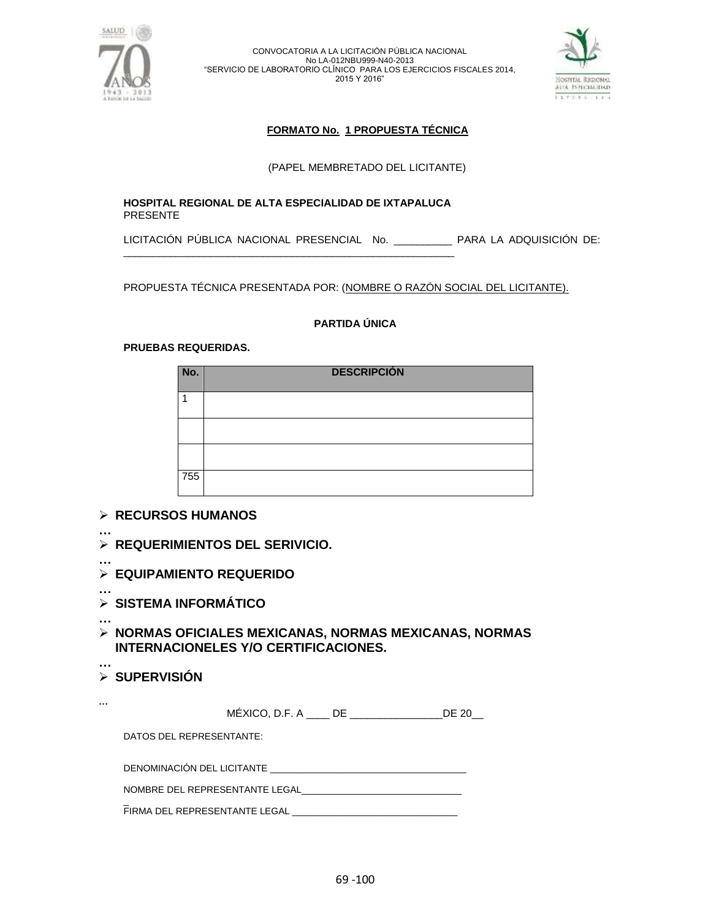## FORMATO No. 1 PROPUESTA TÉCNICA

(PAPEL MEMBRETADO DEL LICITANTE)

**HOSPITAL REGIONAL DE ALTA ESPECIALIDAD DE IXTAPALUCA**
PRESENTE

LICITACIÓN PÚBLICA NACIONAL PRESENCIAL No. __________ PARA LA ADQUISICIÓN DE: ___________________________________________________________

PROPUESTA TÉCNICA PRESENTADA POR: (NOMBRE O RAZÓN SOCIAL DEL LICITANTE).

**PARTIDA ÚNICA**

**PRUEBAS REQUERIDAS.**

| No. | DESCRIPCIÓN |
|---|---|
| 1 | |
| | |
| | |
| 755 | |

- **RECURSOS HUMANOS**

…

- **REQUERIMIENTOS DEL SERIVICIO.**

…

- **EQUIPAMIENTO REQUERIDO**

…

- **SISTEMA INFORMÁTICO**

…

- **NORMAS OFICIALES MEXICANAS, NORMAS MEXICANAS, NORMAS INTERNACIONELES Y/O CERTIFICACIONES.**

…

- **SUPERVISIÓN**

...

MÉXICO, D.F. A ____ DE _______________DE 20__

DATOS DEL REPRESENTANTE:

DENOMINACIÓN DEL LICITANTE ____________________________________

NOMBRE DEL REPRESENTANTE LEGAL______________________________

FIRMA DEL REPRESENTANTE LEGAL _______________________________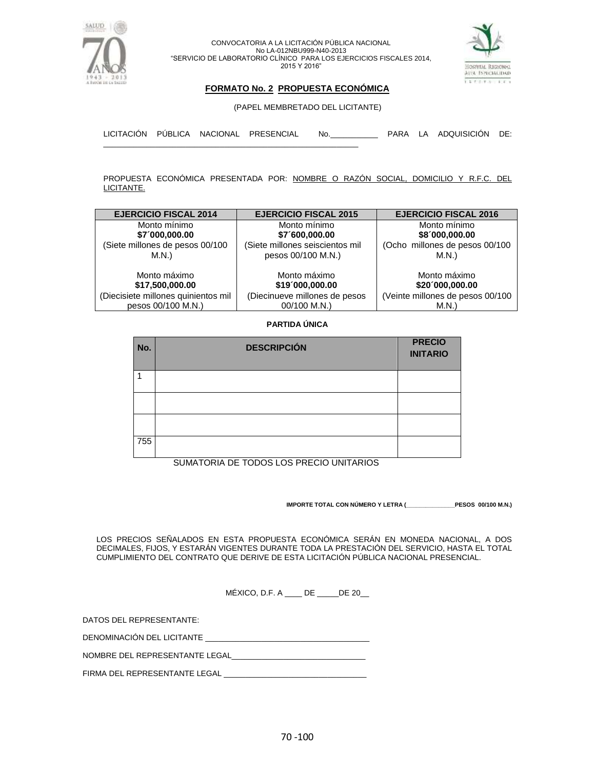CONVOCATORIA A LA LICITACIÓN PÚBLICA NACIONAL
No LA-012NBU999-N40-2013
"SERVICIO DE LABORATORIO CLÍNICO PARA LOS EJERCICIOS FISCALES 2014, 2015 Y 2016"

## FORMATO No. 2 PROPUESTA ECONÓMICA

(PAPEL MEMBRETADO DEL LICITANTE)

LICITACIÓN PÚBLICA NACIONAL PRESENCIAL No.___________ PARA LA ADQUISICIÓN DE: ___________________________________________________________

PROPUESTA ECONÓMICA PRESENTADA POR: NOMBRE O RAZÓN SOCIAL, DOMICILIO Y R.F.C. DEL LICITANTE.

| EJERCICIO FISCAL 2014 | EJERCICIO FISCAL 2015 | EJERCICIO FISCAL 2016 |
|---|---|---|
| Monto mínimo **$7´000,000.00** (Siete millones de pesos 00/100 M.N.) | Monto mínimo **$7´600,000.00** (Siete millones seiscientos mil pesos 00/100 M.N.) | Monto mínimo **$8´000,000.00** (Ocho millones de pesos 00/100 M.N.) |
| Monto máximo **$17,500,000.00** (Diecisiete millones quinientos mil pesos 00/100 M.N.) | Monto máximo **$19´000,000.00** (Diecinueve millones de pesos 00/100 M.N.) | Monto máximo **$20´000,000.00** (Veinte millones de pesos 00/100 M.N.) |

**PARTIDA ÚNICA**

| No. | DESCRIPCIÓN | PRECIO INITARIO |
|---|---|---|
| 1 | | |
| | | |
| | | |
| 755 | | |

SUMATORIA DE TODOS LOS PRECIO UNITARIOS

**IMPORTE TOTAL CON NÚMERO Y LETRA (______________PESOS 00/100 M.N.)**

LOS PRECIOS SEÑALADOS EN ESTA PROPUESTA ECONÓMICA SERÁN EN MONEDA NACIONAL, A DOS DECIMALES, FIJOS, Y ESTARÁN VIGENTES DURANTE TODA LA PRESTACIÓN DEL SERVICIO, HASTA EL TOTAL CUMPLIMIENTO DEL CONTRATO QUE DERIVE DE ESTA LICITACIÓN PÚBLICA NACIONAL PRESENCIAL.

MÉXICO, D.F. A ____ DE _____DE 20__

DATOS DEL REPRESENTANTE:

DENOMINACIÓN DEL LICITANTE _____________________________________

NOMBRE DEL REPRESENTANTE LEGAL_______________________________

FIRMA DEL REPRESENTANTE LEGAL ________________________________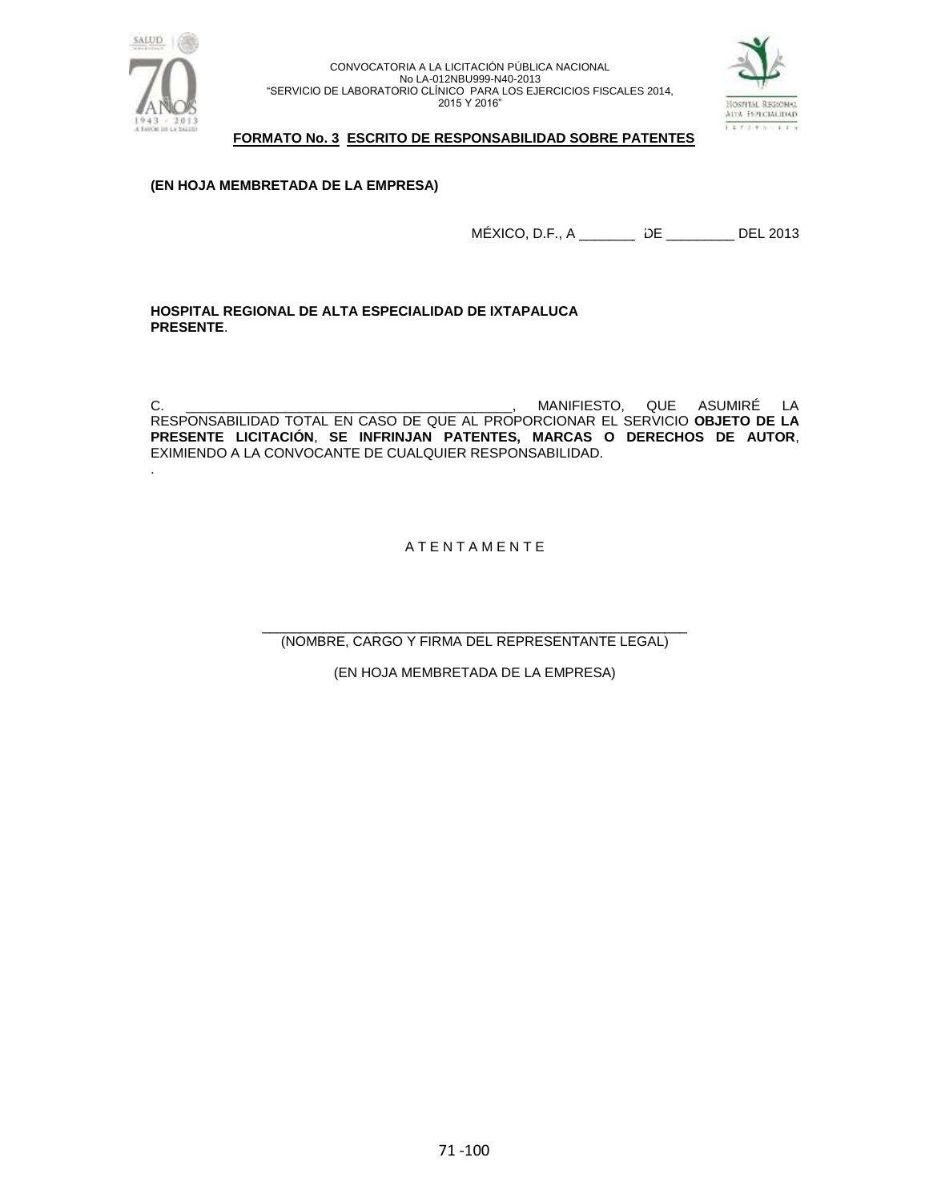**FORMATO No. 3 ESCRITO DE RESPONSABILIDAD SOBRE PATENTES**

**(EN HOJA MEMBRETADA DE LA EMPRESA)**

MÉXICO, D.F., A _______ DE _________ DEL 2013

**HOSPITAL REGIONAL DE ALTA ESPECIALIDAD DE IXTAPALUCA**
**PRESENTE**.

C. __________________________________________, MANIFIESTO, QUE ASUMIRÉ LA RESPONSABILIDAD TOTAL EN CASO DE QUE AL PROPORCIONAR EL SERVICIO **OBJETO DE LA PRESENTE LICITACIÓN**, **SE INFRINJAN PATENTES, MARCAS O DERECHOS DE AUTOR**, EXIMIENDO A LA CONVOCANTE DE CUALQUIER RESPONSABILIDAD.
.

A T E N T A M E N T E

______________________________________________________
(NOMBRE, CARGO Y FIRMA DEL REPRESENTANTE LEGAL)

(EN HOJA MEMBRETADA DE LA EMPRESA)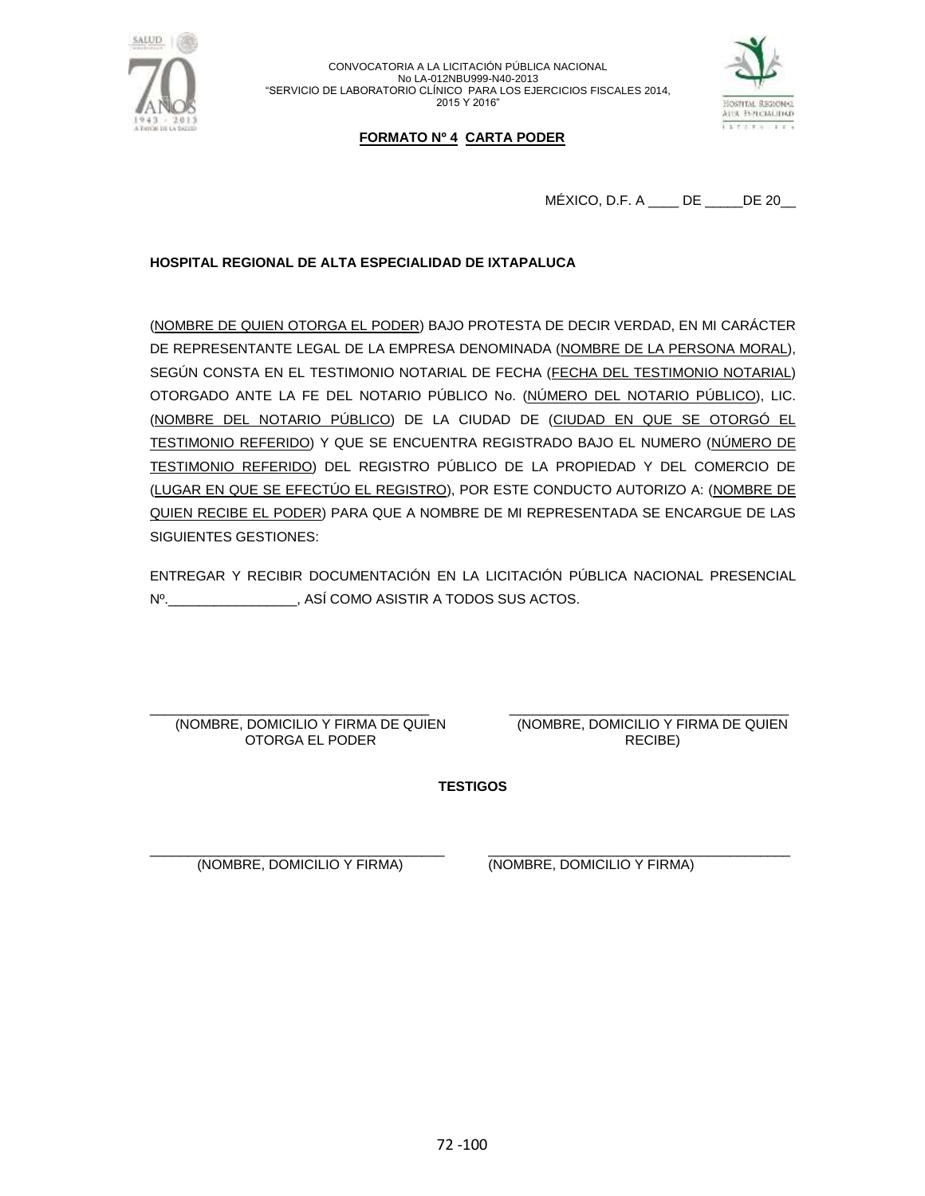CONVOCATORIA A LA LICITACIÓN PÚBLICA NACIONAL
No LA-012NBU999-N40-2013
"SERVICIO DE LABORATORIO CLÍNICO PARA LOS EJERCICIOS FISCALES 2014, 2015 Y 2016"

**FORMATO Nº 4 CARTA PODER**

MÉXICO, D.F. A ____ DE _____DE 20__

**HOSPITAL REGIONAL DE ALTA ESPECIALIDAD DE IXTAPALUCA**

(NOMBRE DE QUIEN OTORGA EL PODER) BAJO PROTESTA DE DECIR VERDAD, EN MI CARÁCTER DE REPRESENTANTE LEGAL DE LA EMPRESA DENOMINADA (NOMBRE DE LA PERSONA MORAL), SEGÚN CONSTA EN EL TESTIMONIO NOTARIAL DE FECHA (FECHA DEL TESTIMONIO NOTARIAL) OTORGADO ANTE LA FE DEL NOTARIO PÚBLICO No. (NÚMERO DEL NOTARIO PÚBLICO), LIC. (NOMBRE DEL NOTARIO PÚBLICO) DE LA CIUDAD DE (CIUDAD EN QUE SE OTORGÓ EL TESTIMONIO REFERIDO) Y QUE SE ENCUENTRA REGISTRADO BAJO EL NUMERO (NÚMERO DE TESTIMONIO REFERIDO) DEL REGISTRO PÚBLICO DE LA PROPIEDAD Y DEL COMERCIO DE (LUGAR EN QUE SE EFECTÚO EL REGISTRO), POR ESTE CONDUCTO AUTORIZO A: (NOMBRE DE QUIEN RECIBE EL PODER) PARA QUE A NOMBRE DE MI REPRESENTADA SE ENCARGUE DE LAS SIGUIENTES GESTIONES:

ENTREGAR Y RECIBIR DOCUMENTACIÓN EN LA LICITACIÓN PÚBLICA NACIONAL PRESENCIAL Nº.________________, ASÍ COMO ASISTIR A TODOS SUS ACTOS.

| ____________________________________ | ____________________________________ |
|---|---|
| (NOMBRE, DOMICILIO Y FIRMA DE QUIEN OTORGA EL PODER | (NOMBRE, DOMICILIO Y FIRMA DE QUIEN RECIBE) |

**TESTIGOS**

| ____________________________________ | ____________________________________ |
|---|---|
| (NOMBRE, DOMICILIO Y FIRMA) | (NOMBRE, DOMICILIO Y FIRMA) |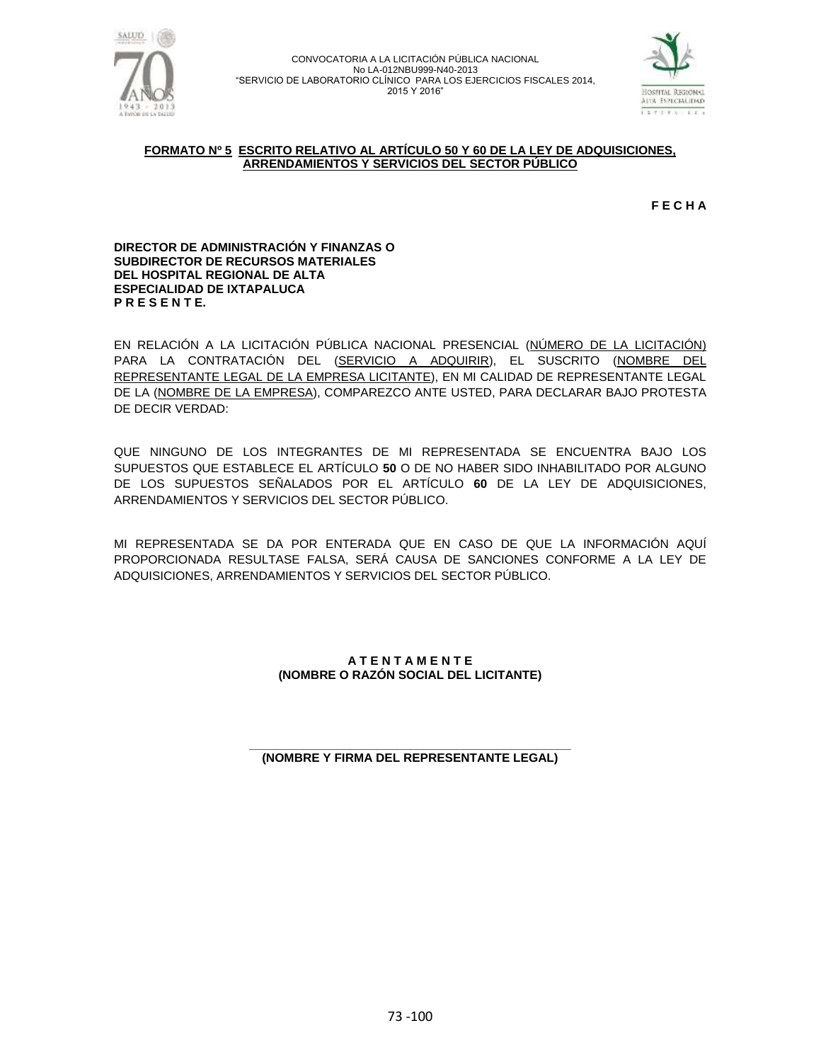**FORMATO Nº 5 ESCRITO RELATIVO AL ARTÍCULO 50 Y 60 DE LA LEY DE ADQUISICIONES, ARRENDAMIENTOS Y SERVICIOS DEL SECTOR PÚBLICO**

**F E C H A**

**DIRECTOR DE ADMINISTRACIÓN Y FINANZAS O SUBDIRECTOR DE RECURSOS MATERIALES DEL HOSPITAL REGIONAL DE ALTA ESPECIALIDAD DE IXTAPALUCA**
**P R E S E N T E.**

EN RELACIÓN A LA LICITACIÓN PÚBLICA NACIONAL PRESENCIAL (NÚMERO DE LA LICITACIÓN) PARA LA CONTRATACIÓN DEL (SERVICIO A ADQUIRIR), EL SUSCRITO (NOMBRE DEL REPRESENTANTE LEGAL DE LA EMPRESA LICITANTE), EN MI CALIDAD DE REPRESENTANTE LEGAL DE LA (NOMBRE DE LA EMPRESA), COMPAREZCO ANTE USTED, PARA DECLARAR BAJO PROTESTA DE DECIR VERDAD:

QUE NINGUNO DE LOS INTEGRANTES DE MI REPRESENTADA SE ENCUENTRA BAJO LOS SUPUESTOS QUE ESTABLECE EL ARTÍCULO **50** O DE NO HABER SIDO INHABILITADO POR ALGUNO DE LOS SUPUESTOS SEÑALADOS POR EL ARTÍCULO **60** DE LA LEY DE ADQUISICIONES, ARRENDAMIENTOS Y SERVICIOS DEL SECTOR PÚBLICO.

MI REPRESENTADA SE DA POR ENTERADA QUE EN CASO DE QUE LA INFORMACIÓN AQUÍ PROPORCIONADA RESULTASE FALSA, SERÁ CAUSA DE SANCIONES CONFORME A LA LEY DE ADQUISICIONES, ARRENDAMIENTOS Y SERVICIOS DEL SECTOR PÚBLICO.

**A T E N T A M E N T E**
**(NOMBRE O RAZÓN SOCIAL DEL LICITANTE)**

\_\_\_\_\_\_\_\_\_\_\_\_\_\_\_\_\_\_\_\_\_\_\_\_\_\_\_\_\_\_\_\_\_\_\_\_\_\_\_\_\_\_\_\_
**(NOMBRE Y FIRMA DEL REPRESENTANTE LEGAL)**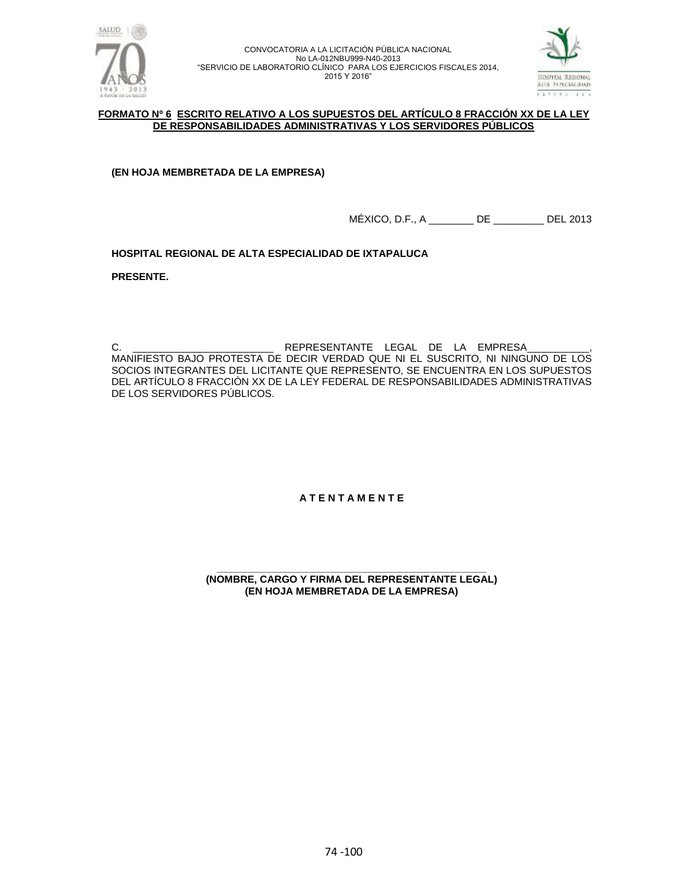**FORMATO Nº 6 ESCRITO RELATIVO A LOS SUPUESTOS DEL ARTÍCULO 8 FRACCIÓN XX DE LA LEY DE RESPONSABILIDADES ADMINISTRATIVAS Y LOS SERVIDORES PÚBLICOS**

**(EN HOJA MEMBRETADA DE LA EMPRESA)**

MÉXICO, D.F., A ________ DE _________ DEL 2013

**HOSPITAL REGIONAL DE ALTA ESPECIALIDAD DE IXTAPALUCA**

**PRESENTE.**

C. __________________________ REPRESENTANTE LEGAL DE LA EMPRESA___________, MANIFIESTO BAJO PROTESTA DE DECIR VERDAD QUE NI EL SUSCRITO, NI NINGUNO DE LOS SOCIOS INTEGRANTES DEL LICITANTE QUE REPRESENTO, SE ENCUENTRA EN LOS SUPUESTOS DEL ARTÍCULO 8 FRACCIÓN XX DE LA LEY FEDERAL DE RESPONSABILIDADES ADMINISTRATIVAS DE LOS SERVIDORES PÚBLICOS.

**A T E N T A M E N T E**

_______________________________________________

**(NOMBRE, CARGO Y FIRMA DEL REPRESENTANTE LEGAL)**
**(EN HOJA MEMBRETADA DE LA EMPRESA)**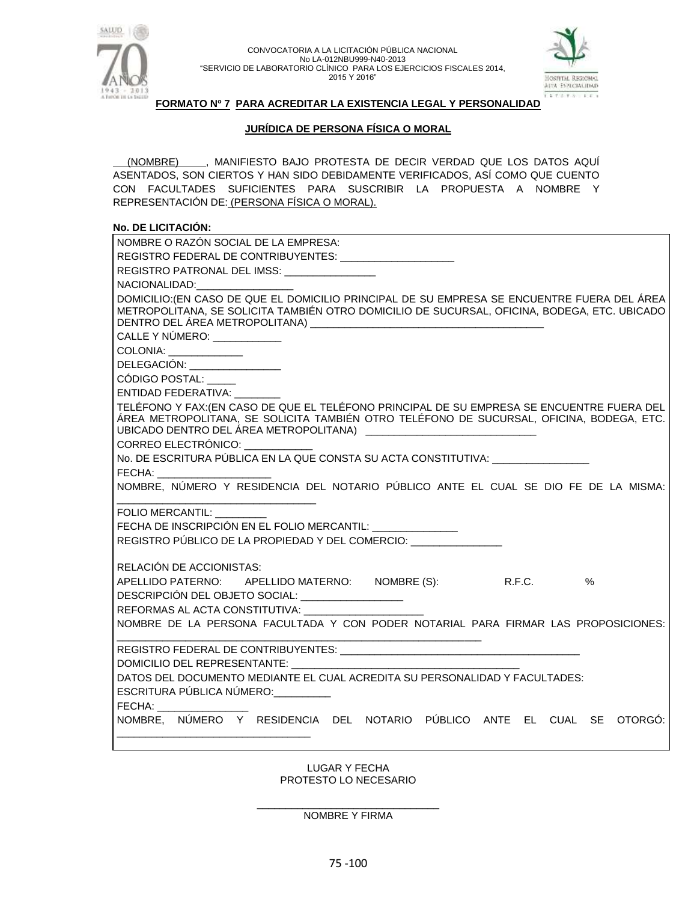CONVOCATORIA A LA LICITACIÓN PÚBLICA NACIONAL
No LA-012NBU999-N40-2013
"SERVICIO DE LABORATORIO CLÍNICO PARA LOS EJERCICIOS FISCALES 2014, 2015 Y 2016"

## FORMATO Nº 7 PARA ACREDITAR LA EXISTENCIA LEGAL Y PERSONALIDAD JURÍDICA DE PERSONA FÍSICA O MORAL

(NOMBRE), MANIFIESTO BAJO PROTESTA DE DECIR VERDAD QUE LOS DATOS AQUÍ ASENTADOS, SON CIERTOS Y HAN SIDO DEBIDAMENTE VERIFICADOS, ASÍ COMO QUE CUENTO CON FACULTADES SUFICIENTES PARA SUSCRIBIR LA PROPUESTA A NOMBRE Y REPRESENTACIÓN DE: (PERSONA FÍSICA O MORAL).

**No. DE LICITACIÓN:**

NOMBRE O RAZÓN SOCIAL DE LA EMPRESA:

REGISTRO FEDERAL DE CONTRIBUYENTES: ____________________

REGISTRO PATRONAL DEL IMSS: ________________

NACIONALIDAD:_________________

DOMICILIO:(EN CASO DE QUE EL DOMICILIO PRINCIPAL DE SU EMPRESA SE ENCUENTRE FUERA DEL ÁREA METROPOLITANA, SE SOLICITA TAMBIÉN OTRO DOMICILIO DE SUCURSAL, OFICINA, BODEGA, ETC. UBICADO DENTRO DEL ÁREA METROPOLITANA) __________________________________________

CALLE Y NÚMERO: ____________

COLONIA: _____________

DELEGACIÓN: ________________

CÓDIGO POSTAL: _____

ENTIDAD FEDERATIVA: ________

TELÉFONO Y FAX:(EN CASO DE QUE EL TELÉFONO PRINCIPAL DE SU EMPRESA SE ENCUENTRE FUERA DEL ÁREA METROPOLITANA, SE SOLICITA TAMBIÉN OTRO TELÉFONO DE SUCURSAL, OFICINA, BODEGA, ETC. UBICADO DENTRO DEL ÁREA METROPOLITANA) ______________________________

CORREO ELECTRÓNICO: ____________

No. DE ESCRITURA PÚBLICA EN LA QUE CONSTA SU ACTA CONSTITUTIVA: _________________

FECHA: ____________________

NOMBRE, NÚMERO Y RESIDENCIA DEL NOTARIO PÚBLICO ANTE EL CUAL SE DIO FE DE LA MISMA: ___________________________________

FOLIO MERCANTIL: _________

FECHA DE INSCRIPCIÓN EN EL FOLIO MERCANTIL: _______________

REGISTRO PÚBLICO DE LA PROPIEDAD Y DEL COMERCIO: ________________

RELACIÓN DE ACCIONISTAS:

| APELLIDO PATERNO: | APELLIDO MATERNO: | NOMBRE (S): | R.F.C. | % |
|---|---|---|---|---|

DESCRIPCIÓN DEL OBJETO SOCIAL: __________________

REFORMAS AL ACTA CONSTITUTIVA: _____________________

NOMBRE DE LA PERSONA FACULTADA Y CON PODER NOTARIAL PARA FIRMAR LAS PROPOSICIONES: _______________________________________________________________

REGISTRO FEDERAL DE CONTRIBUYENTES: __________________________________________

DOMICILIO DEL REPRESENTANTE: ________________________________________

DATOS DEL DOCUMENTO MEDIANTE EL CUAL ACREDITA SU PERSONALIDAD Y FACULTADES:

ESCRITURA PÚBLICA NÚMERO:__________

FECHA: ________________

NOMBRE, NÚMERO Y RESIDENCIA DEL NOTARIO PÚBLICO ANTE EL CUAL SE OTORGÓ: __________________________________

LUGAR Y FECHA
PROTESTO LO NECESARIO

________________________________
NOMBRE Y FIRMA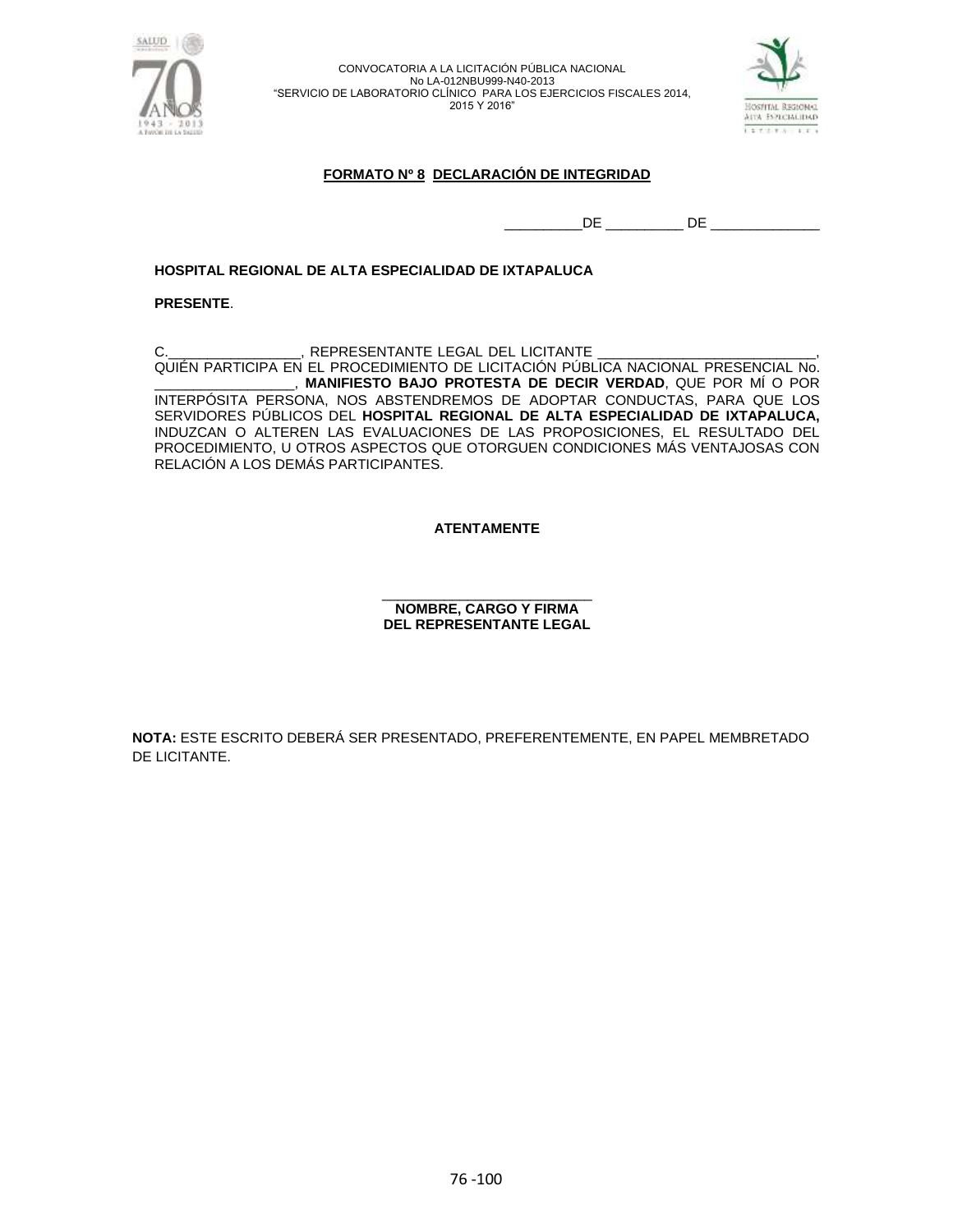**FORMATO Nº 8 DECLARACIÓN DE INTEGRIDAD**

__________DE __________ DE ______________

**HOSPITAL REGIONAL DE ALTA ESPECIALIDAD DE IXTAPALUCA**

**PRESENTE**.

C.__________________, REPRESENTANTE LEGAL DEL LICITANTE ____________________________, QUIÉN PARTICIPA EN EL PROCEDIMIENTO DE LICITACIÓN PÚBLICA NACIONAL PRESENCIAL No. __________________, **MANIFIESTO BAJO PROTESTA DE DECIR VERDAD**, QUE POR MÍ O POR INTERPÓSITA PERSONA, NOS ABSTENDREMOS DE ADOPTAR CONDUCTAS, PARA QUE LOS SERVIDORES PÚBLICOS DEL **HOSPITAL REGIONAL DE ALTA ESPECIALIDAD DE IXTAPALUCA,** INDUZCAN O ALTEREN LAS EVALUACIONES DE LAS PROPOSICIONES, EL RESULTADO DEL PROCEDIMIENTO, U OTROS ASPECTOS QUE OTORGUEN CONDICIONES MÁS VENTAJOSAS CON RELACIÓN A LOS DEMÁS PARTICIPANTES.

**ATENTAMENTE**

___________________________
**NOMBRE, CARGO Y FIRMA**
**DEL REPRESENTANTE LEGAL**

**NOTA:** ESTE ESCRITO DEBERÁ SER PRESENTADO, PREFERENTEMENTE, EN PAPEL MEMBRETADO DE LICITANTE.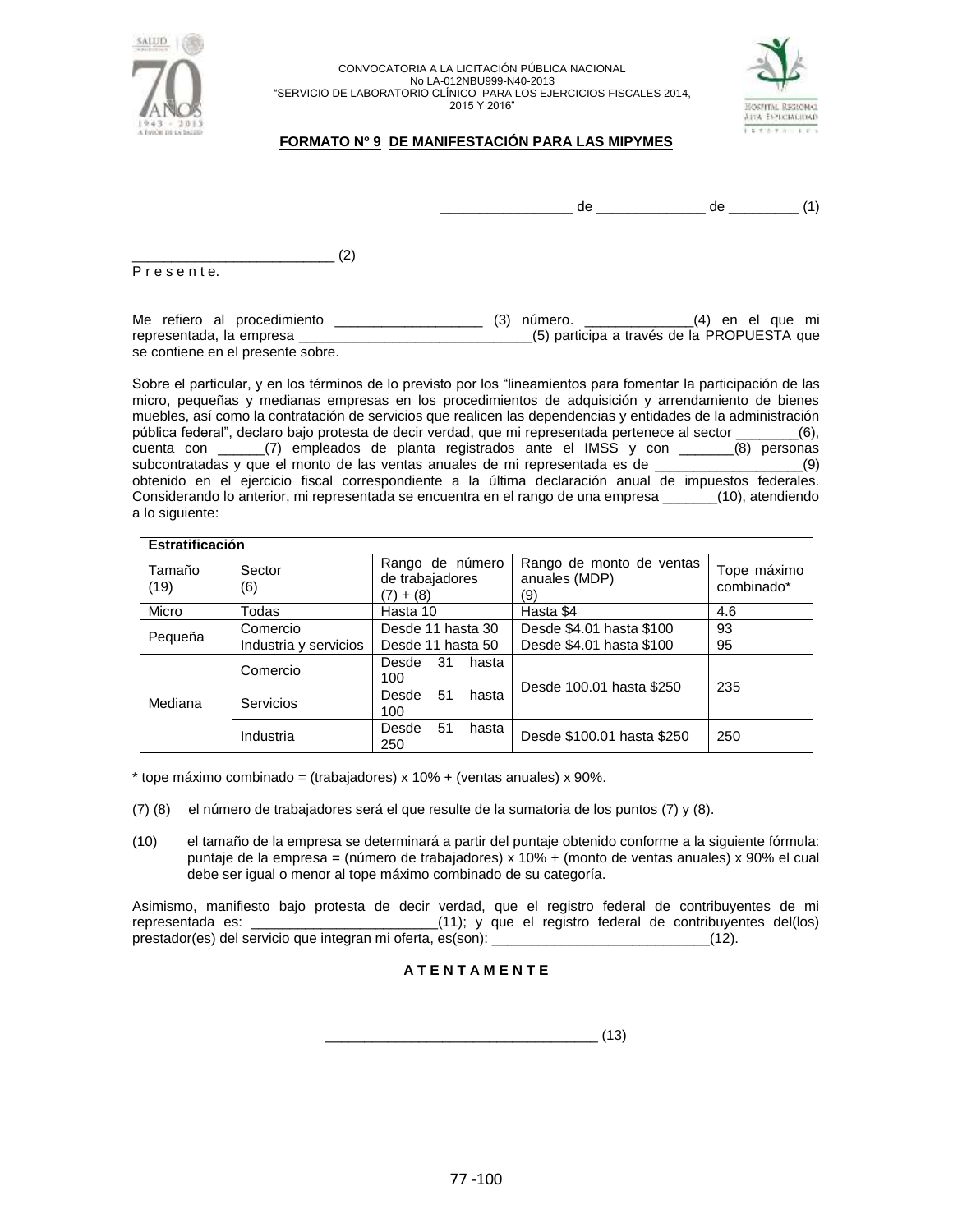CONVOCATORIA A LA LICITACIÓN PÚBLICA NACIONAL
No LA-012NBU999-N40-2013
"SERVICIO DE LABORATORIO CLÍNICO PARA LOS EJERCICIOS FISCALES 2014, 2015 Y 2016"

**FORMATO Nº 9 DE MANIFESTACIÓN PARA LAS MIPYMES**

_________________ de ______________ de _________ (1)

__________________________ (2)
P r e s e n t e.

Me refiero al procedimiento ___________________ (3) número. ______________(4) en el que mi representada, la empresa _______________________________(5) participa a través de la PROPUESTA que se contiene en el presente sobre.

Sobre el particular, y en los términos de lo previsto por los "lineamientos para fomentar la participación de las micro, pequeñas y medianas empresas en los procedimientos de adquisición y arrendamiento de bienes muebles, así como la contratación de servicios que realicen las dependencias y entidades de la administración pública federal", declaro bajo protesta de decir verdad, que mi representada pertenece al sector ________(6), cuenta con ______(7) empleados de planta registrados ante el IMSS y con _______(8) personas subcontratadas y que el monto de las ventas anuales de mi representada es de ___________________(9) obtenido en el ejercicio fiscal correspondiente a la última declaración anual de impuestos federales. Considerando lo anterior, mi representada se encuentra en el rango de una empresa _______(10), atendiendo a lo siguiente:

| **Estratificación** | | | | |
|---|---|---|---|---|
| Tamaño (19) | Sector (6) | Rango de número de trabajadores (7) + (8) | Rango de monto de ventas anuales (MDP) (9) | Tope máximo combinado* |
| Micro | Todas | Hasta 10 | Hasta $4 | 4.6 |
| Pequeña | Comercio | Desde 11 hasta 30 | Desde $4.01 hasta $100 | 93 |
| | Industria y servicios | Desde 11 hasta 50 | Desde $4.01 hasta $100 | 95 |
| Mediana | Comercio | Desde 31 hasta 100 | Desde 100.01 hasta $250 | 235 |
| | Servicios | Desde 51 hasta 100 | | |
| | Industria | Desde 51 hasta 250 | Desde $100.01 hasta $250 | 250 |

* tope máximo combinado = (trabajadores) x 10% + (ventas anuales) x 90%.

(7) (8) el número de trabajadores será el que resulte de la sumatoria de los puntos (7) y (8).

(10) el tamaño de la empresa se determinará a partir del puntaje obtenido conforme a la siguiente fórmula: puntaje de la empresa = (número de trabajadores) x 10% + (monto de ventas anuales) x 90% el cual debe ser igual o menor al tope máximo combinado de su categoría.

Asimismo, manifiesto bajo protesta de decir verdad, que el registro federal de contribuyentes de mi representada es: ________________________(11); y que el registro federal de contribuyentes del(los) prestador(es) del servicio que integran mi oferta, es(son): ____________________________(12).

**A T E N T A M E N T E**

___________________________________ (13)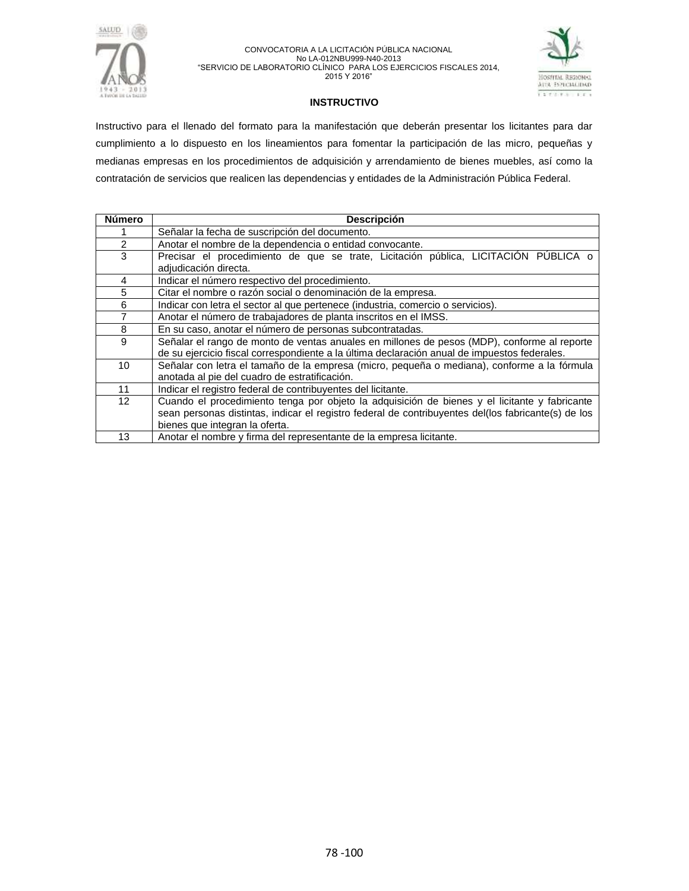## INSTRUCTIVO

Instructivo para el llenado del formato para la manifestación que deberán presentar los licitantes para dar cumplimiento a lo dispuesto en los lineamientos para fomentar la participación de las micro, pequeñas y medianas empresas en los procedimientos de adquisición y arrendamiento de bienes muebles, así como la contratación de servicios que realicen las dependencias y entidades de la Administración Pública Federal.

| Número | Descripción |
|---|---|
| 1 | Señalar la fecha de suscripción del documento. |
| 2 | Anotar el nombre de la dependencia o entidad convocante. |
| 3 | Precisar el procedimiento de que se trate, Licitación pública, LICITACIÓN PÚBLICA o adjudicación directa. |
| 4 | Indicar el número respectivo del procedimiento. |
| 5 | Citar el nombre o razón social o denominación de la empresa. |
| 6 | Indicar con letra el sector al que pertenece (industria, comercio o servicios). |
| 7 | Anotar el número de trabajadores de planta inscritos en el IMSS. |
| 8 | En su caso, anotar el número de personas subcontratadas. |
| 9 | Señalar el rango de monto de ventas anuales en millones de pesos (MDP), conforme al reporte de su ejercicio fiscal correspondiente a la última declaración anual de impuestos federales. |
| 10 | Señalar con letra el tamaño de la empresa (micro, pequeña o mediana), conforme a la fórmula anotada al pie del cuadro de estratificación. |
| 11 | Indicar el registro federal de contribuyentes del licitante. |
| 12 | Cuando el procedimiento tenga por objeto la adquisición de bienes y el licitante y fabricante sean personas distintas, indicar el registro federal de contribuyentes del(los fabricante(s) de los bienes que integran la oferta. |
| 13 | Anotar el nombre y firma del representante de la empresa licitante. |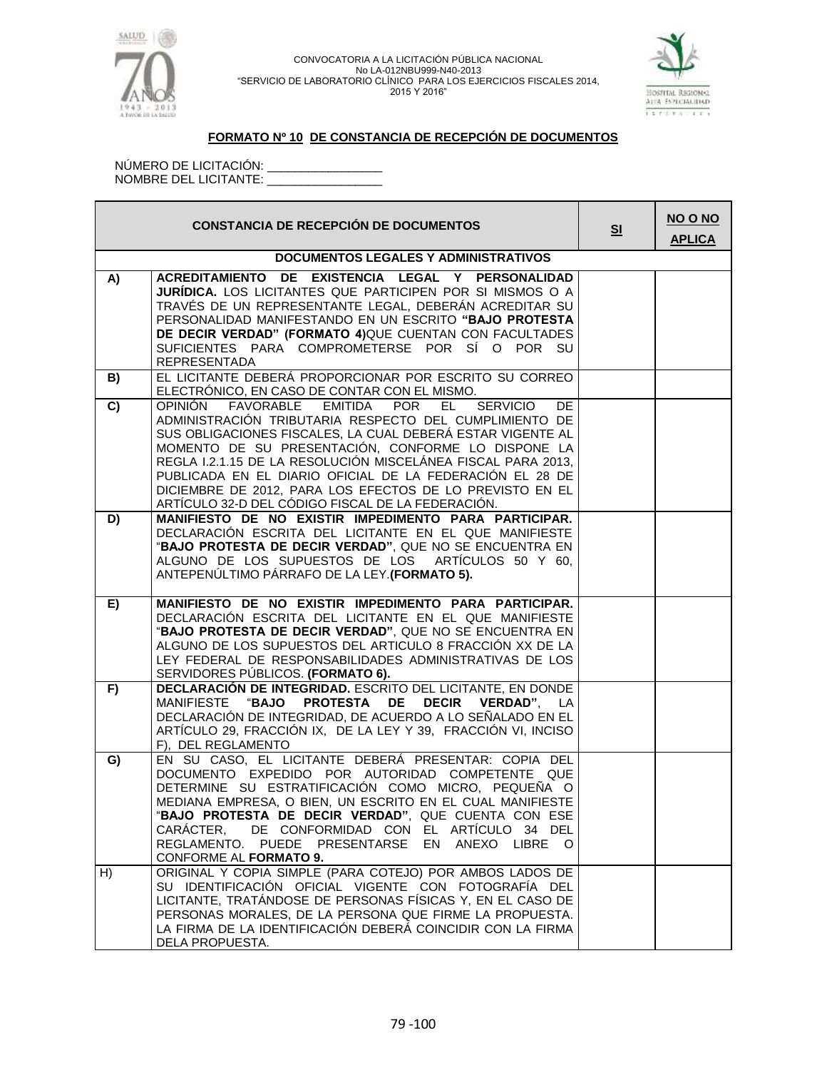CONVOCATORIA A LA LICITACIÓN PÚBLICA NACIONAL
No LA-012NBU999-N40-2013
"SERVICIO DE LABORATORIO CLÍNICO PARA LOS EJERCICIOS FISCALES 2014, 2015 Y 2016"

## FORMATO Nº 10 DE CONSTANCIA DE RECEPCIÓN DE DOCUMENTOS

NÚMERO DE LICITACIÓN: _________________
NOMBRE DEL LICITANTE: _________________

| CONSTANCIA DE RECEPCIÓN DE DOCUMENTOS | | SI | NO O NO APLICA |
|---|---|---|---|
| **DOCUMENTOS LEGALES Y ADMINISTRATIVOS** | | | |
| A) | **ACREDITAMIENTO DE EXISTENCIA LEGAL Y PERSONALIDAD JURÍDICA.** LOS LICITANTES QUE PARTICIPEN POR SI MISMOS O A TRAVÉS DE UN REPRESENTANTE LEGAL, DEBERÁN ACREDITAR SU PERSONALIDAD MANIFESTANDO EN UN ESCRITO **"BAJO PROTESTA DE DECIR VERDAD" (FORMATO 4)**QUE CUENTAN CON FACULTADES SUFICIENTES PARA COMPROMETERSE POR SÍ O POR SU REPRESENTADA | | |
| B) | EL LICITANTE DEBERÁ PROPORCIONAR POR ESCRITO SU CORREO ELECTRÓNICO, EN CASO DE CONTAR CON EL MISMO. | | |
| C) | OPINIÓN FAVORABLE EMITIDA POR EL SERVICIO DE ADMINISTRACIÓN TRIBUTARIA RESPECTO DEL CUMPLIMIENTO DE SUS OBLIGACIONES FISCALES, LA CUAL DEBERÁ ESTAR VIGENTE AL MOMENTO DE SU PRESENTACIÓN, CONFORME LO DISPONE LA REGLA I.2.1.15 DE LA RESOLUCIÓN MISCELÁNEA FISCAL PARA 2013, PUBLICADA EN EL DIARIO OFICIAL DE LA FEDERACIÓN EL 28 DE DICIEMBRE DE 2012, PARA LOS EFECTOS DE LO PREVISTO EN EL ARTÍCULO 32-D DEL CÓDIGO FISCAL DE LA FEDERACIÓN. | | |
| D) | **MANIFIESTO DE NO EXISTIR IMPEDIMENTO PARA PARTICIPAR.** DECLARACIÓN ESCRITA DEL LICITANTE EN EL QUE MANIFIESTE "**BAJO PROTESTA DE DECIR VERDAD"**, QUE NO SE ENCUENTRA EN ALGUNO DE LOS SUPUESTOS DE LOS ARTÍCULOS 50 Y 60, ANTEPENÚLTIMO PÁRRAFO DE LA LEY.**(FORMATO 5).** | | |
| E) | **MANIFIESTO DE NO EXISTIR IMPEDIMENTO PARA PARTICIPAR.** DECLARACIÓN ESCRITA DEL LICITANTE EN EL QUE MANIFIESTE "**BAJO PROTESTA DE DECIR VERDAD"**, QUE NO SE ENCUENTRA EN ALGUNO DE LOS SUPUESTOS DEL ARTICULO 8 FRACCIÓN XX DE LA LEY FEDERAL DE RESPONSABILIDADES ADMINISTRATIVAS DE LOS SERVIDORES PÚBLICOS. **(FORMATO 6).** | | |
| F) | **DECLARACIÓN DE INTEGRIDAD.** ESCRITO DEL LICITANTE, EN DONDE MANIFIESTE "**BAJO PROTESTA DE DECIR VERDAD"**, LA DECLARACIÓN DE INTEGRIDAD, DE ACUERDO A LO SEÑALADO EN EL ARTÍCULO 29, FRACCIÓN IX, DE LA LEY Y 39, FRACCIÓN VI, INCISO F), DEL REGLAMENTO | | |
| G) | EN SU CASO, EL LICITANTE DEBERÁ PRESENTAR: COPIA DEL DOCUMENTO EXPEDIDO POR AUTORIDAD COMPETENTE QUE DETERMINE SU ESTRATIFICACIÓN COMO MICRO, PEQUEÑA O MEDIANA EMPRESA, O BIEN, UN ESCRITO EN EL CUAL MANIFIESTE "**BAJO PROTESTA DE DECIR VERDAD"**, QUE CUENTA CON ESE CARÁCTER, DE CONFORMIDAD CON EL ARTÍCULO 34 DEL REGLAMENTO. PUEDE PRESENTARSE EN ANEXO LIBRE O CONFORME AL **FORMATO 9.** | | |
| H) | ORIGINAL Y COPIA SIMPLE (PARA COTEJO) POR AMBOS LADOS DE SU IDENTIFICACIÓN OFICIAL VIGENTE CON FOTOGRAFÍA DEL LICITANTE, TRATÁNDOSE DE PERSONAS FÍSICAS Y, EN EL CASO DE PERSONAS MORALES, DE LA PERSONA QUE FIRME LA PROPUESTA. LA FIRMA DE LA IDENTIFICACIÓN DEBERÁ COINCIDIR CON LA FIRMA DELA PROPUESTA. | | |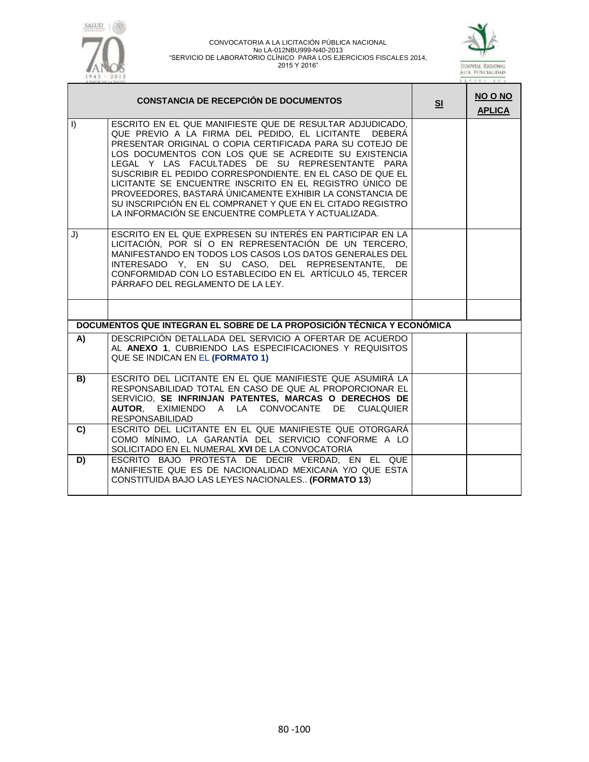| CONSTANCIA DE RECEPCIÓN DE DOCUMENTOS | | SI | NO O NO APLICA |
|---|---|---|---|
| I) | ESCRITO EN EL QUE MANIFIESTE QUE DE RESULTAR ADJUDICADO, QUE PREVIO A LA FIRMA DEL PEDIDO, EL LICITANTE DEBERÁ PRESENTAR ORIGINAL O COPIA CERTIFICADA PARA SU COTEJO DE LOS DOCUMENTOS CON LOS QUE SE ACREDITE SU EXISTENCIA LEGAL Y LAS FACULTADES DE SU REPRESENTANTE PARA SUSCRIBIR EL PEDIDO CORRESPONDIENTE. EN EL CASO DE QUE EL LICITANTE SE ENCUENTRE INSCRITO EN EL REGISTRO ÚNICO DE PROVEEDORES, BASTARÁ ÚNICAMENTE EXHIBIR LA CONSTANCIA DE SU INSCRIPCIÓN EN EL COMPRANET Y QUE EN EL CITADO REGISTRO LA INFORMACIÓN SE ENCUENTRE COMPLETA Y ACTUALIZADA. | | |
| J) | ESCRITO EN EL QUE EXPRESEN SU INTERÉS EN PARTICIPAR EN LA LICITACIÓN, POR SÍ O EN REPRESENTACIÓN DE UN TERCERO, MANIFESTANDO EN TODOS LOS CASOS LOS DATOS GENERALES DEL INTERESADO Y, EN SU CASO, DEL REPRESENTANTE, DE CONFORMIDAD CON LO ESTABLECIDO EN EL ARTÍCULO 45, TERCER PÁRRAFO DEL REGLAMENTO DE LA LEY. | | |
| | | | |
| **DOCUMENTOS QUE INTEGRAN EL SOBRE DE LA PROPOSICIÓN TÉCNICA Y ECONÓMICA** | | | |
| **A)** | DESCRIPCIÓN DETALLADA DEL SERVICIO A OFERTAR DE ACUERDO AL **ANEXO 1**, CUBRIENDO LAS ESPECIFICACIONES Y REQUISITOS QUE SE INDICAN EN EL **(FORMATO 1)** | | |
| **B)** | ESCRITO DEL LICITANTE EN EL QUE MANIFIESTE QUE ASUMIRÁ LA RESPONSABILIDAD TOTAL EN CASO DE QUE AL PROPORCIONAR EL SERVICIO, **SE INFRINJAN PATENTES, MARCAS O DERECHOS DE AUTOR**, EXIMIENDO A LA CONVOCANTE DE CUALQUIER RESPONSABILIDAD | | |
| **C)** | ESCRITO DEL LICITANTE EN EL QUE MANIFIESTE QUE OTORGARÁ COMO MÍNIMO, LA GARANTÍA DEL SERVICIO CONFORME A LO SOLICITADO EN EL NUMERAL **XVI** DE LA CONVOCATORIA | | |
| **D)** | ESCRITO BAJO PROTESTA DE DECIR VERDAD, EN EL QUE MANIFIESTE QUE ES DE NACIONALIDAD MEXICANA Y/O QUE ESTA CONSTITUIDA BAJO LAS LEYES NACIONALES.. **(FORMATO 13**) | | |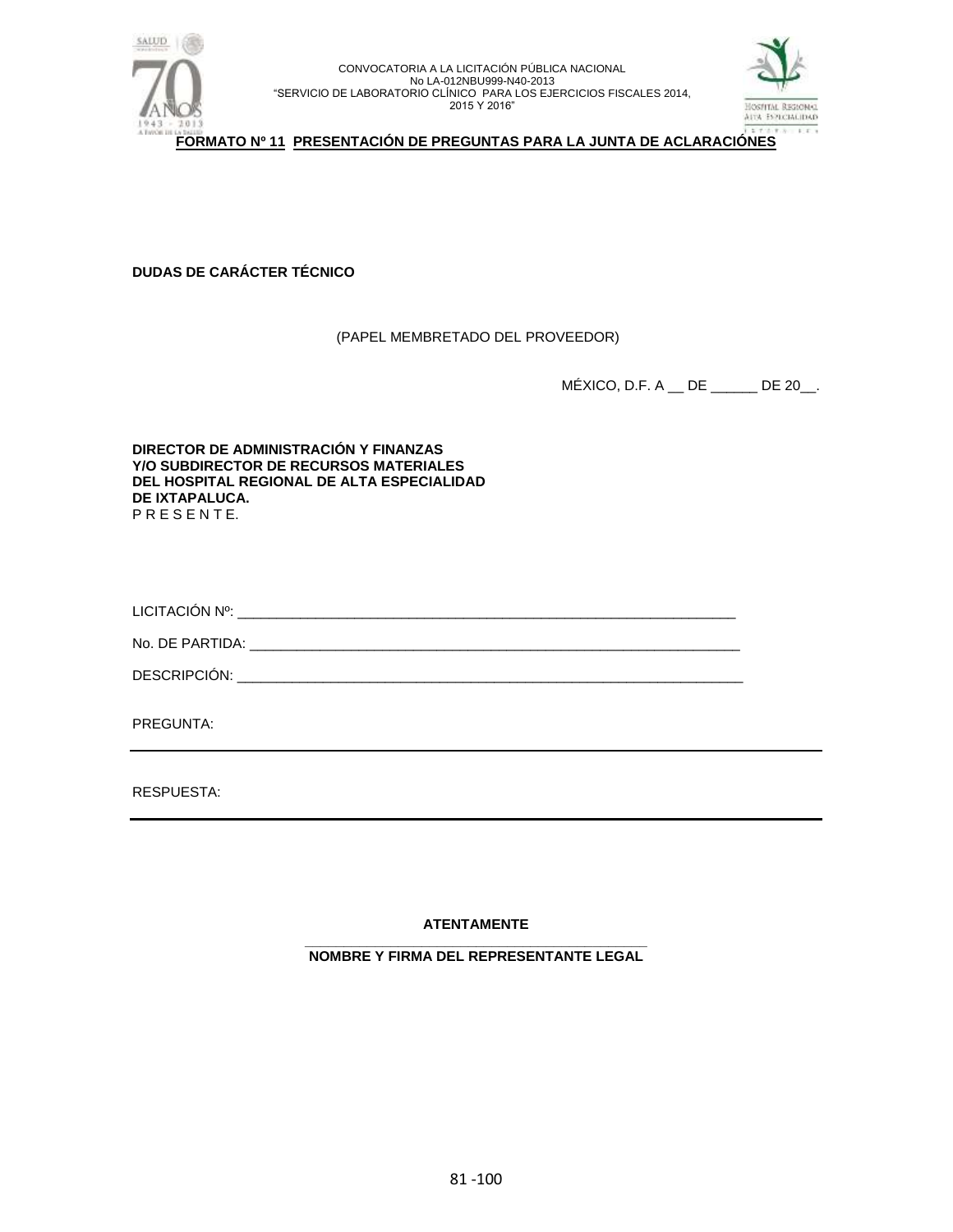**FORMATO Nº 11 PRESENTACIÓN DE PREGUNTAS PARA LA JUNTA DE ACLARACIÓNES**

**DUDAS DE CARÁCTER TÉCNICO**

(PAPEL MEMBRETADO DEL PROVEEDOR)

MÉXICO, D.F. A __ DE ______ DE 20__.

**DIRECTOR DE ADMINISTRACIÓN Y FINANZAS**
**Y/O SUBDIRECTOR DE RECURSOS MATERIALES**
**DEL HOSPITAL REGIONAL DE ALTA ESPECIALIDAD**
**DE IXTAPALUCA.**
P R E S E N T E.

LICITACIÓN Nº: ________________________________________________________________

No. DE PARTIDA: ________________________________________________________________

DESCRIPCIÓN: __________________________________________________________________

PREGUNTA:

---

RESPUESTA:

---

**ATENTAMENTE**

______________________________________________
**NOMBRE Y FIRMA DEL REPRESENTANTE LEGAL**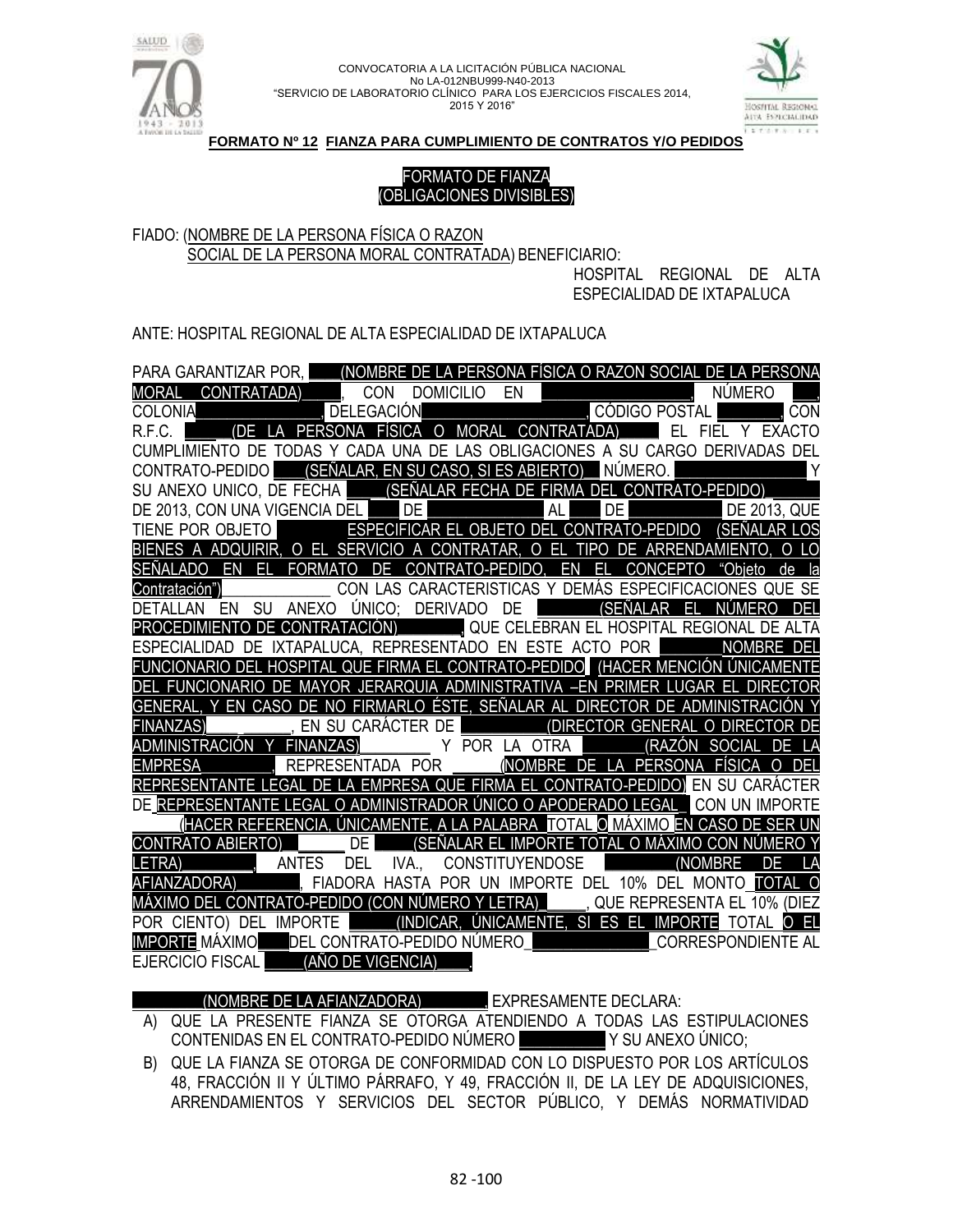**FORMATO Nº 12 FIANZA PARA CUMPLIMIENTO DE CONTRATOS Y/O PEDIDOS**

FORMATO DE FIANZA
(OBLIGACIONES DIVISIBLES)

FIADO: (NOMBRE DE LA PERSONA FÍSICA O RAZON SOCIAL DE LA PERSONA MORAL CONTRATADA) BENEFICIARIO:
HOSPITAL REGIONAL DE ALTA ESPECIALIDAD DE IXTAPALUCA

ANTE: HOSPITAL REGIONAL DE ALTA ESPECIALIDAD DE IXTAPALUCA

PARA GARANTIZAR POR, ____(NOMBRE DE LA PERSONA FÍSICA O RAZON SOCIAL DE LA PERSONA MORAL CONTRATADA)____, CON DOMICILIO EN ________________, NÚMERO ___, COLONIA_______________, DELEGACIÓN_________________, CÓDIGO POSTAL _______, CON R.F.C. _____(DE LA PERSONA FÍSICA O MORAL CONTRATADA)______ EL FIEL Y EXACTO CUMPLIMIENTO DE TODAS Y CADA UNA DE LAS OBLIGACIONES A SU CARGO DERIVADAS DEL CONTRATO-PEDIDO ____(SEÑALAR, EN SU CASO, SI ES ABIERTO)__ NÚMERO. _______________ Y SU ANEXO UNICO, DE FECHA ____(SEÑALAR FECHA DE FIRMA DEL CONTRATO-PEDIDO)______ DE 2013, CON UNA VIGENCIA DEL ___ DE __________ AL ___ DE __________ DE 2013, QUE TIENE POR OBJETO _______ESPECIFICAR EL OBJETO DEL CONTRATO-PEDIDO (SEÑALAR LOS BIENES A ADQUIRIR, O EL SERVICIO A CONTRATAR, O EL TIPO DE ARRENDAMIENTO, O LO SEÑALADO EN EL FORMATO DE CONTRATO-PEDIDO, EN EL CONCEPTO "Objeto de la Contratación")_____________ CON LAS CARACTERISTICAS Y DEMÁS ESPECIFICACIONES QUE SE DETALLAN EN SU ANEXO ÚNICO; DERIVADO DE ________(SEÑALAR EL NÚMERO DEL PROCEDIMIENTO DE CONTRATACIÓN)_______, QUE CELEBRAN EL HOSPITAL REGIONAL DE ALTA ESPECIALIDAD DE IXTAPALUCA, REPRESENTADO EN ESTE ACTO POR _______NOMBRE DEL FUNCIONARIO DEL HOSPITAL QUE FIRMA EL CONTRATO-PEDIDO (HACER MENCIÓN ÚNICAMENTE DEL FUNCIONARIO DE MAYOR JERARQUIA ADMINISTRATIVA –EN PRIMER LUGAR EL DIRECTOR GENERAL, Y EN CASO DE NO FIRMARLO ÉSTE, SEÑALAR AL DIRECTOR DE ADMINISTRACIÓN Y FINANZAS)____ ______, EN SU CARÁCTER DE __________(DIRECTOR GENERAL O DIRECTOR DE ADMINISTRACIÓN Y FINANZAS)________ Y POR LA OTRA ________(RAZÓN SOCIAL DE LA EMPRESA________, REPRESENTADA POR ______(NOMBRE DE LA PERSONA FÍSICA O DEL REPRESENTANTE LEGAL DE LA EMPRESA QUE FIRMA EL CONTRATO-PEDIDO) EN SU CARÁCTER DE REPRESENTANTE LEGAL O ADMINISTRADOR ÚNICO O APODERADO LEGAL_ CON UN IMPORTE _____(HACER REFERENCIA, ÚNICAMENTE, A LA PALABRA TOTAL O MÁXIMO EN CASO DE SER UN CONTRATO ABIERTO)_ ______ DE _____(SEÑALAR EL IMPORTE TOTAL O MÁXIMO CON NÚMERO Y LETRA)________, ANTES DEL IVA., CONSTITUYENDOSE ________(NOMBRE DE LA AFIANZADORA)_______, FIADORA HASTA POR UN IMPORTE DEL 10% DEL MONTO TOTAL O MÁXIMO DEL CONTRATO-PEDIDO (CON NÚMERO Y LETRA)_____, QUE REPRESENTA EL 10% (DIEZ POR CIENTO) DEL IMPORTE ______(INDICAR, ÚNICAMENTE, SI ES EL IMPORTE TOTAL O EL IMPORTE MÁXIMO____DEL CONTRATO-PEDIDO NÚMERO_______________CORRESPONDIENTE AL EJERCICIO FISCAL _____(AÑO DE VIGENCIA)____.

_________(NOMBRE DE LA AFIANZADORA)________, EXPRESAMENTE DECLARA:

A) QUE LA PRESENTE FIANZA SE OTORGA ATENDIENDO A TODAS LAS ESTIPULACIONES CONTENIDAS EN EL CONTRATO-PEDIDO NÚMERO __________ Y SU ANEXO ÚNICO;
B) QUE LA FIANZA SE OTORGA DE CONFORMIDAD CON LO DISPUESTO POR LOS ARTÍCULOS 48, FRACCIÓN II Y ÚLTIMO PÁRRAFO, Y 49, FRACCIÓN II, DE LA LEY DE ADQUISICIONES, ARRENDAMIENTOS Y SERVICIOS DEL SECTOR PÚBLICO, Y DEMÁS NORMATIVIDAD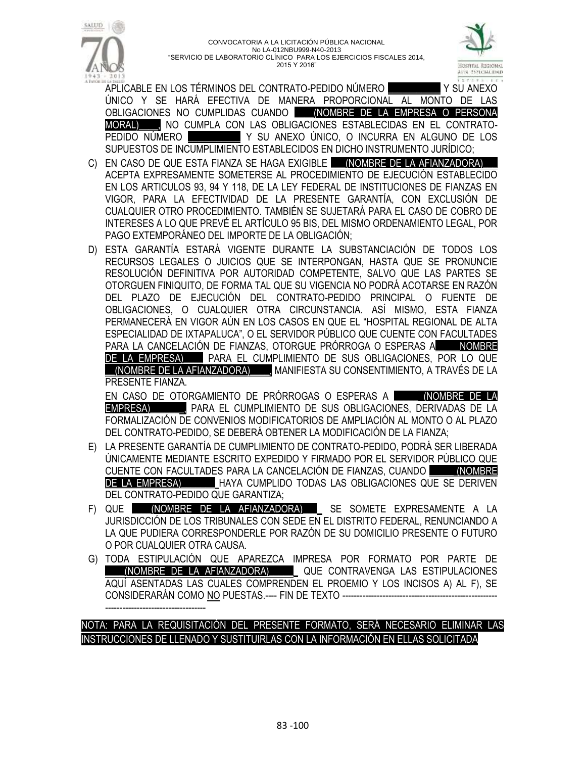APLICABLE EN LOS TÉRMINOS DEL CONTRATO-PEDIDO NÚMERO __________ Y SU ANEXO ÚNICO Y SE HARÁ EFECTIVA DE MANERA PROPORCIONAL AL MONTO DE LAS OBLIGACIONES NO CUMPLIDAS CUANDO ____(NOMBRE DE LA EMPRESA O PERSONA MORAL)____, NO CUMPLA CON LAS OBLIGACIONES ESTABLECIDAS EN EL CONTRATO-PEDIDO NÚMERO __________ Y SU ANEXO ÚNICO, O INCURRA EN ALGUNO DE LOS SUPUESTOS DE INCUMPLIMIENTO ESTABLECIDOS EN DICHO INSTRUMENTO JURÍDICO;

C) EN CASO DE QUE ESTA FIANZA SE HAGA EXIGIBLE ___(NOMBRE DE LA AFIANZADORA)___ ACEPTA EXPRESAMENTE SOMETERSE AL PROCEDIMIENTO DE EJECUCIÓN ESTABLECIDO EN LOS ARTICULOS 93, 94 Y 118, DE LA LEY FEDERAL DE INSTITUCIONES DE FIANZAS EN VIGOR, PARA LA EFECTIVIDAD DE LA PRESENTE GARANTÍA, CON EXCLUSIÓN DE CUALQUIER OTRO PROCEDIMIENTO. TAMBIÉN SE SUJETARÁ PARA EL CASO DE COBRO DE INTERESES A LO QUE PREVÉ EL ARTÍCULO 95 BIS, DEL MISMO ORDENAMIENTO LEGAL, POR PAGO EXTEMPORÁNEO DEL IMPORTE DE LA OBLIGACIÓN;

D) ESTA GARANTÍA ESTARÁ VIGENTE DURANTE LA SUBSTANCIACIÓN DE TODOS LOS RECURSOS LEGALES O JUICIOS QUE SE INTERPONGAN, HASTA QUE SE PRONUNCIE RESOLUCIÓN DEFINITIVA POR AUTORIDAD COMPETENTE, SALVO QUE LAS PARTES SE OTORGUEN FINIQUITO, DE FORMA TAL QUE SU VIGENCIA NO PODRÁ ACOTARSE EN RAZÓN DEL PLAZO DE EJECUCIÓN DEL CONTRATO-PEDIDO PRINCIPAL O FUENTE DE OBLIGACIONES, O CUALQUIER OTRA CIRCUNSTANCIA. ASÍ MISMO, ESTA FIANZA PERMANECERÁ EN VIGOR AÚN EN LOS CASOS EN QUE EL "HOSPITAL REGIONAL DE ALTA ESPECIALIDAD DE IXTAPALUCA", O EL SERVIDOR PÚBLICO QUE CUENTE CON FACULTADES PARA LA CANCELACIÓN DE FIANZAS, OTORGUE PRÓRROGA O ESPERAS A____NOMBRE DE LA EMPRESA)____ PARA EL CUMPLIMIENTO DE SUS OBLIGACIONES, POR LO QUE __(NOMBRE DE LA AFIANZADORA)____, MANIFIESTA SU CONSENTIMIENTO, A TRAVÉS DE LA PRESENTE FIANZA.

EN CASO DE OTORGAMIENTO DE PRÓRROGAS O ESPERAS A _____(NOMBRE DE LA EMPRESA)______, PARA EL CUMPLIMIENTO DE SUS OBLIGACIONES, DERIVADAS DE LA FORMALIZACIÓN DE CONVENIOS MODIFICATORIOS DE AMPLIACIÓN AL MONTO O AL PLAZO DEL CONTRATO-PEDIDO, SE DEBERÁ OBTENER LA MODIFICACIÓN DE LA FIANZA;

E) LA PRESENTE GARANTÍA DE CUMPLIMIENTO DE CONTRATO-PEDIDO, PODRÁ SER LIBERADA ÚNICAMENTE MEDIANTE ESCRITO EXPEDIDO Y FIRMADO POR EL SERVIDOR PÚBLICO QUE CUENTE CON FACULTADES PARA LA CANCELACIÓN DE FIANZAS, CUANDO _____(NOMBRE DE LA EMPRESA)______ HAYA CUMPLIDO TODAS LAS OBLIGACIONES QUE SE DERIVEN DEL CONTRATO-PEDIDO QUE GARANTIZA;

F) QUE ____(NOMBRE DE LA AFIANZADORA)___ SE SOMETE EXPRESAMENTE A LA JURISDICCIÓN DE LOS TRIBUNALES CON SEDE EN EL DISTRITO FEDERAL, RENUNCIANDO A LA QUE PUDIERA CORRESPONDERLE POR RAZÓN DE SU DOMICILIO PRESENTE O FUTURO O POR CUALQUIER OTRA CAUSA.

G) TODA ESTIPULACIÓN QUE APAREZCA IMPRESA POR FORMATO POR PARTE DE ____(NOMBRE DE LA AFIANZADORA)_____ QUE CONTRAVENGA LAS ESTIPULACIONES AQUÍ ASENTADAS LAS CUALES COMPRENDEN EL PROEMIO Y LOS INCISOS A) AL F), SE CONSIDERARÁN COMO <u>NO</u> PUESTAS.---- FIN DE TEXTO ------------------------------------------------------------------------------------------

NOTA: PARA LA REQUISITACIÓN DEL PRESENTE FORMATO, SERÁ NECESARIO ELIMINAR LAS INSTRUCCIONES DE LLENADO Y SUSTITUIRLAS CON LA INFORMACIÓN EN ELLAS SOLICITADA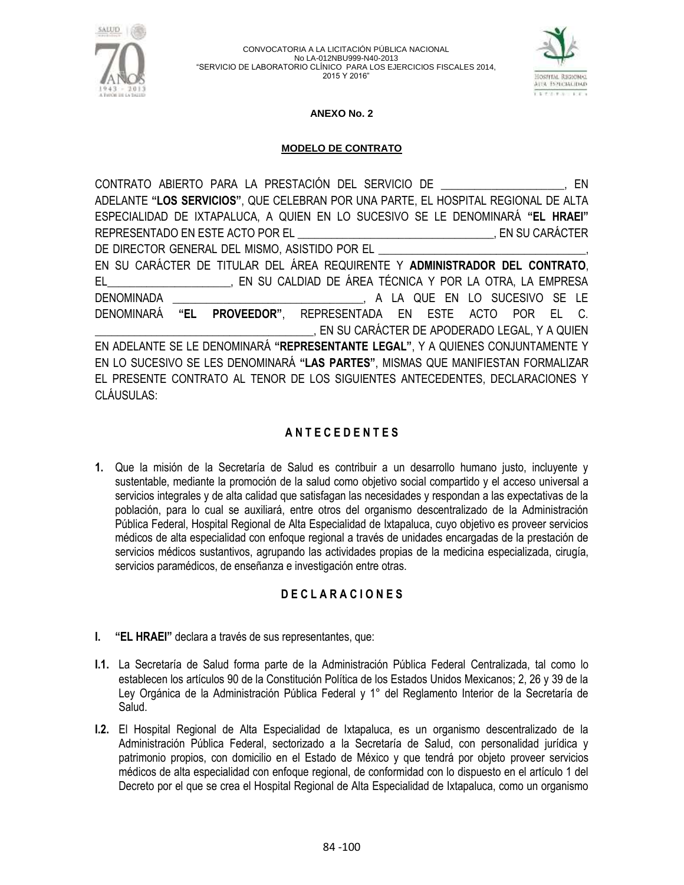## ANEXO No. 2

### MODELO DE CONTRATO

CONTRATO ABIERTO PARA LA PRESTACIÓN DEL SERVICIO DE ____________________, EN ADELANTE **"LOS SERVICIOS"**, QUE CELEBRAN POR UNA PARTE, EL HOSPITAL REGIONAL DE ALTA ESPECIALIDAD DE IXTAPALUCA, A QUIEN EN LO SUCESIVO SE LE DENOMINARÁ **"EL HRAEI"** REPRESENTADO EN ESTE ACTO POR EL _________________________________, EN SU CARÁCTER DE DIRECTOR GENERAL DEL MISMO, ASISTIDO POR EL ___________________________________, EN SU CARÁCTER DE TITULAR DEL ÁREA REQUIRENTE Y **ADMINISTRADOR DEL CONTRATO**, EL_____________________, EN SU CALDIAD DE ÁREA TÉCNICA Y POR LA OTRA, LA EMPRESA DENOMINADA _________________________________, A LA QUE EN LO SUCESIVO SE LE DENOMINARÁ **"EL PROVEEDOR"**, REPRESENTADA EN ESTE ACTO POR EL C. _____________________________________, EN SU CARÁCTER DE APODERADO LEGAL, Y A QUIEN EN ADELANTE SE LE DENOMINARÁ **"REPRESENTANTE LEGAL"**, Y A QUIENES CONJUNTAMENTE Y EN LO SUCESIVO SE LES DENOMINARÁ **"LAS PARTES"**, MISMAS QUE MANIFIESTAN FORMALIZAR EL PRESENTE CONTRATO AL TENOR DE LOS SIGUIENTES ANTECEDENTES, DECLARACIONES Y CLÁUSULAS:

### A N T E C E D E N T E S

**1.** Que la misión de la Secretaría de Salud es contribuir a un desarrollo humano justo, incluyente y sustentable, mediante la promoción de la salud como objetivo social compartido y el acceso universal a servicios integrales y de alta calidad que satisfagan las necesidades y respondan a las expectativas de la población, para lo cual se auxiliará, entre otros del organismo descentralizado de la Administración Pública Federal, Hospital Regional de Alta Especialidad de Ixtapaluca, cuyo objetivo es proveer servicios médicos de alta especialidad con enfoque regional a través de unidades encargadas de la prestación de servicios médicos sustantivos, agrupando las actividades propias de la medicina especializada, cirugía, servicios paramédicos, de enseñanza e investigación entre otras.

### D E C L A R A C I O N E S

**I.** **"EL HRAEI"** declara a través de sus representantes, que:

**I.1.** La Secretaría de Salud forma parte de la Administración Pública Federal Centralizada, tal como lo establecen los artículos 90 de la Constitución Política de los Estados Unidos Mexicanos; 2, 26 y 39 de la Ley Orgánica de la Administración Pública Federal y 1° del Reglamento Interior de la Secretaría de Salud.

**I.2.** El Hospital Regional de Alta Especialidad de Ixtapaluca, es un organismo descentralizado de la Administración Pública Federal, sectorizado a la Secretaría de Salud, con personalidad jurídica y patrimonio propios, con domicilio en el Estado de México y que tendrá por objeto proveer servicios médicos de alta especialidad con enfoque regional, de conformidad con lo dispuesto en el artículo 1 del Decreto por el que se crea el Hospital Regional de Alta Especialidad de Ixtapaluca, como un organismo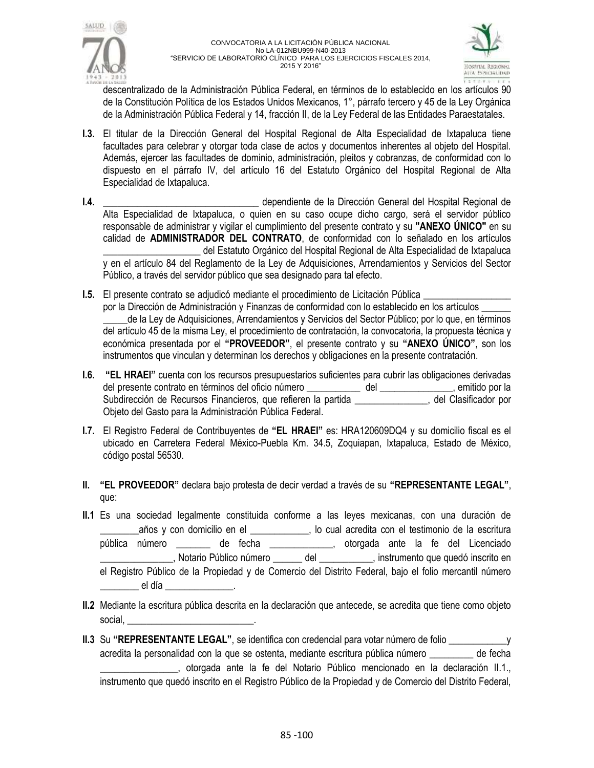descentralizado de la Administración Pública Federal, en términos de lo establecido en los artículos 90 de la Constitución Política de los Estados Unidos Mexicanos, 1°, párrafo tercero y 45 de la Ley Orgánica de la Administración Pública Federal y 14, fracción II, de la Ley Federal de las Entidades Paraestatales.

**I.3.** El titular de la Dirección General del Hospital Regional de Alta Especialidad de Ixtapaluca tiene facultades para celebrar y otorgar toda clase de actos y documentos inherentes al objeto del Hospital. Además, ejercer las facultades de dominio, administración, pleitos y cobranzas, de conformidad con lo dispuesto en el párrafo IV, del artículo 16 del Estatuto Orgánico del Hospital Regional de Alta Especialidad de Ixtapaluca.

**I.4.** _______________________________ dependiente de la Dirección General del Hospital Regional de Alta Especialidad de Ixtapaluca, o quien en su caso ocupe dicho cargo, será el servidor público responsable de administrar y vigilar el cumplimiento del presente contrato y su **"ANEXO ÚNICO"** en su calidad de **ADMINISTRADOR DEL CONTRATO**, de conformidad con lo señalado en los artículos ___________________ del Estatuto Orgánico del Hospital Regional de Alta Especialidad de Ixtapaluca y en el artículo 84 del Reglamento de la Ley de Adquisiciones, Arrendamientos y Servicios del Sector Público, a través del servidor público que sea designado para tal efecto.

**I.5.** El presente contrato se adjudicó mediante el procedimiento de Licitación Pública _________________ por la Dirección de Administración y Finanzas de conformidad con lo establecido en los artículos ______ _____de la Ley de Adquisiciones, Arrendamientos y Servicios del Sector Público; por lo que, en términos del artículo 45 de la misma Ley, el procedimiento de contratación, la convocatoria, la propuesta técnica y económica presentada por el **"PROVEEDOR"**, el presente contrato y su **"ANEXO ÚNICO"**, son los instrumentos que vinculan y determinan los derechos y obligaciones en la presente contratación.

**I.6.** **"EL HRAEI"** cuenta con los recursos presupuestarios suficientes para cubrir las obligaciones derivadas del presente contrato en términos del oficio número ___________ del _______________, emitido por la Subdirección de Recursos Financieros, que refieren la partida _______________, del Clasificador por Objeto del Gasto para la Administración Pública Federal.

**I.7.** El Registro Federal de Contribuyentes de **"EL HRAEI"** es: HRA120609DQ4 y su domicilio fiscal es el ubicado en Carretera Federal México-Puebla Km. 34.5, Zoquiapan, Ixtapaluca, Estado de México, código postal 56530.

**II.** **"EL PROVEEDOR"** declara bajo protesta de decir verdad a través de su **"REPRESENTANTE LEGAL"**, que:

**II.1** Es una sociedad legalmente constituida conforme a las leyes mexicanas, con una duración de ________años y con domicilio en el ____________, lo cual acredita con el testimonio de la escritura pública número _______ de fecha _____________, otorgada ante la fe del Licenciado _______________, Notario Público número ______ del ___________, instrumento que quedó inscrito en el Registro Público de la Propiedad y de Comercio del Distrito Federal, bajo el folio mercantil número ________ el día ______________.

**II.2** Mediante la escritura pública descrita en la declaración que antecede, se acredita que tiene como objeto social, __________________________.

**II.3** Su **"REPRESENTANTE LEGAL"**, se identifica con credencial para votar número de folio ____________y acredita la personalidad con la que se ostenta, mediante escritura pública número _________ de fecha ________________, otorgada ante la fe del Notario Público mencionado en la declaración II.1., instrumento que quedó inscrito en el Registro Público de la Propiedad y de Comercio del Distrito Federal,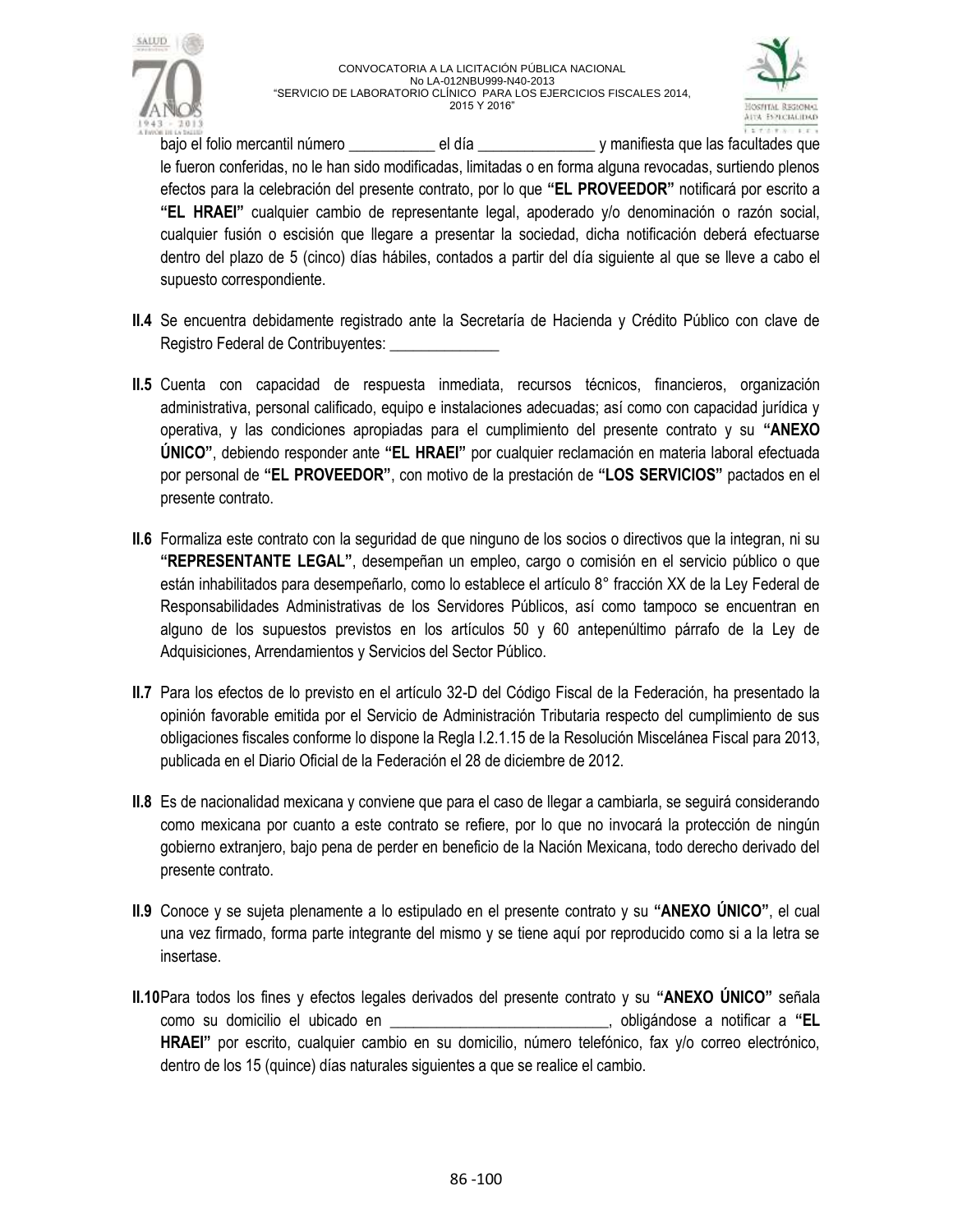bajo el folio mercantil número ___________ el día _______________ y manifiesta que las facultades que le fueron conferidas, no le han sido modificadas, limitadas o en forma alguna revocadas, surtiendo plenos efectos para la celebración del presente contrato, por lo que **"EL PROVEEDOR"** notificará por escrito a **"EL HRAEI"** cualquier cambio de representante legal, apoderado y/o denominación o razón social, cualquier fusión o escisión que llegare a presentar la sociedad, dicha notificación deberá efectuarse dentro del plazo de 5 (cinco) días hábiles, contados a partir del día siguiente al que se lleve a cabo el supuesto correspondiente.

**II.4** Se encuentra debidamente registrado ante la Secretaría de Hacienda y Crédito Público con clave de Registro Federal de Contribuyentes: ______________

**II.5** Cuenta con capacidad de respuesta inmediata, recursos técnicos, financieros, organización administrativa, personal calificado, equipo e instalaciones adecuadas; así como con capacidad jurídica y operativa, y las condiciones apropiadas para el cumplimiento del presente contrato y su **"ANEXO ÚNICO"**, debiendo responder ante **"EL HRAEI"** por cualquier reclamación en materia laboral efectuada por personal de **"EL PROVEEDOR"**, con motivo de la prestación de **"LOS SERVICIOS"** pactados en el presente contrato.

**II.6** Formaliza este contrato con la seguridad de que ninguno de los socios o directivos que la integran, ni su **"REPRESENTANTE LEGAL"**, desempeñan un empleo, cargo o comisión en el servicio público o que están inhabilitados para desempeñarlo, como lo establece el artículo 8° fracción XX de la Ley Federal de Responsabilidades Administrativas de los Servidores Públicos, así como tampoco se encuentran en alguno de los supuestos previstos en los artículos 50 y 60 antepenúltimo párrafo de la Ley de Adquisiciones, Arrendamientos y Servicios del Sector Público.

**II.7** Para los efectos de lo previsto en el artículo 32-D del Código Fiscal de la Federación, ha presentado la opinión favorable emitida por el Servicio de Administración Tributaria respecto del cumplimiento de sus obligaciones fiscales conforme lo dispone la Regla I.2.1.15 de la Resolución Miscelánea Fiscal para 2013, publicada en el Diario Oficial de la Federación el 28 de diciembre de 2012.

**II.8** Es de nacionalidad mexicana y conviene que para el caso de llegar a cambiarla, se seguirá considerando como mexicana por cuanto a este contrato se refiere, por lo que no invocará la protección de ningún gobierno extranjero, bajo pena de perder en beneficio de la Nación Mexicana, todo derecho derivado del presente contrato.

**II.9** Conoce y se sujeta plenamente a lo estipulado en el presente contrato y su **"ANEXO ÚNICO"**, el cual una vez firmado, forma parte integrante del mismo y se tiene aquí por reproducido como si a la letra se insertase.

**II.10** Para todos los fines y efectos legales derivados del presente contrato y su **"ANEXO ÚNICO"** señala como su domicilio el ubicado en ____________________________, obligándose a notificar a **"EL HRAEI"** por escrito, cualquier cambio en su domicilio, número telefónico, fax y/o correo electrónico, dentro de los 15 (quince) días naturales siguientes a que se realice el cambio.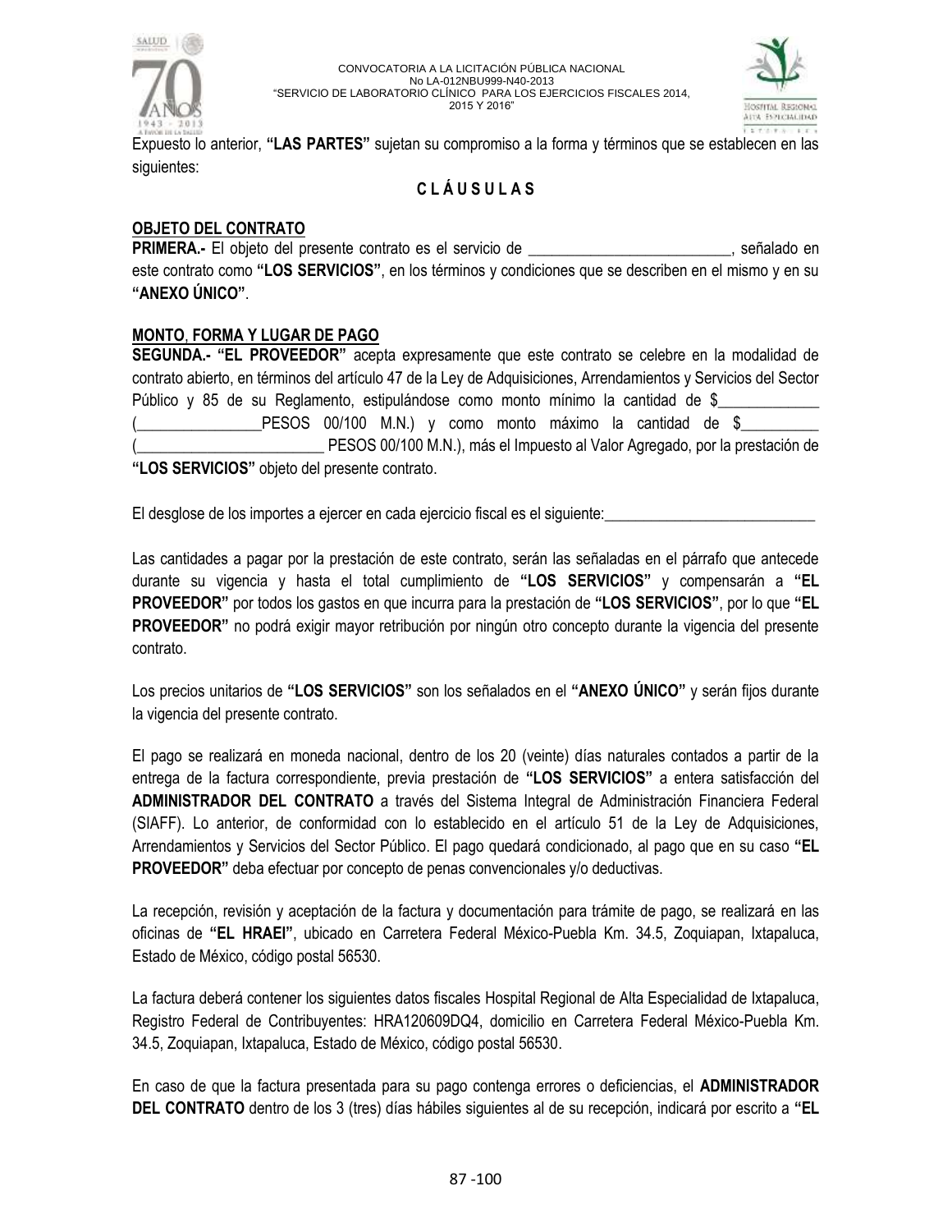Expuesto lo anterior, **“LAS PARTES”** sujetan su compromiso a la forma y términos que se establecen en las siguientes:

**C L Á U S U L A S**

**OBJETO DEL CONTRATO**

**PRIMERA.-** El objeto del presente contrato es el servicio de __________________________, señalado en este contrato como **“LOS SERVICIOS”**, en los términos y condiciones que se describen en el mismo y en su **“ANEXO ÚNICO”**.

**MONTO, FORMA Y LUGAR DE PAGO**

**SEGUNDA.- “EL PROVEEDOR”** acepta expresamente que este contrato se celebre en la modalidad de contrato abierto, en términos del artículo 47 de la Ley de Adquisiciones, Arrendamientos y Servicios del Sector Público y 85 de su Reglamento, estipulándose como monto mínimo la cantidad de $_____________ (________________PESOS 00/100 M.N.) y como monto máximo la cantidad de $__________ (________________________ PESOS 00/100 M.N.), más el Impuesto al Valor Agregado, por la prestación de **“LOS SERVICIOS”** objeto del presente contrato.

El desglose de los importes a ejercer en cada ejercicio fiscal es el siguiente:____________________________

Las cantidades a pagar por la prestación de este contrato, serán las señaladas en el párrafo que antecede durante su vigencia y hasta el total cumplimiento de **“LOS SERVICIOS”** y compensarán a **“EL PROVEEDOR”** por todos los gastos en que incurra para la prestación de **“LOS SERVICIOS”**, por lo que **“EL PROVEEDOR”** no podrá exigir mayor retribución por ningún otro concepto durante la vigencia del presente contrato.

Los precios unitarios de **“LOS SERVICIOS”** son los señalados en el **“ANEXO ÚNICO”** y serán fijos durante la vigencia del presente contrato.

El pago se realizará en moneda nacional, dentro de los 20 (veinte) días naturales contados a partir de la entrega de la factura correspondiente, previa prestación de **“LOS SERVICIOS”** a entera satisfacción del **ADMINISTRADOR DEL CONTRATO** a través del Sistema Integral de Administración Financiera Federal (SIAFF). Lo anterior, de conformidad con lo establecido en el artículo 51 de la Ley de Adquisiciones, Arrendamientos y Servicios del Sector Público. El pago quedará condicionado, al pago que en su caso **“EL PROVEEDOR”** deba efectuar por concepto de penas convencionales y/o deductivas.

La recepción, revisión y aceptación de la factura y documentación para trámite de pago, se realizará en las oficinas de **“EL HRAEI”**, ubicado en Carretera Federal México-Puebla Km. 34.5, Zoquiapan, Ixtapaluca, Estado de México, código postal 56530.

La factura deberá contener los siguientes datos fiscales Hospital Regional de Alta Especialidad de Ixtapaluca, Registro Federal de Contribuyentes: HRA120609DQ4, domicilio en Carretera Federal México-Puebla Km. 34.5, Zoquiapan, Ixtapaluca, Estado de México, código postal 56530.

En caso de que la factura presentada para su pago contenga errores o deficiencias, el **ADMINISTRADOR DEL CONTRATO** dentro de los 3 (tres) días hábiles siguientes al de su recepción, indicará por escrito a **“EL**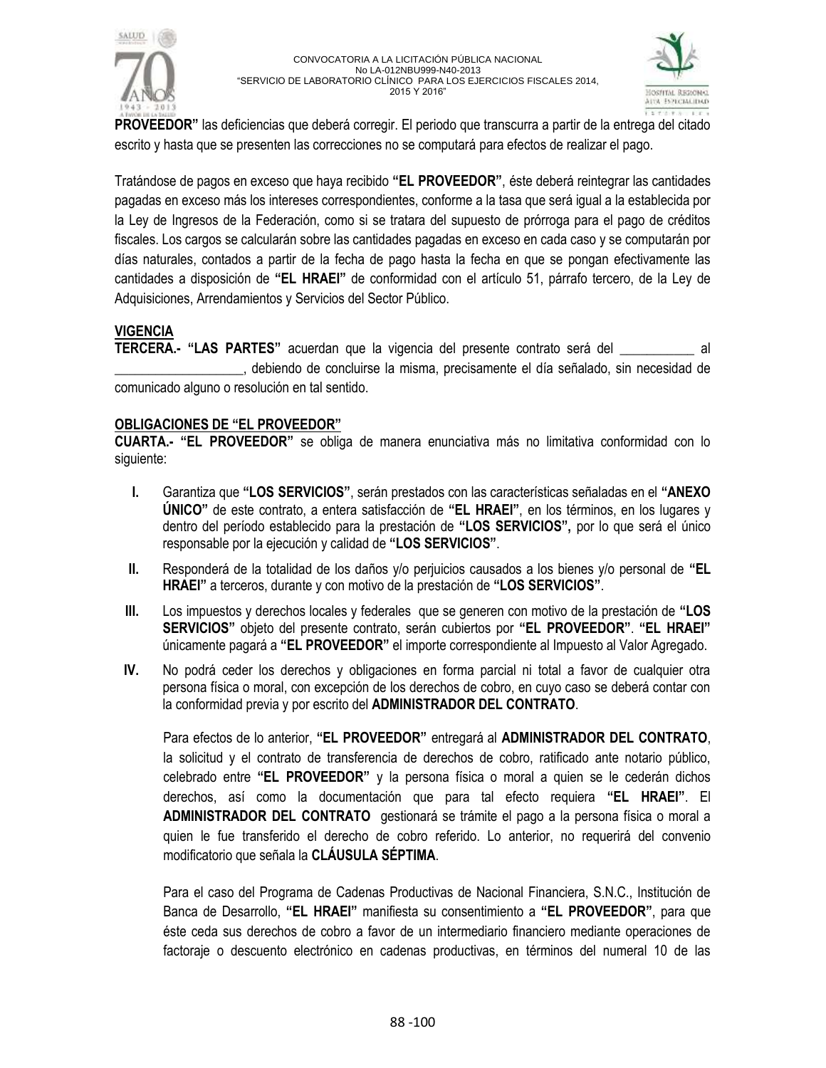**PROVEEDOR"** las deficiencias que deberá corregir. El periodo que transcurra a partir de la entrega del citado escrito y hasta que se presenten las correcciones no se computará para efectos de realizar el pago.

Tratándose de pagos en exceso que haya recibido **"EL PROVEEDOR"**, éste deberá reintegrar las cantidades pagadas en exceso más los intereses correspondientes, conforme a la tasa que será igual a la establecida por la Ley de Ingresos de la Federación, como si se tratara del supuesto de prórroga para el pago de créditos fiscales. Los cargos se calcularán sobre las cantidades pagadas en exceso en cada caso y se computarán por días naturales, contados a partir de la fecha de pago hasta la fecha en que se pongan efectivamente las cantidades a disposición de **"EL HRAEI"** de conformidad con el artículo 51, párrafo tercero, de la Ley de Adquisiciones, Arrendamientos y Servicios del Sector Público.

**VIGENCIA**

**TERCERA.- "LAS PARTES"** acuerdan que la vigencia del presente contrato será del ___________ al ___________________, debiendo de concluirse la misma, precisamente el día señalado, sin necesidad de comunicado alguno o resolución en tal sentido.

**OBLIGACIONES DE "EL PROVEEDOR"**

**CUARTA.- "EL PROVEEDOR"** se obliga de manera enunciativa más no limitativa conformidad con lo siguiente:

**I.** Garantiza que **"LOS SERVICIOS"**, serán prestados con las características señaladas en el **"ANEXO ÚNICO"** de este contrato, a entera satisfacción de **"EL HRAEI"**, en los términos, en los lugares y dentro del período establecido para la prestación de **"LOS SERVICIOS",** por lo que será el único responsable por la ejecución y calidad de **"LOS SERVICIOS"**.

**II.** Responderá de la totalidad de los daños y/o perjuicios causados a los bienes y/o personal de **"EL HRAEI"** a terceros, durante y con motivo de la prestación de **"LOS SERVICIOS"**.

**III.** Los impuestos y derechos locales y federales que se generen con motivo de la prestación de **"LOS SERVICIOS"** objeto del presente contrato, serán cubiertos por **"EL PROVEEDOR"**. **"EL HRAEI"** únicamente pagará a **"EL PROVEEDOR"** el importe correspondiente al Impuesto al Valor Agregado.

**IV.** No podrá ceder los derechos y obligaciones en forma parcial ni total a favor de cualquier otra persona física o moral, con excepción de los derechos de cobro, en cuyo caso se deberá contar con la conformidad previa y por escrito del **ADMINISTRADOR DEL CONTRATO**.

Para efectos de lo anterior, **"EL PROVEEDOR"** entregará al **ADMINISTRADOR DEL CONTRATO**, la solicitud y el contrato de transferencia de derechos de cobro, ratificado ante notario público, celebrado entre **"EL PROVEEDOR"** y la persona física o moral a quien se le cederán dichos derechos, así como la documentación que para tal efecto requiera **"EL HRAEI"**. El **ADMINISTRADOR DEL CONTRATO** gestionará se trámite el pago a la persona física o moral a quien le fue transferido el derecho de cobro referido. Lo anterior, no requerirá del convenio modificatorio que señala la **CLÁUSULA SÉPTIMA**.

Para el caso del Programa de Cadenas Productivas de Nacional Financiera, S.N.C., Institución de Banca de Desarrollo, **"EL HRAEI"** manifiesta su consentimiento a **"EL PROVEEDOR"**, para que éste ceda sus derechos de cobro a favor de un intermediario financiero mediante operaciones de factoraje o descuento electrónico en cadenas productivas, en términos del numeral 10 de las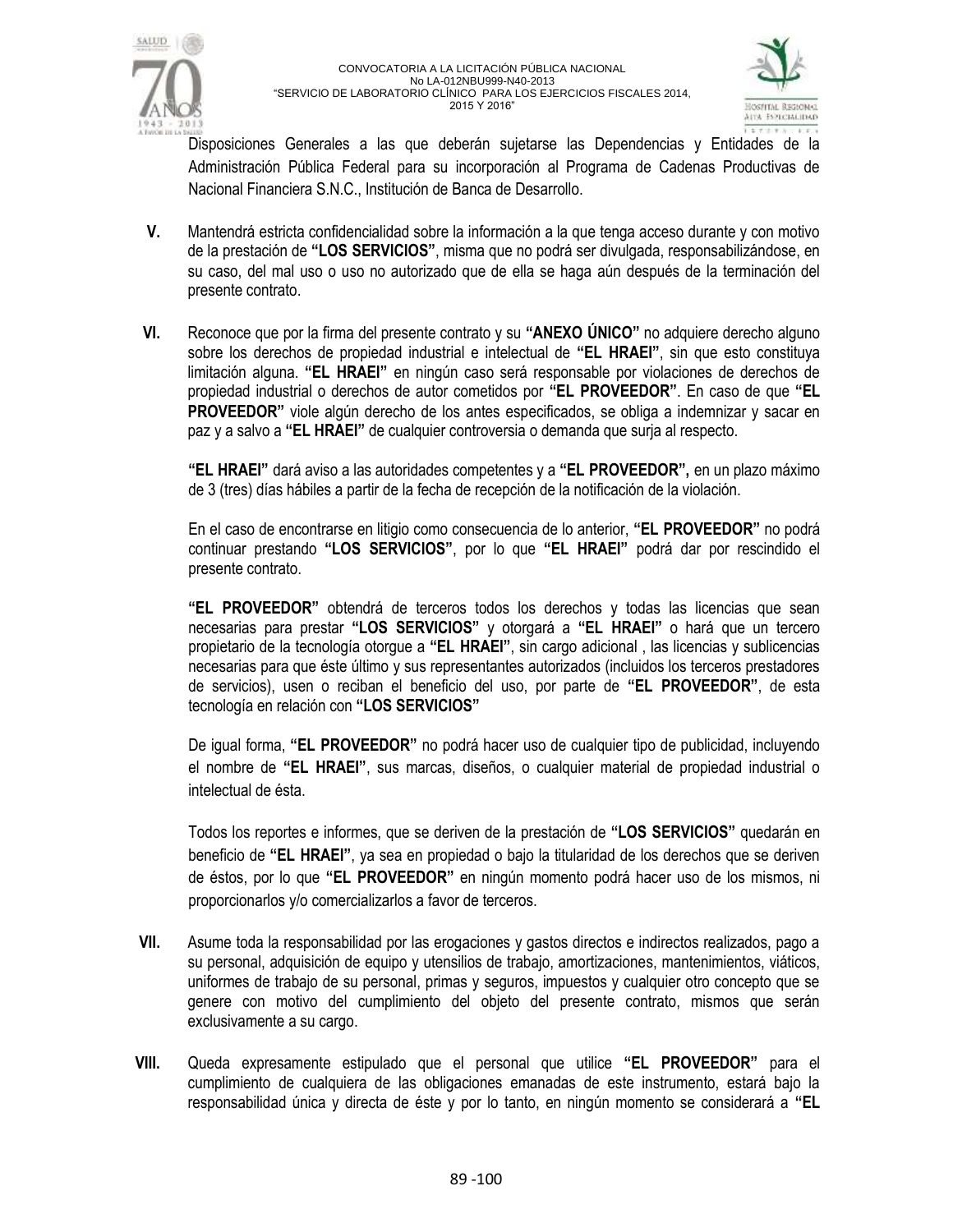Disposiciones Generales a las que deberán sujetarse las Dependencias y Entidades de la Administración Pública Federal para su incorporación al Programa de Cadenas Productivas de Nacional Financiera S.N.C., Institución de Banca de Desarrollo.

**V.** Mantendrá estricta confidencialidad sobre la información a la que tenga acceso durante y con motivo de la prestación de **"LOS SERVICIOS"**, misma que no podrá ser divulgada, responsabilizándose, en su caso, del mal uso o uso no autorizado que de ella se haga aún después de la terminación del presente contrato.

**VI.** Reconoce que por la firma del presente contrato y su **"ANEXO ÚNICO"** no adquiere derecho alguno sobre los derechos de propiedad industrial e intelectual de **"EL HRAEI"**, sin que esto constituya limitación alguna. **"EL HRAEI"** en ningún caso será responsable por violaciones de derechos de propiedad industrial o derechos de autor cometidos por **"EL PROVEEDOR"**. En caso de que **"EL PROVEEDOR"** viole algún derecho de los antes especificados, se obliga a indemnizar y sacar en paz y a salvo a **"EL HRAEI"** de cualquier controversia o demanda que surja al respecto.

**"EL HRAEI"** dará aviso a las autoridades competentes y a **"EL PROVEEDOR",** en un plazo máximo de 3 (tres) días hábiles a partir de la fecha de recepción de la notificación de la violación.

En el caso de encontrarse en litigio como consecuencia de lo anterior, **"EL PROVEEDOR"** no podrá continuar prestando **"LOS SERVICIOS"**, por lo que **"EL HRAEI"** podrá dar por rescindido el presente contrato.

**"EL PROVEEDOR"** obtendrá de terceros todos los derechos y todas las licencias que sean necesarias para prestar **"LOS SERVICIOS"** y otorgará a **"EL HRAEI"** o hará que un tercero propietario de la tecnología otorgue a **"EL HRAEI"**, sin cargo adicional , las licencias y sublicencias necesarias para que éste último y sus representantes autorizados (incluidos los terceros prestadores de servicios), usen o reciban el beneficio del uso, por parte de **"EL PROVEEDOR"**, de esta tecnología en relación con **"LOS SERVICIOS"**

De igual forma, **"EL PROVEEDOR"** no podrá hacer uso de cualquier tipo de publicidad, incluyendo el nombre de **"EL HRAEI"**, sus marcas, diseños, o cualquier material de propiedad industrial o intelectual de ésta.

Todos los reportes e informes, que se deriven de la prestación de **"LOS SERVICIOS"** quedarán en beneficio de **"EL HRAEI"**, ya sea en propiedad o bajo la titularidad de los derechos que se deriven de éstos, por lo que **"EL PROVEEDOR"** en ningún momento podrá hacer uso de los mismos, ni proporcionarlos y/o comercializarlos a favor de terceros.

**VII.** Asume toda la responsabilidad por las erogaciones y gastos directos e indirectos realizados, pago a su personal, adquisición de equipo y utensilios de trabajo, amortizaciones, mantenimientos, viáticos, uniformes de trabajo de su personal, primas y seguros, impuestos y cualquier otro concepto que se genere con motivo del cumplimiento del objeto del presente contrato, mismos que serán exclusivamente a su cargo.

**VIII.** Queda expresamente estipulado que el personal que utilice **"EL PROVEEDOR"** para el cumplimiento de cualquiera de las obligaciones emanadas de este instrumento, estará bajo la responsabilidad única y directa de éste y por lo tanto, en ningún momento se considerará a **"EL**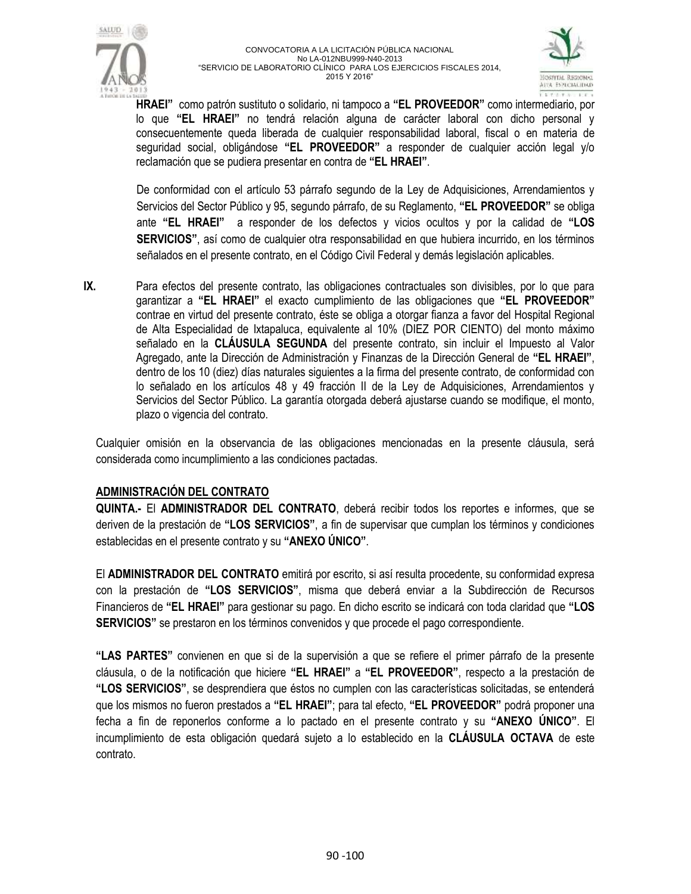**HRAEI"** como patrón sustituto o solidario, ni tampoco a **"EL PROVEEDOR"** como intermediario, por lo que **"EL HRAEI"** no tendrá relación alguna de carácter laboral con dicho personal y consecuentemente queda liberada de cualquier responsabilidad laboral, fiscal o en materia de seguridad social, obligándose **"EL PROVEEDOR"** a responder de cualquier acción legal y/o reclamación que se pudiera presentar en contra de **"EL HRAEI"**.

De conformidad con el artículo 53 párrafo segundo de la Ley de Adquisiciones, Arrendamientos y Servicios del Sector Público y 95, segundo párrafo, de su Reglamento, **"EL PROVEEDOR"** se obliga ante **"EL HRAEI"** a responder de los defectos y vicios ocultos y por la calidad de **"LOS SERVICIOS"**, así como de cualquier otra responsabilidad en que hubiera incurrido, en los términos señalados en el presente contrato, en el Código Civil Federal y demás legislación aplicables.

**IX.** Para efectos del presente contrato, las obligaciones contractuales son divisibles, por lo que para garantizar a **"EL HRAEI"** el exacto cumplimiento de las obligaciones que **"EL PROVEEDOR"** contrae en virtud del presente contrato, éste se obliga a otorgar fianza a favor del Hospital Regional de Alta Especialidad de Ixtapaluca, equivalente al 10% (DIEZ POR CIENTO) del monto máximo señalado en la **CLÁUSULA SEGUNDA** del presente contrato, sin incluir el Impuesto al Valor Agregado, ante la Dirección de Administración y Finanzas de la Dirección General de **"EL HRAEI"**, dentro de los 10 (diez) días naturales siguientes a la firma del presente contrato, de conformidad con lo señalado en los artículos 48 y 49 fracción II de la Ley de Adquisiciones, Arrendamientos y Servicios del Sector Público. La garantía otorgada deberá ajustarse cuando se modifique, el monto, plazo o vigencia del contrato.

Cualquier omisión en la observancia de las obligaciones mencionadas en la presente cláusula, será considerada como incumplimiento a las condiciones pactadas.

**ADMINISTRACIÓN DEL CONTRATO**

**QUINTA.-** El **ADMINISTRADOR DEL CONTRATO**, deberá recibir todos los reportes e informes, que se deriven de la prestación de **"LOS SERVICIOS"**, a fin de supervisar que cumplan los términos y condiciones establecidas en el presente contrato y su **"ANEXO ÚNICO"**.

El **ADMINISTRADOR DEL CONTRATO** emitirá por escrito, si así resulta procedente, su conformidad expresa con la prestación de **"LOS SERVICIOS"**, misma que deberá enviar a la Subdirección de Recursos Financieros de **"EL HRAEI"** para gestionar su pago. En dicho escrito se indicará con toda claridad que **"LOS SERVICIOS"** se prestaron en los términos convenidos y que procede el pago correspondiente.

**"LAS PARTES"** convienen en que si de la supervisión a que se refiere el primer párrafo de la presente cláusula, o de la notificación que hiciere **"EL HRAEI"** a **"EL PROVEEDOR"**, respecto a la prestación de **"LOS SERVICIOS"**, se desprendiera que éstos no cumplen con las características solicitadas, se entenderá que los mismos no fueron prestados a **"EL HRAEI"**; para tal efecto, **"EL PROVEEDOR"** podrá proponer una fecha a fin de reponerlos conforme a lo pactado en el presente contrato y su **"ANEXO ÚNICO"**. El incumplimiento de esta obligación quedará sujeto a lo establecido en la **CLÁUSULA OCTAVA** de este contrato.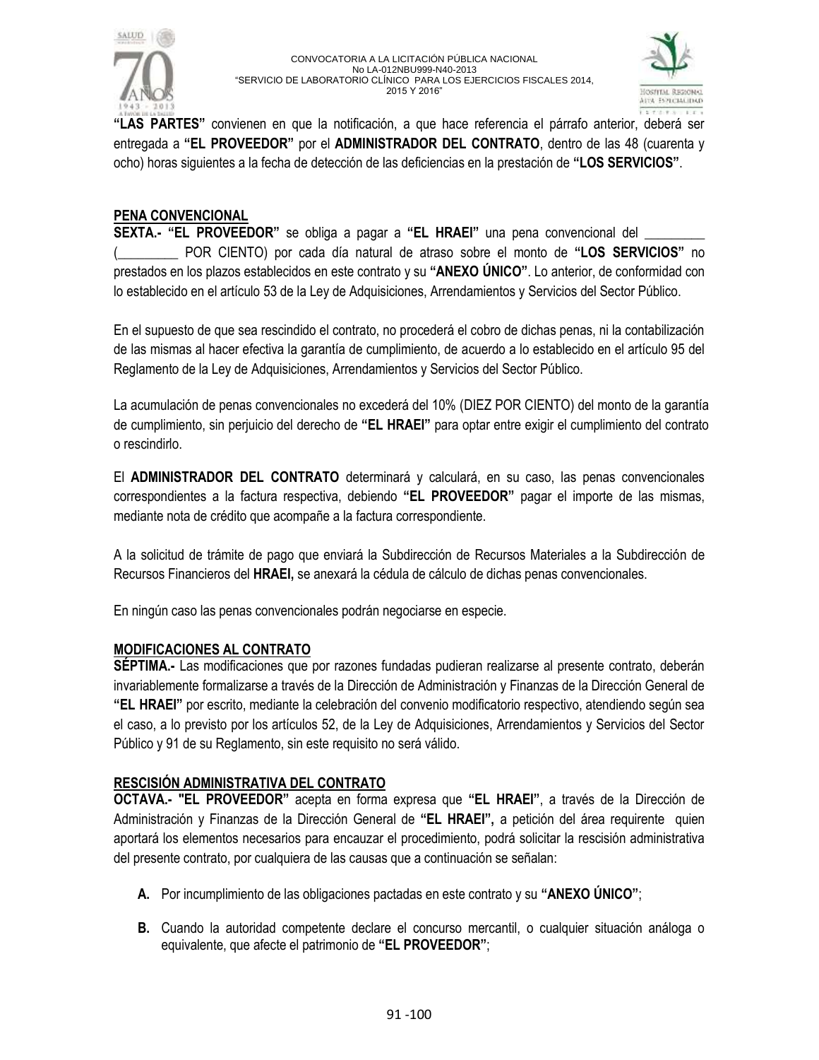**"LAS PARTES"** convienen en que la notificación, a que hace referencia el párrafo anterior, deberá ser entregada a **"EL PROVEEDOR"** por el **ADMINISTRADOR DEL CONTRATO**, dentro de las 48 (cuarenta y ocho) horas siguientes a la fecha de detección de las deficiencias en la prestación de **"LOS SERVICIOS"**.

**PENA CONVENCIONAL**

**SEXTA.- "EL PROVEEDOR"** se obliga a pagar a **"EL HRAEI"** una pena convencional del _________ (_________ POR CIENTO) por cada día natural de atraso sobre el monto de **"LOS SERVICIOS"** no prestados en los plazos establecidos en este contrato y su **"ANEXO ÚNICO"**. Lo anterior, de conformidad con lo establecido en el artículo 53 de la Ley de Adquisiciones, Arrendamientos y Servicios del Sector Público.

En el supuesto de que sea rescindido el contrato, no procederá el cobro de dichas penas, ni la contabilización de las mismas al hacer efectiva la garantía de cumplimiento, de acuerdo a lo establecido en el artículo 95 del Reglamento de la Ley de Adquisiciones, Arrendamientos y Servicios del Sector Público.

La acumulación de penas convencionales no excederá del 10% (DIEZ POR CIENTO) del monto de la garantía de cumplimiento, sin perjuicio del derecho de **"EL HRAEI"** para optar entre exigir el cumplimiento del contrato o rescindirlo.

El **ADMINISTRADOR DEL CONTRATO** determinará y calculará, en su caso, las penas convencionales correspondientes a la factura respectiva, debiendo **"EL PROVEEDOR"** pagar el importe de las mismas, mediante nota de crédito que acompañe a la factura correspondiente.

A la solicitud de trámite de pago que enviará la Subdirección de Recursos Materiales a la Subdirección de Recursos Financieros del **HRAEI,** se anexará la cédula de cálculo de dichas penas convencionales.

En ningún caso las penas convencionales podrán negociarse en especie.

**MODIFICACIONES AL CONTRATO**

**SÉPTIMA.-** Las modificaciones que por razones fundadas pudieran realizarse al presente contrato, deberán invariablemente formalizarse a través de la Dirección de Administración y Finanzas de la Dirección General de **"EL HRAEI"** por escrito, mediante la celebración del convenio modificatorio respectivo, atendiendo según sea el caso, a lo previsto por los artículos 52, de la Ley de Adquisiciones, Arrendamientos y Servicios del Sector Público y 91 de su Reglamento, sin este requisito no será válido.

**RESCISIÓN ADMINISTRATIVA DEL CONTRATO**

**OCTAVA.- "EL PROVEEDOR"** acepta en forma expresa que **"EL HRAEI"**, a través de la Dirección de Administración y Finanzas de la Dirección General de **"EL HRAEI",** a petición del área requirente quien aportará los elementos necesarios para encauzar el procedimiento, podrá solicitar la rescisión administrativa del presente contrato, por cualquiera de las causas que a continuación se señalan:

- **A.** Por incumplimiento de las obligaciones pactadas en este contrato y su **"ANEXO ÚNICO"**;
- **B.** Cuando la autoridad competente declare el concurso mercantil, o cualquier situación análoga o equivalente, que afecte el patrimonio de **"EL PROVEEDOR"**;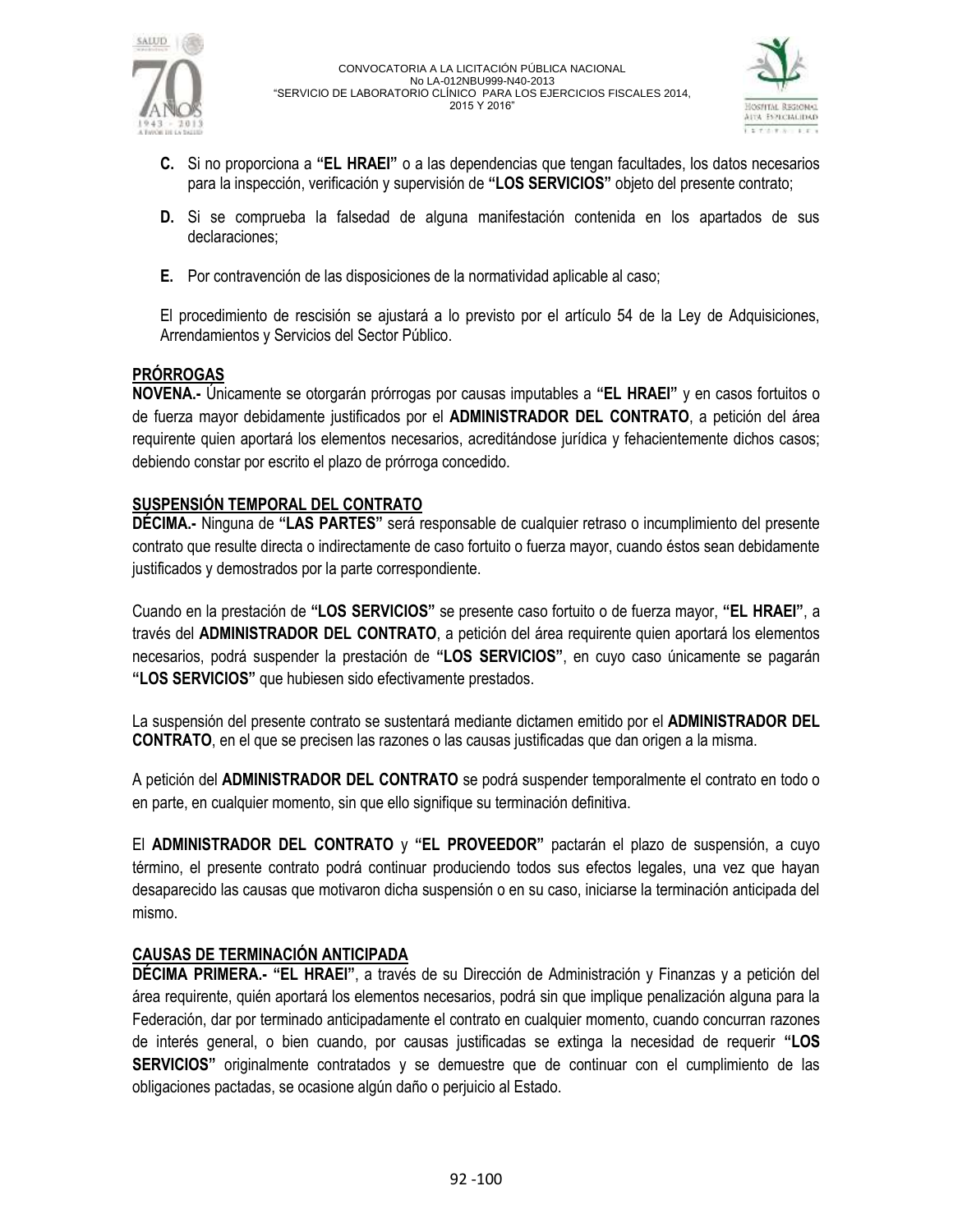**C.** Si no proporciona a **"EL HRAEI"** o a las dependencias que tengan facultades, los datos necesarios para la inspección, verificación y supervisión de **"LOS SERVICIOS"** objeto del presente contrato;

**D.** Si se comprueba la falsedad de alguna manifestación contenida en los apartados de sus declaraciones;

**E.** Por contravención de las disposiciones de la normatividad aplicable al caso;

El procedimiento de rescisión se ajustará a lo previsto por el artículo 54 de la Ley de Adquisiciones, Arrendamientos y Servicios del Sector Público.

**PRÓRROGAS**

**NOVENA.-** Únicamente se otorgarán prórrogas por causas imputables a **"EL HRAEI"** y en casos fortuitos o de fuerza mayor debidamente justificados por el **ADMINISTRADOR DEL CONTRATO**, a petición del área requirente quien aportará los elementos necesarios, acreditándose jurídica y fehacientemente dichos casos; debiendo constar por escrito el plazo de prórroga concedido.

**SUSPENSIÓN TEMPORAL DEL CONTRATO**

**DÉCIMA.-** Ninguna de **"LAS PARTES"** será responsable de cualquier retraso o incumplimiento del presente contrato que resulte directa o indirectamente de caso fortuito o fuerza mayor, cuando éstos sean debidamente justificados y demostrados por la parte correspondiente.

Cuando en la prestación de **"LOS SERVICIOS"** se presente caso fortuito o de fuerza mayor, **"EL HRAEI"**, a través del **ADMINISTRADOR DEL CONTRATO**, a petición del área requirente quien aportará los elementos necesarios, podrá suspender la prestación de **"LOS SERVICIOS"**, en cuyo caso únicamente se pagarán **"LOS SERVICIOS"** que hubiesen sido efectivamente prestados.

La suspensión del presente contrato se sustentará mediante dictamen emitido por el **ADMINISTRADOR DEL CONTRATO**, en el que se precisen las razones o las causas justificadas que dan origen a la misma.

A petición del **ADMINISTRADOR DEL CONTRATO** se podrá suspender temporalmente el contrato en todo o en parte, en cualquier momento, sin que ello signifique su terminación definitiva.

El **ADMINISTRADOR DEL CONTRATO** y **"EL PROVEEDOR"** pactarán el plazo de suspensión, a cuyo término, el presente contrato podrá continuar produciendo todos sus efectos legales, una vez que hayan desaparecido las causas que motivaron dicha suspensión o en su caso, iniciarse la terminación anticipada del mismo.

**CAUSAS DE TERMINACIÓN ANTICIPADA**

**DÉCIMA PRIMERA.- "EL HRAEI"**, a través de su Dirección de Administración y Finanzas y a petición del área requirente, quién aportará los elementos necesarios, podrá sin que implique penalización alguna para la Federación, dar por terminado anticipadamente el contrato en cualquier momento, cuando concurran razones de interés general, o bien cuando, por causas justificadas se extinga la necesidad de requerir **"LOS SERVICIOS"** originalmente contratados y se demuestre que de continuar con el cumplimiento de las obligaciones pactadas, se ocasione algún daño o perjuicio al Estado.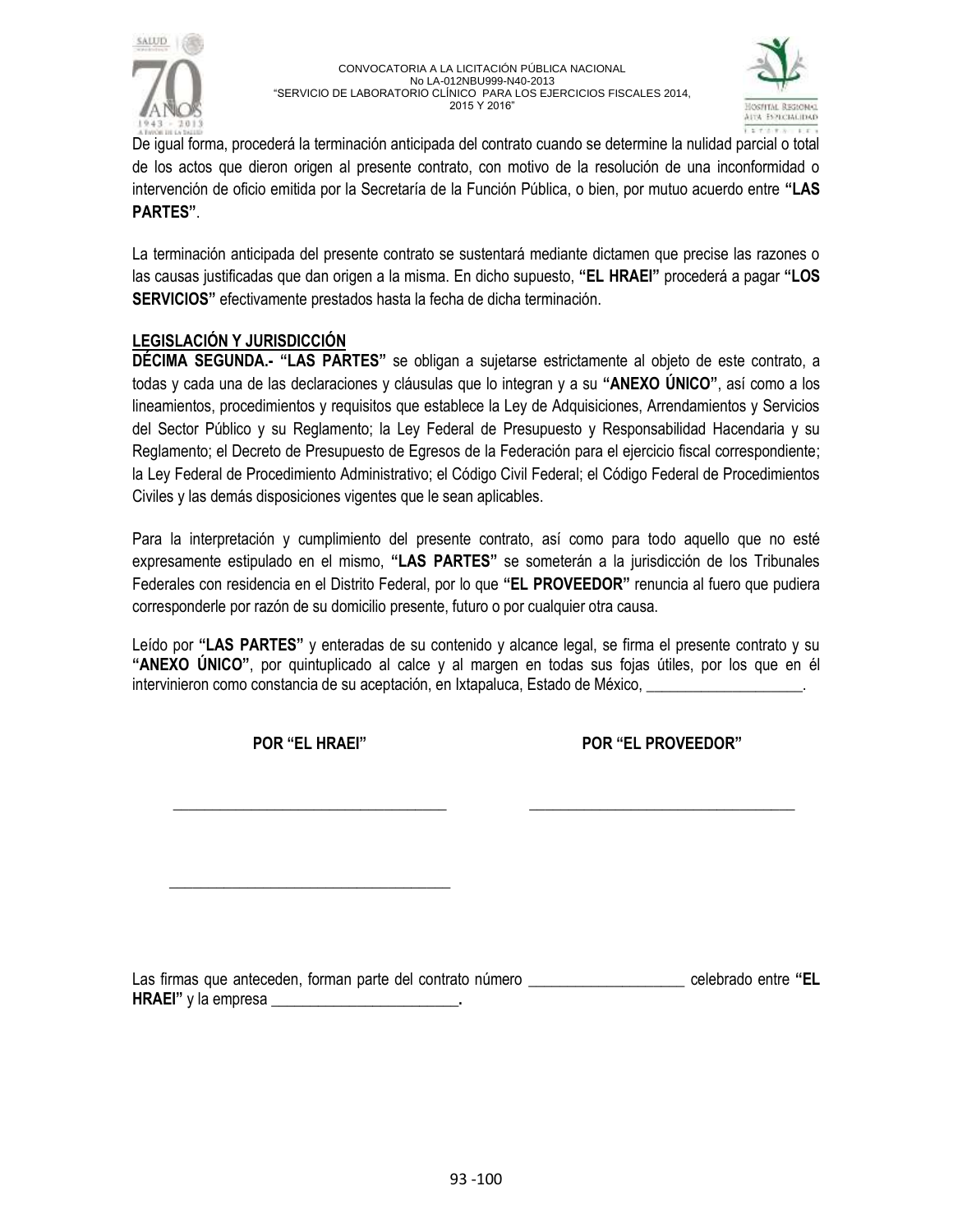De igual forma, procederá la terminación anticipada del contrato cuando se determine la nulidad parcial o total de los actos que dieron origen al presente contrato, con motivo de la resolución de una inconformidad o intervención de oficio emitida por la Secretaría de la Función Pública, o bien, por mutuo acuerdo entre **"LAS PARTES"**.

La terminación anticipada del presente contrato se sustentará mediante dictamen que precise las razones o las causas justificadas que dan origen a la misma. En dicho supuesto, **"EL HRAEI"** procederá a pagar **"LOS SERVICIOS"** efectivamente prestados hasta la fecha de dicha terminación.

**LEGISLACIÓN Y JURISDICCIÓN**

**DÉCIMA SEGUNDA.- "LAS PARTES"** se obligan a sujetarse estrictamente al objeto de este contrato, a todas y cada una de las declaraciones y cláusulas que lo integran y a su **"ANEXO ÚNICO"**, así como a los lineamientos, procedimientos y requisitos que establece la Ley de Adquisiciones, Arrendamientos y Servicios del Sector Público y su Reglamento; la Ley Federal de Presupuesto y Responsabilidad Hacendaria y su Reglamento; el Decreto de Presupuesto de Egresos de la Federación para el ejercicio fiscal correspondiente; la Ley Federal de Procedimiento Administrativo; el Código Civil Federal; el Código Federal de Procedimientos Civiles y las demás disposiciones vigentes que le sean aplicables.

Para la interpretación y cumplimiento del presente contrato, así como para todo aquello que no esté expresamente estipulado en el mismo, **"LAS PARTES"** se someterán a la jurisdicción de los Tribunales Federales con residencia en el Distrito Federal, por lo que **"EL PROVEEDOR"** renuncia al fuero que pudiera corresponderle por razón de su domicilio presente, futuro o por cualquier otra causa.

Leído por **"LAS PARTES"** y enteradas de su contenido y alcance legal, se firma el presente contrato y su **"ANEXO ÚNICO"**, por quintuplicado al calce y al margen en todas sus fojas útiles, por los que en él intervinieron como constancia de su aceptación, en Ixtapaluca, Estado de México, ____________________.

**POR "EL HRAEI"** **POR "EL PROVEEDOR"**

____________________________________ ____________________________________

____________________________________

Las firmas que anteceden, forman parte del contrato número ____________________ celebrado entre **"EL HRAEI"** y la empresa ________________________**.**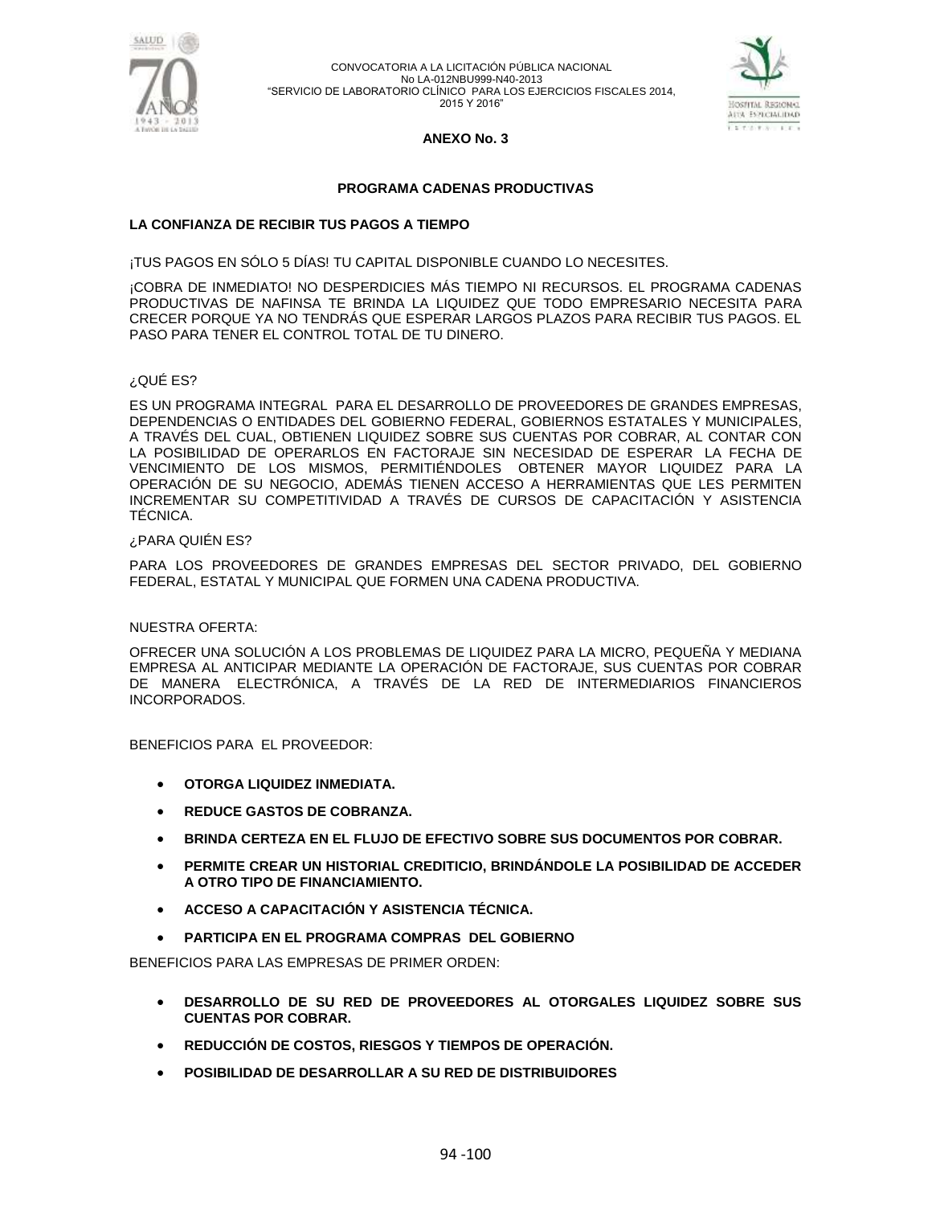## ANEXO No. 3

### PROGRAMA CADENAS PRODUCTIVAS

**LA CONFIANZA DE RECIBIR TUS PAGOS A TIEMPO**

¡TUS PAGOS EN SÓLO 5 DÍAS! TU CAPITAL DISPONIBLE CUANDO LO NECESITES.

¡COBRA DE INMEDIATO! NO DESPERDICIES MÁS TIEMPO NI RECURSOS. EL PROGRAMA CADENAS PRODUCTIVAS DE NAFINSA TE BRINDA LA LIQUIDEZ QUE TODO EMPRESARIO NECESITA PARA CRECER PORQUE YA NO TENDRÁS QUE ESPERAR LARGOS PLAZOS PARA RECIBIR TUS PAGOS. EL PASO PARA TENER EL CONTROL TOTAL DE TU DINERO.

¿QUÉ ES?

ES UN PROGRAMA INTEGRAL PARA EL DESARROLLO DE PROVEEDORES DE GRANDES EMPRESAS, DEPENDENCIAS O ENTIDADES DEL GOBIERNO FEDERAL, GOBIERNOS ESTATALES Y MUNICIPALES, A TRAVÉS DEL CUAL, OBTIENEN LIQUIDEZ SOBRE SUS CUENTAS POR COBRAR, AL CONTAR CON LA POSIBILIDAD DE OPERARLOS EN FACTORAJE SIN NECESIDAD DE ESPERAR LA FECHA DE VENCIMIENTO DE LOS MISMOS, PERMITIÉNDOLES OBTENER MAYOR LIQUIDEZ PARA LA OPERACIÓN DE SU NEGOCIO, ADEMÁS TIENEN ACCESO A HERRAMIENTAS QUE LES PERMITEN INCREMENTAR SU COMPETITIVIDAD A TRAVÉS DE CURSOS DE CAPACITACIÓN Y ASISTENCIA TÉCNICA.

¿PARA QUIÉN ES?

PARA LOS PROVEEDORES DE GRANDES EMPRESAS DEL SECTOR PRIVADO, DEL GOBIERNO FEDERAL, ESTATAL Y MUNICIPAL QUE FORMEN UNA CADENA PRODUCTIVA.

NUESTRA OFERTA:

OFRECER UNA SOLUCIÓN A LOS PROBLEMAS DE LIQUIDEZ PARA LA MICRO, PEQUEÑA Y MEDIANA EMPRESA AL ANTICIPAR MEDIANTE LA OPERACIÓN DE FACTORAJE, SUS CUENTAS POR COBRAR DE MANERA ELECTRÓNICA, A TRAVÉS DE LA RED DE INTERMEDIARIOS FINANCIEROS INCORPORADOS.

BENEFICIOS PARA EL PROVEEDOR:

- **OTORGA LIQUIDEZ INMEDIATA.**
- **REDUCE GASTOS DE COBRANZA.**
- **BRINDA CERTEZA EN EL FLUJO DE EFECTIVO SOBRE SUS DOCUMENTOS POR COBRAR.**
- **PERMITE CREAR UN HISTORIAL CREDITICIO, BRINDÁNDOLE LA POSIBILIDAD DE ACCEDER A OTRO TIPO DE FINANCIAMIENTO.**
- **ACCESO A CAPACITACIÓN Y ASISTENCIA TÉCNICA.**
- **PARTICIPA EN EL PROGRAMA COMPRAS DEL GOBIERNO**

BENEFICIOS PARA LAS EMPRESAS DE PRIMER ORDEN:

- **DESARROLLO DE SU RED DE PROVEEDORES AL OTORGALES LIQUIDEZ SOBRE SUS CUENTAS POR COBRAR.**
- **REDUCCIÓN DE COSTOS, RIESGOS Y TIEMPOS DE OPERACIÓN.**
- **POSIBILIDAD DE DESARROLLAR A SU RED DE DISTRIBUIDORES**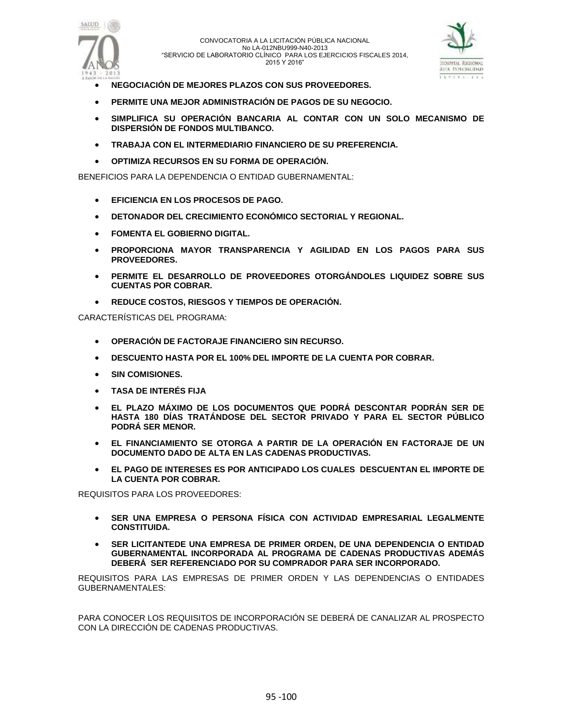- **NEGOCIACIÓN DE MEJORES PLAZOS CON SUS PROVEEDORES.**
- **PERMITE UNA MEJOR ADMINISTRACIÓN DE PAGOS DE SU NEGOCIO.**
- **SIMPLIFICA SU OPERACIÓN BANCARIA AL CONTAR CON UN SOLO MECANISMO DE DISPERSIÓN DE FONDOS MULTIBANCO.**
- **TRABAJA CON EL INTERMEDIARIO FINANCIERO DE SU PREFERENCIA.**
- **OPTIMIZA RECURSOS EN SU FORMA DE OPERACIÓN.**

BENEFICIOS PARA LA DEPENDENCIA O ENTIDAD GUBERNAMENTAL:

- **EFICIENCIA EN LOS PROCESOS DE PAGO.**
- **DETONADOR DEL CRECIMIENTO ECONÓMICO SECTORIAL Y REGIONAL.**
- **FOMENTA EL GOBIERNO DIGITAL.**
- **PROPORCIONA MAYOR TRANSPARENCIA Y AGILIDAD EN LOS PAGOS PARA SUS PROVEEDORES.**
- **PERMITE EL DESARROLLO DE PROVEEDORES OTORGÁNDOLES LIQUIDEZ SOBRE SUS CUENTAS POR COBRAR.**
- **REDUCE COSTOS, RIESGOS Y TIEMPOS DE OPERACIÓN.**

CARACTERÍSTICAS DEL PROGRAMA:

- **OPERACIÓN DE FACTORAJE FINANCIERO SIN RECURSO.**
- **DESCUENTO HASTA POR EL 100% DEL IMPORTE DE LA CUENTA POR COBRAR.**
- **SIN COMISIONES.**
- **TASA DE INTERÉS FIJA**
- **EL PLAZO MÁXIMO DE LOS DOCUMENTOS QUE PODRÁ DESCONTAR PODRÁN SER DE HASTA 180 DÍAS TRATÁNDOSE DEL SECTOR PRIVADO Y PARA EL SECTOR PÚBLICO PODRÁ SER MENOR.**
- **EL FINANCIAMIENTO SE OTORGA A PARTIR DE LA OPERACIÓN EN FACTORAJE DE UN DOCUMENTO DADO DE ALTA EN LAS CADENAS PRODUCTIVAS.**
- **EL PAGO DE INTERESES ES POR ANTICIPADO LOS CUALES DESCUENTAN EL IMPORTE DE LA CUENTA POR COBRAR.**

REQUISITOS PARA LOS PROVEEDORES:

- **SER UNA EMPRESA O PERSONA FÍSICA CON ACTIVIDAD EMPRESARIAL LEGALMENTE CONSTITUIDA.**
- **SER LICITANTEDE UNA EMPRESA DE PRIMER ORDEN, DE UNA DEPENDENCIA O ENTIDAD GUBERNAMENTAL INCORPORADA AL PROGRAMA DE CADENAS PRODUCTIVAS ADEMÁS DEBERÁ SER REFERENCIADO POR SU COMPRADOR PARA SER INCORPORADO.**

REQUISITOS PARA LAS EMPRESAS DE PRIMER ORDEN Y LAS DEPENDENCIAS O ENTIDADES GUBERNAMENTALES:

PARA CONOCER LOS REQUISITOS DE INCORPORACIÓN SE DEBERÁ DE CANALIZAR AL PROSPECTO CON LA DIRECCIÓN DE CADENAS PRODUCTIVAS.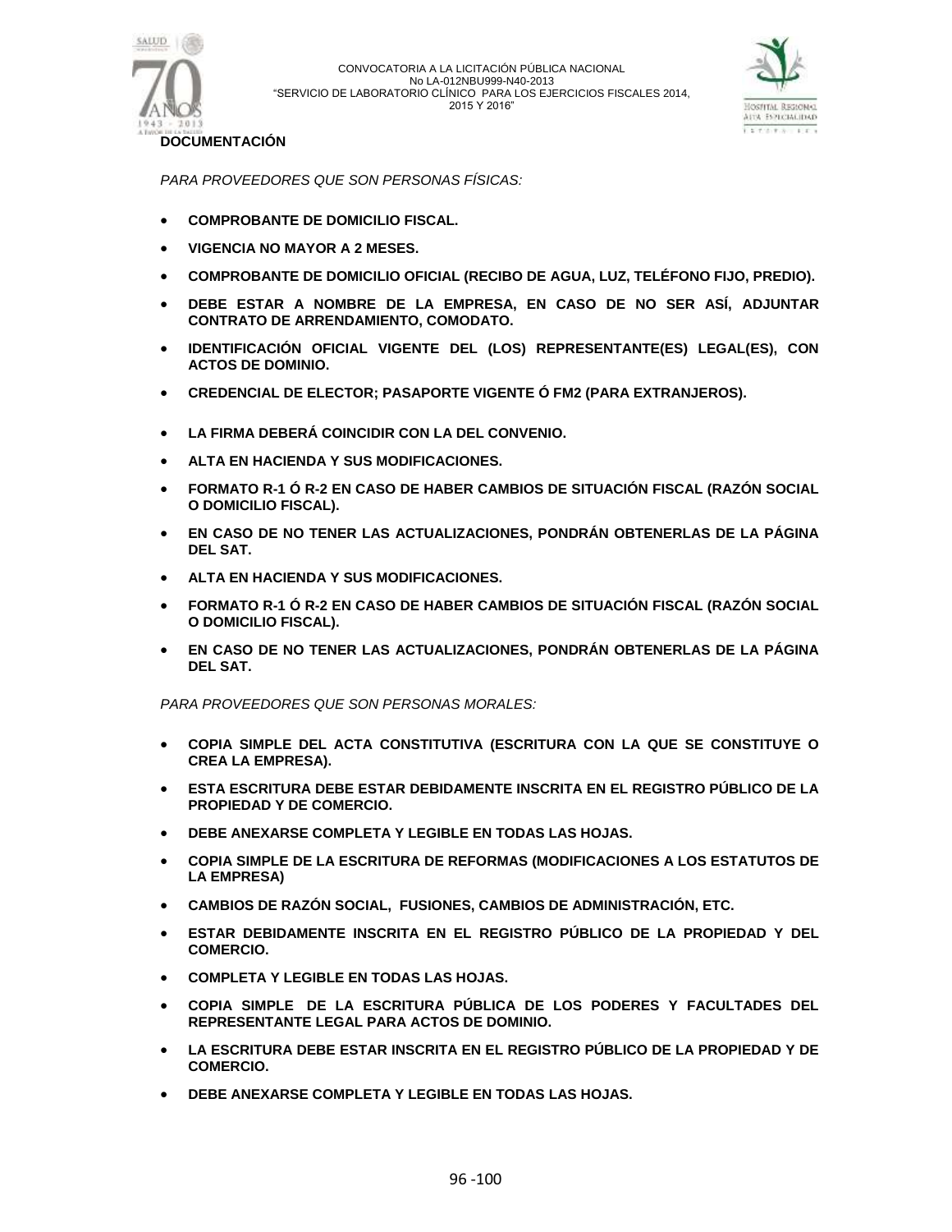**DOCUMENTACIÓN**

*PARA PROVEEDORES QUE SON PERSONAS FÍSICAS:*

- **COMPROBANTE DE DOMICILIO FISCAL.**
- **VIGENCIA NO MAYOR A 2 MESES.**
- **COMPROBANTE DE DOMICILIO OFICIAL (RECIBO DE AGUA, LUZ, TELÉFONO FIJO, PREDIO).**
- **DEBE ESTAR A NOMBRE DE LA EMPRESA, EN CASO DE NO SER ASÍ, ADJUNTAR CONTRATO DE ARRENDAMIENTO, COMODATO.**
- **IDENTIFICACIÓN OFICIAL VIGENTE DEL (LOS) REPRESENTANTE(ES) LEGAL(ES), CON ACTOS DE DOMINIO.**
- **CREDENCIAL DE ELECTOR; PASAPORTE VIGENTE Ó FM2 (PARA EXTRANJEROS).**
- **LA FIRMA DEBERÁ COINCIDIR CON LA DEL CONVENIO.**
- **ALTA EN HACIENDA Y SUS MODIFICACIONES.**
- **FORMATO R-1 Ó R-2 EN CASO DE HABER CAMBIOS DE SITUACIÓN FISCAL (RAZÓN SOCIAL O DOMICILIO FISCAL).**
- **EN CASO DE NO TENER LAS ACTUALIZACIONES, PONDRÁN OBTENERLAS DE LA PÁGINA DEL SAT.**
- **ALTA EN HACIENDA Y SUS MODIFICACIONES.**
- **FORMATO R-1 Ó R-2 EN CASO DE HABER CAMBIOS DE SITUACIÓN FISCAL (RAZÓN SOCIAL O DOMICILIO FISCAL).**
- **EN CASO DE NO TENER LAS ACTUALIZACIONES, PONDRÁN OBTENERLAS DE LA PÁGINA DEL SAT.**

*PARA PROVEEDORES QUE SON PERSONAS MORALES:*

- **COPIA SIMPLE DEL ACTA CONSTITUTIVA (ESCRITURA CON LA QUE SE CONSTITUYE O CREA LA EMPRESA).**
- **ESTA ESCRITURA DEBE ESTAR DEBIDAMENTE INSCRITA EN EL REGISTRO PÚBLICO DE LA PROPIEDAD Y DE COMERCIO.**
- **DEBE ANEXARSE COMPLETA Y LEGIBLE EN TODAS LAS HOJAS.**
- **COPIA SIMPLE DE LA ESCRITURA DE REFORMAS (MODIFICACIONES A LOS ESTATUTOS DE LA EMPRESA)**
- **CAMBIOS DE RAZÓN SOCIAL, FUSIONES, CAMBIOS DE ADMINISTRACIÓN, ETC.**
- **ESTAR DEBIDAMENTE INSCRITA EN EL REGISTRO PÚBLICO DE LA PROPIEDAD Y DEL COMERCIO.**
- **COMPLETA Y LEGIBLE EN TODAS LAS HOJAS.**
- **COPIA SIMPLE DE LA ESCRITURA PÚBLICA DE LOS PODERES Y FACULTADES DEL REPRESENTANTE LEGAL PARA ACTOS DE DOMINIO.**
- **LA ESCRITURA DEBE ESTAR INSCRITA EN EL REGISTRO PÚBLICO DE LA PROPIEDAD Y DE COMERCIO.**
- **DEBE ANEXARSE COMPLETA Y LEGIBLE EN TODAS LAS HOJAS.**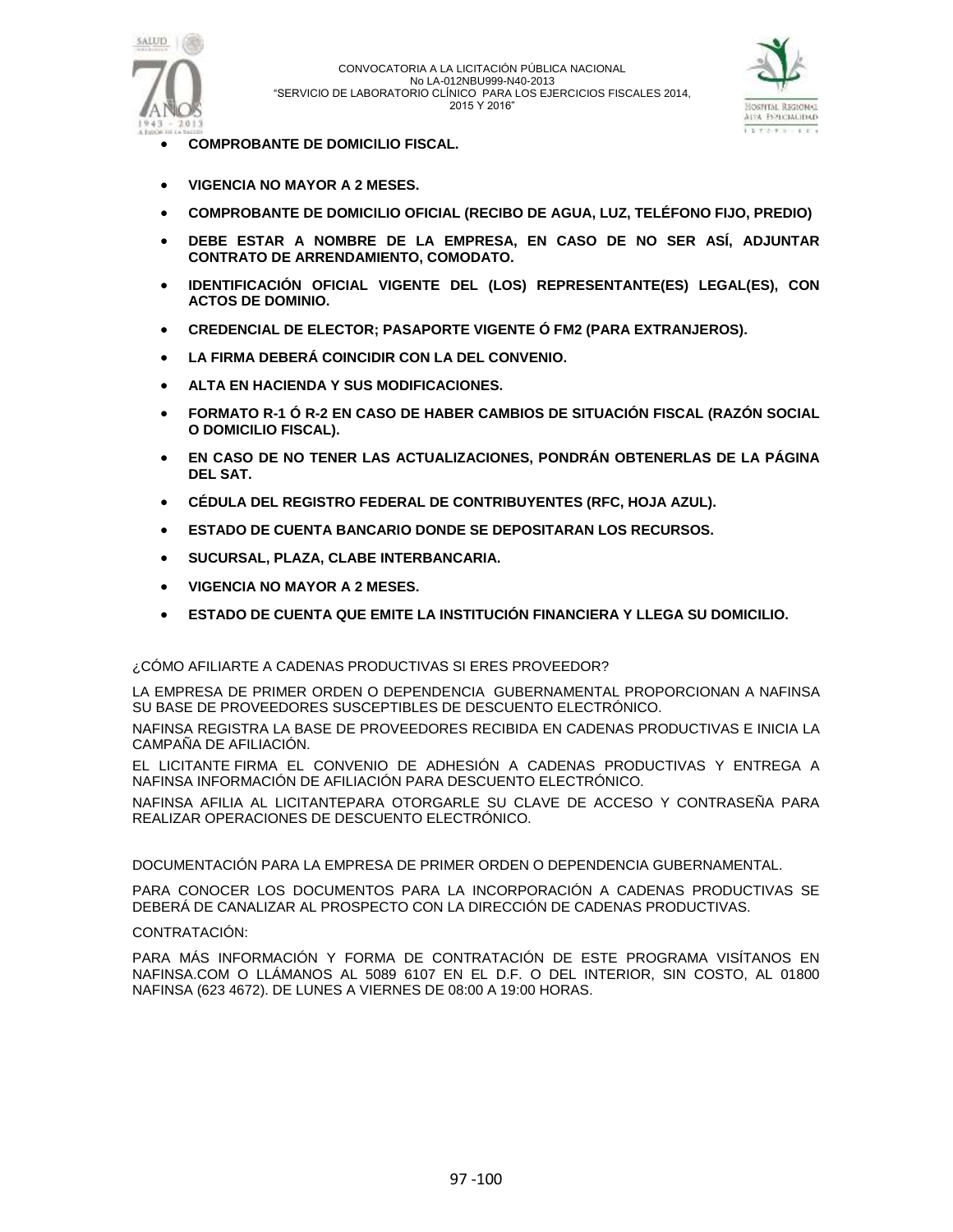- **COMPROBANTE DE DOMICILIO FISCAL.**
- **VIGENCIA NO MAYOR A 2 MESES.**
- **COMPROBANTE DE DOMICILIO OFICIAL (RECIBO DE AGUA, LUZ, TELÉFONO FIJO, PREDIO)**
- **DEBE ESTAR A NOMBRE DE LA EMPRESA, EN CASO DE NO SER ASÍ, ADJUNTAR CONTRATO DE ARRENDAMIENTO, COMODATO.**
- **IDENTIFICACIÓN OFICIAL VIGENTE DEL (LOS) REPRESENTANTE(ES) LEGAL(ES), CON ACTOS DE DOMINIO.**
- **CREDENCIAL DE ELECTOR; PASAPORTE VIGENTE Ó FM2 (PARA EXTRANJEROS).**
- **LA FIRMA DEBERÁ COINCIDIR CON LA DEL CONVENIO.**
- **ALTA EN HACIENDA Y SUS MODIFICACIONES.**
- **FORMATO R-1 Ó R-2 EN CASO DE HABER CAMBIOS DE SITUACIÓN FISCAL (RAZÓN SOCIAL O DOMICILIO FISCAL).**
- **EN CASO DE NO TENER LAS ACTUALIZACIONES, PONDRÁN OBTENERLAS DE LA PÁGINA DEL SAT.**
- **CÉDULA DEL REGISTRO FEDERAL DE CONTRIBUYENTES (RFC, HOJA AZUL).**
- **ESTADO DE CUENTA BANCARIO DONDE SE DEPOSITARAN LOS RECURSOS.**
- **SUCURSAL, PLAZA, CLABE INTERBANCARIA.**
- **VIGENCIA NO MAYOR A 2 MESES.**
- **ESTADO DE CUENTA QUE EMITE LA INSTITUCIÓN FINANCIERA Y LLEGA SU DOMICILIO.**

¿CÓMO AFILIARTE A CADENAS PRODUCTIVAS SI ERES PROVEEDOR?

LA EMPRESA DE PRIMER ORDEN O DEPENDENCIA GUBERNAMENTAL PROPORCIONAN A NAFINSA SU BASE DE PROVEEDORES SUSCEPTIBLES DE DESCUENTO ELECTRÓNICO.

NAFINSA REGISTRA LA BASE DE PROVEEDORES RECIBIDA EN CADENAS PRODUCTIVAS E INICIA LA CAMPAÑA DE AFILIACIÓN.

EL LICITANTE FIRMA EL CONVENIO DE ADHESIÓN A CADENAS PRODUCTIVAS Y ENTREGA A NAFINSA INFORMACIÓN DE AFILIACIÓN PARA DESCUENTO ELECTRÓNICO.

NAFINSA AFILIA AL LICITANTEPARA OTORGARLE SU CLAVE DE ACCESO Y CONTRASEÑA PARA REALIZAR OPERACIONES DE DESCUENTO ELECTRÓNICO.

DOCUMENTACIÓN PARA LA EMPRESA DE PRIMER ORDEN O DEPENDENCIA GUBERNAMENTAL.

PARA CONOCER LOS DOCUMENTOS PARA LA INCORPORACIÓN A CADENAS PRODUCTIVAS SE DEBERÁ DE CANALIZAR AL PROSPECTO CON LA DIRECCIÓN DE CADENAS PRODUCTIVAS.

CONTRATACIÓN:

PARA MÁS INFORMACIÓN Y FORMA DE CONTRATACIÓN DE ESTE PROGRAMA VISÍTANOS EN NAFINSA.COM O LLÁMANOS AL 5089 6107 EN EL D.F. O DEL INTERIOR, SIN COSTO, AL 01800 NAFINSA (623 4672). DE LUNES A VIERNES DE 08:00 A 19:00 HORAS.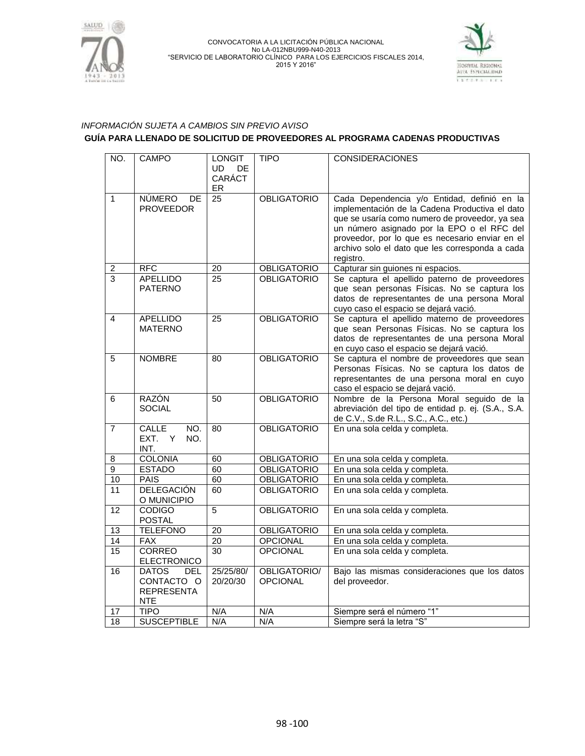*INFORMACIÓN SUJETA A CAMBIOS SIN PREVIO AVISO*

**GUÍA PARA LLENADO DE SOLICITUD DE PROVEEDORES AL PROGRAMA CADENAS PRODUCTIVAS**

| NO. | CAMPO | LONGITUD DE CARÁCTER | TIPO | CONSIDERACIONES |
|---|---|---|---|---|
| 1 | NÚMERO DE PROVEEDOR | 25 | OBLIGATORIO | Cada Dependencia y/o Entidad, definió en la implementación de la Cadena Productiva el dato que se usaría como numero de proveedor, ya sea un número asignado por la EPO o el RFC del proveedor, por lo que es necesario enviar en el archivo solo el dato que les corresponda a cada registro. |
| 2 | RFC | 20 | OBLIGATORIO | Capturar sin guiones ni espacios. |
| 3 | APELLIDO PATERNO | 25 | OBLIGATORIO | Se captura el apellido paterno de proveedores que sean personas Físicas. No se captura los datos de representantes de una persona Moral cuyo caso el espacio se dejará vació. |
| 4 | APELLIDO MATERNO | 25 | OBLIGATORIO | Se captura el apellido materno de proveedores que sean Personas Físicas. No se captura los datos de representantes de una persona Moral en cuyo caso el espacio se dejará vació. |
| 5 | NOMBRE | 80 | OBLIGATORIO | Se captura el nombre de proveedores que sean Personas Físicas. No se captura los datos de representantes de una persona moral en cuyo caso el espacio se dejará vació. |
| 6 | RAZÓN SOCIAL | 50 | OBLIGATORIO | Nombre de la Persona Moral seguido de la abreviación del tipo de entidad p. ej. (S.A., S.A. de C.V., S.de R.L., S.C., A.C., etc.) |
| 7 | CALLE NO. EXT. Y NO. INT. | 80 | OBLIGATORIO | En una sola celda y completa. |
| 8 | COLONIA | 60 | OBLIGATORIO | En una sola celda y completa. |
| 9 | ESTADO | 60 | OBLIGATORIO | En una sola celda y completa. |
| 10 | PAIS | 60 | OBLIGATORIO | En una sola celda y completa. |
| 11 | DELEGACIÓN O MUNICIPIO | 60 | OBLIGATORIO | En una sola celda y completa. |
| 12 | CODIGO POSTAL | 5 | OBLIGATORIO | En una sola celda y completa. |
| 13 | TELEFONO | 20 | OBLIGATORIO | En una sola celda y completa. |
| 14 | FAX | 20 | OPCIONAL | En una sola celda y completa. |
| 15 | CORREO ELECTRONICO | 30 | OPCIONAL | En una sola celda y completa. |
| 16 | DATOS DEL CONTACTO O REPRESENTANTE | 25/25/80/20/20/30 | OBLIGATORIO/ OPCIONAL | Bajo las mismas consideraciones que los datos del proveedor. |
| 17 | TIPO | N/A | N/A | Siempre será el número "1" |
| 18 | SUSCEPTIBLE | N/A | N/A | Siempre será la letra "S" |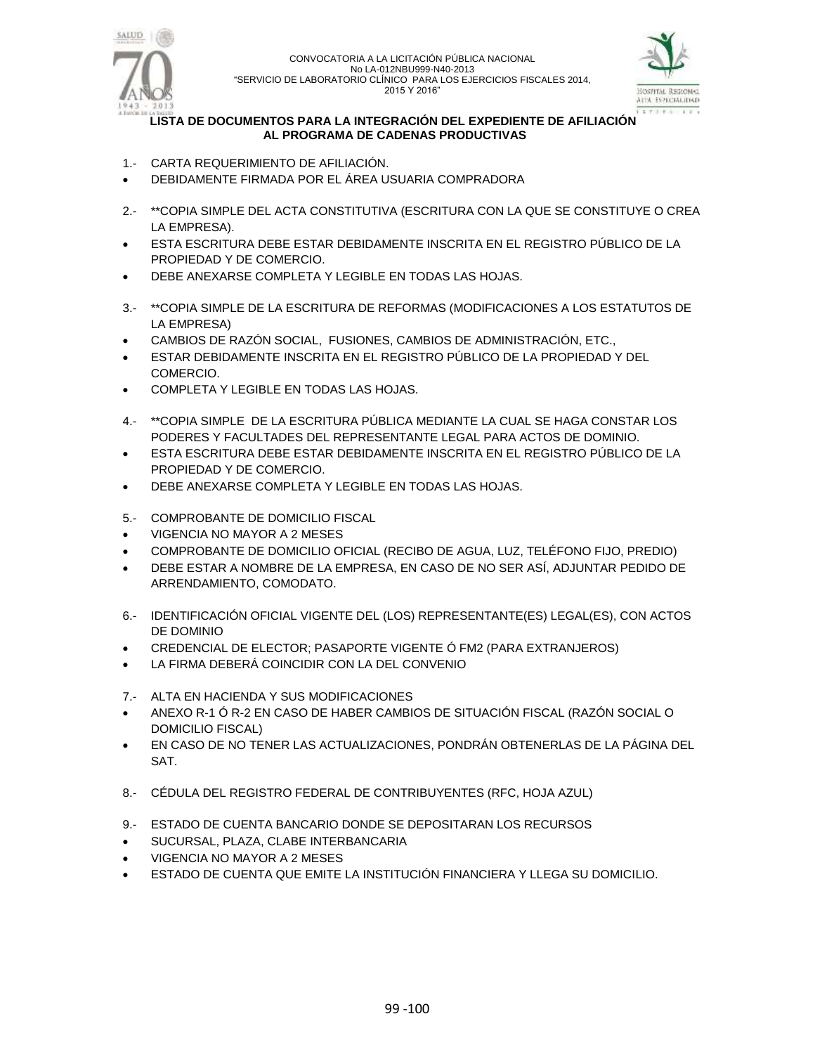## LISTA DE DOCUMENTOS PARA LA INTEGRACIÓN DEL EXPEDIENTE DE AFILIACIÓN AL PROGRAMA DE CADENAS PRODUCTIVAS

1.- CARTA REQUERIMIENTO DE AFILIACIÓN.

- DEBIDAMENTE FIRMADA POR EL ÁREA USUARIA COMPRADORA

2.- **COPIA SIMPLE DEL ACTA CONSTITUTIVA (ESCRITURA CON LA QUE SE CONSTITUYE O CREA LA EMPRESA).

- ESTA ESCRITURA DEBE ESTAR DEBIDAMENTE INSCRITA EN EL REGISTRO PÚBLICO DE LA PROPIEDAD Y DE COMERCIO.
- DEBE ANEXARSE COMPLETA Y LEGIBLE EN TODAS LAS HOJAS.

3.- **COPIA SIMPLE DE LA ESCRITURA DE REFORMAS (MODIFICACIONES A LOS ESTATUTOS DE LA EMPRESA)

- CAMBIOS DE RAZÓN SOCIAL, FUSIONES, CAMBIOS DE ADMINISTRACIÓN, ETC.,
- ESTAR DEBIDAMENTE INSCRITA EN EL REGISTRO PÚBLICO DE LA PROPIEDAD Y DEL COMERCIO.
- COMPLETA Y LEGIBLE EN TODAS LAS HOJAS.

4.- **COPIA SIMPLE DE LA ESCRITURA PÚBLICA MEDIANTE LA CUAL SE HAGA CONSTAR LOS PODERES Y FACULTADES DEL REPRESENTANTE LEGAL PARA ACTOS DE DOMINIO.

- ESTA ESCRITURA DEBE ESTAR DEBIDAMENTE INSCRITA EN EL REGISTRO PÚBLICO DE LA PROPIEDAD Y DE COMERCIO.
- DEBE ANEXARSE COMPLETA Y LEGIBLE EN TODAS LAS HOJAS.

5.- COMPROBANTE DE DOMICILIO FISCAL

- VIGENCIA NO MAYOR A 2 MESES
- COMPROBANTE DE DOMICILIO OFICIAL (RECIBO DE AGUA, LUZ, TELÉFONO FIJO, PREDIO)
- DEBE ESTAR A NOMBRE DE LA EMPRESA, EN CASO DE NO SER ASÍ, ADJUNTAR PEDIDO DE ARRENDAMIENTO, COMODATO.

6.- IDENTIFICACIÓN OFICIAL VIGENTE DEL (LOS) REPRESENTANTE(ES) LEGAL(ES), CON ACTOS DE DOMINIO

- CREDENCIAL DE ELECTOR; PASAPORTE VIGENTE Ó FM2 (PARA EXTRANJEROS)
- LA FIRMA DEBERÁ COINCIDIR CON LA DEL CONVENIO

7.- ALTA EN HACIENDA Y SUS MODIFICACIONES

- ANEXO R-1 Ó R-2 EN CASO DE HABER CAMBIOS DE SITUACIÓN FISCAL (RAZÓN SOCIAL O DOMICILIO FISCAL)
- EN CASO DE NO TENER LAS ACTUALIZACIONES, PONDRÁN OBTENERLAS DE LA PÁGINA DEL SAT.

8.- CÉDULA DEL REGISTRO FEDERAL DE CONTRIBUYENTES (RFC, HOJA AZUL)

9.- ESTADO DE CUENTA BANCARIO DONDE SE DEPOSITARAN LOS RECURSOS

- SUCURSAL, PLAZA, CLABE INTERBANCARIA
- VIGENCIA NO MAYOR A 2 MESES
- ESTADO DE CUENTA QUE EMITE LA INSTITUCIÓN FINANCIERA Y LLEGA SU DOMICILIO.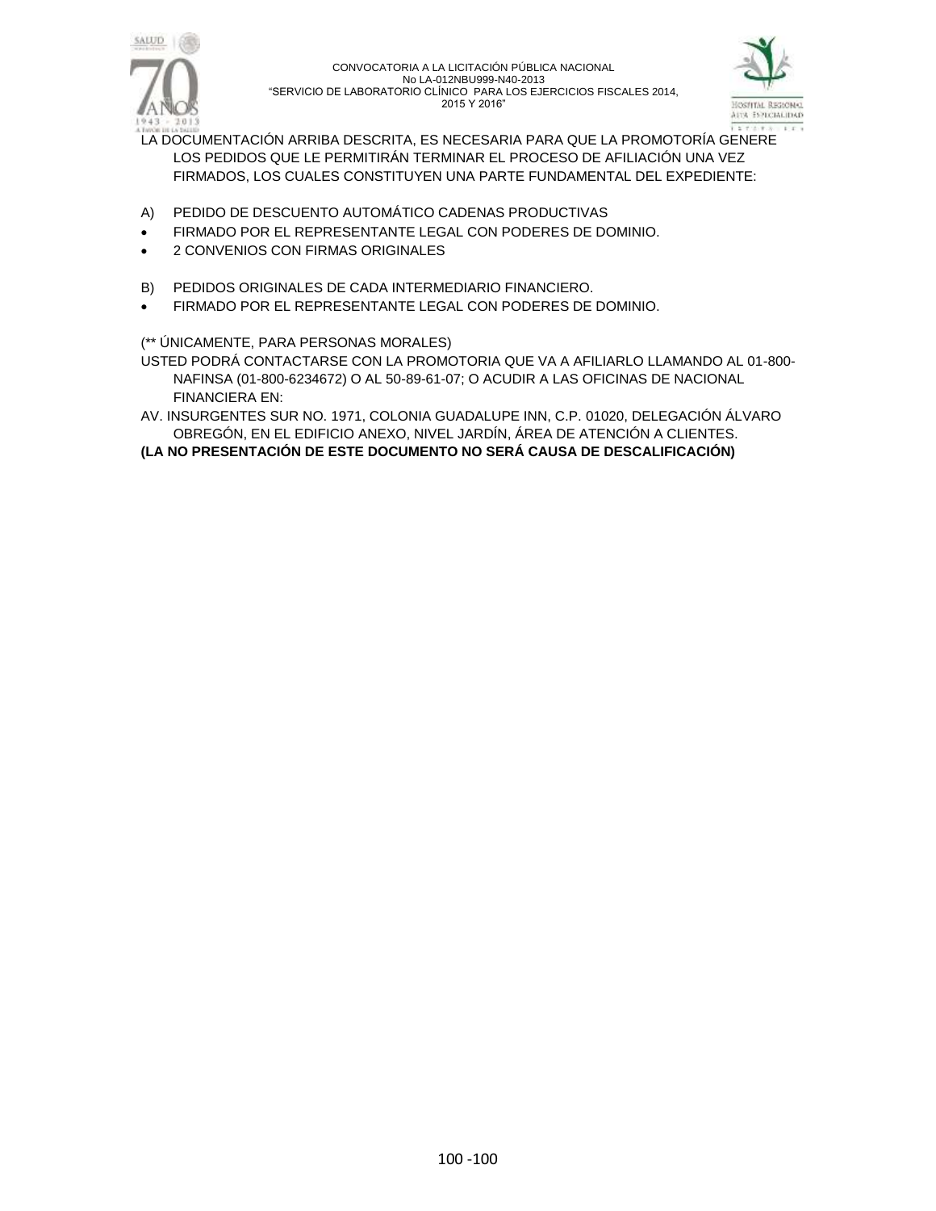LA DOCUMENTACIÓN ARRIBA DESCRITA, ES NECESARIA PARA QUE LA PROMOTORÍA GENERE LOS PEDIDOS QUE LE PERMITIRÁN TERMINAR EL PROCESO DE AFILIACIÓN UNA VEZ FIRMADOS, LOS CUALES CONSTITUYEN UNA PARTE FUNDAMENTAL DEL EXPEDIENTE:

A) PEDIDO DE DESCUENTO AUTOMÁTICO CADENAS PRODUCTIVAS

- FIRMADO POR EL REPRESENTANTE LEGAL CON PODERES DE DOMINIO.
- 2 CONVENIOS CON FIRMAS ORIGINALES

B) PEDIDOS ORIGINALES DE CADA INTERMEDIARIO FINANCIERO.

- FIRMADO POR EL REPRESENTANTE LEGAL CON PODERES DE DOMINIO.

(** ÚNICAMENTE, PARA PERSONAS MORALES)

USTED PODRÁ CONTACTARSE CON LA PROMOTORIA QUE VA A AFILIARLO LLAMANDO AL 01-800-NAFINSA (01-800-6234672) O AL 50-89-61-07; O ACUDIR A LAS OFICINAS DE NACIONAL FINANCIERA EN:

AV. INSURGENTES SUR NO. 1971, COLONIA GUADALUPE INN, C.P. 01020, DELEGACIÓN ÁLVARO OBREGÓN, EN EL EDIFICIO ANEXO, NIVEL JARDÍN, ÁREA DE ATENCIÓN A CLIENTES.

**(LA NO PRESENTACIÓN DE ESTE DOCUMENTO NO SERÁ CAUSA DE DESCALIFICACIÓN)**